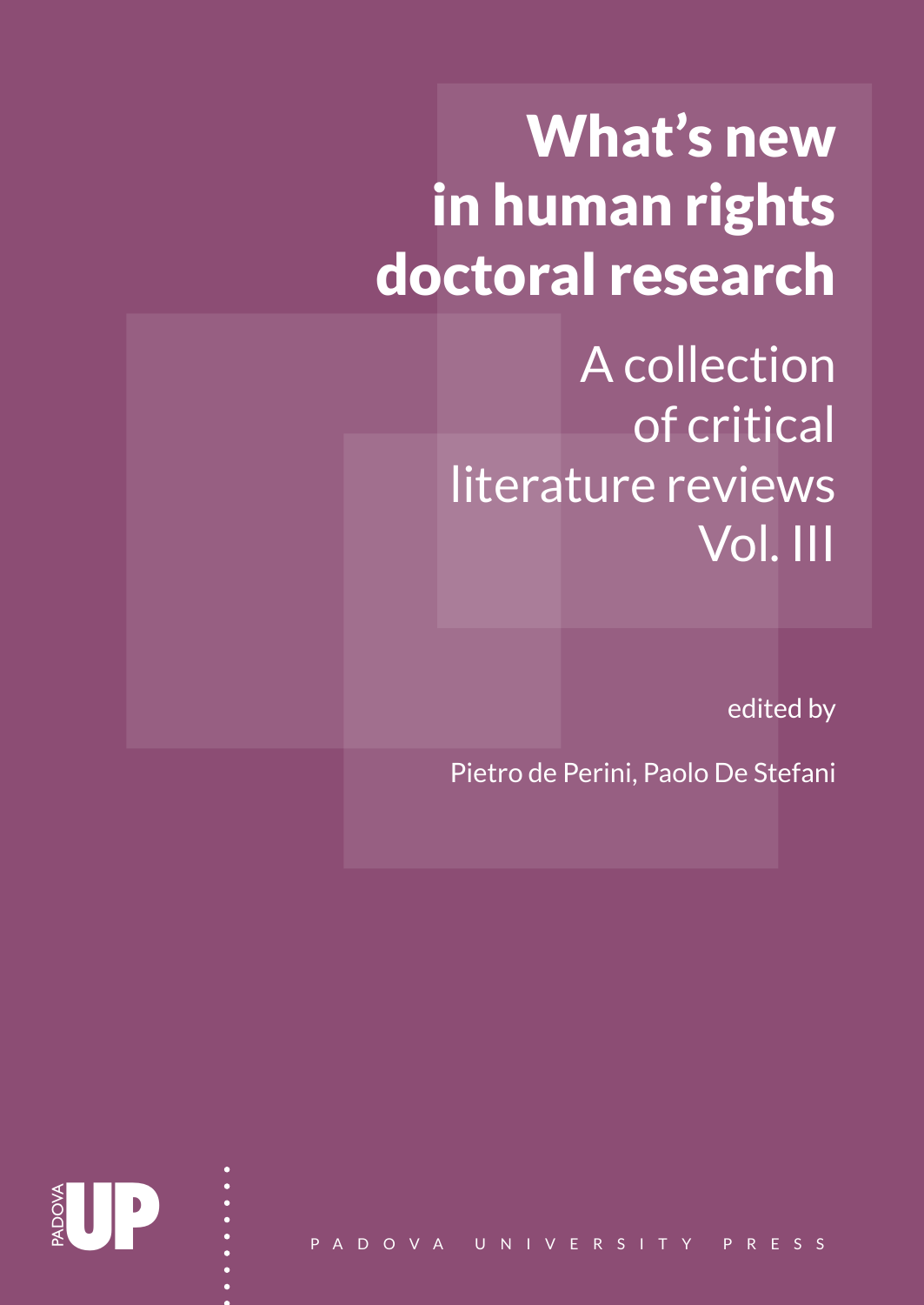# What's new in human rights doctoral research

## A collection of critical literature reviews Vol. III

edited by

Pietro de Perini, Paolo De Stefani

PADOVA UP

PADOVA UNIVERSITY PRESS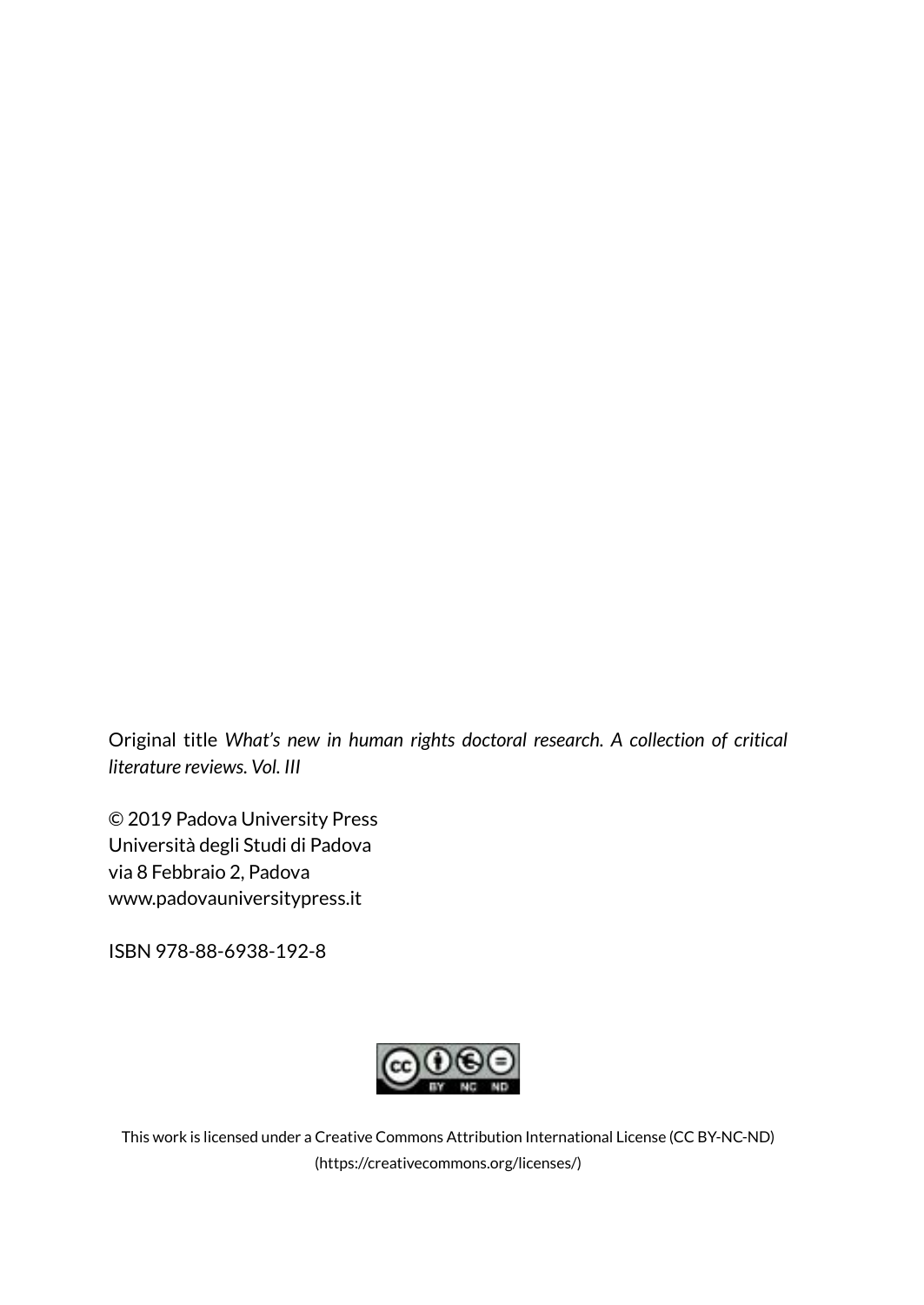Original title *What's new in human rights doctoral research. A collection of critical literature reviews. Vol. III*

© 2019 Padova University Press
Università degli Studi di Padova
via 8 Febbraio 2, Padova
www.padovauniversitypress.it

ISBN 978-88-6938-192-8

This work is licensed under a Creative Commons Attribution International License (CC BY-NC-ND)
(https://creativecommons.org/licenses/)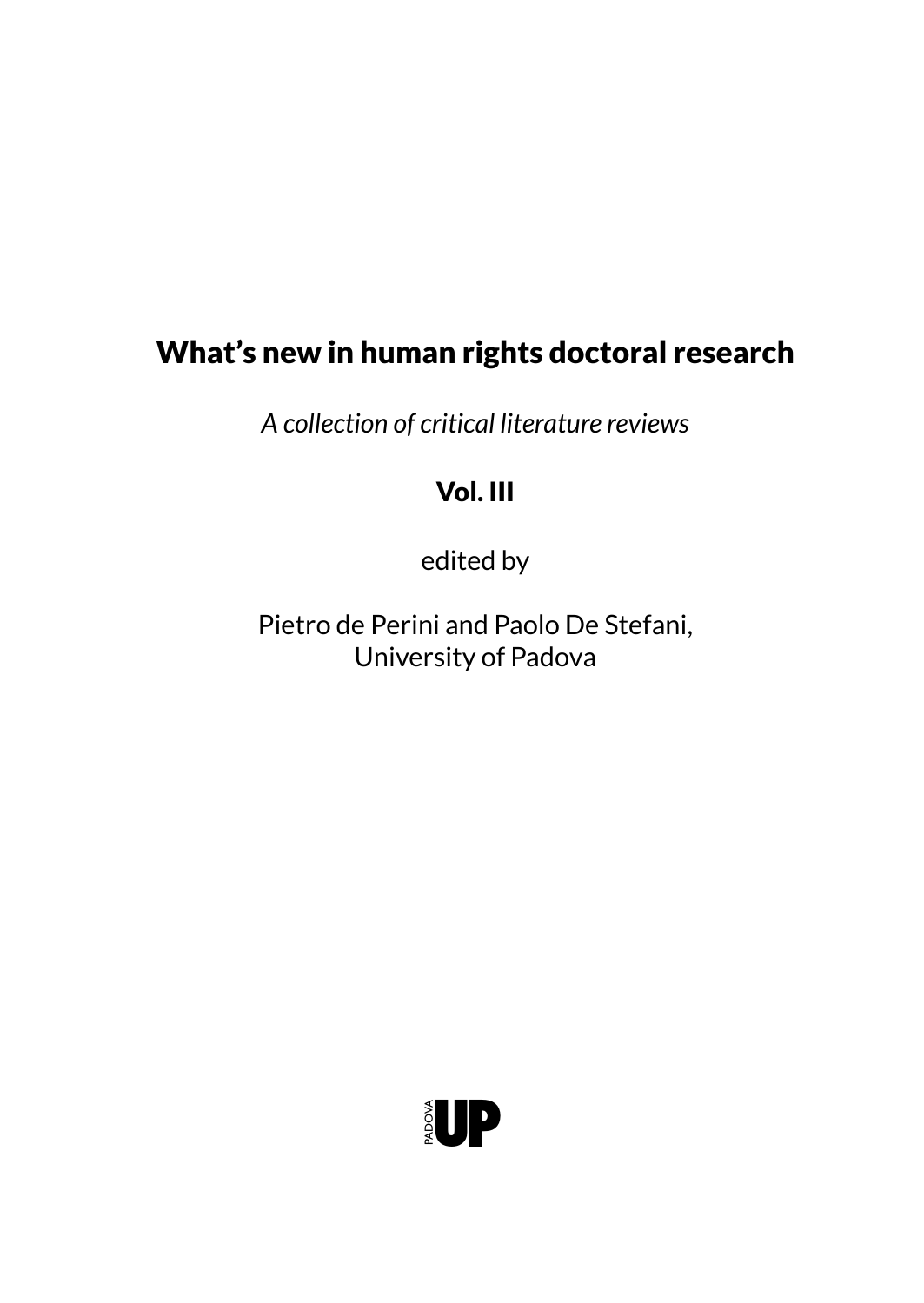# What's new in human rights doctoral research

*A collection of critical literature reviews*

**Vol. III**

edited by

Pietro de Perini and Paolo De Stefani,
University of Padova

PADOVA UP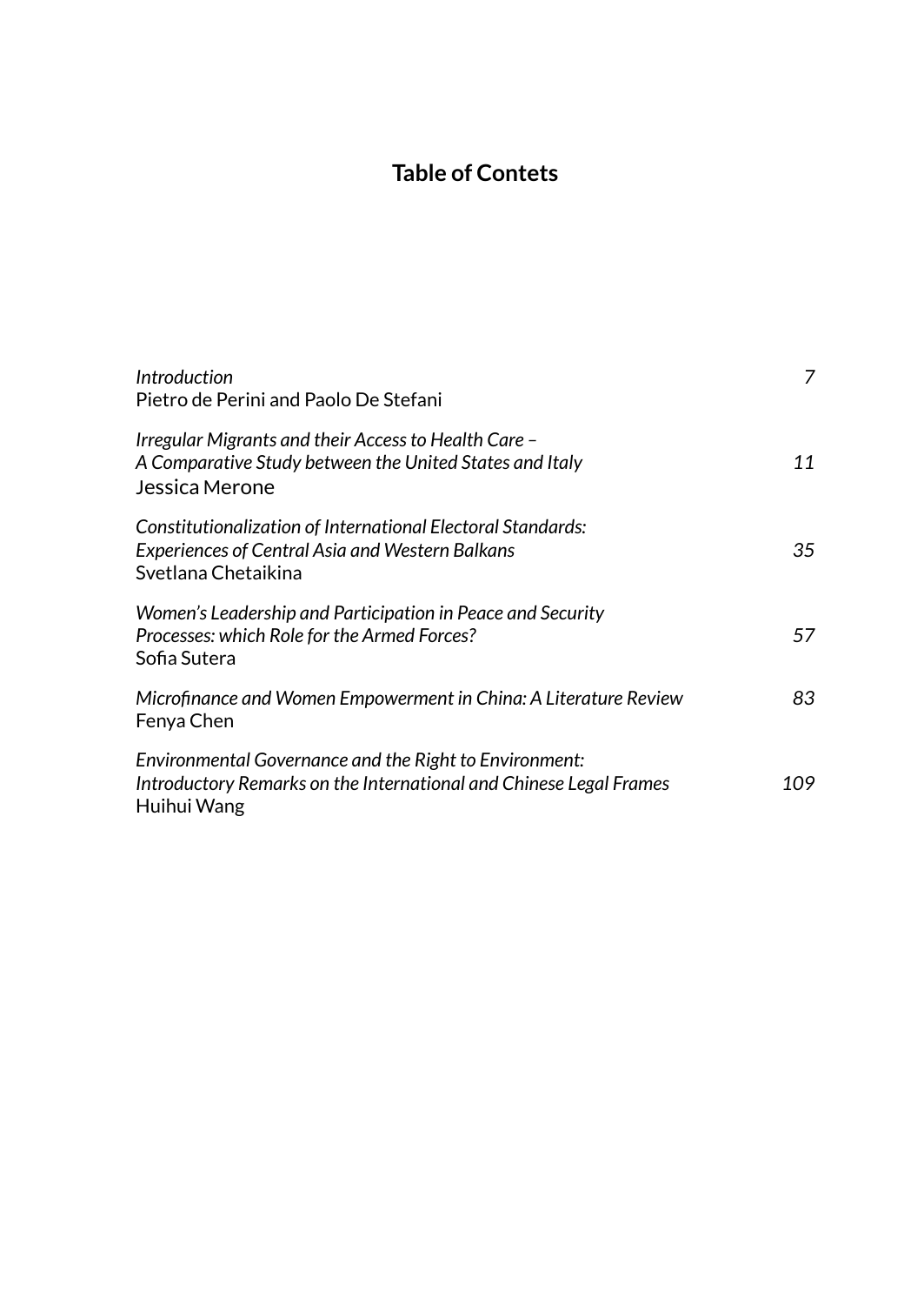# Table of Contets

*Introduction* 7
Pietro de Perini and Paolo De Stefani

*Irregular Migrants and their Access to Health Care –*
*A Comparative Study between the United States and Italy* 11
Jessica Merone

*Constitutionalization of International Electoral Standards:*
*Experiences of Central Asia and Western Balkans* 35
Svetlana Chetaikina

*Women's Leadership and Participation in Peace and Security*
*Processes: which Role for the Armed Forces?* 57
Sofia Sutera

*Microfinance and Women Empowerment in China: A Literature Review* 83
Fenya Chen

*Environmental Governance and the Right to Environment:*
*Introductory Remarks on the International and Chinese Legal Frames* 109
Huihui Wang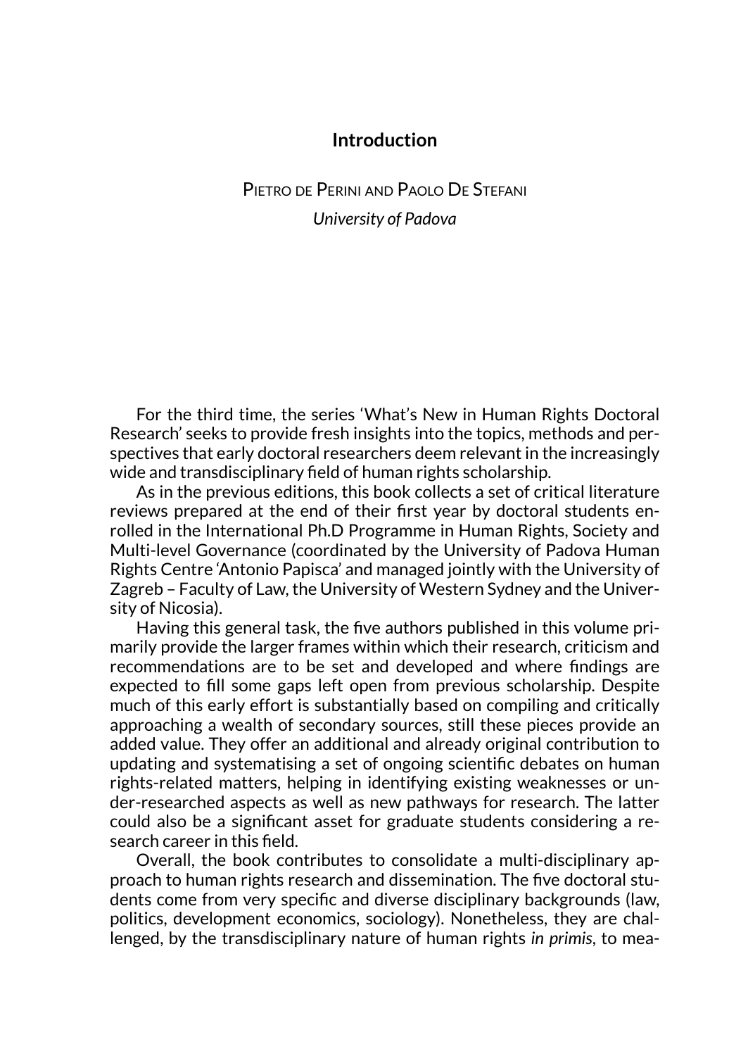# Introduction

Pietro de Perini and Paolo De Stefani

*University of Padova*

For the third time, the series 'What's New in Human Rights Doctoral Research' seeks to provide fresh insights into the topics, methods and perspectives that early doctoral researchers deem relevant in the increasingly wide and transdisciplinary field of human rights scholarship.

As in the previous editions, this book collects a set of critical literature reviews prepared at the end of their first year by doctoral students enrolled in the International Ph.D Programme in Human Rights, Society and Multi-level Governance (coordinated by the University of Padova Human Rights Centre 'Antonio Papisca' and managed jointly with the University of Zagreb – Faculty of Law, the University of Western Sydney and the University of Nicosia).

Having this general task, the five authors published in this volume primarily provide the larger frames within which their research, criticism and recommendations are to be set and developed and where findings are expected to fill some gaps left open from previous scholarship. Despite much of this early effort is substantially based on compiling and critically approaching a wealth of secondary sources, still these pieces provide an added value. They offer an additional and already original contribution to updating and systematising a set of ongoing scientific debates on human rights-related matters, helping in identifying existing weaknesses or under-researched aspects as well as new pathways for research. The latter could also be a significant asset for graduate students considering a research career in this field.

Overall, the book contributes to consolidate a multi-disciplinary approach to human rights research and dissemination. The five doctoral students come from very specific and diverse disciplinary backgrounds (law, politics, development economics, sociology). Nonetheless, they are challenged, by the transdisciplinary nature of human rights *in primis*, to mea-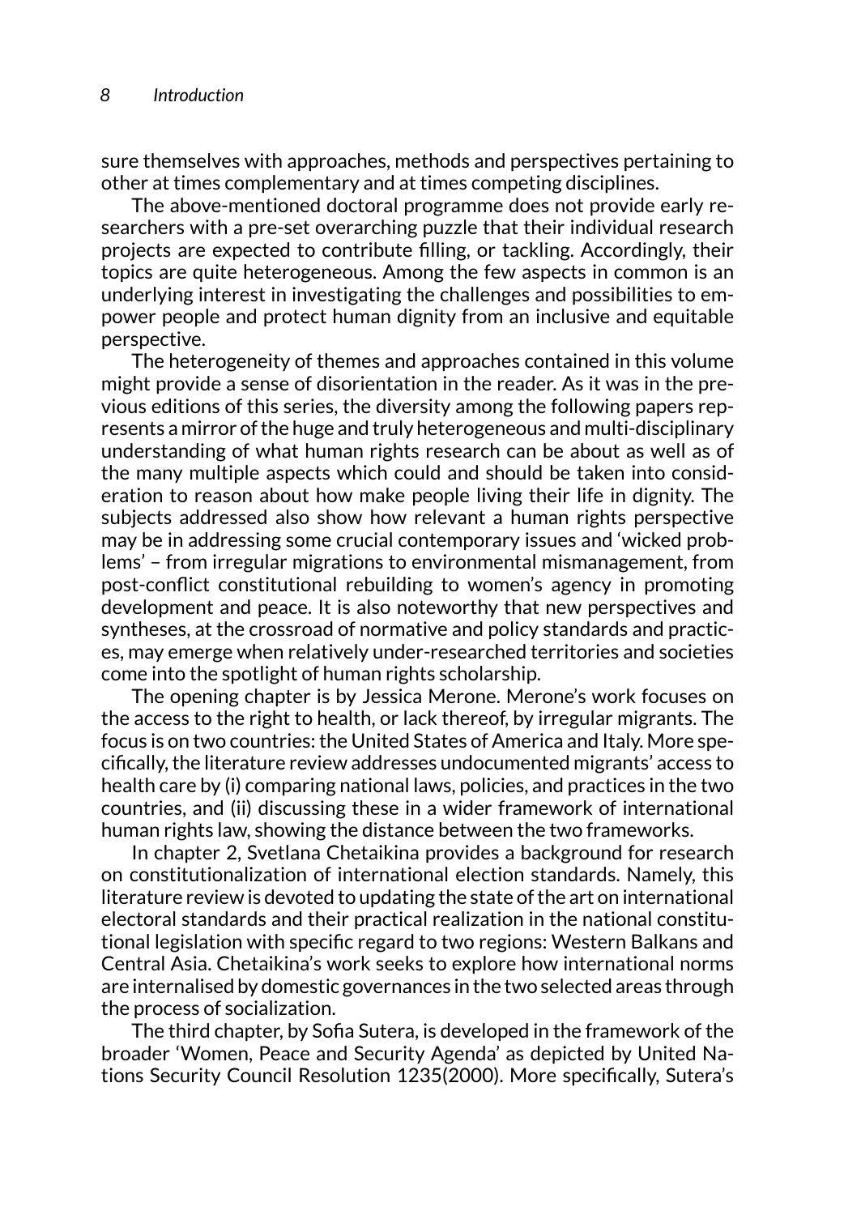sure themselves with approaches, methods and perspectives pertaining to other at times complementary and at times competing disciplines.

The above-mentioned doctoral programme does not provide early researchers with a pre-set overarching puzzle that their individual research projects are expected to contribute filling, or tackling. Accordingly, their topics are quite heterogeneous. Among the few aspects in common is an underlying interest in investigating the challenges and possibilities to empower people and protect human dignity from an inclusive and equitable perspective.

The heterogeneity of themes and approaches contained in this volume might provide a sense of disorientation in the reader. As it was in the previous editions of this series, the diversity among the following papers represents a mirror of the huge and truly heterogeneous and multi-disciplinary understanding of what human rights research can be about as well as of the many multiple aspects which could and should be taken into consideration to reason about how make people living their life in dignity. The subjects addressed also show how relevant a human rights perspective may be in addressing some crucial contemporary issues and 'wicked problems' – from irregular migrations to environmental mismanagement, from post-conflict constitutional rebuilding to women's agency in promoting development and peace. It is also noteworthy that new perspectives and syntheses, at the crossroad of normative and policy standards and practices, may emerge when relatively under-researched territories and societies come into the spotlight of human rights scholarship.

The opening chapter is by Jessica Merone. Merone's work focuses on the access to the right to health, or lack thereof, by irregular migrants. The focus is on two countries: the United States of America and Italy. More specifically, the literature review addresses undocumented migrants' access to health care by (i) comparing national laws, policies, and practices in the two countries, and (ii) discussing these in a wider framework of international human rights law, showing the distance between the two frameworks.

In chapter 2, Svetlana Chetaikina provides a background for research on constitutionalization of international election standards. Namely, this literature review is devoted to updating the state of the art on international electoral standards and their practical realization in the national constitutional legislation with specific regard to two regions: Western Balkans and Central Asia. Chetaikina's work seeks to explore how international norms are internalised by domestic governances in the two selected areas through the process of socialization.

The third chapter, by Sofia Sutera, is developed in the framework of the broader 'Women, Peace and Security Agenda' as depicted by United Nations Security Council Resolution 1235(2000). More specifically, Sutera's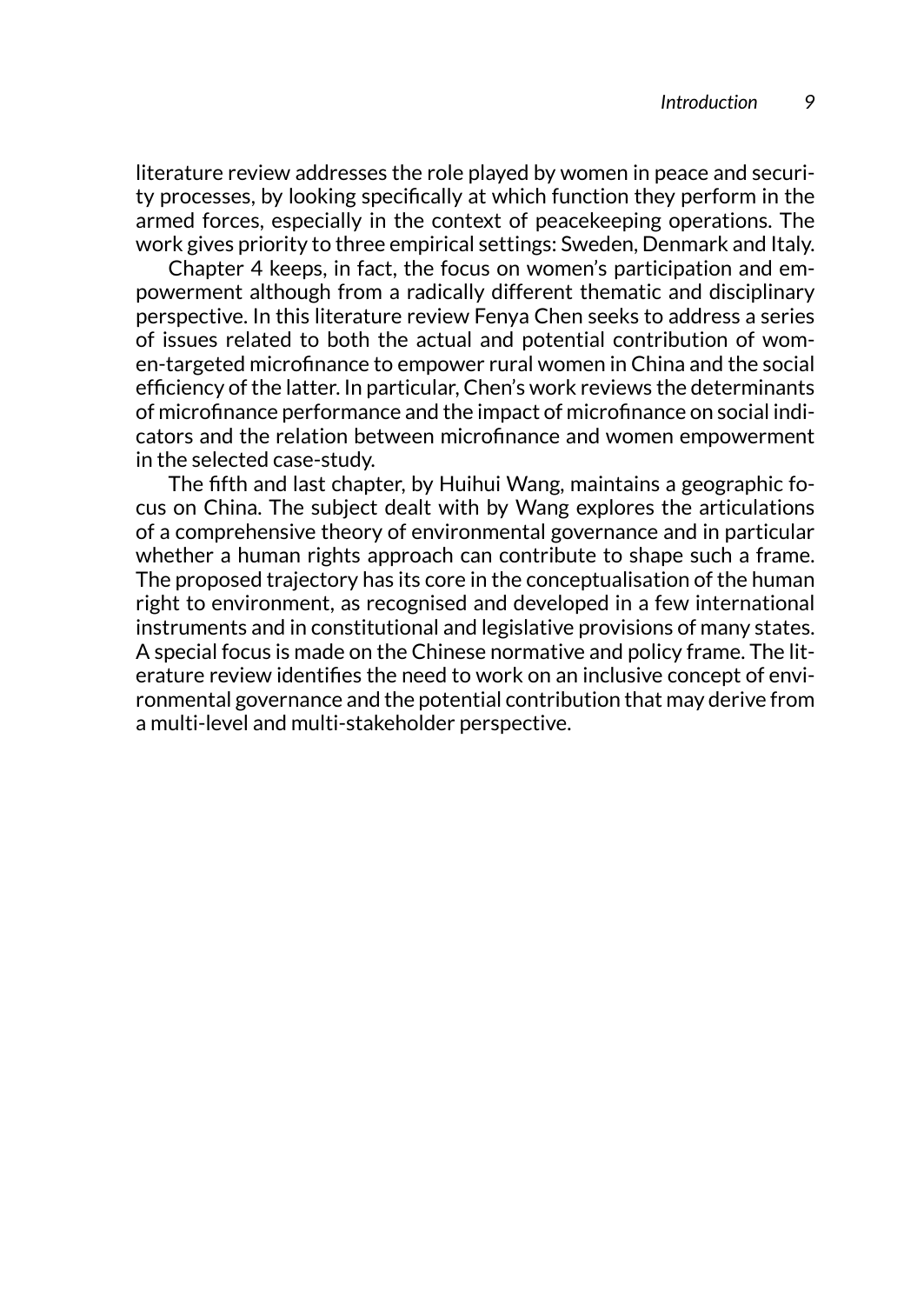literature review addresses the role played by women in peace and security processes, by looking specifically at which function they perform in the armed forces, especially in the context of peacekeeping operations. The work gives priority to three empirical settings: Sweden, Denmark and Italy.

Chapter 4 keeps, in fact, the focus on women's participation and empowerment although from a radically different thematic and disciplinary perspective. In this literature review Fenya Chen seeks to address a series of issues related to both the actual and potential contribution of women-targeted microfinance to empower rural women in China and the social efficiency of the latter. In particular, Chen's work reviews the determinants of microfinance performance and the impact of microfinance on social indicators and the relation between microfinance and women empowerment in the selected case-study.

The fifth and last chapter, by Huihui Wang, maintains a geographic focus on China. The subject dealt with by Wang explores the articulations of a comprehensive theory of environmental governance and in particular whether a human rights approach can contribute to shape such a frame. The proposed trajectory has its core in the conceptualisation of the human right to environment, as recognised and developed in a few international instruments and in constitutional and legislative provisions of many states. A special focus is made on the Chinese normative and policy frame. The literature review identifies the need to work on an inclusive concept of environmental governance and the potential contribution that may derive from a multi-level and multi-stakeholder perspective.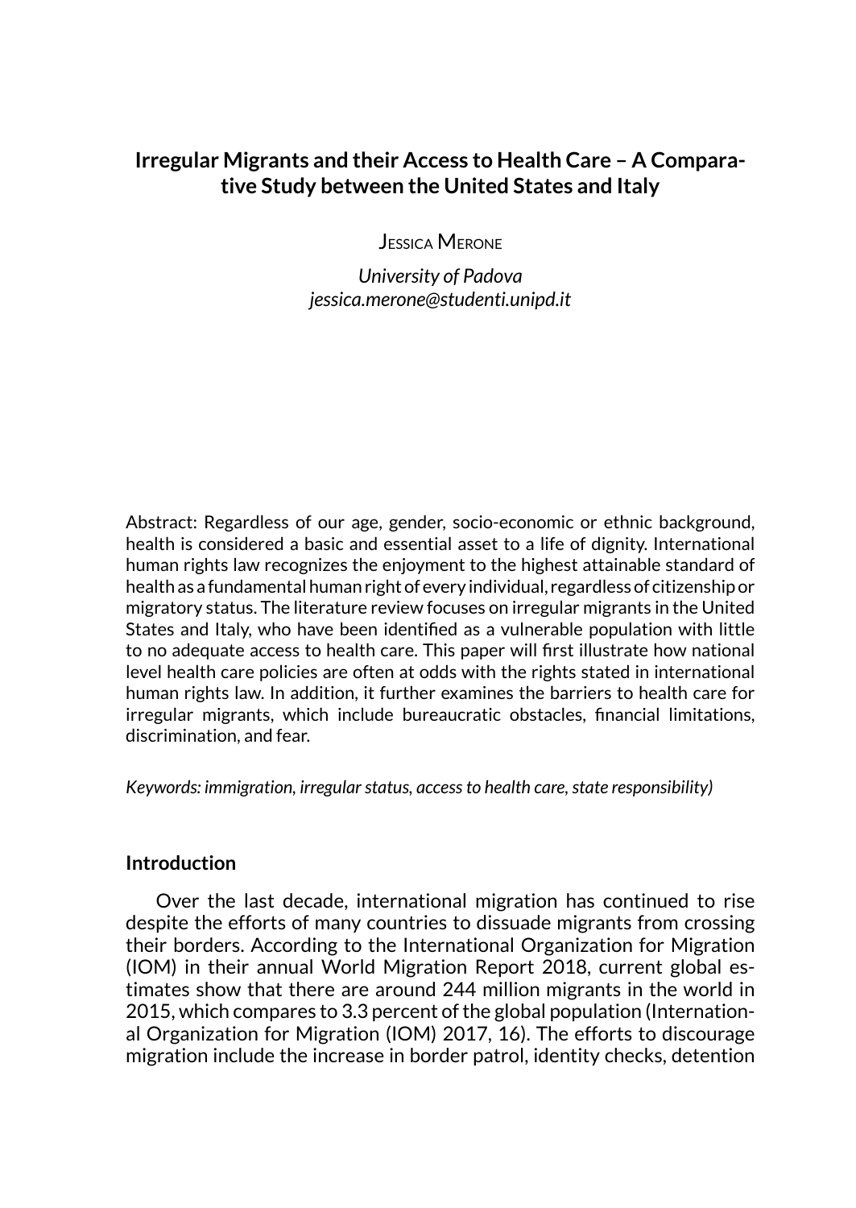# Irregular Migrants and their Access to Health Care – A Comparative Study between the United States and Italy

Jessica Merone

*University of Padova*
*jessica.merone@studenti.unipd.it*

Abstract: Regardless of our age, gender, socio-economic or ethnic background, health is considered a basic and essential asset to a life of dignity. International human rights law recognizes the enjoyment to the highest attainable standard of health as a fundamental human right of every individual, regardless of citizenship or migratory status. The literature review focuses on irregular migrants in the United States and Italy, who have been identified as a vulnerable population with little to no adequate access to health care. This paper will first illustrate how national level health care policies are often at odds with the rights stated in international human rights law. In addition, it further examines the barriers to health care for irregular migrants, which include bureaucratic obstacles, financial limitations, discrimination, and fear.

*Keywords: immigration, irregular status, access to health care, state responsibility)*

## Introduction

Over the last decade, international migration has continued to rise despite the efforts of many countries to dissuade migrants from crossing their borders. According to the International Organization for Migration (IOM) in their annual World Migration Report 2018, current global estimates show that there are around 244 million migrants in the world in 2015, which compares to 3.3 percent of the global population (International Organization for Migration (IOM) 2017, 16). The efforts to discourage migration include the increase in border patrol, identity checks, detention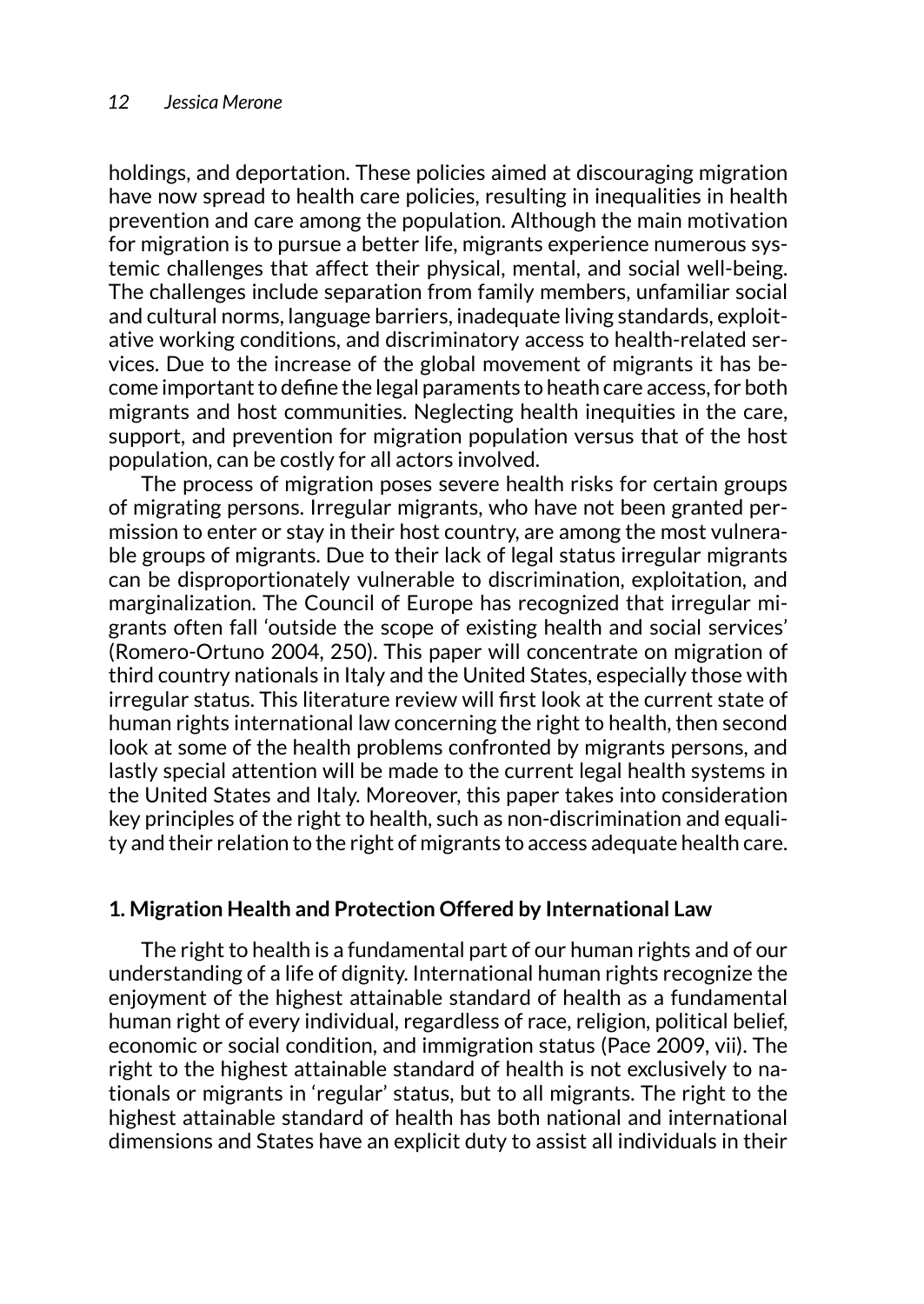holdings, and deportation. These policies aimed at discouraging migration have now spread to health care policies, resulting in inequalities in health prevention and care among the population. Although the main motivation for migration is to pursue a better life, migrants experience numerous systemic challenges that affect their physical, mental, and social well-being. The challenges include separation from family members, unfamiliar social and cultural norms, language barriers, inadequate living standards, exploitative working conditions, and discriminatory access to health-related services. Due to the increase of the global movement of migrants it has become important to define the legal paraments to heath care access, for both migrants and host communities. Neglecting health inequities in the care, support, and prevention for migration population versus that of the host population, can be costly for all actors involved.

The process of migration poses severe health risks for certain groups of migrating persons. Irregular migrants, who have not been granted permission to enter or stay in their host country, are among the most vulnerable groups of migrants. Due to their lack of legal status irregular migrants can be disproportionately vulnerable to discrimination, exploitation, and marginalization. The Council of Europe has recognized that irregular migrants often fall 'outside the scope of existing health and social services' (Romero-Ortuno 2004, 250). This paper will concentrate on migration of third country nationals in Italy and the United States, especially those with irregular status. This literature review will first look at the current state of human rights international law concerning the right to health, then second look at some of the health problems confronted by migrants persons, and lastly special attention will be made to the current legal health systems in the United States and Italy. Moreover, this paper takes into consideration key principles of the right to health, such as non-discrimination and equality and their relation to the right of migrants to access adequate health care.

## 1. Migration Health and Protection Offered by International Law

The right to health is a fundamental part of our human rights and of our understanding of a life of dignity. International human rights recognize the enjoyment of the highest attainable standard of health as a fundamental human right of every individual, regardless of race, religion, political belief, economic or social condition, and immigration status (Pace 2009, vii). The right to the highest attainable standard of health is not exclusively to nationals or migrants in 'regular' status, but to all migrants. The right to the highest attainable standard of health has both national and international dimensions and States have an explicit duty to assist all individuals in their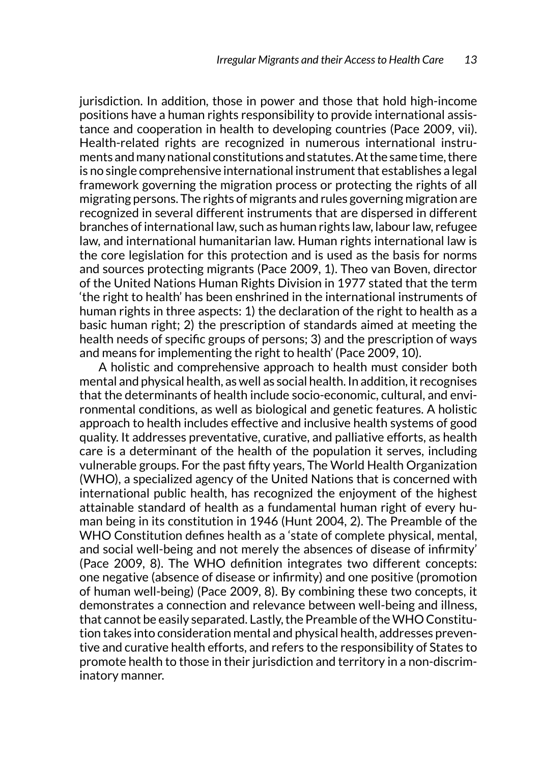jurisdiction. In addition, those in power and those that hold high-income positions have a human rights responsibility to provide international assistance and cooperation in health to developing countries (Pace 2009, vii). Health-related rights are recognized in numerous international instruments and many national constitutions and statutes. At the same time, there is no single comprehensive international instrument that establishes a legal framework governing the migration process or protecting the rights of all migrating persons. The rights of migrants and rules governing migration are recognized in several different instruments that are dispersed in different branches of international law, such as human rights law, labour law, refugee law, and international humanitarian law. Human rights international law is the core legislation for this protection and is used as the basis for norms and sources protecting migrants (Pace 2009, 1). Theo van Boven, director of the United Nations Human Rights Division in 1977 stated that the term 'the right to health' has been enshrined in the international instruments of human rights in three aspects: 1) the declaration of the right to health as a basic human right; 2) the prescription of standards aimed at meeting the health needs of specific groups of persons; 3) and the prescription of ways and means for implementing the right to health' (Pace 2009, 10).

A holistic and comprehensive approach to health must consider both mental and physical health, as well as social health. In addition, it recognises that the determinants of health include socio-economic, cultural, and environmental conditions, as well as biological and genetic features. A holistic approach to health includes effective and inclusive health systems of good quality. It addresses preventative, curative, and palliative efforts, as health care is a determinant of the health of the population it serves, including vulnerable groups. For the past fifty years, The World Health Organization (WHO), a specialized agency of the United Nations that is concerned with international public health, has recognized the enjoyment of the highest attainable standard of health as a fundamental human right of every human being in its constitution in 1946 (Hunt 2004, 2). The Preamble of the WHO Constitution defines health as a 'state of complete physical, mental, and social well-being and not merely the absences of disease of infirmity' (Pace 2009, 8). The WHO definition integrates two different concepts: one negative (absence of disease or infirmity) and one positive (promotion of human well-being) (Pace 2009, 8). By combining these two concepts, it demonstrates a connection and relevance between well-being and illness, that cannot be easily separated. Lastly, the Preamble of the WHO Constitution takes into consideration mental and physical health, addresses preventive and curative health efforts, and refers to the responsibility of States to promote health to those in their jurisdiction and territory in a non-discriminatory manner.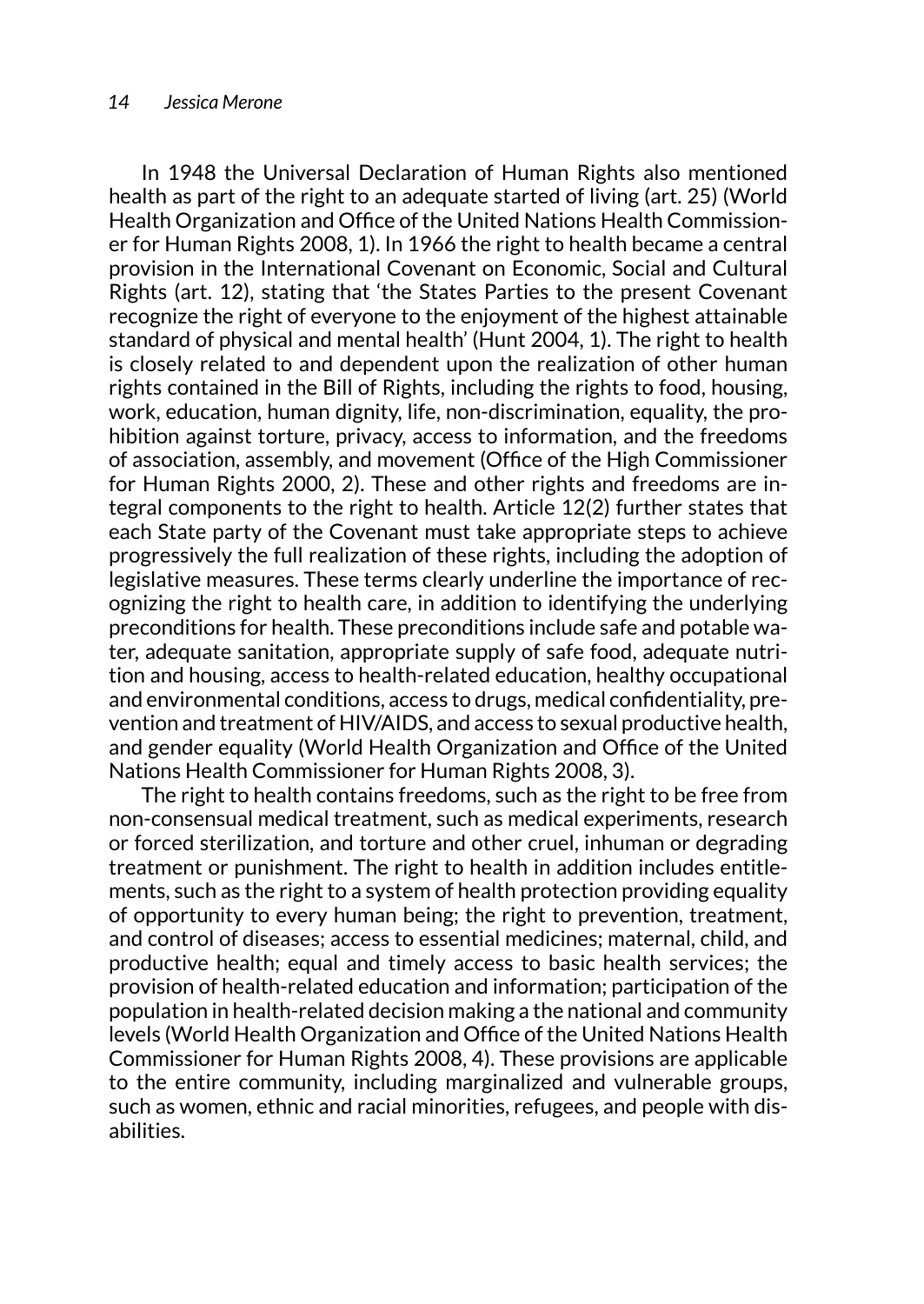In 1948 the Universal Declaration of Human Rights also mentioned health as part of the right to an adequate started of living (art. 25) (World Health Organization and Office of the United Nations Health Commissioner for Human Rights 2008, 1). In 1966 the right to health became a central provision in the International Covenant on Economic, Social and Cultural Rights (art. 12), stating that 'the States Parties to the present Covenant recognize the right of everyone to the enjoyment of the highest attainable standard of physical and mental health' (Hunt 2004, 1). The right to health is closely related to and dependent upon the realization of other human rights contained in the Bill of Rights, including the rights to food, housing, work, education, human dignity, life, non-discrimination, equality, the prohibition against torture, privacy, access to information, and the freedoms of association, assembly, and movement (Office of the High Commissioner for Human Rights 2000, 2). These and other rights and freedoms are integral components to the right to health. Article 12(2) further states that each State party of the Covenant must take appropriate steps to achieve progressively the full realization of these rights, including the adoption of legislative measures. These terms clearly underline the importance of recognizing the right to health care, in addition to identifying the underlying preconditions for health. These preconditions include safe and potable water, adequate sanitation, appropriate supply of safe food, adequate nutrition and housing, access to health-related education, healthy occupational and environmental conditions, access to drugs, medical confidentiality, prevention and treatment of HIV/AIDS, and access to sexual productive health, and gender equality (World Health Organization and Office of the United Nations Health Commissioner for Human Rights 2008, 3).

The right to health contains freedoms, such as the right to be free from non-consensual medical treatment, such as medical experiments, research or forced sterilization, and torture and other cruel, inhuman or degrading treatment or punishment. The right to health in addition includes entitlements, such as the right to a system of health protection providing equality of opportunity to every human being; the right to prevention, treatment, and control of diseases; access to essential medicines; maternal, child, and productive health; equal and timely access to basic health services; the provision of health-related education and information; participation of the population in health-related decision making a the national and community levels (World Health Organization and Office of the United Nations Health Commissioner for Human Rights 2008, 4). These provisions are applicable to the entire community, including marginalized and vulnerable groups, such as women, ethnic and racial minorities, refugees, and people with disabilities.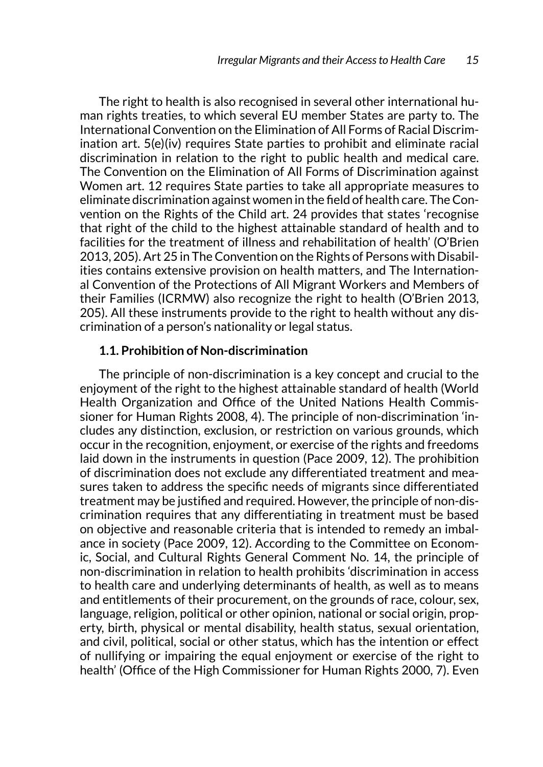The right to health is also recognised in several other international human rights treaties, to which several EU member States are party to. The International Convention on the Elimination of All Forms of Racial Discrimination art. 5(e)(iv) requires State parties to prohibit and eliminate racial discrimination in relation to the right to public health and medical care. The Convention on the Elimination of All Forms of Discrimination against Women art. 12 requires State parties to take all appropriate measures to eliminate discrimination against women in the field of health care. The Convention on the Rights of the Child art. 24 provides that states 'recognise that right of the child to the highest attainable standard of health and to facilities for the treatment of illness and rehabilitation of health' (O'Brien 2013, 205). Art 25 in The Convention on the Rights of Persons with Disabilities contains extensive provision on health matters, and The International Convention of the Protections of All Migrant Workers and Members of their Families (ICRMW) also recognize the right to health (O'Brien 2013, 205). All these instruments provide to the right to health without any discrimination of a person's nationality or legal status.

### 1.1. Prohibition of Non-discrimination

The principle of non-discrimination is a key concept and crucial to the enjoyment of the right to the highest attainable standard of health (World Health Organization and Office of the United Nations Health Commissioner for Human Rights 2008, 4). The principle of non-discrimination 'includes any distinction, exclusion, or restriction on various grounds, which occur in the recognition, enjoyment, or exercise of the rights and freedoms laid down in the instruments in question (Pace 2009, 12). The prohibition of discrimination does not exclude any differentiated treatment and measures taken to address the specific needs of migrants since differentiated treatment may be justified and required. However, the principle of non-discrimination requires that any differentiating in treatment must be based on objective and reasonable criteria that is intended to remedy an imbalance in society (Pace 2009, 12). According to the Committee on Economic, Social, and Cultural Rights General Comment No. 14, the principle of non-discrimination in relation to health prohibits 'discrimination in access to health care and underlying determinants of health, as well as to means and entitlements of their procurement, on the grounds of race, colour, sex, language, religion, political or other opinion, national or social origin, property, birth, physical or mental disability, health status, sexual orientation, and civil, political, social or other status, which has the intention or effect of nullifying or impairing the equal enjoyment or exercise of the right to health' (Office of the High Commissioner for Human Rights 2000, 7). Even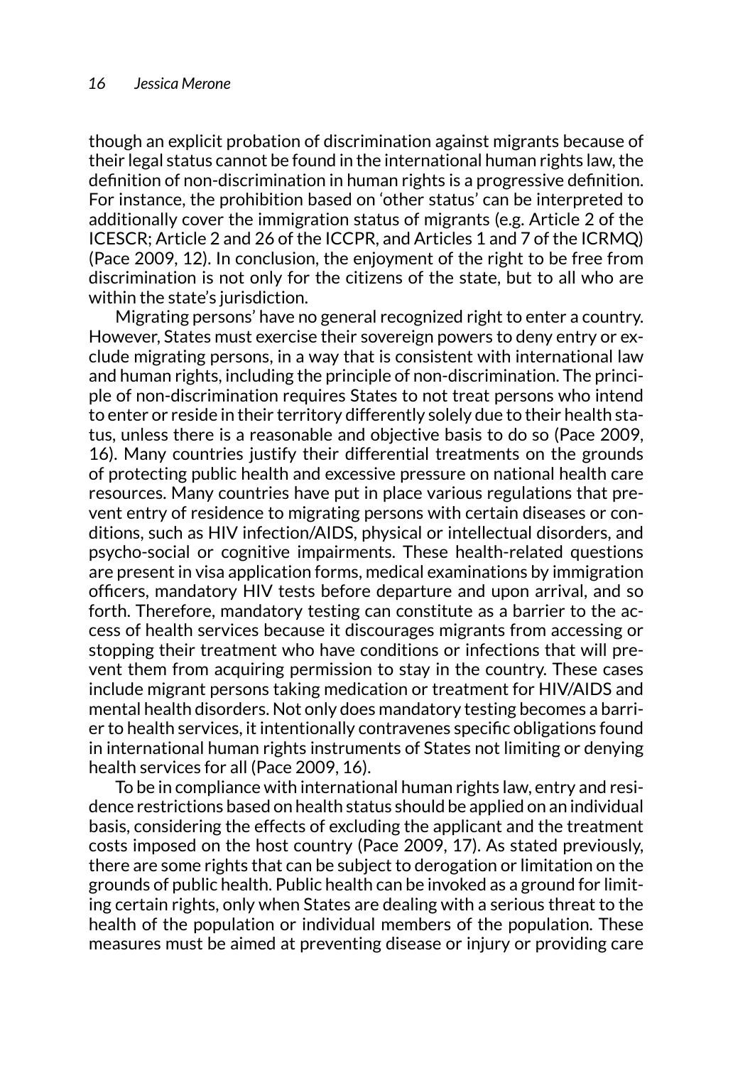though an explicit probation of discrimination against migrants because of their legal status cannot be found in the international human rights law, the definition of non-discrimination in human rights is a progressive definition. For instance, the prohibition based on 'other status' can be interpreted to additionally cover the immigration status of migrants (e.g. Article 2 of the ICESCR; Article 2 and 26 of the ICCPR, and Articles 1 and 7 of the ICRMQ) (Pace 2009, 12). In conclusion, the enjoyment of the right to be free from discrimination is not only for the citizens of the state, but to all who are within the state's jurisdiction.

Migrating persons' have no general recognized right to enter a country. However, States must exercise their sovereign powers to deny entry or exclude migrating persons, in a way that is consistent with international law and human rights, including the principle of non-discrimination. The principle of non-discrimination requires States to not treat persons who intend to enter or reside in their territory differently solely due to their health status, unless there is a reasonable and objective basis to do so (Pace 2009, 16). Many countries justify their differential treatments on the grounds of protecting public health and excessive pressure on national health care resources. Many countries have put in place various regulations that prevent entry of residence to migrating persons with certain diseases or conditions, such as HIV infection/AIDS, physical or intellectual disorders, and psycho-social or cognitive impairments. These health-related questions are present in visa application forms, medical examinations by immigration officers, mandatory HIV tests before departure and upon arrival, and so forth. Therefore, mandatory testing can constitute as a barrier to the access of health services because it discourages migrants from accessing or stopping their treatment who have conditions or infections that will prevent them from acquiring permission to stay in the country. These cases include migrant persons taking medication or treatment for HIV/AIDS and mental health disorders. Not only does mandatory testing becomes a barrier to health services, it intentionally contravenes specific obligations found in international human rights instruments of States not limiting or denying health services for all (Pace 2009, 16).

To be in compliance with international human rights law, entry and residence restrictions based on health status should be applied on an individual basis, considering the effects of excluding the applicant and the treatment costs imposed on the host country (Pace 2009, 17). As stated previously, there are some rights that can be subject to derogation or limitation on the grounds of public health. Public health can be invoked as a ground for limiting certain rights, only when States are dealing with a serious threat to the health of the population or individual members of the population. These measures must be aimed at preventing disease or injury or providing care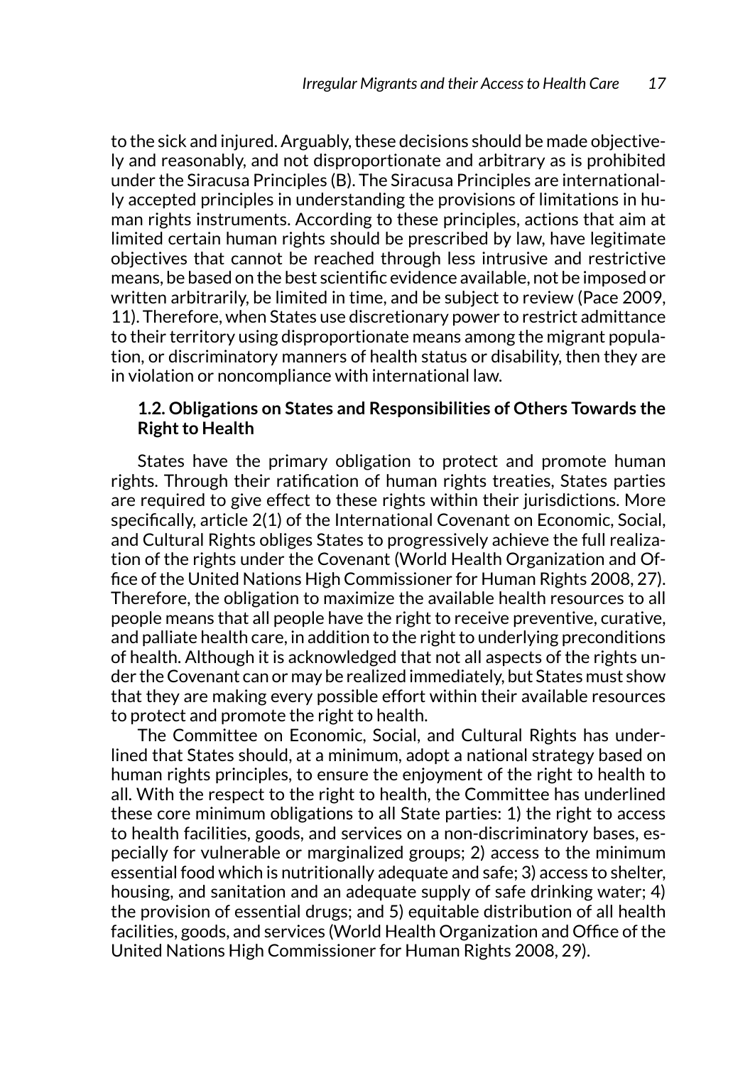to the sick and injured. Arguably, these decisions should be made objectively and reasonably, and not disproportionate and arbitrary as is prohibited under the Siracusa Principles (B). The Siracusa Principles are internationally accepted principles in understanding the provisions of limitations in human rights instruments. According to these principles, actions that aim at limited certain human rights should be prescribed by law, have legitimate objectives that cannot be reached through less intrusive and restrictive means, be based on the best scientific evidence available, not be imposed or written arbitrarily, be limited in time, and be subject to review (Pace 2009, 11). Therefore, when States use discretionary power to restrict admittance to their territory using disproportionate means among the migrant population, or discriminatory manners of health status or disability, then they are in violation or noncompliance with international law.

### 1.2. Obligations on States and Responsibilities of Others Towards the Right to Health

States have the primary obligation to protect and promote human rights. Through their ratification of human rights treaties, States parties are required to give effect to these rights within their jurisdictions. More specifically, article 2(1) of the International Covenant on Economic, Social, and Cultural Rights obliges States to progressively achieve the full realization of the rights under the Covenant (World Health Organization and Office of the United Nations High Commissioner for Human Rights 2008, 27). Therefore, the obligation to maximize the available health resources to all people means that all people have the right to receive preventive, curative, and palliate health care, in addition to the right to underlying preconditions of health. Although it is acknowledged that not all aspects of the rights under the Covenant can or may be realized immediately, but States must show that they are making every possible effort within their available resources to protect and promote the right to health.

The Committee on Economic, Social, and Cultural Rights has underlined that States should, at a minimum, adopt a national strategy based on human rights principles, to ensure the enjoyment of the right to health to all. With the respect to the right to health, the Committee has underlined these core minimum obligations to all State parties: 1) the right to access to health facilities, goods, and services on a non-discriminatory bases, especially for vulnerable or marginalized groups; 2) access to the minimum essential food which is nutritionally adequate and safe; 3) access to shelter, housing, and sanitation and an adequate supply of safe drinking water; 4) the provision of essential drugs; and 5) equitable distribution of all health facilities, goods, and services (World Health Organization and Office of the United Nations High Commissioner for Human Rights 2008, 29).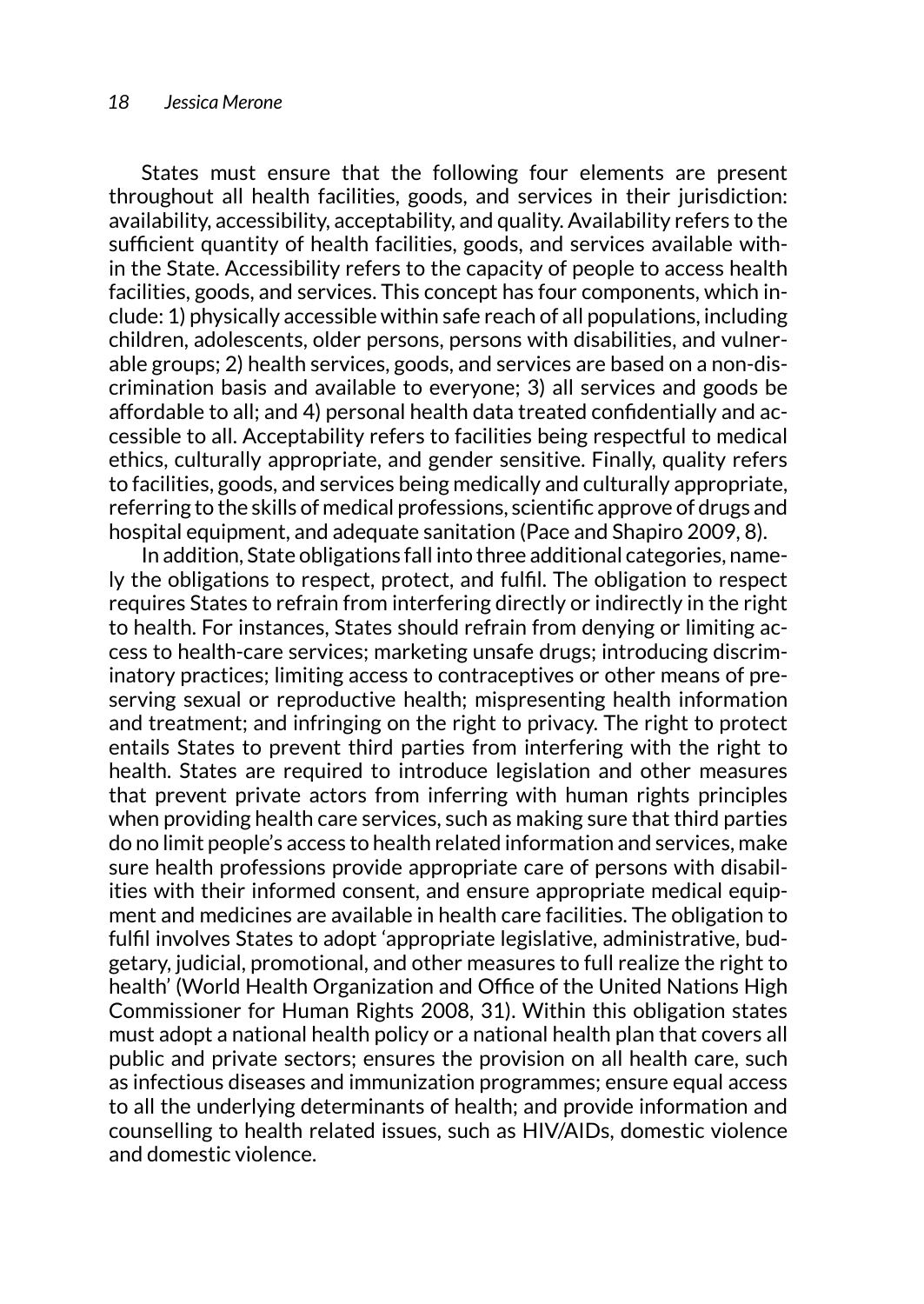States must ensure that the following four elements are present throughout all health facilities, goods, and services in their jurisdiction: availability, accessibility, acceptability, and quality. Availability refers to the sufficient quantity of health facilities, goods, and services available within the State. Accessibility refers to the capacity of people to access health facilities, goods, and services. This concept has four components, which include: 1) physically accessible within safe reach of all populations, including children, adolescents, older persons, persons with disabilities, and vulnerable groups; 2) health services, goods, and services are based on a non-discrimination basis and available to everyone; 3) all services and goods be affordable to all; and 4) personal health data treated confidentially and accessible to all. Acceptability refers to facilities being respectful to medical ethics, culturally appropriate, and gender sensitive. Finally, quality refers to facilities, goods, and services being medically and culturally appropriate, referring to the skills of medical professions, scientific approve of drugs and hospital equipment, and adequate sanitation (Pace and Shapiro 2009, 8).

In addition, State obligations fall into three additional categories, namely the obligations to respect, protect, and fulfil. The obligation to respect requires States to refrain from interfering directly or indirectly in the right to health. For instances, States should refrain from denying or limiting access to health-care services; marketing unsafe drugs; introducing discriminatory practices; limiting access to contraceptives or other means of preserving sexual or reproductive health; mispresenting health information and treatment; and infringing on the right to privacy. The right to protect entails States to prevent third parties from interfering with the right to health. States are required to introduce legislation and other measures that prevent private actors from inferring with human rights principles when providing health care services, such as making sure that third parties do no limit people's access to health related information and services, make sure health professions provide appropriate care of persons with disabilities with their informed consent, and ensure appropriate medical equipment and medicines are available in health care facilities. The obligation to fulfil involves States to adopt 'appropriate legislative, administrative, budgetary, judicial, promotional, and other measures to full realize the right to health' (World Health Organization and Office of the United Nations High Commissioner for Human Rights 2008, 31). Within this obligation states must adopt a national health policy or a national health plan that covers all public and private sectors; ensures the provision on all health care, such as infectious diseases and immunization programmes; ensure equal access to all the underlying determinants of health; and provide information and counselling to health related issues, such as HIV/AIDs, domestic violence and domestic violence.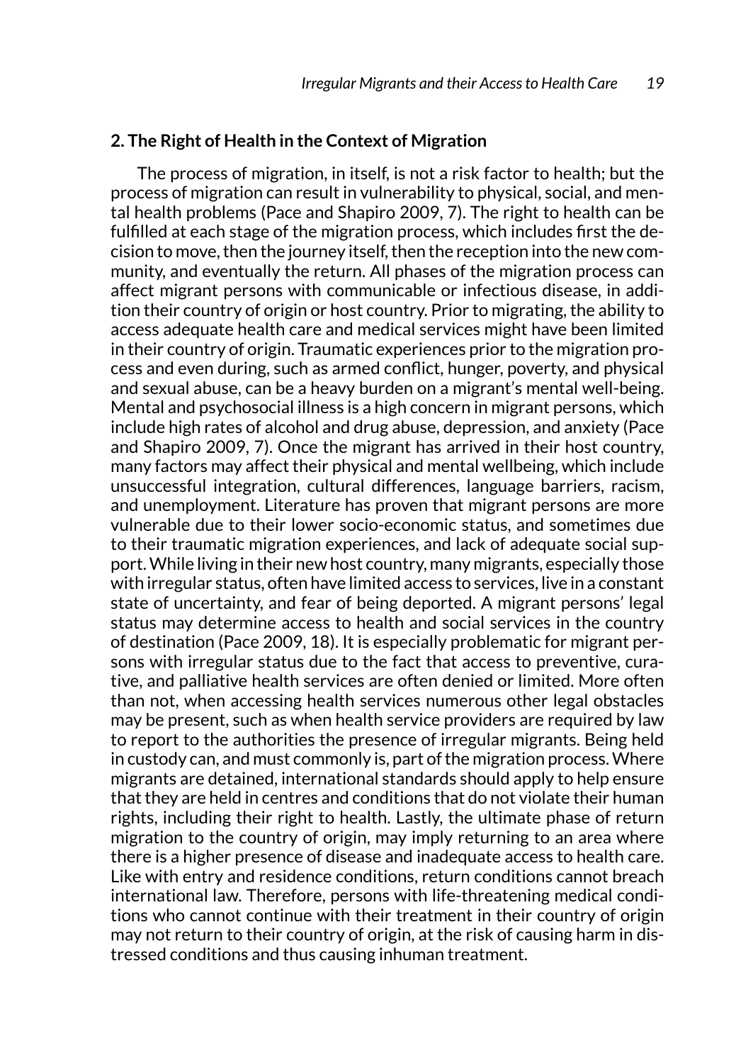## 2. The Right of Health in the Context of Migration

The process of migration, in itself, is not a risk factor to health; but the process of migration can result in vulnerability to physical, social, and mental health problems (Pace and Shapiro 2009, 7). The right to health can be fulfilled at each stage of the migration process, which includes first the decision to move, then the journey itself, then the reception into the new community, and eventually the return. All phases of the migration process can affect migrant persons with communicable or infectious disease, in addition their country of origin or host country. Prior to migrating, the ability to access adequate health care and medical services might have been limited in their country of origin. Traumatic experiences prior to the migration process and even during, such as armed conflict, hunger, poverty, and physical and sexual abuse, can be a heavy burden on a migrant's mental well-being. Mental and psychosocial illness is a high concern in migrant persons, which include high rates of alcohol and drug abuse, depression, and anxiety (Pace and Shapiro 2009, 7). Once the migrant has arrived in their host country, many factors may affect their physical and mental wellbeing, which include unsuccessful integration, cultural differences, language barriers, racism, and unemployment. Literature has proven that migrant persons are more vulnerable due to their lower socio-economic status, and sometimes due to their traumatic migration experiences, and lack of adequate social support. While living in their new host country, many migrants, especially those with irregular status, often have limited access to services, live in a constant state of uncertainty, and fear of being deported. A migrant persons' legal status may determine access to health and social services in the country of destination (Pace 2009, 18). It is especially problematic for migrant persons with irregular status due to the fact that access to preventive, curative, and palliative health services are often denied or limited. More often than not, when accessing health services numerous other legal obstacles may be present, such as when health service providers are required by law to report to the authorities the presence of irregular migrants. Being held in custody can, and must commonly is, part of the migration process. Where migrants are detained, international standards should apply to help ensure that they are held in centres and conditions that do not violate their human rights, including their right to health. Lastly, the ultimate phase of return migration to the country of origin, may imply returning to an area where there is a higher presence of disease and inadequate access to health care. Like with entry and residence conditions, return conditions cannot breach international law. Therefore, persons with life-threatening medical conditions who cannot continue with their treatment in their country of origin may not return to their country of origin, at the risk of causing harm in distressed conditions and thus causing inhuman treatment.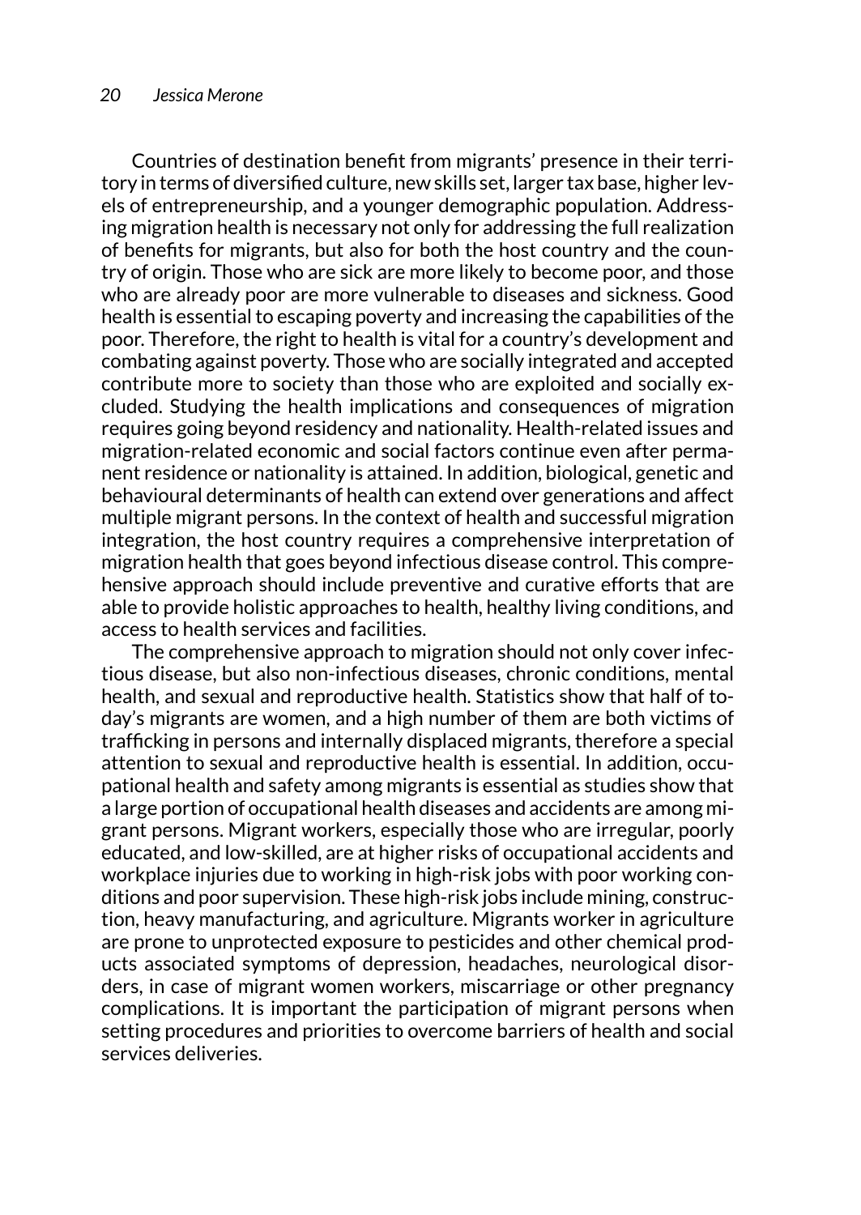Countries of destination benefit from migrants' presence in their territory in terms of diversified culture, new skills set, larger tax base, higher levels of entrepreneurship, and a younger demographic population. Addressing migration health is necessary not only for addressing the full realization of benefits for migrants, but also for both the host country and the country of origin. Those who are sick are more likely to become poor, and those who are already poor are more vulnerable to diseases and sickness. Good health is essential to escaping poverty and increasing the capabilities of the poor. Therefore, the right to health is vital for a country's development and combating against poverty. Those who are socially integrated and accepted contribute more to society than those who are exploited and socially excluded. Studying the health implications and consequences of migration requires going beyond residency and nationality. Health-related issues and migration-related economic and social factors continue even after permanent residence or nationality is attained. In addition, biological, genetic and behavioural determinants of health can extend over generations and affect multiple migrant persons. In the context of health and successful migration integration, the host country requires a comprehensive interpretation of migration health that goes beyond infectious disease control. This comprehensive approach should include preventive and curative efforts that are able to provide holistic approaches to health, healthy living conditions, and access to health services and facilities.

The comprehensive approach to migration should not only cover infectious disease, but also non-infectious diseases, chronic conditions, mental health, and sexual and reproductive health. Statistics show that half of today's migrants are women, and a high number of them are both victims of trafficking in persons and internally displaced migrants, therefore a special attention to sexual and reproductive health is essential. In addition, occupational health and safety among migrants is essential as studies show that a large portion of occupational health diseases and accidents are among migrant persons. Migrant workers, especially those who are irregular, poorly educated, and low-skilled, are at higher risks of occupational accidents and workplace injuries due to working in high-risk jobs with poor working conditions and poor supervision. These high-risk jobs include mining, construction, heavy manufacturing, and agriculture. Migrants worker in agriculture are prone to unprotected exposure to pesticides and other chemical products associated symptoms of depression, headaches, neurological disorders, in case of migrant women workers, miscarriage or other pregnancy complications. It is important the participation of migrant persons when setting procedures and priorities to overcome barriers of health and social services deliveries.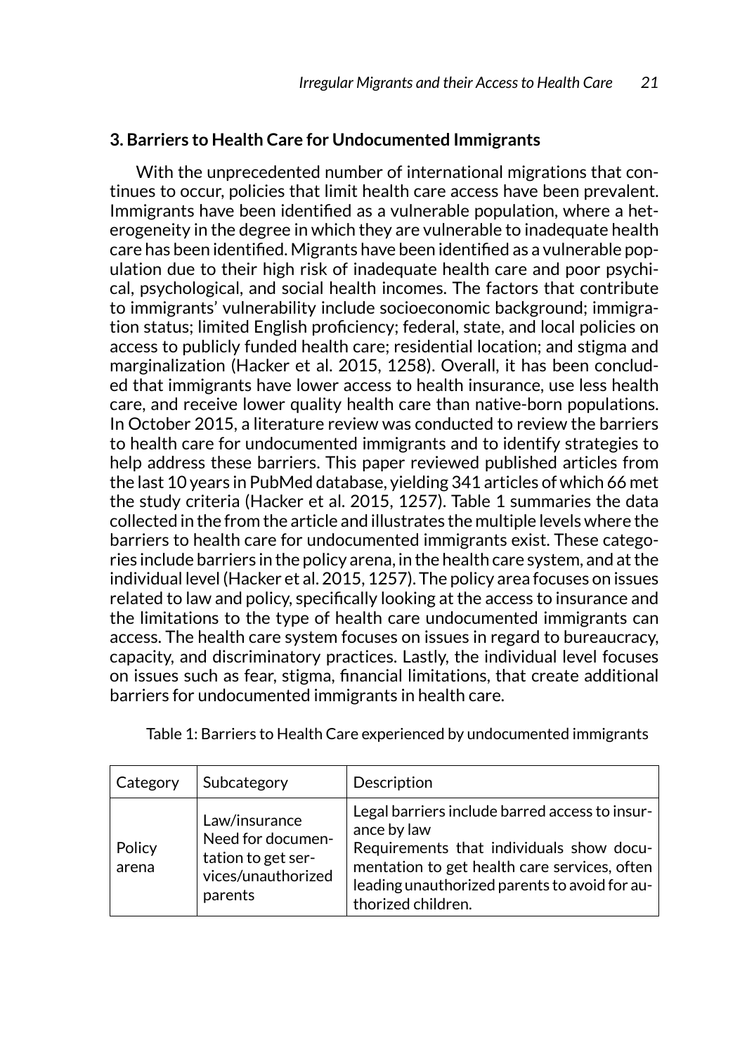### 3. Barriers to Health Care for Undocumented Immigrants

With the unprecedented number of international migrations that continues to occur, policies that limit health care access have been prevalent. Immigrants have been identified as a vulnerable population, where a heterogeneity in the degree in which they are vulnerable to inadequate health care has been identified. Migrants have been identified as a vulnerable population due to their high risk of inadequate health care and poor psychical, psychological, and social health incomes. The factors that contribute to immigrants' vulnerability include socioeconomic background; immigration status; limited English proficiency; federal, state, and local policies on access to publicly funded health care; residential location; and stigma and marginalization (Hacker et al. 2015, 1258). Overall, it has been concluded that immigrants have lower access to health insurance, use less health care, and receive lower quality health care than native-born populations. In October 2015, a literature review was conducted to review the barriers to health care for undocumented immigrants and to identify strategies to help address these barriers. This paper reviewed published articles from the last 10 years in PubMed database, yielding 341 articles of which 66 met the study criteria (Hacker et al. 2015, 1257). Table 1 summaries the data collected in the from the article and illustrates the multiple levels where the barriers to health care for undocumented immigrants exist. These categories include barriers in the policy arena, in the health care system, and at the individual level (Hacker et al. 2015, 1257). The policy area focuses on issues related to law and policy, specifically looking at the access to insurance and the limitations to the type of health care undocumented immigrants can access. The health care system focuses on issues in regard to bureaucracy, capacity, and discriminatory practices. Lastly, the individual level focuses on issues such as fear, stigma, financial limitations, that create additional barriers for undocumented immigrants in health care.

Table 1: Barriers to Health Care experienced by undocumented immigrants

| Category | Subcategory | Description |
|---|---|---|
| Policy arena | Law/insurance<br>Need for documentation to get services/unauthorized parents | Legal barriers include barred access to insurance by law<br>Requirements that individuals show documentation to get health care services, often leading unauthorized parents to avoid for authorized children. |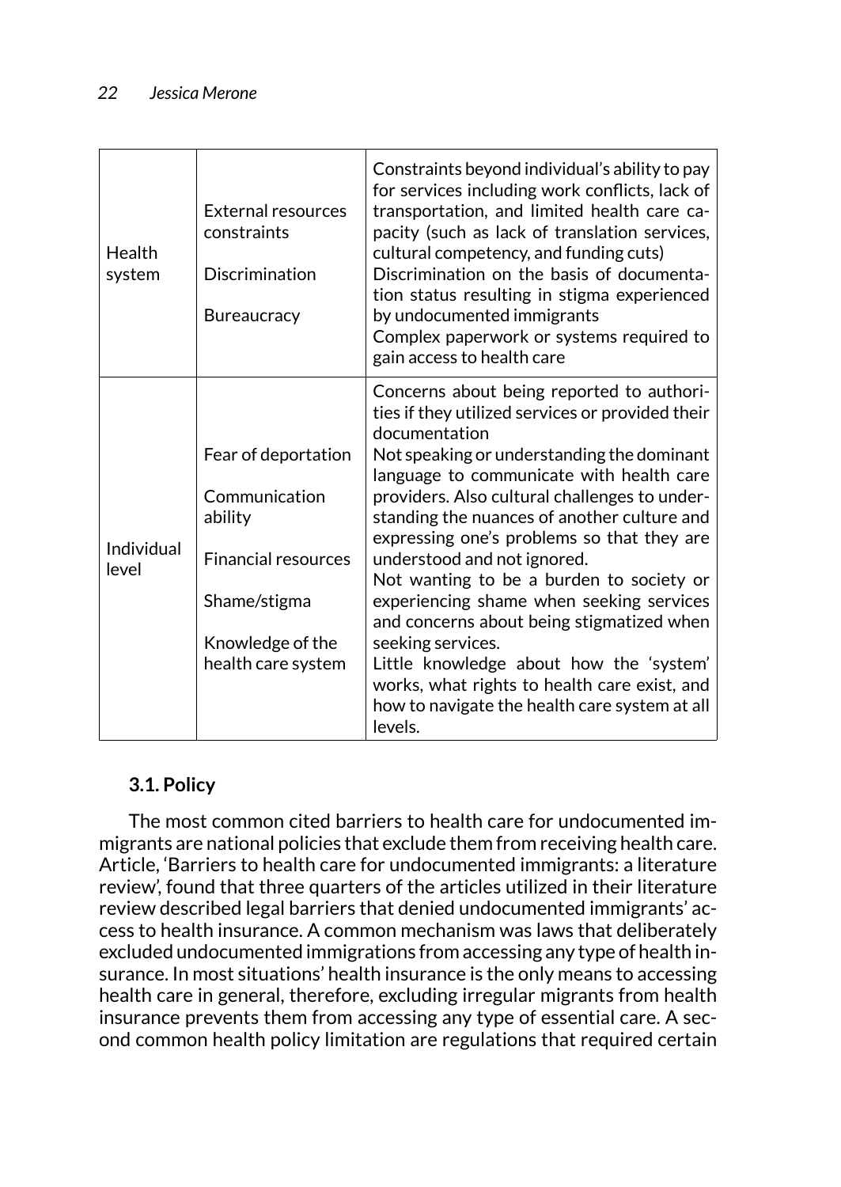| | | |
|---|---|---|
| Health system | External resources constraints<br><br>Discrimination<br><br>Bureaucracy | Constraints beyond individual's ability to pay for services including work conflicts, lack of transportation, and limited health care capacity (such as lack of translation services, cultural competency, and funding cuts)<br>Discrimination on the basis of documentation status resulting in stigma experienced by undocumented immigrants<br>Complex paperwork or systems required to gain access to health care |
| Individual level | Fear of deportation<br><br>Communication ability<br><br>Financial resources<br><br>Shame/stigma<br><br>Knowledge of the health care system | Concerns about being reported to authorities if they utilized services or provided their documentation<br>Not speaking or understanding the dominant language to communicate with health care providers. Also cultural challenges to understanding the nuances of another culture and expressing one's problems so that they are understood and not ignored.<br>Not wanting to be a burden to society or experiencing shame when seeking services and concerns about being stigmatized when seeking services.<br>Little knowledge about how the 'system' works, what rights to health care exist, and how to navigate the health care system at all levels. |

### 3.1. Policy

The most common cited barriers to health care for undocumented immigrants are national policies that exclude them from receiving health care. Article, 'Barriers to health care for undocumented immigrants: a literature review', found that three quarters of the articles utilized in their literature review described legal barriers that denied undocumented immigrants' access to health insurance. A common mechanism was laws that deliberately excluded undocumented immigrations from accessing any type of health insurance. In most situations' health insurance is the only means to accessing health care in general, therefore, excluding irregular migrants from health insurance prevents them from accessing any type of essential care. A second common health policy limitation are regulations that required certain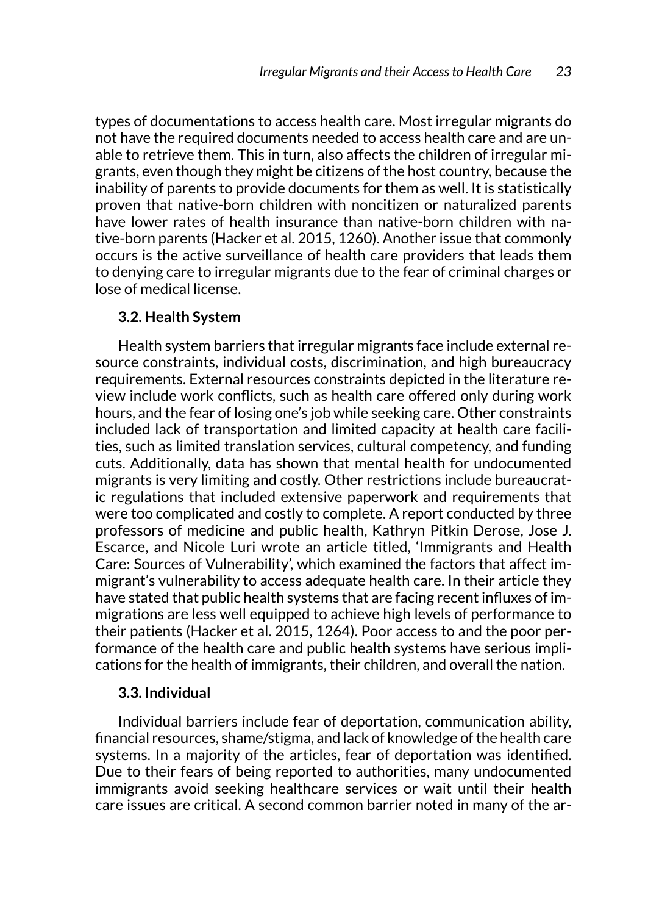types of documentations to access health care. Most irregular migrants do not have the required documents needed to access health care and are unable to retrieve them. This in turn, also affects the children of irregular migrants, even though they might be citizens of the host country, because the inability of parents to provide documents for them as well. It is statistically proven that native-born children with noncitizen or naturalized parents have lower rates of health insurance than native-born children with native-born parents (Hacker et al. 2015, 1260). Another issue that commonly occurs is the active surveillance of health care providers that leads them to denying care to irregular migrants due to the fear of criminal charges or lose of medical license.

### 3.2. Health System

Health system barriers that irregular migrants face include external resource constraints, individual costs, discrimination, and high bureaucracy requirements. External resources constraints depicted in the literature review include work conflicts, such as health care offered only during work hours, and the fear of losing one's job while seeking care. Other constraints included lack of transportation and limited capacity at health care facilities, such as limited translation services, cultural competency, and funding cuts. Additionally, data has shown that mental health for undocumented migrants is very limiting and costly. Other restrictions include bureaucratic regulations that included extensive paperwork and requirements that were too complicated and costly to complete. A report conducted by three professors of medicine and public health, Kathryn Pitkin Derose, Jose J. Escarce, and Nicole Luri wrote an article titled, 'Immigrants and Health Care: Sources of Vulnerability', which examined the factors that affect immigrant's vulnerability to access adequate health care. In their article they have stated that public health systems that are facing recent influxes of immigrations are less well equipped to achieve high levels of performance to their patients (Hacker et al. 2015, 1264). Poor access to and the poor performance of the health care and public health systems have serious implications for the health of immigrants, their children, and overall the nation.

### 3.3. Individual

Individual barriers include fear of deportation, communication ability, financial resources, shame/stigma, and lack of knowledge of the health care systems. In a majority of the articles, fear of deportation was identified. Due to their fears of being reported to authorities, many undocumented immigrants avoid seeking healthcare services or wait until their health care issues are critical. A second common barrier noted in many of the ar-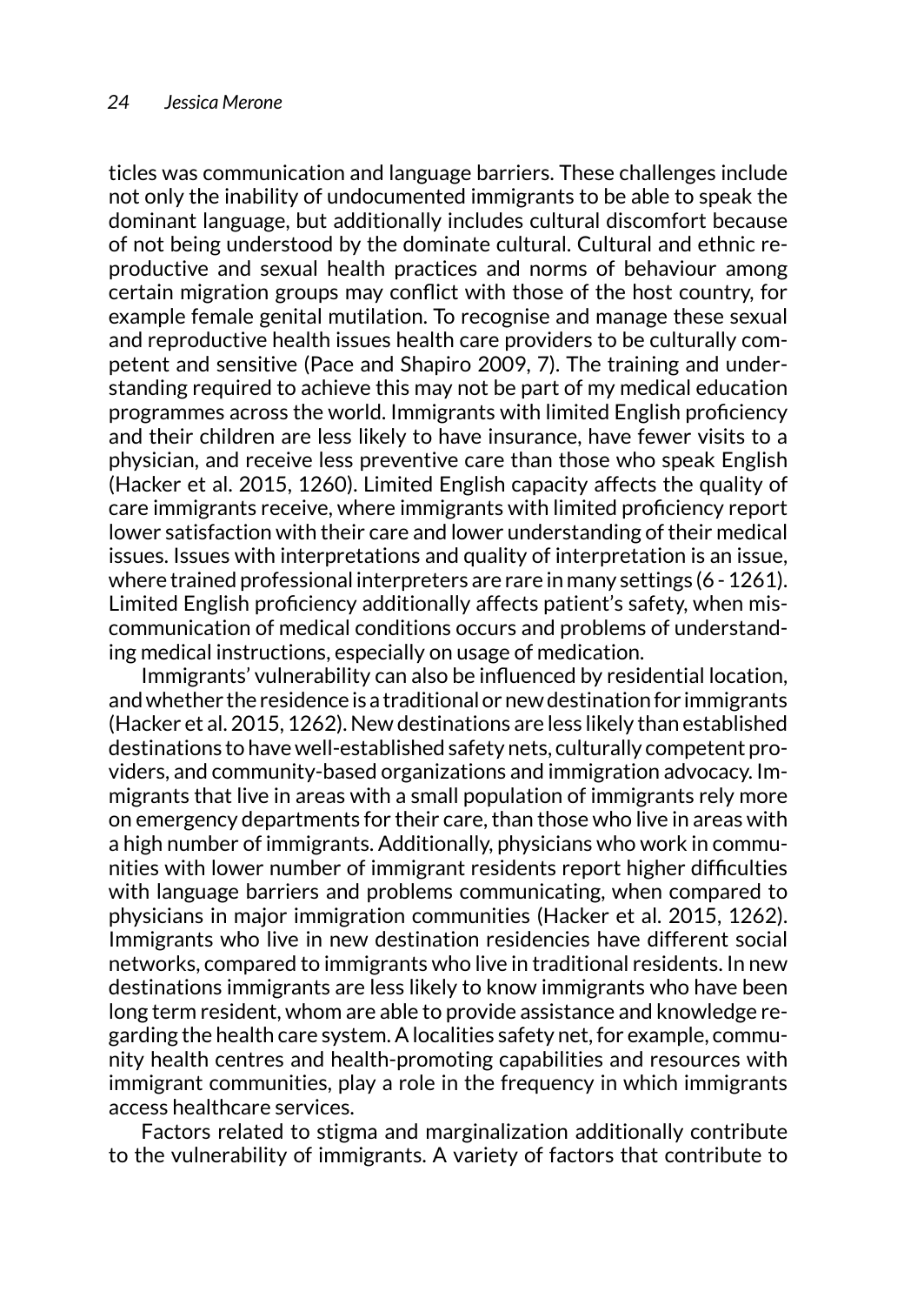ticles was communication and language barriers. These challenges include not only the inability of undocumented immigrants to be able to speak the dominant language, but additionally includes cultural discomfort because of not being understood by the dominate cultural. Cultural and ethnic reproductive and sexual health practices and norms of behaviour among certain migration groups may conflict with those of the host country, for example female genital mutilation. To recognise and manage these sexual and reproductive health issues health care providers to be culturally competent and sensitive (Pace and Shapiro 2009, 7). The training and understanding required to achieve this may not be part of my medical education programmes across the world. Immigrants with limited English proficiency and their children are less likely to have insurance, have fewer visits to a physician, and receive less preventive care than those who speak English (Hacker et al. 2015, 1260). Limited English capacity affects the quality of care immigrants receive, where immigrants with limited proficiency report lower satisfaction with their care and lower understanding of their medical issues. Issues with interpretations and quality of interpretation is an issue, where trained professional interpreters are rare in many settings (6 - 1261). Limited English proficiency additionally affects patient's safety, when miscommunication of medical conditions occurs and problems of understanding medical instructions, especially on usage of medication.

Immigrants' vulnerability can also be influenced by residential location, and whether the residence is a traditional or new destination for immigrants (Hacker et al. 2015, 1262). New destinations are less likely than established destinations to have well-established safety nets, culturally competent providers, and community-based organizations and immigration advocacy. Immigrants that live in areas with a small population of immigrants rely more on emergency departments for their care, than those who live in areas with a high number of immigrants. Additionally, physicians who work in communities with lower number of immigrant residents report higher difficulties with language barriers and problems communicating, when compared to physicians in major immigration communities (Hacker et al. 2015, 1262). Immigrants who live in new destination residencies have different social networks, compared to immigrants who live in traditional residents. In new destinations immigrants are less likely to know immigrants who have been long term resident, whom are able to provide assistance and knowledge regarding the health care system. A localities safety net, for example, community health centres and health-promoting capabilities and resources with immigrant communities, play a role in the frequency in which immigrants access healthcare services.

Factors related to stigma and marginalization additionally contribute to the vulnerability of immigrants. A variety of factors that contribute to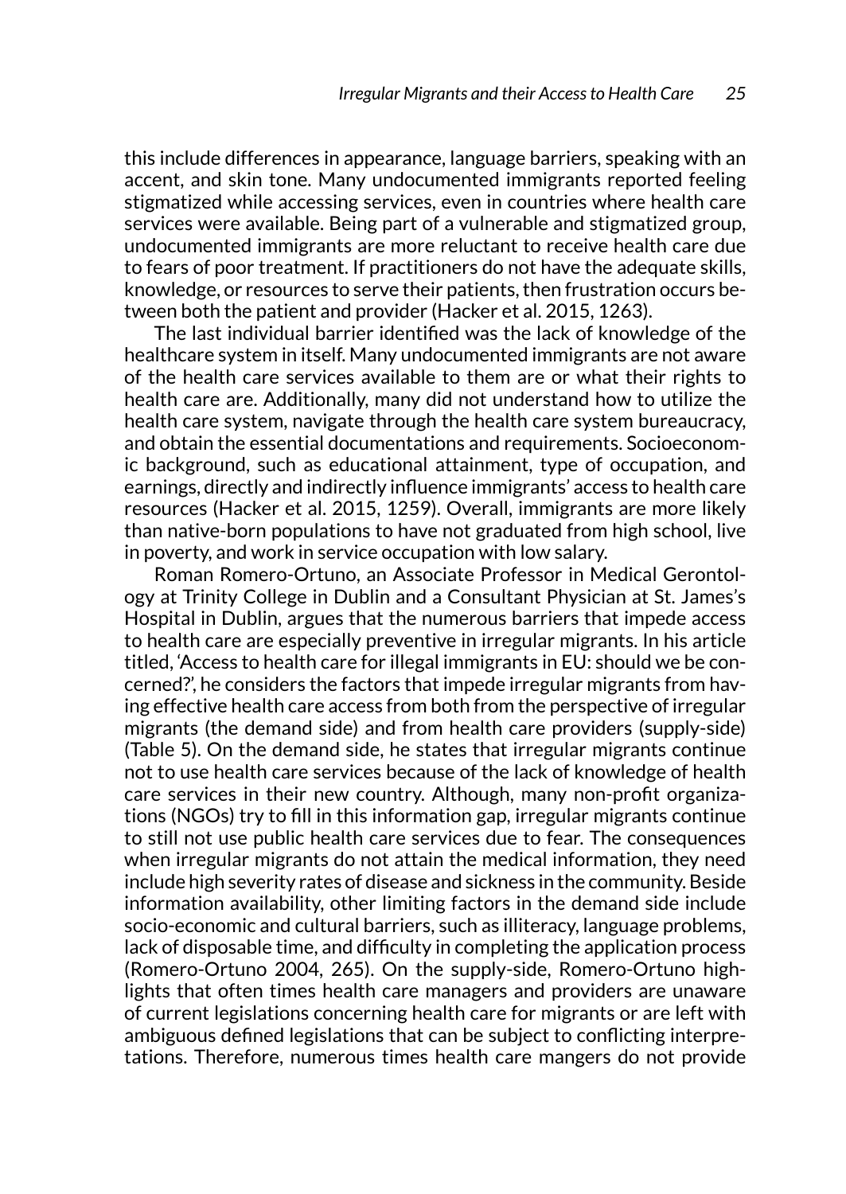this include differences in appearance, language barriers, speaking with an accent, and skin tone. Many undocumented immigrants reported feeling stigmatized while accessing services, even in countries where health care services were available. Being part of a vulnerable and stigmatized group, undocumented immigrants are more reluctant to receive health care due to fears of poor treatment. If practitioners do not have the adequate skills, knowledge, or resources to serve their patients, then frustration occurs between both the patient and provider (Hacker et al. 2015, 1263).

The last individual barrier identified was the lack of knowledge of the healthcare system in itself. Many undocumented immigrants are not aware of the health care services available to them are or what their rights to health care are. Additionally, many did not understand how to utilize the health care system, navigate through the health care system bureaucracy, and obtain the essential documentations and requirements. Socioeconomic background, such as educational attainment, type of occupation, and earnings, directly and indirectly influence immigrants' access to health care resources (Hacker et al. 2015, 1259). Overall, immigrants are more likely than native-born populations to have not graduated from high school, live in poverty, and work in service occupation with low salary.

Roman Romero-Ortuno, an Associate Professor in Medical Gerontology at Trinity College in Dublin and a Consultant Physician at St. James's Hospital in Dublin, argues that the numerous barriers that impede access to health care are especially preventive in irregular migrants. In his article titled, 'Access to health care for illegal immigrants in EU: should we be concerned?', he considers the factors that impede irregular migrants from having effective health care access from both from the perspective of irregular migrants (the demand side) and from health care providers (supply-side) (Table 5). On the demand side, he states that irregular migrants continue not to use health care services because of the lack of knowledge of health care services in their new country. Although, many non-profit organizations (NGOs) try to fill in this information gap, irregular migrants continue to still not use public health care services due to fear. The consequences when irregular migrants do not attain the medical information, they need include high severity rates of disease and sickness in the community. Beside information availability, other limiting factors in the demand side include socio-economic and cultural barriers, such as illiteracy, language problems, lack of disposable time, and difficulty in completing the application process (Romero-Ortuno 2004, 265). On the supply-side, Romero-Ortuno highlights that often times health care managers and providers are unaware of current legislations concerning health care for migrants or are left with ambiguous defined legislations that can be subject to conflicting interpretations. Therefore, numerous times health care mangers do not provide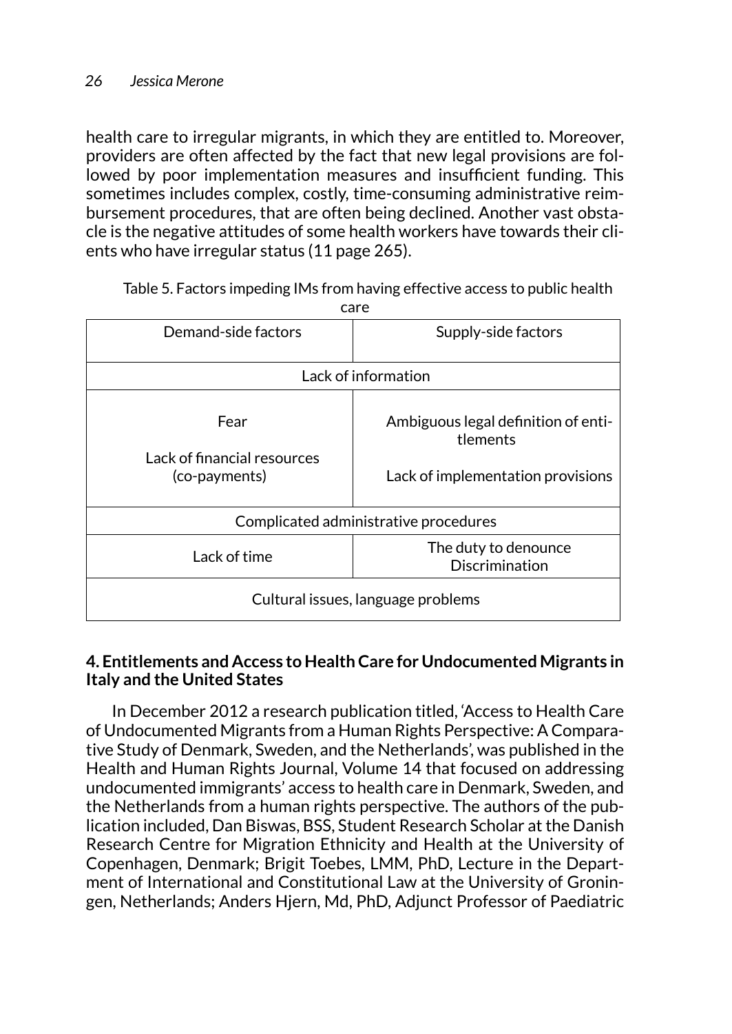health care to irregular migrants, in which they are entitled to. Moreover, providers are often affected by the fact that new legal provisions are followed by poor implementation measures and insufficient funding. This sometimes includes complex, costly, time-consuming administrative reimbursement procedures, that are often being declined. Another vast obstacle is the negative attitudes of some health workers have towards their clients who have irregular status (11 page 265).

Table 5. Factors impeding IMs from having effective access to public health care

| Demand-side factors | Supply-side factors |
|---|---|
| Lack of information | |
| Fear<br><br>Lack of financial resources (co-payments) | Ambiguous legal definition of entitlements<br><br>Lack of implementation provisions |
| Complicated administrative procedures | |
| Lack of time | The duty to denounce<br>Discrimination |
| Cultural issues, language problems | |

## 4. Entitlements and Access to Health Care for Undocumented Migrants in Italy and the United States

In December 2012 a research publication titled, 'Access to Health Care of Undocumented Migrants from a Human Rights Perspective: A Comparative Study of Denmark, Sweden, and the Netherlands', was published in the Health and Human Rights Journal, Volume 14 that focused on addressing undocumented immigrants' access to health care in Denmark, Sweden, and the Netherlands from a human rights perspective. The authors of the publication included, Dan Biswas, BSS, Student Research Scholar at the Danish Research Centre for Migration Ethnicity and Health at the University of Copenhagen, Denmark; Brigit Toebes, LMM, PhD, Lecture in the Department of International and Constitutional Law at the University of Groningen, Netherlands; Anders Hjern, Md, PhD, Adjunct Professor of Paediatric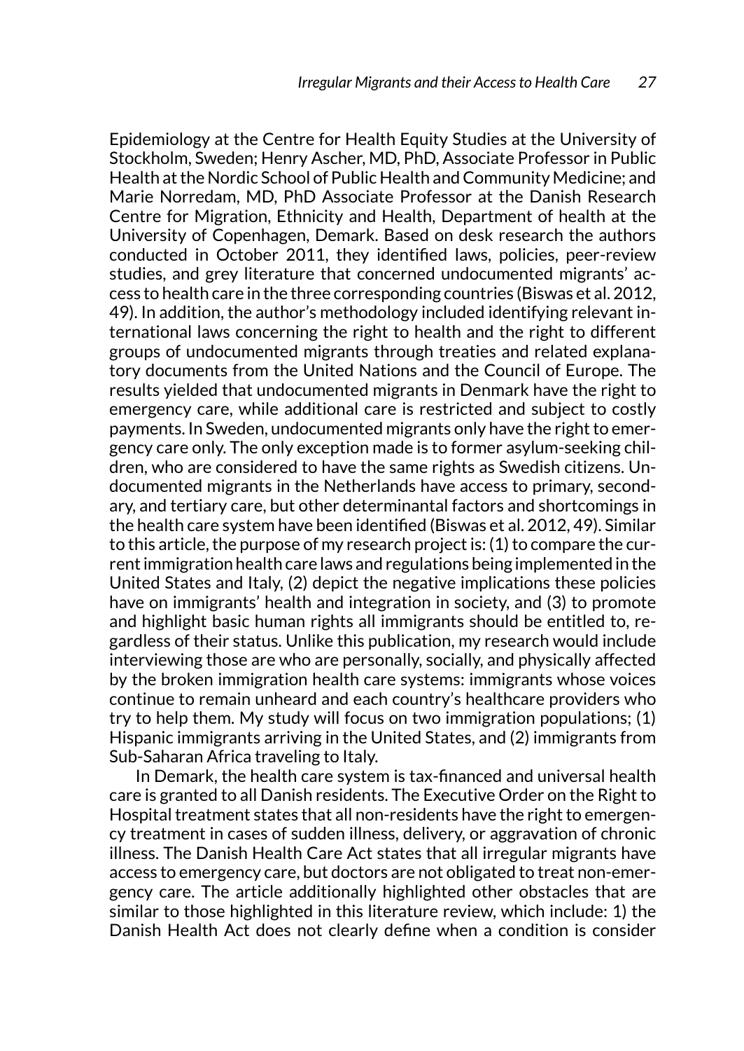Epidemiology at the Centre for Health Equity Studies at the University of Stockholm, Sweden; Henry Ascher, MD, PhD, Associate Professor in Public Health at the Nordic School of Public Health and Community Medicine; and Marie Norredam, MD, PhD Associate Professor at the Danish Research Centre for Migration, Ethnicity and Health, Department of health at the University of Copenhagen, Demark. Based on desk research the authors conducted in October 2011, they identified laws, policies, peer-review studies, and grey literature that concerned undocumented migrants' access to health care in the three corresponding countries (Biswas et al. 2012, 49). In addition, the author's methodology included identifying relevant international laws concerning the right to health and the right to different groups of undocumented migrants through treaties and related explanatory documents from the United Nations and the Council of Europe. The results yielded that undocumented migrants in Denmark have the right to emergency care, while additional care is restricted and subject to costly payments. In Sweden, undocumented migrants only have the right to emergency care only. The only exception made is to former asylum-seeking children, who are considered to have the same rights as Swedish citizens. Undocumented migrants in the Netherlands have access to primary, secondary, and tertiary care, but other determinantal factors and shortcomings in the health care system have been identified (Biswas et al. 2012, 49). Similar to this article, the purpose of my research project is: (1) to compare the current immigration health care laws and regulations being implemented in the United States and Italy, (2) depict the negative implications these policies have on immigrants' health and integration in society, and (3) to promote and highlight basic human rights all immigrants should be entitled to, regardless of their status. Unlike this publication, my research would include interviewing those are who are personally, socially, and physically affected by the broken immigration health care systems: immigrants whose voices continue to remain unheard and each country's healthcare providers who try to help them. My study will focus on two immigration populations; (1) Hispanic immigrants arriving in the United States, and (2) immigrants from Sub-Saharan Africa traveling to Italy.

In Demark, the health care system is tax-financed and universal health care is granted to all Danish residents. The Executive Order on the Right to Hospital treatment states that all non-residents have the right to emergency treatment in cases of sudden illness, delivery, or aggravation of chronic illness. The Danish Health Care Act states that all irregular migrants have access to emergency care, but doctors are not obligated to treat non-emergency care. The article additionally highlighted other obstacles that are similar to those highlighted in this literature review, which include: 1) the Danish Health Act does not clearly define when a condition is consider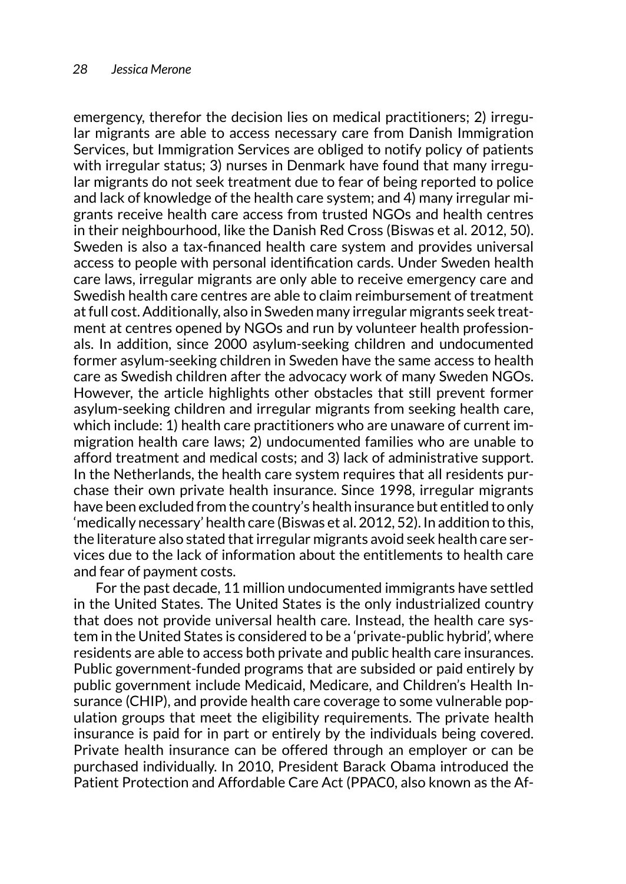emergency, therefor the decision lies on medical practitioners; 2) irregular migrants are able to access necessary care from Danish Immigration Services, but Immigration Services are obliged to notify policy of patients with irregular status; 3) nurses in Denmark have found that many irregular migrants do not seek treatment due to fear of being reported to police and lack of knowledge of the health care system; and 4) many irregular migrants receive health care access from trusted NGOs and health centres in their neighbourhood, like the Danish Red Cross (Biswas et al. 2012, 50). Sweden is also a tax-financed health care system and provides universal access to people with personal identification cards. Under Sweden health care laws, irregular migrants are only able to receive emergency care and Swedish health care centres are able to claim reimbursement of treatment at full cost. Additionally, also in Sweden many irregular migrants seek treatment at centres opened by NGOs and run by volunteer health professionals. In addition, since 2000 asylum-seeking children and undocumented former asylum-seeking children in Sweden have the same access to health care as Swedish children after the advocacy work of many Sweden NGOs. However, the article highlights other obstacles that still prevent former asylum-seeking children and irregular migrants from seeking health care, which include: 1) health care practitioners who are unaware of current immigration health care laws; 2) undocumented families who are unable to afford treatment and medical costs; and 3) lack of administrative support. In the Netherlands, the health care system requires that all residents purchase their own private health insurance. Since 1998, irregular migrants have been excluded from the country's health insurance but entitled to only 'medically necessary' health care (Biswas et al. 2012, 52). In addition to this, the literature also stated that irregular migrants avoid seek health care services due to the lack of information about the entitlements to health care and fear of payment costs.

For the past decade, 11 million undocumented immigrants have settled in the United States. The United States is the only industrialized country that does not provide universal health care. Instead, the health care system in the United States is considered to be a 'private-public hybrid', where residents are able to access both private and public health care insurances. Public government-funded programs that are subsided or paid entirely by public government include Medicaid, Medicare, and Children's Health Insurance (CHIP), and provide health care coverage to some vulnerable population groups that meet the eligibility requirements. The private health insurance is paid for in part or entirely by the individuals being covered. Private health insurance can be offered through an employer or can be purchased individually. In 2010, President Barack Obama introduced the Patient Protection and Affordable Care Act (PPAC0, also known as the Af-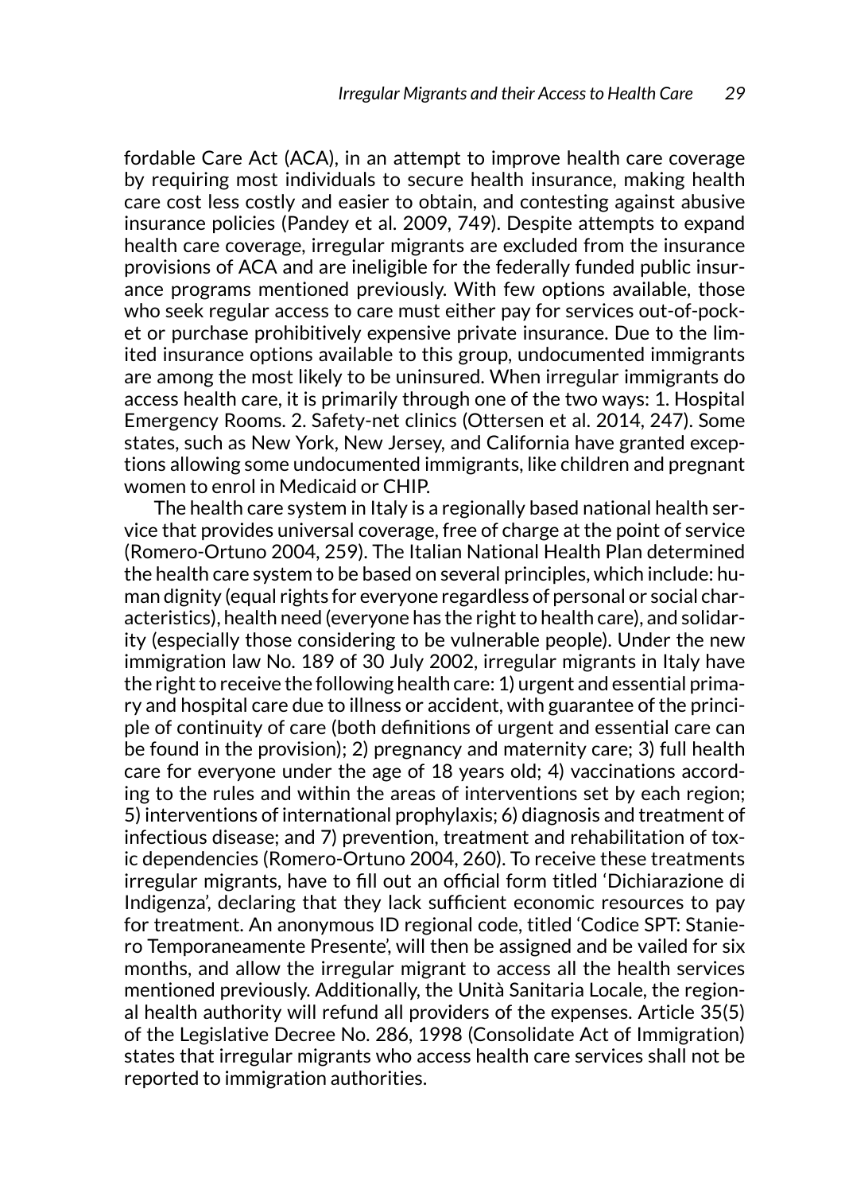fordable Care Act (ACA), in an attempt to improve health care coverage by requiring most individuals to secure health insurance, making health care cost less costly and easier to obtain, and contesting against abusive insurance policies (Pandey et al. 2009, 749). Despite attempts to expand health care coverage, irregular migrants are excluded from the insurance provisions of ACA and are ineligible for the federally funded public insurance programs mentioned previously. With few options available, those who seek regular access to care must either pay for services out-of-pocket or purchase prohibitively expensive private insurance. Due to the limited insurance options available to this group, undocumented immigrants are among the most likely to be uninsured. When irregular immigrants do access health care, it is primarily through one of the two ways: 1. Hospital Emergency Rooms. 2. Safety-net clinics (Ottersen et al. 2014, 247). Some states, such as New York, New Jersey, and California have granted exceptions allowing some undocumented immigrants, like children and pregnant women to enrol in Medicaid or CHIP.

The health care system in Italy is a regionally based national health service that provides universal coverage, free of charge at the point of service (Romero-Ortuno 2004, 259). The Italian National Health Plan determined the health care system to be based on several principles, which include: human dignity (equal rights for everyone regardless of personal or social characteristics), health need (everyone has the right to health care), and solidarity (especially those considering to be vulnerable people). Under the new immigration law No. 189 of 30 July 2002, irregular migrants in Italy have the right to receive the following health care: 1) urgent and essential primary and hospital care due to illness or accident, with guarantee of the principle of continuity of care (both definitions of urgent and essential care can be found in the provision); 2) pregnancy and maternity care; 3) full health care for everyone under the age of 18 years old; 4) vaccinations according to the rules and within the areas of interventions set by each region; 5) interventions of international prophylaxis; 6) diagnosis and treatment of infectious disease; and 7) prevention, treatment and rehabilitation of toxic dependencies (Romero-Ortuno 2004, 260). To receive these treatments irregular migrants, have to fill out an official form titled 'Dichiarazione di Indigenza', declaring that they lack sufficient economic resources to pay for treatment. An anonymous ID regional code, titled 'Codice SPT: Staniero Temporaneamente Presente', will then be assigned and be vailed for six months, and allow the irregular migrant to access all the health services mentioned previously. Additionally, the Unità Sanitaria Locale, the regional health authority will refund all providers of the expenses. Article 35(5) of the Legislative Decree No. 286, 1998 (Consolidate Act of Immigration) states that irregular migrants who access health care services shall not be reported to immigration authorities.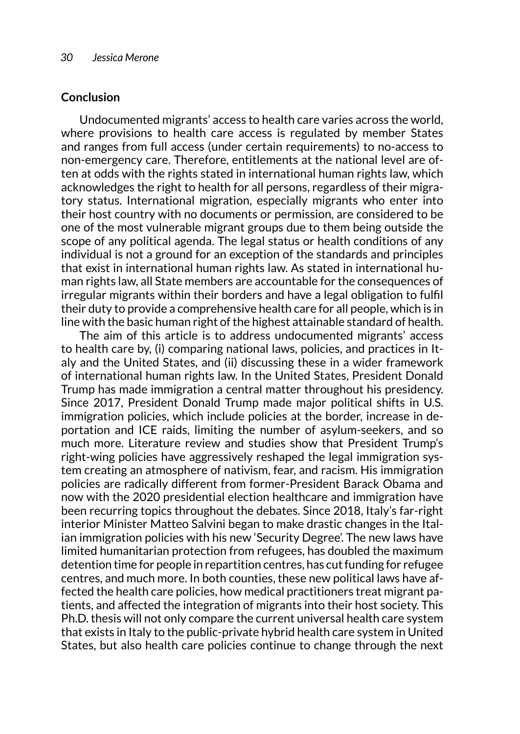## Conclusion

Undocumented migrants' access to health care varies across the world, where provisions to health care access is regulated by member States and ranges from full access (under certain requirements) to no-access to non-emergency care. Therefore, entitlements at the national level are often at odds with the rights stated in international human rights law, which acknowledges the right to health for all persons, regardless of their migratory status. International migration, especially migrants who enter into their host country with no documents or permission, are considered to be one of the most vulnerable migrant groups due to them being outside the scope of any political agenda. The legal status or health conditions of any individual is not a ground for an exception of the standards and principles that exist in international human rights law. As stated in international human rights law, all State members are accountable for the consequences of irregular migrants within their borders and have a legal obligation to fulfil their duty to provide a comprehensive health care for all people, which is in line with the basic human right of the highest attainable standard of health.

The aim of this article is to address undocumented migrants' access to health care by, (i) comparing national laws, policies, and practices in Italy and the United States, and (ii) discussing these in a wider framework of international human rights law. In the United States, President Donald Trump has made immigration a central matter throughout his presidency. Since 2017, President Donald Trump made major political shifts in U.S. immigration policies, which include policies at the border, increase in deportation and ICE raids, limiting the number of asylum-seekers, and so much more. Literature review and studies show that President Trump's right-wing policies have aggressively reshaped the legal immigration system creating an atmosphere of nativism, fear, and racism. His immigration policies are radically different from former-President Barack Obama and now with the 2020 presidential election healthcare and immigration have been recurring topics throughout the debates. Since 2018, Italy's far-right interior Minister Matteo Salvini began to make drastic changes in the Italian immigration policies with his new 'Security Degree'. The new laws have limited humanitarian protection from refugees, has doubled the maximum detention time for people in repartition centres, has cut funding for refugee centres, and much more. In both counties, these new political laws have affected the health care policies, how medical practitioners treat migrant patients, and affected the integration of migrants into their host society. This Ph.D. thesis will not only compare the current universal health care system that exists in Italy to the public-private hybrid health care system in United States, but also health care policies continue to change through the next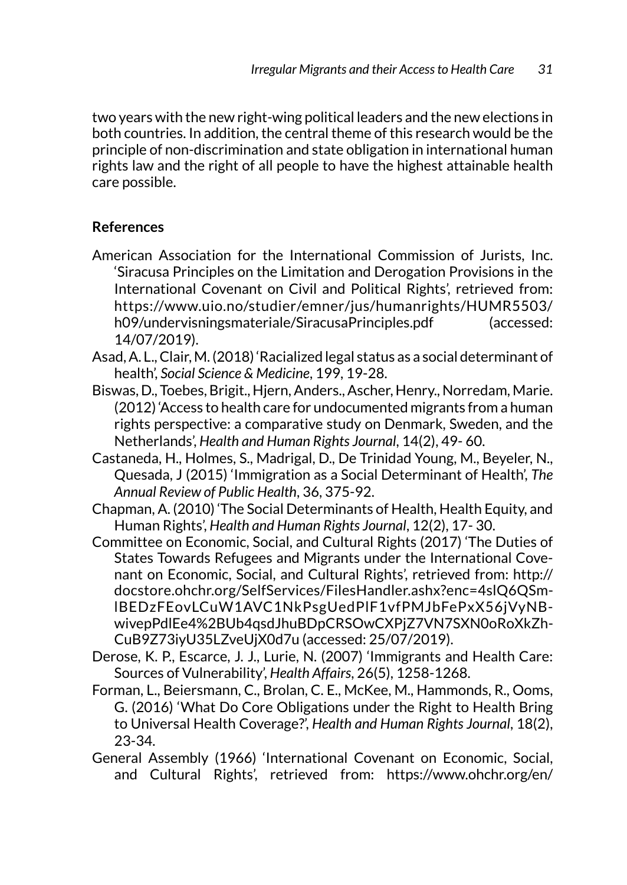two years with the new right-wing political leaders and the new elections in both countries. In addition, the central theme of this research would be the principle of non-discrimination and state obligation in international human rights law and the right of all people to have the highest attainable health care possible.

## References

American Association for the International Commission of Jurists, Inc. 'Siracusa Principles on the Limitation and Derogation Provisions in the International Covenant on Civil and Political Rights', retrieved from: https://www.uio.no/studier/emner/jus/humanrights/HUMR5503/h09/undervisningsmateriale/SiracusaPrinciples.pdf (accessed: 14/07/2019).

Asad, A. L., Clair, M. (2018) 'Racialized legal status as a social determinant of health', *Social Science & Medicine*, 199, 19-28.

Biswas, D., Toebes, Brigit., Hjern, Anders., Ascher, Henry., Norredam, Marie. (2012) 'Access to health care for undocumented migrants from a human rights perspective: a comparative study on Denmark, Sweden, and the Netherlands', *Health and Human Rights Journal*, 14(2), 49- 60.

Castaneda, H., Holmes, S., Madrigal, D., De Trinidad Young, M., Beyeler, N., Quesada, J (2015) 'Immigration as a Social Determinant of Health', *The Annual Review of Public Health*, 36, 375-92.

Chapman, A. (2010) 'The Social Determinants of Health, Health Equity, and Human Rights', *Health and Human Rights Journal*, 12(2), 17- 30.

Committee on Economic, Social, and Cultural Rights (2017) 'The Duties of States Towards Refugees and Migrants under the International Covenant on Economic, Social, and Cultural Rights', retrieved from: http://docstore.ohchr.org/SelfServices/FilesHandler.ashx?enc=4slQ6QSmlBEDzFEovLCuW1AVC1NkPsgUedPlF1vfPMJbFePxX56jVyNBwivepPdlEe4%2BUb4qsdJhuBDpCRSOwCXPjZ7VN7SXN0oRoXkZhCuB9Z73iyU35LZveUjX0d7u (accessed: 25/07/2019).

Derose, K. P., Escarce, J. J., Lurie, N. (2007) 'Immigrants and Health Care: Sources of Vulnerability', *Health Affairs*, 26(5), 1258-1268.

Forman, L., Beiersmann, C., Brolan, C. E., McKee, M., Hammonds, R., Ooms, G. (2016) 'What Do Core Obligations under the Right to Health Bring to Universal Health Coverage?', *Health and Human Rights Journal*, 18(2), 23-34.

General Assembly (1966) 'International Covenant on Economic, Social, and Cultural Rights', retrieved from: https://www.ohchr.org/en/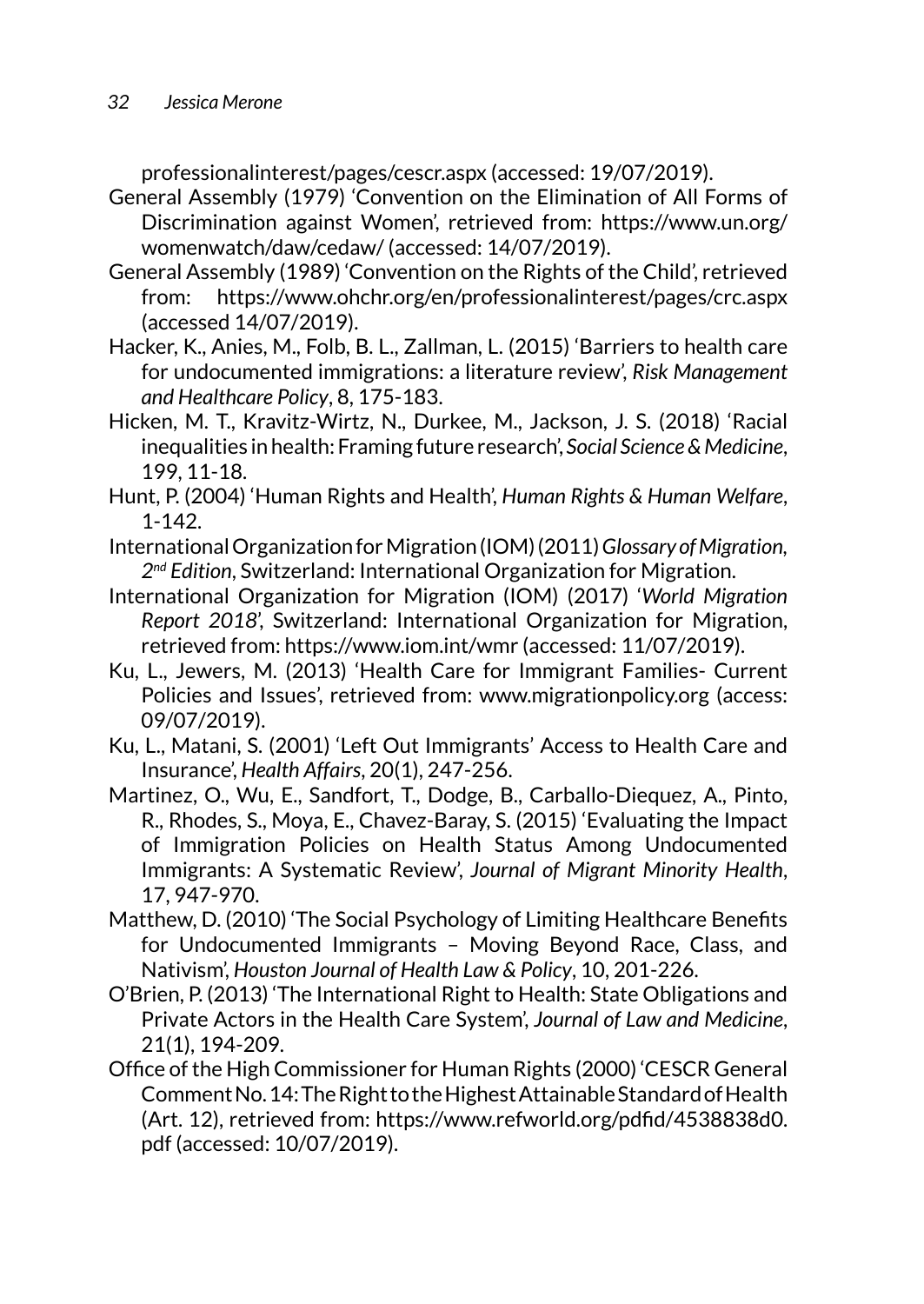professionalinterest/pages/cescr.aspx (accessed: 19/07/2019).

General Assembly (1979) 'Convention on the Elimination of All Forms of Discrimination against Women', retrieved from: https://www.un.org/womenwatch/daw/cedaw/ (accessed: 14/07/2019).

General Assembly (1989) 'Convention on the Rights of the Child', retrieved from: https://www.ohchr.org/en/professionalinterest/pages/crc.aspx (accessed 14/07/2019).

Hacker, K., Anies, M., Folb, B. L., Zallman, L. (2015) 'Barriers to health care for undocumented immigrations: a literature review', *Risk Management and Healthcare Policy*, 8, 175-183.

Hicken, M. T., Kravitz-Wirtz, N., Durkee, M., Jackson, J. S. (2018) 'Racial inequalities in health: Framing future research', *Social Science & Medicine*, 199, 11-18.

Hunt, P. (2004) 'Human Rights and Health', *Human Rights & Human Welfare*, 1-142.

International Organization for Migration (IOM) (2011) *Glossary of Migration, 2nd Edition*, Switzerland: International Organization for Migration.

International Organization for Migration (IOM) (2017) '*World Migration Report 2018*', Switzerland: International Organization for Migration, retrieved from: https://www.iom.int/wmr (accessed: 11/07/2019).

Ku, L., Jewers, M. (2013) 'Health Care for Immigrant Families- Current Policies and Issues', retrieved from: www.migrationpolicy.org (access: 09/07/2019).

Ku, L., Matani, S. (2001) 'Left Out Immigrants' Access to Health Care and Insurance', *Health Affairs*, 20(1), 247-256.

Martinez, O., Wu, E., Sandfort, T., Dodge, B., Carballo-Diequez, A., Pinto, R., Rhodes, S., Moya, E., Chavez-Baray, S. (2015) 'Evaluating the Impact of Immigration Policies on Health Status Among Undocumented Immigrants: A Systematic Review', *Journal of Migrant Minority Health*, 17, 947-970.

Matthew, D. (2010) 'The Social Psychology of Limiting Healthcare Benefits for Undocumented Immigrants – Moving Beyond Race, Class, and Nativism', *Houston Journal of Health Law & Policy*, 10, 201-226.

O'Brien, P. (2013) 'The International Right to Health: State Obligations and Private Actors in the Health Care System', *Journal of Law and Medicine*, 21(1), 194-209.

Office of the High Commissioner for Human Rights (2000) 'CESCR General Comment No. 14: The Right to the Highest Attainable Standard of Health (Art. 12), retrieved from: https://www.refworld.org/pdfid/4538838d0.pdf (accessed: 10/07/2019).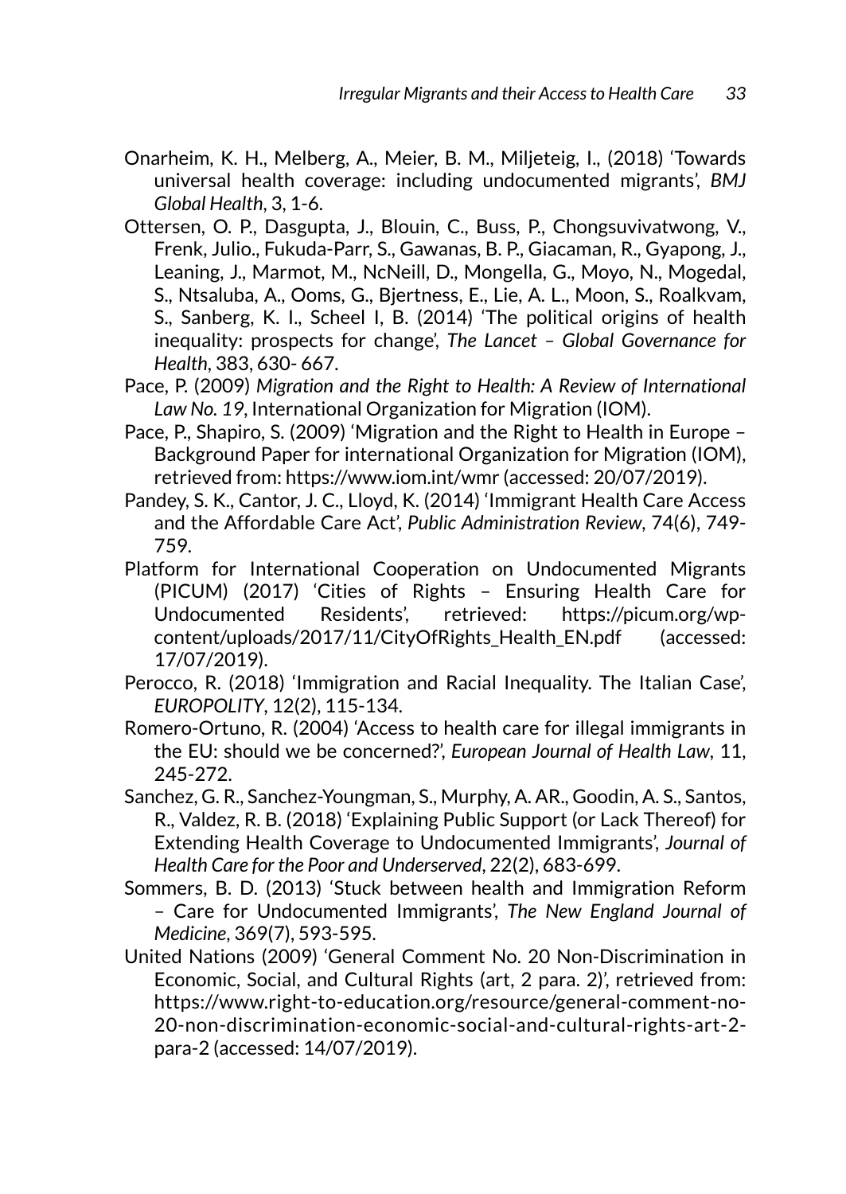Onarheim, K. H., Melberg, A., Meier, B. M., Miljeteig, I., (2018) 'Towards universal health coverage: including undocumented migrants', *BMJ Global Health*, 3, 1-6.

Ottersen, O. P., Dasgupta, J., Blouin, C., Buss, P., Chongsuvivatwong, V., Frenk, Julio., Fukuda-Parr, S., Gawanas, B. P., Giacaman, R., Gyapong, J., Leaning, J., Marmot, M., NcNeill, D., Mongella, G., Moyo, N., Mogedal, S., Ntsaluba, A., Ooms, G., Bjertness, E., Lie, A. L., Moon, S., Roalkvam, S., Sanberg, K. I., Scheel I, B. (2014) 'The political origins of health inequality: prospects for change', *The Lancet – Global Governance for Health*, 383, 630- 667.

Pace, P. (2009) *Migration and the Right to Health: A Review of International Law No. 19*, International Organization for Migration (IOM).

Pace, P., Shapiro, S. (2009) 'Migration and the Right to Health in Europe – Background Paper for international Organization for Migration (IOM), retrieved from: https://www.iom.int/wmr (accessed: 20/07/2019).

Pandey, S. K., Cantor, J. C., Lloyd, K. (2014) 'Immigrant Health Care Access and the Affordable Care Act', *Public Administration Review*, 74(6), 749-759.

Platform for International Cooperation on Undocumented Migrants (PICUM) (2017) 'Cities of Rights – Ensuring Health Care for Undocumented Residents', retrieved: https://picum.org/wp-content/uploads/2017/11/CityOfRights_Health_EN.pdf (accessed: 17/07/2019).

Perocco, R. (2018) 'Immigration and Racial Inequality. The Italian Case', *EUROPOLITY*, 12(2), 115-134.

Romero-Ortuno, R. (2004) 'Access to health care for illegal immigrants in the EU: should we be concerned?', *European Journal of Health Law*, 11, 245-272.

Sanchez, G. R., Sanchez-Youngman, S., Murphy, A. AR., Goodin, A. S., Santos, R., Valdez, R. B. (2018) 'Explaining Public Support (or Lack Thereof) for Extending Health Coverage to Undocumented Immigrants', *Journal of Health Care for the Poor and Underserved*, 22(2), 683-699.

Sommers, B. D. (2013) 'Stuck between health and Immigration Reform – Care for Undocumented Immigrants', *The New England Journal of Medicine*, 369(7), 593-595.

United Nations (2009) 'General Comment No. 20 Non-Discrimination in Economic, Social, and Cultural Rights (art, 2 para. 2)', retrieved from: https://www.right-to-education.org/resource/general-comment-no-20-non-discrimination-economic-social-and-cultural-rights-art-2-para-2 (accessed: 14/07/2019).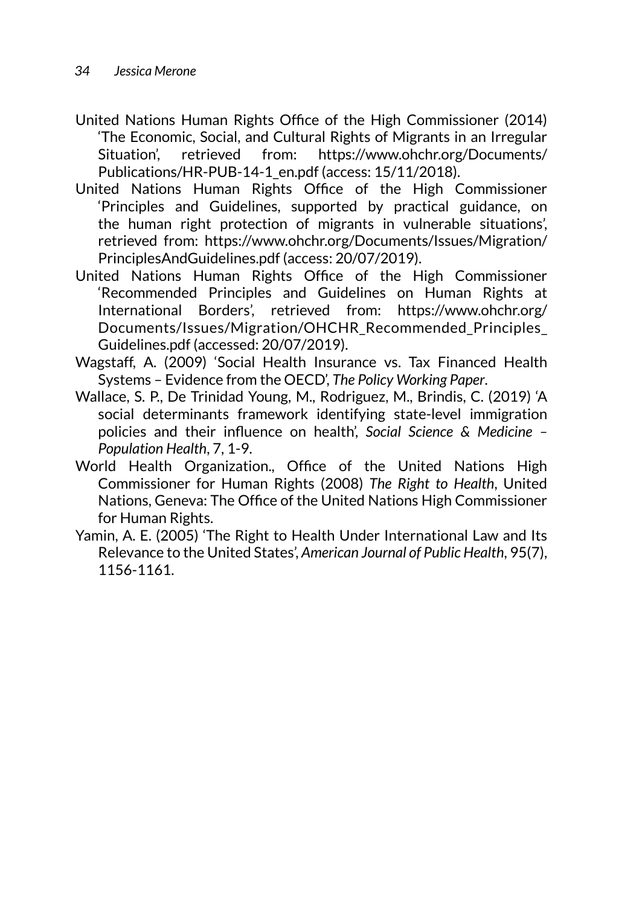United Nations Human Rights Office of the High Commissioner (2014) 'The Economic, Social, and Cultural Rights of Migrants in an Irregular Situation', retrieved from: https://www.ohchr.org/Documents/Publications/HR-PUB-14-1_en.pdf (access: 15/11/2018).

United Nations Human Rights Office of the High Commissioner 'Principles and Guidelines, supported by practical guidance, on the human right protection of migrants in vulnerable situations', retrieved from: https://www.ohchr.org/Documents/Issues/Migration/PrinciplesAndGuidelines.pdf (access: 20/07/2019).

United Nations Human Rights Office of the High Commissioner 'Recommended Principles and Guidelines on Human Rights at International Borders', retrieved from: https://www.ohchr.org/Documents/Issues/Migration/OHCHR_Recommended_Principles_Guidelines.pdf (accessed: 20/07/2019).

Wagstaff, A. (2009) 'Social Health Insurance vs. Tax Financed Health Systems – Evidence from the OECD', *The Policy Working Paper*.

Wallace, S. P., De Trinidad Young, M., Rodriguez, M., Brindis, C. (2019) 'A social determinants framework identifying state-level immigration policies and their influence on health', *Social Science & Medicine – Population Health*, 7, 1-9.

World Health Organization., Office of the United Nations High Commissioner for Human Rights (2008) *The Right to Health*, United Nations, Geneva: The Office of the United Nations High Commissioner for Human Rights.

Yamin, A. E. (2005) 'The Right to Health Under International Law and Its Relevance to the United States', *American Journal of Public Health*, 95(7), 1156-1161.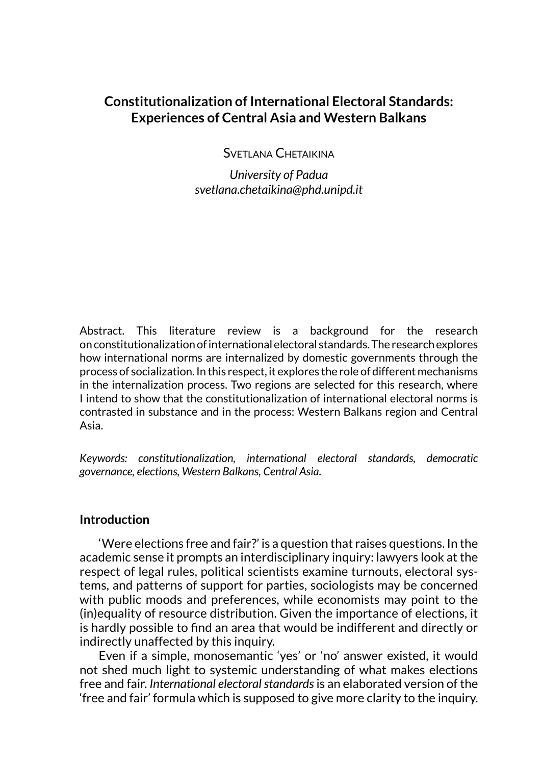## Constitutionalization of International Electoral Standards: Experiences of Central Asia and Western Balkans

Svetlana Chetaikina

*University of Padua*
*svetlana.chetaikina@phd.unipd.it*

Abstract. This literature review is a background for the research on constitutionalization of international electoral standards. The research explores how international norms are internalized by domestic governments through the process of socialization. In this respect, it explores the role of different mechanisms in the internalization process. Two regions are selected for this research, where I intend to show that the constitutionalization of international electoral norms is contrasted in substance and in the process: Western Balkans region and Central Asia.

*Keywords: constitutionalization, international electoral standards, democratic governance, elections, Western Balkans, Central Asia.*

### Introduction

'Were elections free and fair?' is a question that raises questions. In the academic sense it prompts an interdisciplinary inquiry: lawyers look at the respect of legal rules, political scientists examine turnouts, electoral systems, and patterns of support for parties, sociologists may be concerned with public moods and preferences, while economists may point to the (in)equality of resource distribution. Given the importance of elections, it is hardly possible to find an area that would be indifferent and directly or indirectly unaffected by this inquiry.

Even if a simple, monosemantic 'yes' or 'no' answer existed, it would not shed much light to systemic understanding of what makes elections free and fair. *International electoral standards* is an elaborated version of the 'free and fair' formula which is supposed to give more clarity to the inquiry.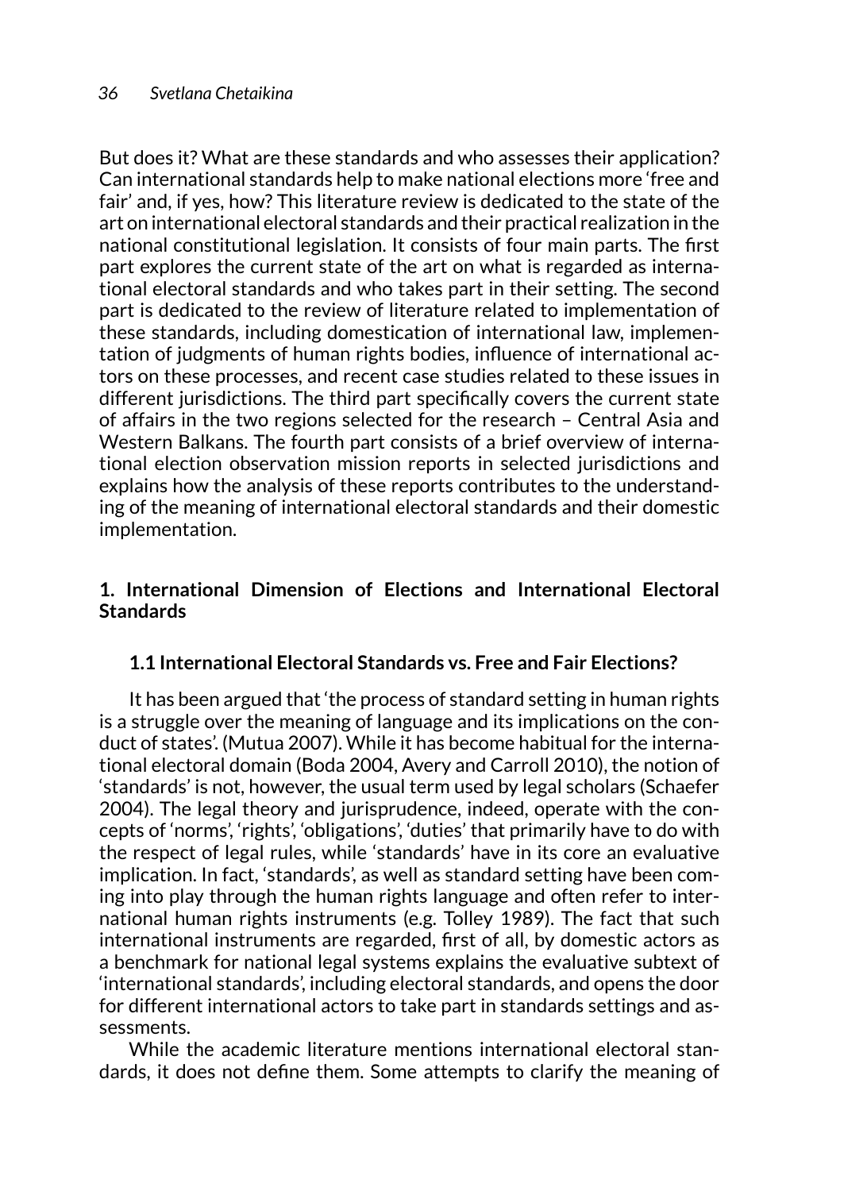But does it? What are these standards and who assesses their application? Can international standards help to make national elections more 'free and fair' and, if yes, how? This literature review is dedicated to the state of the art on international electoral standards and their practical realization in the national constitutional legislation. It consists of four main parts. The first part explores the current state of the art on what is regarded as international electoral standards and who takes part in their setting. The second part is dedicated to the review of literature related to implementation of these standards, including domestication of international law, implementation of judgments of human rights bodies, influence of international actors on these processes, and recent case studies related to these issues in different jurisdictions. The third part specifically covers the current state of affairs in the two regions selected for the research – Central Asia and Western Balkans. The fourth part consists of a brief overview of international election observation mission reports in selected jurisdictions and explains how the analysis of these reports contributes to the understanding of the meaning of international electoral standards and their domestic implementation.

## 1. International Dimension of Elections and International Electoral Standards

### 1.1 International Electoral Standards vs. Free and Fair Elections?

It has been argued that 'the process of standard setting in human rights is a struggle over the meaning of language and its implications on the conduct of states'. (Mutua 2007). While it has become habitual for the international electoral domain (Boda 2004, Avery and Carroll 2010), the notion of 'standards' is not, however, the usual term used by legal scholars (Schaefer 2004). The legal theory and jurisprudence, indeed, operate with the concepts of 'norms', 'rights', 'obligations', 'duties' that primarily have to do with the respect of legal rules, while 'standards' have in its core an evaluative implication. In fact, 'standards', as well as standard setting have been coming into play through the human rights language and often refer to international human rights instruments (e.g. Tolley 1989). The fact that such international instruments are regarded, first of all, by domestic actors as a benchmark for national legal systems explains the evaluative subtext of 'international standards', including electoral standards, and opens the door for different international actors to take part in standards settings and assessments.

While the academic literature mentions international electoral standards, it does not define them. Some attempts to clarify the meaning of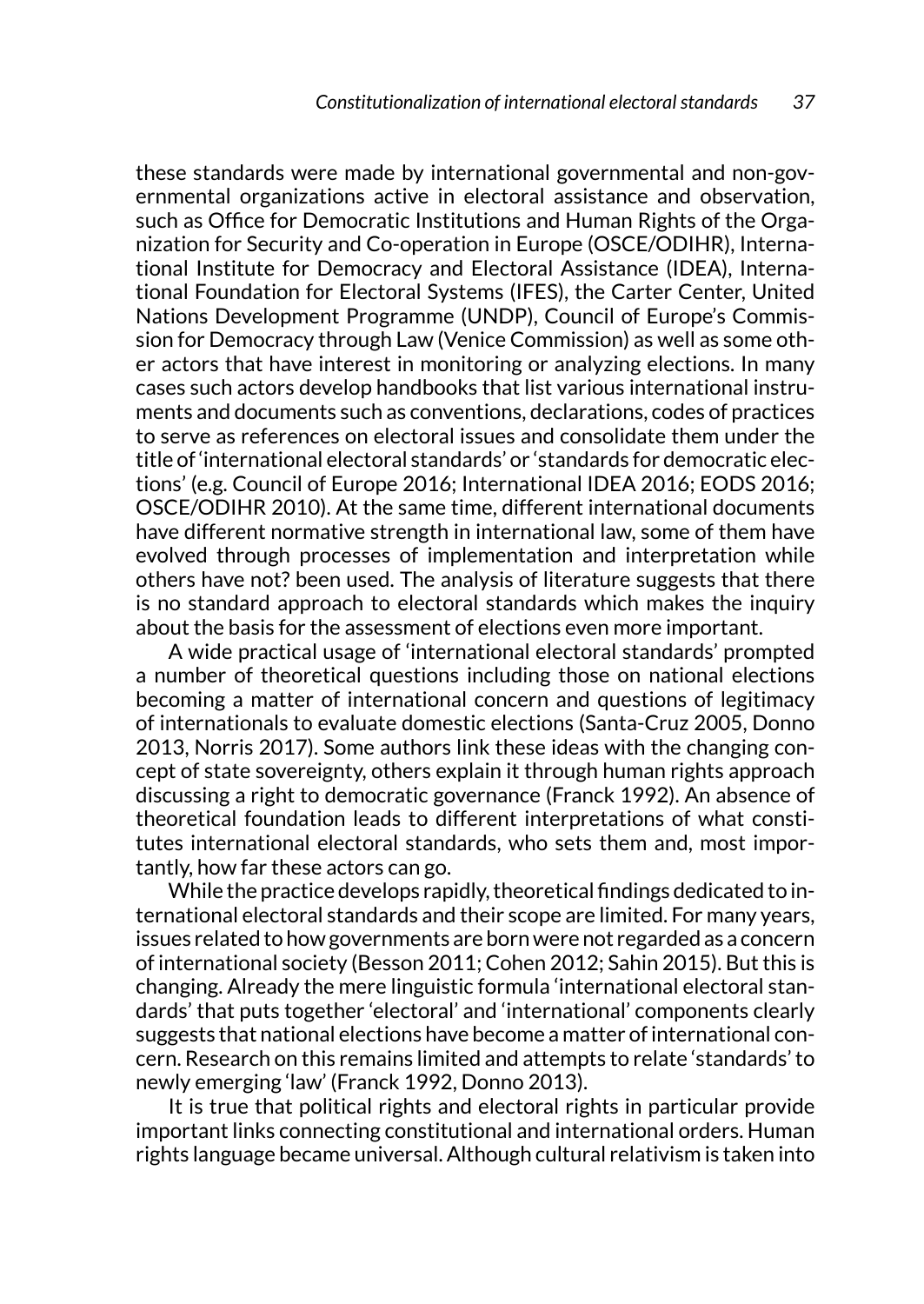these standards were made by international governmental and non-governmental organizations active in electoral assistance and observation, such as Office for Democratic Institutions and Human Rights of the Organization for Security and Co-operation in Europe (OSCE/ODIHR), International Institute for Democracy and Electoral Assistance (IDEA), International Foundation for Electoral Systems (IFES), the Carter Center, United Nations Development Programme (UNDP), Council of Europe's Commission for Democracy through Law (Venice Commission) as well as some other actors that have interest in monitoring or analyzing elections. In many cases such actors develop handbooks that list various international instruments and documents such as conventions, declarations, codes of practices to serve as references on electoral issues and consolidate them under the title of 'international electoral standards' or 'standards for democratic elections' (e.g. Council of Europe 2016; International IDEA 2016; EODS 2016; OSCE/ODIHR 2010). At the same time, different international documents have different normative strength in international law, some of them have evolved through processes of implementation and interpretation while others have not? been used. The analysis of literature suggests that there is no standard approach to electoral standards which makes the inquiry about the basis for the assessment of elections even more important.

A wide practical usage of 'international electoral standards' prompted a number of theoretical questions including those on national elections becoming a matter of international concern and questions of legitimacy of internationals to evaluate domestic elections (Santa-Cruz 2005, Donno 2013, Norris 2017). Some authors link these ideas with the changing concept of state sovereignty, others explain it through human rights approach discussing a right to democratic governance (Franck 1992). An absence of theoretical foundation leads to different interpretations of what constitutes international electoral standards, who sets them and, most importantly, how far these actors can go.

While the practice develops rapidly, theoretical findings dedicated to international electoral standards and their scope are limited. For many years, issues related to how governments are born were not regarded as a concern of international society (Besson 2011; Cohen 2012; Sahin 2015). But this is changing. Already the mere linguistic formula 'international electoral standards' that puts together 'electoral' and 'international' components clearly suggests that national elections have become a matter of international concern. Research on this remains limited and attempts to relate 'standards' to newly emerging 'law' (Franck 1992, Donno 2013).

It is true that political rights and electoral rights in particular provide important links connecting constitutional and international orders. Human rights language became universal. Although cultural relativism is taken into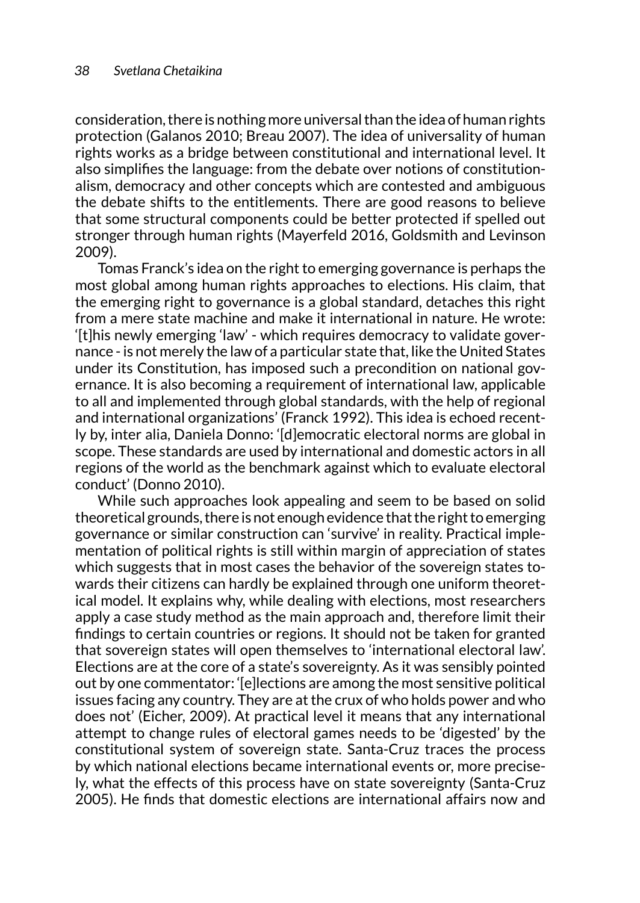consideration, there is nothing more universal than the idea of human rights protection (Galanos 2010; Breau 2007). The idea of universality of human rights works as a bridge between constitutional and international level. It also simplifies the language: from the debate over notions of constitutionalism, democracy and other concepts which are contested and ambiguous the debate shifts to the entitlements. There are good reasons to believe that some structural components could be better protected if spelled out stronger through human rights (Mayerfeld 2016, Goldsmith and Levinson 2009).

Tomas Franck's idea on the right to emerging governance is perhaps the most global among human rights approaches to elections. His claim, that the emerging right to governance is a global standard, detaches this right from a mere state machine and make it international in nature. He wrote: '[t]his newly emerging 'law' - which requires democracy to validate governance - is not merely the law of a particular state that, like the United States under its Constitution, has imposed such a precondition on national governance. It is also becoming a requirement of international law, applicable to all and implemented through global standards, with the help of regional and international organizations' (Franck 1992). This idea is echoed recently by, inter alia, Daniela Donno: '[d]emocratic electoral norms are global in scope. These standards are used by international and domestic actors in all regions of the world as the benchmark against which to evaluate electoral conduct' (Donno 2010).

While such approaches look appealing and seem to be based on solid theoretical grounds, there is not enough evidence that the right to emerging governance or similar construction can 'survive' in reality. Practical implementation of political rights is still within margin of appreciation of states which suggests that in most cases the behavior of the sovereign states towards their citizens can hardly be explained through one uniform theoretical model. It explains why, while dealing with elections, most researchers apply a case study method as the main approach and, therefore limit their findings to certain countries or regions. It should not be taken for granted that sovereign states will open themselves to 'international electoral law'. Elections are at the core of a state's sovereignty. As it was sensibly pointed out by one commentator: '[e]lections are among the most sensitive political issues facing any country. They are at the crux of who holds power and who does not' (Eicher, 2009). At practical level it means that any international attempt to change rules of electoral games needs to be 'digested' by the constitutional system of sovereign state. Santa-Cruz traces the process by which national elections became international events or, more precisely, what the effects of this process have on state sovereignty (Santa-Cruz 2005). He finds that domestic elections are international affairs now and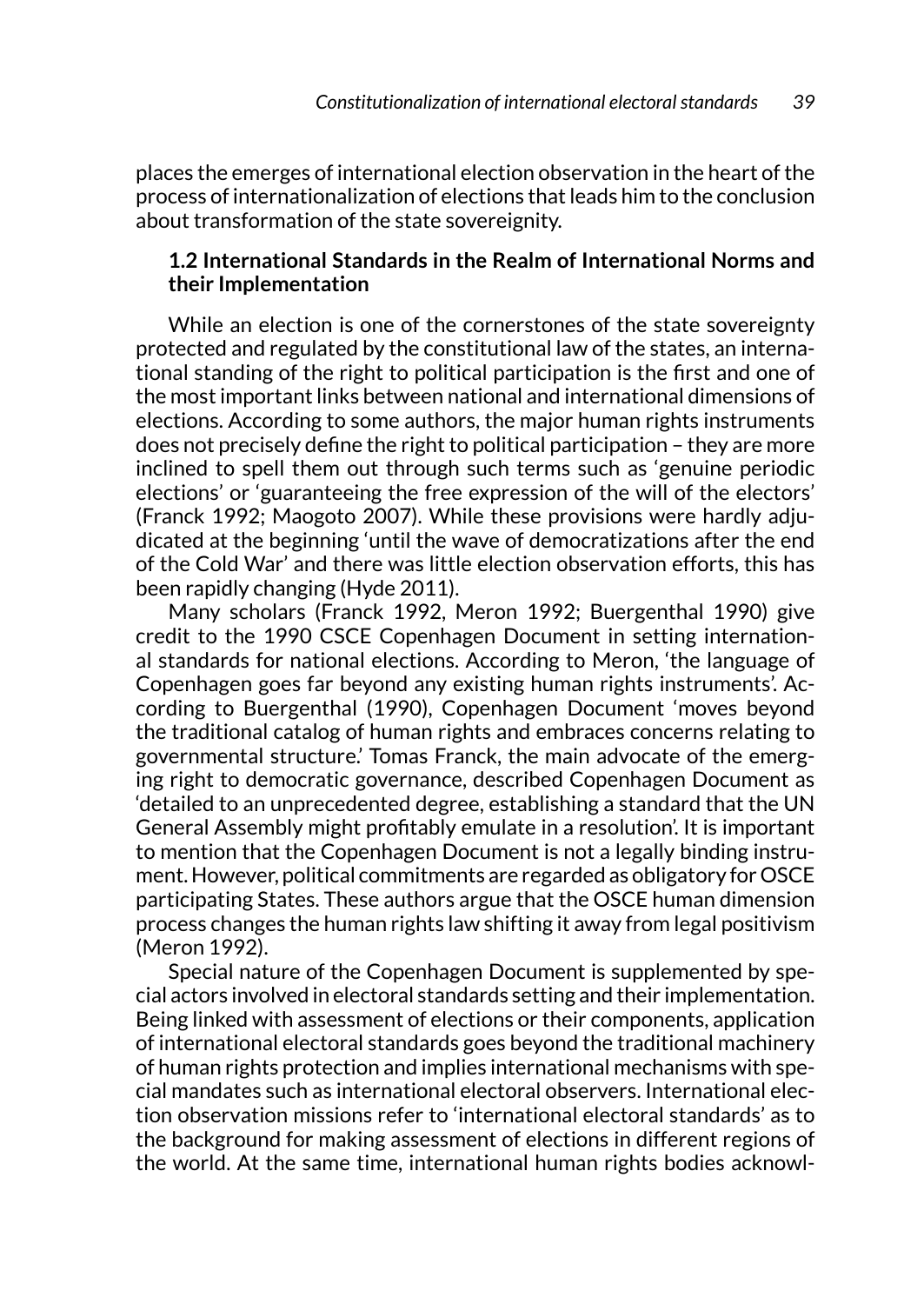places the emerges of international election observation in the heart of the process of internationalization of elections that leads him to the conclusion about transformation of the state sovereignity.

### 1.2 International Standards in the Realm of International Norms and their Implementation

While an election is one of the cornerstones of the state sovereignty protected and regulated by the constitutional law of the states, an international standing of the right to political participation is the first and one of the most important links between national and international dimensions of elections. According to some authors, the major human rights instruments does not precisely define the right to political participation – they are more inclined to spell them out through such terms such as 'genuine periodic elections' or 'guaranteeing the free expression of the will of the electors' (Franck 1992; Maogoto 2007). While these provisions were hardly adjudicated at the beginning 'until the wave of democratizations after the end of the Cold War' and there was little election observation efforts, this has been rapidly changing (Hyde 2011).

Many scholars (Franck 1992, Meron 1992; Buergenthal 1990) give credit to the 1990 CSCE Copenhagen Document in setting international standards for national elections. According to Meron, 'the language of Copenhagen goes far beyond any existing human rights instruments'. According to Buergenthal (1990), Copenhagen Document 'moves beyond the traditional catalog of human rights and embraces concerns relating to governmental structure.' Tomas Franck, the main advocate of the emerging right to democratic governance, described Copenhagen Document as 'detailed to an unprecedented degree, establishing a standard that the UN General Assembly might profitably emulate in a resolution'. It is important to mention that the Copenhagen Document is not a legally binding instrument. However, political commitments are regarded as obligatory for OSCE participating States. These authors argue that the OSCE human dimension process changes the human rights law shifting it away from legal positivism (Meron 1992).

Special nature of the Copenhagen Document is supplemented by special actors involved in electoral standards setting and their implementation. Being linked with assessment of elections or their components, application of international electoral standards goes beyond the traditional machinery of human rights protection and implies international mechanisms with special mandates such as international electoral observers. International election observation missions refer to 'international electoral standards' as to the background for making assessment of elections in different regions of the world. At the same time, international human rights bodies acknowl-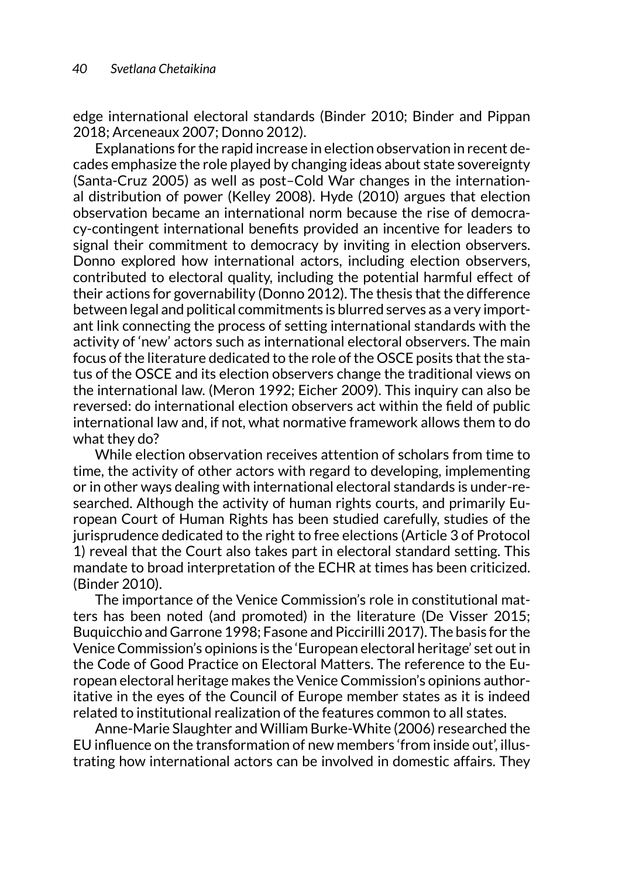edge international electoral standards (Binder 2010; Binder and Pippan 2018; Arceneaux 2007; Donno 2012).

Explanations for the rapid increase in election observation in recent decades emphasize the role played by changing ideas about state sovereignty (Santa-Cruz 2005) as well as post–Cold War changes in the international distribution of power (Kelley 2008). Hyde (2010) argues that election observation became an international norm because the rise of democracy-contingent international benefits provided an incentive for leaders to signal their commitment to democracy by inviting in election observers. Donno explored how international actors, including election observers, contributed to electoral quality, including the potential harmful effect of their actions for governability (Donno 2012). The thesis that the difference between legal and political commitments is blurred serves as a very important link connecting the process of setting international standards with the activity of 'new' actors such as international electoral observers. The main focus of the literature dedicated to the role of the OSCE posits that the status of the OSCE and its election observers change the traditional views on the international law. (Meron 1992; Eicher 2009). This inquiry can also be reversed: do international election observers act within the field of public international law and, if not, what normative framework allows them to do what they do?

While election observation receives attention of scholars from time to time, the activity of other actors with regard to developing, implementing or in other ways dealing with international electoral standards is under-researched. Although the activity of human rights courts, and primarily European Court of Human Rights has been studied carefully, studies of the jurisprudence dedicated to the right to free elections (Article 3 of Protocol 1) reveal that the Court also takes part in electoral standard setting. This mandate to broad interpretation of the ECHR at times has been criticized. (Binder 2010).

The importance of the Venice Commission's role in constitutional matters has been noted (and promoted) in the literature (De Visser 2015; Buquicchio and Garrone 1998; Fasone and Piccirilli 2017). The basis for the Venice Commission's opinions is the 'European electoral heritage' set out in the Code of Good Practice on Electoral Matters. The reference to the European electoral heritage makes the Venice Commission's opinions authoritative in the eyes of the Council of Europe member states as it is indeed related to institutional realization of the features common to all states.

Anne-Marie Slaughter and William Burke-White (2006) researched the EU influence on the transformation of new members 'from inside out', illustrating how international actors can be involved in domestic affairs. They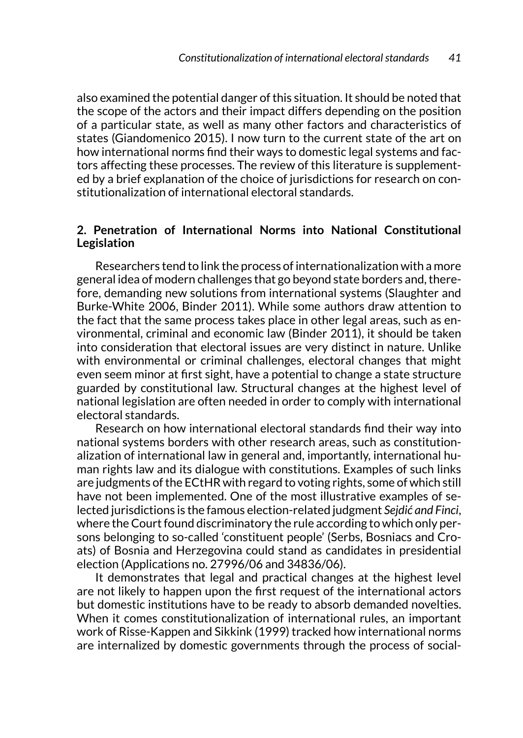also examined the potential danger of this situation. It should be noted that the scope of the actors and their impact differs depending on the position of a particular state, as well as many other factors and characteristics of states (Giandomenico 2015). I now turn to the current state of the art on how international norms find their ways to domestic legal systems and factors affecting these processes. The review of this literature is supplemented by a brief explanation of the choice of jurisdictions for research on constitutionalization of international electoral standards.

## 2. Penetration of International Norms into National Constitutional Legislation

Researchers tend to link the process of internationalization with a more general idea of modern challenges that go beyond state borders and, therefore, demanding new solutions from international systems (Slaughter and Burke-White 2006, Binder 2011). While some authors draw attention to the fact that the same process takes place in other legal areas, such as environmental, criminal and economic law (Binder 2011), it should be taken into consideration that electoral issues are very distinct in nature. Unlike with environmental or criminal challenges, electoral changes that might even seem minor at first sight, have a potential to change a state structure guarded by constitutional law. Structural changes at the highest level of national legislation are often needed in order to comply with international electoral standards.

Research on how international electoral standards find their way into national systems borders with other research areas, such as constitutionalization of international law in general and, importantly, international human rights law and its dialogue with constitutions. Examples of such links are judgments of the ECtHR with regard to voting rights, some of which still have not been implemented. One of the most illustrative examples of selected jurisdictions is the famous election-related judgment *Sejdić and Finci*, where the Court found discriminatory the rule according to which only persons belonging to so-called 'constituent people' (Serbs, Bosniacs and Croats) of Bosnia and Herzegovina could stand as candidates in presidential election (Applications no. 27996/06 and 34836/06).

It demonstrates that legal and practical changes at the highest level are not likely to happen upon the first request of the international actors but domestic institutions have to be ready to absorb demanded novelties. When it comes constitutionalization of international rules, an important work of Risse-Kappen and Sikkink (1999) tracked how international norms are internalized by domestic governments through the process of social-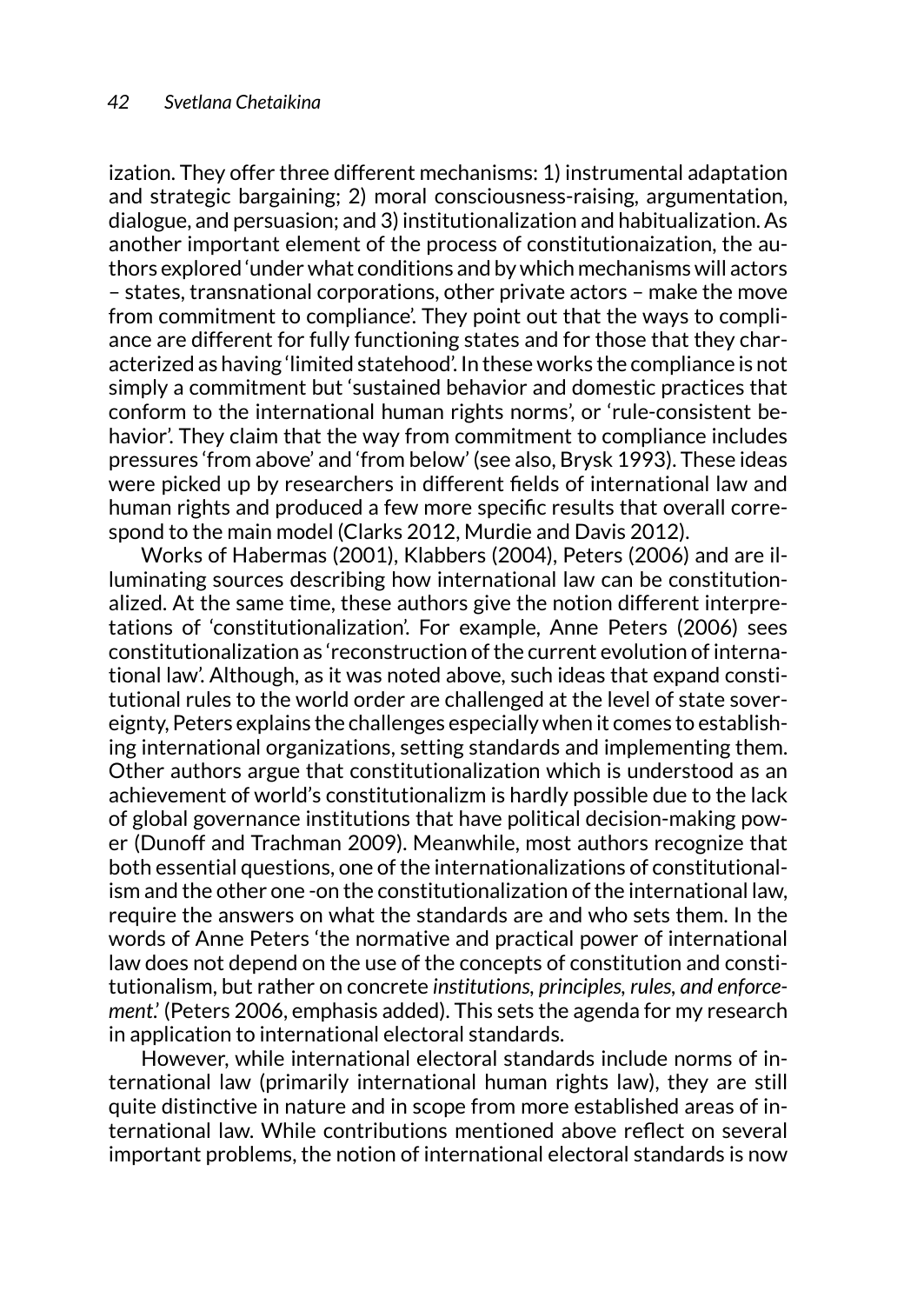ization. They offer three different mechanisms: 1) instrumental adaptation and strategic bargaining; 2) moral consciousness-raising, argumentation, dialogue, and persuasion; and 3) institutionalization and habitualization. As another important element of the process of constitutionaization, the authors explored 'under what conditions and by which mechanisms will actors – states, transnational corporations, other private actors – make the move from commitment to compliance'. They point out that the ways to compliance are different for fully functioning states and for those that they characterized as having 'limited statehood'. In these works the compliance is not simply a commitment but 'sustained behavior and domestic practices that conform to the international human rights norms', or 'rule-consistent behavior'. They claim that the way from commitment to compliance includes pressures 'from above' and 'from below' (see also, Brysk 1993). These ideas were picked up by researchers in different fields of international law and human rights and produced a few more specific results that overall correspond to the main model (Clarks 2012, Murdie and Davis 2012).

Works of Habermas (2001), Klabbers (2004), Peters (2006) and are illuminating sources describing how international law can be constitutionalized. At the same time, these authors give the notion different interpretations of 'constitutionalization'. For example, Anne Peters (2006) sees constitutionalization as 'reconstruction of the current evolution of international law'. Although, as it was noted above, such ideas that expand constitutional rules to the world order are challenged at the level of state sovereignty, Peters explains the challenges especially when it comes to establishing international organizations, setting standards and implementing them. Other authors argue that constitutionalization which is understood as an achievement of world's constitutionalizm is hardly possible due to the lack of global governance institutions that have political decision-making power (Dunoff and Trachman 2009). Meanwhile, most authors recognize that both essential questions, one of the internationalizations of constitutionalism and the other one -on the constitutionalization of the international law, require the answers on what the standards are and who sets them. In the words of Anne Peters 'the normative and practical power of international law does not depend on the use of the concepts of constitution and constitutionalism, but rather on concrete *institutions, principles, rules, and enforcement*.' (Peters 2006, emphasis added). This sets the agenda for my research in application to international electoral standards.

However, while international electoral standards include norms of international law (primarily international human rights law), they are still quite distinctive in nature and in scope from more established areas of international law. While contributions mentioned above reflect on several important problems, the notion of international electoral standards is now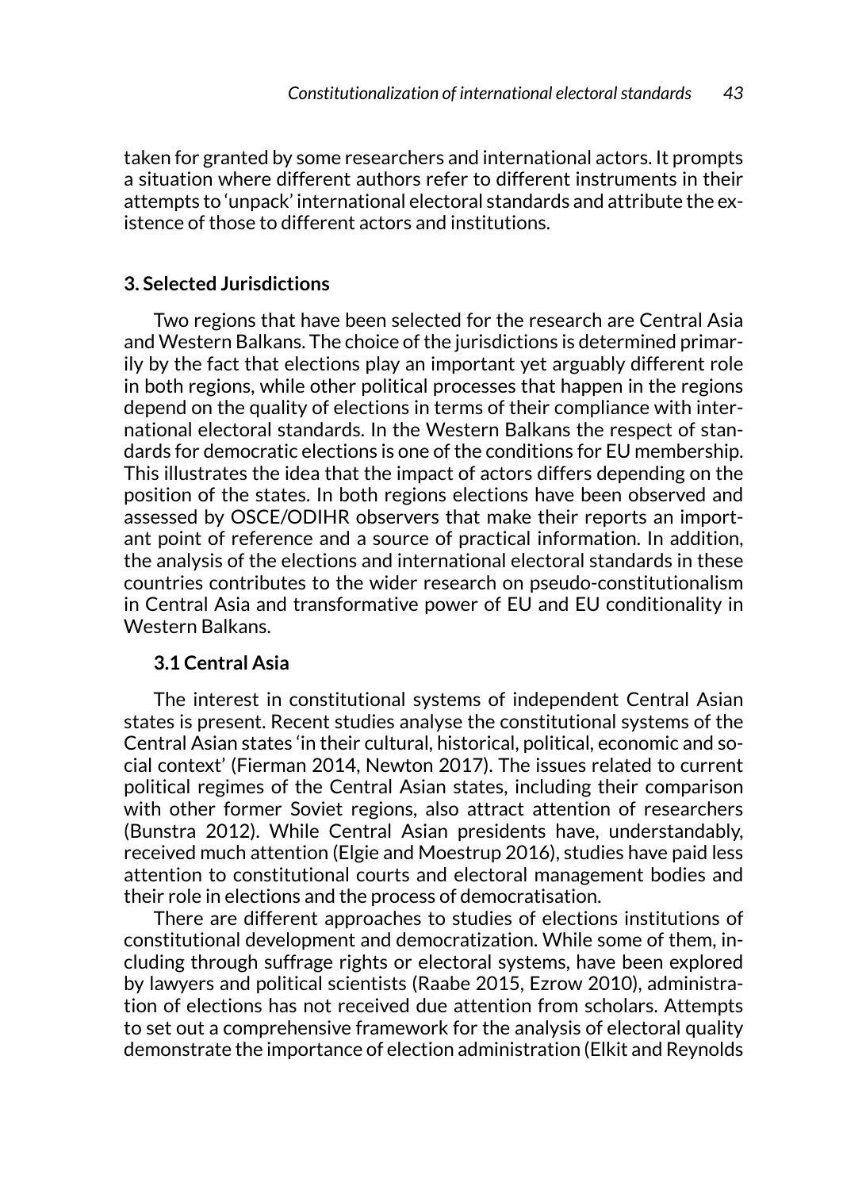taken for granted by some researchers and international actors. It prompts a situation where different authors refer to different instruments in their attempts to 'unpack' international electoral standards and attribute the existence of those to different actors and institutions.

## 3. Selected Jurisdictions

Two regions that have been selected for the research are Central Asia and Western Balkans. The choice of the jurisdictions is determined primarily by the fact that elections play an important yet arguably different role in both regions, while other political processes that happen in the regions depend on the quality of elections in terms of their compliance with international electoral standards. In the Western Balkans the respect of standards for democratic elections is one of the conditions for EU membership. This illustrates the idea that the impact of actors differs depending on the position of the states. In both regions elections have been observed and assessed by OSCE/ODIHR observers that make their reports an important point of reference and a source of practical information. In addition, the analysis of the elections and international electoral standards in these countries contributes to the wider research on pseudo-constitutionalism in Central Asia and transformative power of EU and EU conditionality in Western Balkans.

### 3.1 Central Asia

The interest in constitutional systems of independent Central Asian states is present. Recent studies analyse the constitutional systems of the Central Asian states 'in their cultural, historical, political, economic and social context' (Fierman 2014, Newton 2017). The issues related to current political regimes of the Central Asian states, including their comparison with other former Soviet regions, also attract attention of researchers (Bunstra 2012). While Central Asian presidents have, understandably, received much attention (Elgie and Moestrup 2016), studies have paid less attention to constitutional courts and electoral management bodies and their role in elections and the process of democratisation.

There are different approaches to studies of elections institutions of constitutional development and democratization. While some of them, including through suffrage rights or electoral systems, have been explored by lawyers and political scientists (Raabe 2015, Ezrow 2010), administration of elections has not received due attention from scholars. Attempts to set out a comprehensive framework for the analysis of electoral quality demonstrate the importance of election administration (Elkit and Reynolds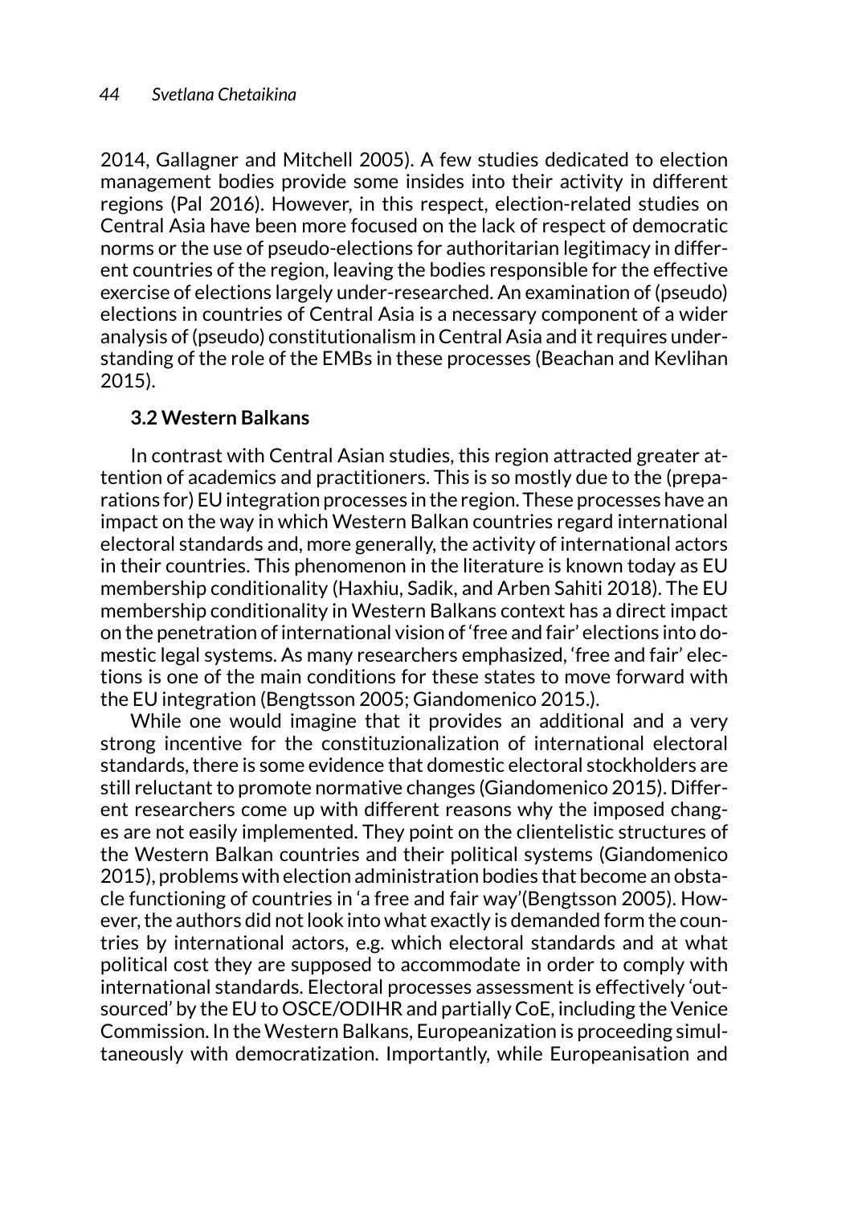2014, Gallagner and Mitchell 2005). A few studies dedicated to election management bodies provide some insides into their activity in different regions (Pal 2016). However, in this respect, election-related studies on Central Asia have been more focused on the lack of respect of democratic norms or the use of pseudo-elections for authoritarian legitimacy in different countries of the region, leaving the bodies responsible for the effective exercise of elections largely under-researched. An examination of (pseudo) elections in countries of Central Asia is a necessary component of a wider analysis of (pseudo) constitutionalism in Central Asia and it requires understanding of the role of the EMBs in these processes (Beachan and Kevlihan 2015).

### 3.2 Western Balkans

In contrast with Central Asian studies, this region attracted greater attention of academics and practitioners. This is so mostly due to the (preparations for) EU integration processes in the region. These processes have an impact on the way in which Western Balkan countries regard international electoral standards and, more generally, the activity of international actors in their countries. This phenomenon in the literature is known today as EU membership conditionality (Haxhiu, Sadik, and Arben Sahiti 2018). The EU membership conditionality in Western Balkans context has a direct impact on the penetration of international vision of 'free and fair' elections into domestic legal systems. As many researchers emphasized, 'free and fair' elections is one of the main conditions for these states to move forward with the EU integration (Bengtsson 2005; Giandomenico 2015.).

While one would imagine that it provides an additional and a very strong incentive for the constituzionalization of international electoral standards, there is some evidence that domestic electoral stockholders are still reluctant to promote normative changes (Giandomenico 2015). Different researchers come up with different reasons why the imposed changes are not easily implemented. They point on the clientelistic structures of the Western Balkan countries and their political systems (Giandomenico 2015), problems with election administration bodies that become an obstacle functioning of countries in 'a free and fair way'(Bengtsson 2005). However, the authors did not look into what exactly is demanded form the countries by international actors, e.g. which electoral standards and at what political cost they are supposed to accommodate in order to comply with international standards. Electoral processes assessment is effectively 'outsourced' by the EU to OSCE/ODIHR and partially CoE, including the Venice Commission. In the Western Balkans, Europeanization is proceeding simultaneously with democratization. Importantly, while Europeanisation and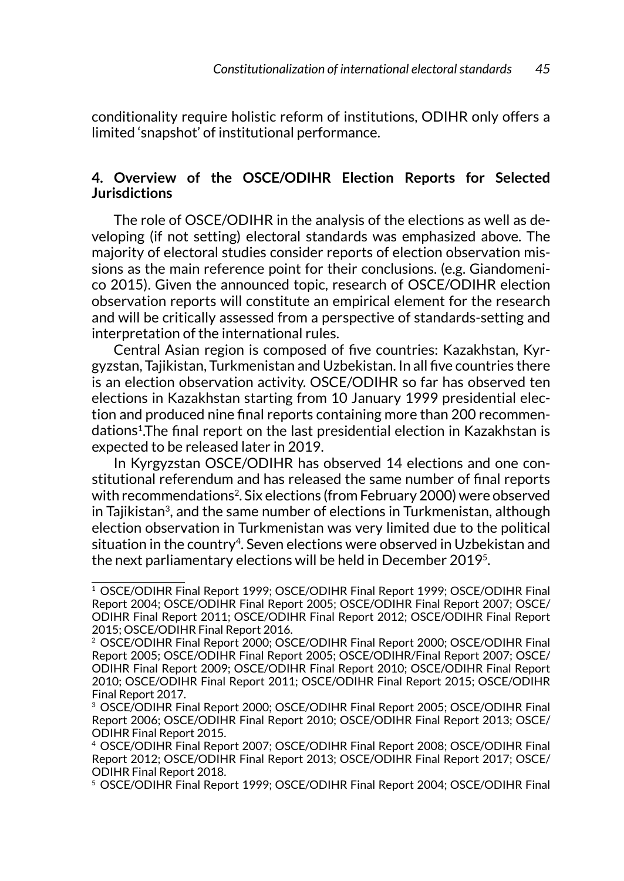conditionality require holistic reform of institutions, ODIHR only offers a limited 'snapshot' of institutional performance.

## 4. Overview of the OSCE/ODIHR Election Reports for Selected Jurisdictions

The role of OSCE/ODIHR in the analysis of the elections as well as developing (if not setting) electoral standards was emphasized above. The majority of electoral studies consider reports of election observation missions as the main reference point for their conclusions. (e.g. Giandomenico 2015). Given the announced topic, research of OSCE/ODIHR election observation reports will constitute an empirical element for the research and will be critically assessed from a perspective of standards-setting and interpretation of the international rules.

Central Asian region is composed of five countries: Kazakhstan, Kyrgyzstan, Tajikistan, Turkmenistan and Uzbekistan. In all five countries there is an election observation activity. OSCE/ODIHR so far has observed ten elections in Kazakhstan starting from 10 January 1999 presidential election and produced nine final reports containing more than 200 recommendations[1].The final report on the last presidential election in Kazakhstan is expected to be released later in 2019.

In Kyrgyzstan OSCE/ODIHR has observed 14 elections and one constitutional referendum and has released the same number of final reports with recommendations[2]. Six elections (from February 2000) were observed in Tajikistan[3], and the same number of elections in Turkmenistan, although election observation in Turkmenistan was very limited due to the political situation in the country[4]. Seven elections were observed in Uzbekistan and the next parliamentary elections will be held in December 2019[5].

---

[1] OSCE/ODIHR Final Report 1999; OSCE/ODIHR Final Report 1999; OSCE/ODIHR Final Report 2004; OSCE/ODIHR Final Report 2005; OSCE/ODIHR Final Report 2007; OSCE/ODIHR Final Report 2011; OSCE/ODIHR Final Report 2012; OSCE/ODIHR Final Report 2015; OSCE/ODIHR Final Report 2016.

[2] OSCE/ODIHR Final Report 2000; OSCE/ODIHR Final Report 2000; OSCE/ODIHR Final Report 2005; OSCE/ODIHR Final Report 2005; OSCE/ODIHR/Final Report 2007; OSCE/ODIHR Final Report 2009; OSCE/ODIHR Final Report 2010; OSCE/ODIHR Final Report 2010; OSCE/ODIHR Final Report 2011; OSCE/ODIHR Final Report 2015; OSCE/ODIHR Final Report 2017.

[3] OSCE/ODIHR Final Report 2000; OSCE/ODIHR Final Report 2005; OSCE/ODIHR Final Report 2006; OSCE/ODIHR Final Report 2010; OSCE/ODIHR Final Report 2013; OSCE/ODIHR Final Report 2015.

[4] OSCE/ODIHR Final Report 2007; OSCE/ODIHR Final Report 2008; OSCE/ODIHR Final Report 2012; OSCE/ODIHR Final Report 2013; OSCE/ODIHR Final Report 2017; OSCE/ODIHR Final Report 2018.

[5] OSCE/ODIHR Final Report 1999; OSCE/ODIHR Final Report 2004; OSCE/ODIHR Final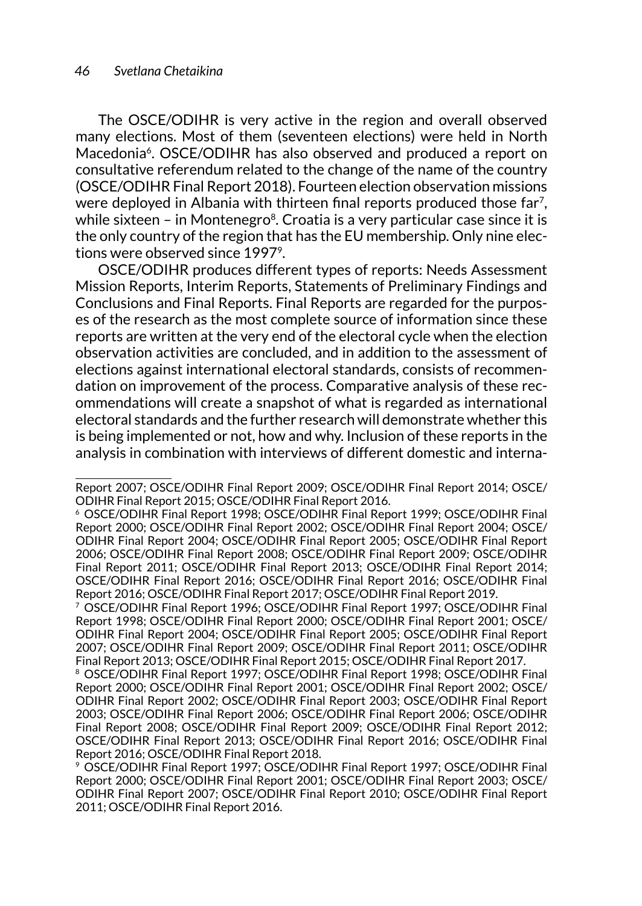The OSCE/ODIHR is very active in the region and overall observed many elections. Most of them (seventeen elections) were held in North Macedonia[6]. OSCE/ODIHR has also observed and produced a report on consultative referendum related to the change of the name of the country (OSCE/ODIHR Final Report 2018). Fourteen election observation missions were deployed in Albania with thirteen final reports produced those far[7], while sixteen – in Montenegro[8]. Croatia is a very particular case since it is the only country of the region that has the EU membership. Only nine elections were observed since 1997[9].

OSCE/ODIHR produces different types of reports: Needs Assessment Mission Reports, Interim Reports, Statements of Preliminary Findings and Conclusions and Final Reports. Final Reports are regarded for the purposes of the research as the most complete source of information since these reports are written at the very end of the electoral cycle when the election observation activities are concluded, and in addition to the assessment of elections against international electoral standards, consists of recommendation on improvement of the process. Comparative analysis of these recommendations will create a snapshot of what is regarded as international electoral standards and the further research will demonstrate whether this is being implemented or not, how and why. Inclusion of these reports in the analysis in combination with interviews of different domestic and interna-

---

Report 2007; OSCE/ODIHR Final Report 2009; OSCE/ODIHR Final Report 2014; OSCE/ODIHR Final Report 2015; OSCE/ODIHR Final Report 2016.

[6] OSCE/ODIHR Final Report 1998; OSCE/ODIHR Final Report 1999; OSCE/ODIHR Final Report 2000; OSCE/ODIHR Final Report 2002; OSCE/ODIHR Final Report 2004; OSCE/ODIHR Final Report 2004; OSCE/ODIHR Final Report 2005; OSCE/ODIHR Final Report 2006; OSCE/ODIHR Final Report 2008; OSCE/ODIHR Final Report 2009; OSCE/ODIHR Final Report 2011; OSCE/ODIHR Final Report 2013; OSCE/ODIHR Final Report 2014; OSCE/ODIHR Final Report 2016; OSCE/ODIHR Final Report 2016; OSCE/ODIHR Final Report 2016; OSCE/ODIHR Final Report 2017; OSCE/ODIHR Final Report 2019.

[7] OSCE/ODIHR Final Report 1996; OSCE/ODIHR Final Report 1997; OSCE/ODIHR Final Report 1998; OSCE/ODIHR Final Report 2000; OSCE/ODIHR Final Report 2001; OSCE/ODIHR Final Report 2004; OSCE/ODIHR Final Report 2005; OSCE/ODIHR Final Report 2007; OSCE/ODIHR Final Report 2009; OSCE/ODIHR Final Report 2011; OSCE/ODIHR Final Report 2013; OSCE/ODIHR Final Report 2015; OSCE/ODIHR Final Report 2017.

[8] OSCE/ODIHR Final Report 1997; OSCE/ODIHR Final Report 1998; OSCE/ODIHR Final Report 2000; OSCE/ODIHR Final Report 2001; OSCE/ODIHR Final Report 2002; OSCE/ODIHR Final Report 2002; OSCE/ODIHR Final Report 2003; OSCE/ODIHR Final Report 2003; OSCE/ODIHR Final Report 2006; OSCE/ODIHR Final Report 2006; OSCE/ODIHR Final Report 2008; OSCE/ODIHR Final Report 2009; OSCE/ODIHR Final Report 2012; OSCE/ODIHR Final Report 2013; OSCE/ODIHR Final Report 2016; OSCE/ODIHR Final Report 2016; OSCE/ODIHR Final Report 2018.

[9] OSCE/ODIHR Final Report 1997; OSCE/ODIHR Final Report 1997; OSCE/ODIHR Final Report 2000; OSCE/ODIHR Final Report 2001; OSCE/ODIHR Final Report 2003; OSCE/ODIHR Final Report 2007; OSCE/ODIHR Final Report 2010; OSCE/ODIHR Final Report 2011; OSCE/ODIHR Final Report 2016.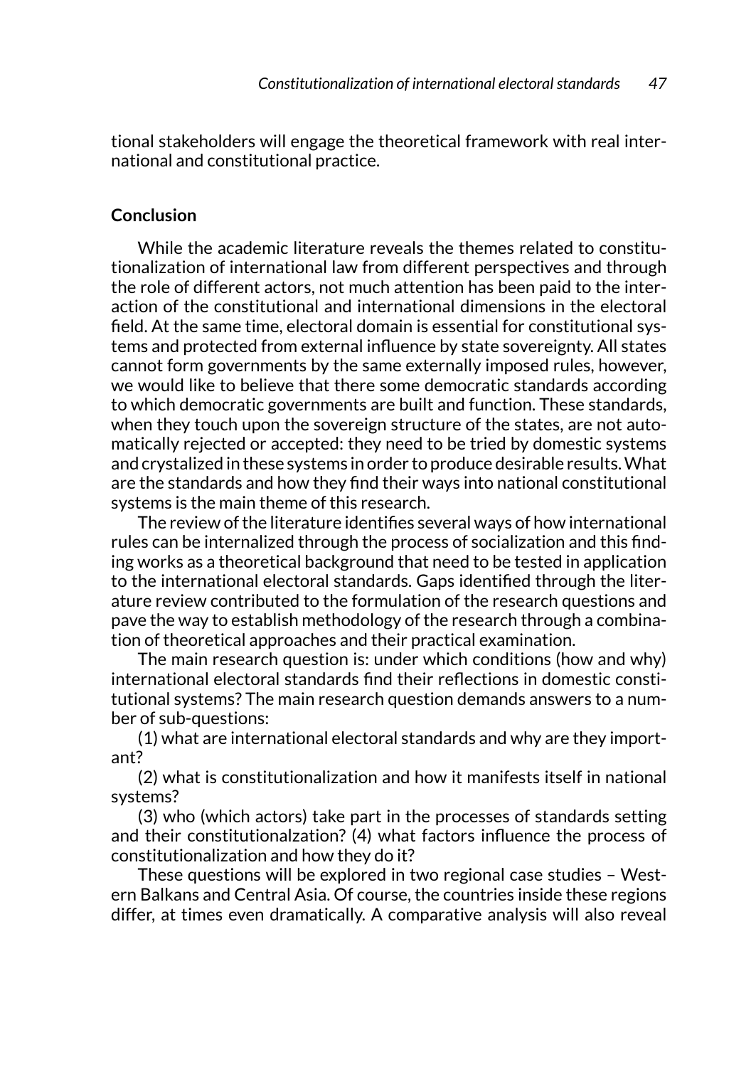tional stakeholders will engage the theoretical framework with real international and constitutional practice.

## Conclusion

While the academic literature reveals the themes related to constitutionalization of international law from different perspectives and through the role of different actors, not much attention has been paid to the interaction of the constitutional and international dimensions in the electoral field. At the same time, electoral domain is essential for constitutional systems and protected from external influence by state sovereignty. All states cannot form governments by the same externally imposed rules, however, we would like to believe that there some democratic standards according to which democratic governments are built and function. These standards, when they touch upon the sovereign structure of the states, are not automatically rejected or accepted: they need to be tried by domestic systems and crystalized in these systems in order to produce desirable results. What are the standards and how they find their ways into national constitutional systems is the main theme of this research.

The review of the literature identifies several ways of how international rules can be internalized through the process of socialization and this finding works as a theoretical background that need to be tested in application to the international electoral standards. Gaps identified through the literature review contributed to the formulation of the research questions and pave the way to establish methodology of the research through a combination of theoretical approaches and their practical examination.

The main research question is: under which conditions (how and why) international electoral standards find their reflections in domestic constitutional systems? The main research question demands answers to a number of sub-questions:

(1) what are international electoral standards and why are they important?

(2) what is constitutionalization and how it manifests itself in national systems?

(3) who (which actors) take part in the processes of standards setting and their constitutionalzation? (4) what factors influence the process of constitutionalization and how they do it?

These questions will be explored in two regional case studies – Western Balkans and Central Asia. Of course, the countries inside these regions differ, at times even dramatically. A comparative analysis will also reveal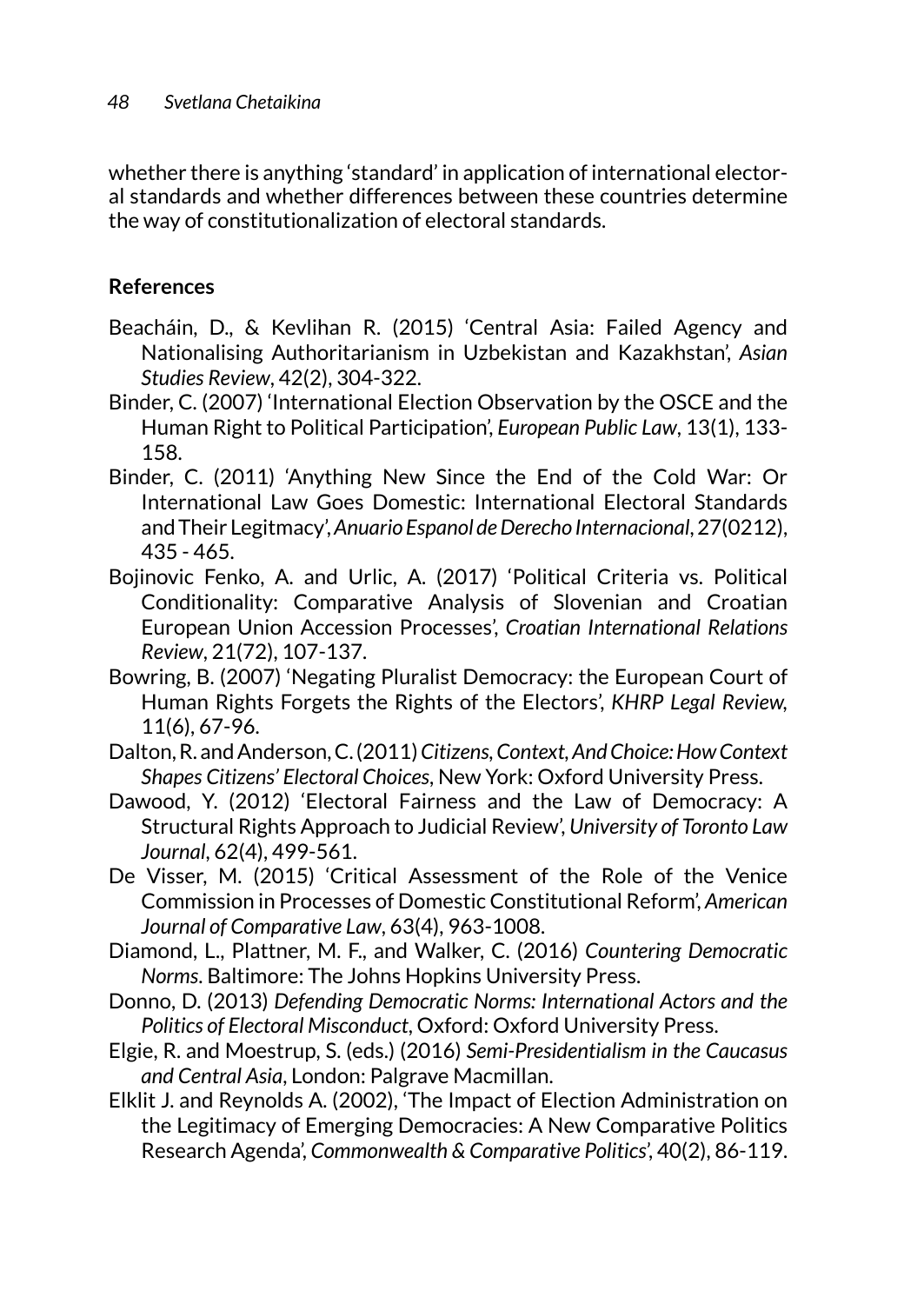whether there is anything 'standard' in application of international electoral standards and whether differences between these countries determine the way of constitutionalization of electoral standards.

**References**

Beacháin, D., & Kevlihan R. (2015) 'Central Asia: Failed Agency and Nationalising Authoritarianism in Uzbekistan and Kazakhstan', *Asian Studies Review*, 42(2), 304-322.

Binder, C. (2007) 'International Election Observation by the OSCE and the Human Right to Political Participation', *European Public Law*, 13(1), 133-158.

Binder, C. (2011) 'Anything New Since the End of the Cold War: Or International Law Goes Domestic: International Electoral Standards and Their Legitmacy', *Anuario Espanol de Derecho Internacional*, 27(0212), 435 - 465.

Bojinovic Fenko, A. and Urlic, A. (2017) 'Political Criteria vs. Political Conditionality: Comparative Analysis of Slovenian and Croatian European Union Accession Processes', *Croatian International Relations Review*, 21(72), 107-137.

Bowring, B. (2007) 'Negating Pluralist Democracy: the European Court of Human Rights Forgets the Rights of the Electors', *KHRP Legal Review*, 11(6), 67-96.

Dalton, R. and Anderson, C. (2011) *Citizens, Context, And Choice: How Context Shapes Citizens' Electoral Choices*, New York: Oxford University Press.

Dawood, Y. (2012) 'Electoral Fairness and the Law of Democracy: A Structural Rights Approach to Judicial Review', *University of Toronto Law Journal*, 62(4), 499-561.

De Visser, M. (2015) 'Critical Assessment of the Role of the Venice Commission in Processes of Domestic Constitutional Reform', *American Journal of Comparative Law*, 63(4), 963-1008.

Diamond, L., Plattner, M. F., and Walker, C. (2016) *Countering Democratic Norms*. Baltimore: The Johns Hopkins University Press.

Donno, D. (2013) *Defending Democratic Norms: International Actors and the Politics of Electoral Misconduct*, Oxford: Oxford University Press.

Elgie, R. and Moestrup, S. (eds.) (2016) *Semi-Presidentialism in the Caucasus and Central Asia*, London: Palgrave Macmillan.

Elklit J. and Reynolds A. (2002), 'The Impact of Election Administration on the Legitimacy of Emerging Democracies: A New Comparative Politics Research Agenda', *Commonwealth & Comparative Politics*', 40(2), 86-119.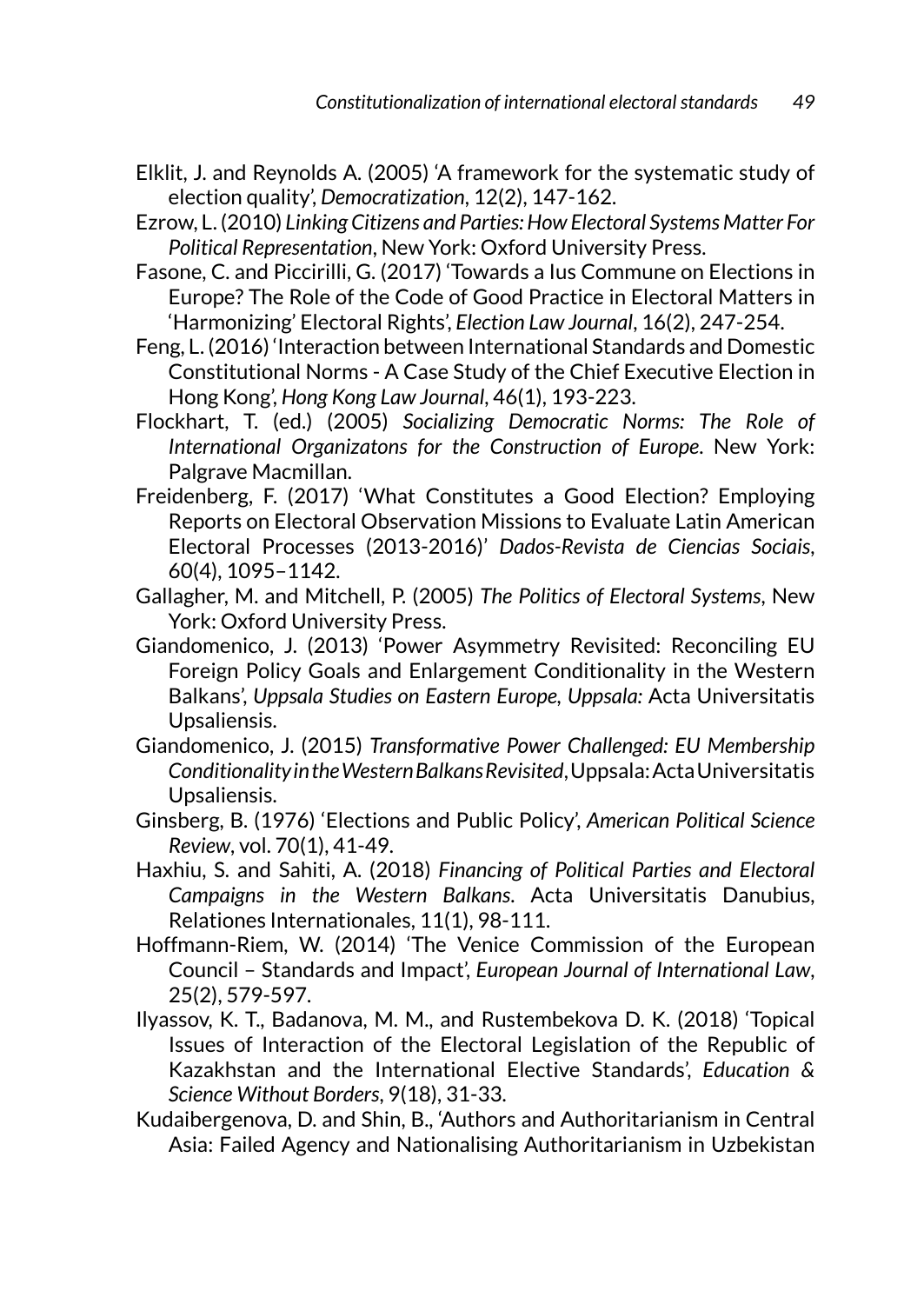Elklit, J. and Reynolds A. (2005) 'A framework for the systematic study of election quality', *Democratization*, 12(2), 147-162.

Ezrow, L. (2010) *Linking Citizens and Parties: How Electoral Systems Matter For Political Representation*, New York: Oxford University Press.

Fasone, C. and Piccirilli, G. (2017) 'Towards a Ius Commune on Elections in Europe? The Role of the Code of Good Practice in Electoral Matters in 'Harmonizing' Electoral Rights', *Election Law Journal*, 16(2), 247-254.

Feng, L. (2016) 'Interaction between International Standards and Domestic Constitutional Norms - A Case Study of the Chief Executive Election in Hong Kong', *Hong Kong Law Journal*, 46(1), 193-223.

Flockhart, T. (ed.) (2005) *Socializing Democratic Norms: The Role of International Organizatons for the Construction of Europe*. New York: Palgrave Macmillan.

Freidenberg, F. (2017) 'What Constitutes a Good Election? Employing Reports on Electoral Observation Missions to Evaluate Latin American Electoral Processes (2013-2016)' *Dados-Revista de Ciencias Sociais*, 60(4), 1095–1142.

Gallagher, M. and Mitchell, P. (2005) *The Politics of Electoral Systems*, New York: Oxford University Press.

Giandomenico, J. (2013) 'Power Asymmetry Revisited: Reconciling EU Foreign Policy Goals and Enlargement Conditionality in the Western Balkans', *Uppsala Studies on Eastern Europe, Uppsala:* Acta Universitatis Upsaliensis.

Giandomenico, J. (2015) *Transformative Power Challenged: EU Membership Conditionality in the Western Balkans Revisited*, Uppsala: Acta Universitatis Upsaliensis.

Ginsberg, B. (1976) 'Elections and Public Policy', *American Political Science Review*, vol. 70(1), 41-49.

Haxhiu, S. and Sahiti, A. (2018) *Financing of Political Parties and Electoral Campaigns in the Western Balkans*. Acta Universitatis Danubius, Relationes Internationales, 11(1), 98-111.

Hoffmann-Riem, W. (2014) 'The Venice Commission of the European Council – Standards and Impact', *European Journal of International Law*, 25(2), 579-597.

Ilyassov, K. T., Badanova, M. M., and Rustembekova D. K. (2018) 'Topical Issues of Interaction of the Electoral Legislation of the Republic of Kazakhstan and the International Elective Standards', *Education & Science Without Borders*, 9(18), 31-33.

Kudaibergenova, D. and Shin, B., 'Authors and Authoritarianism in Central Asia: Failed Agency and Nationalising Authoritarianism in Uzbekistan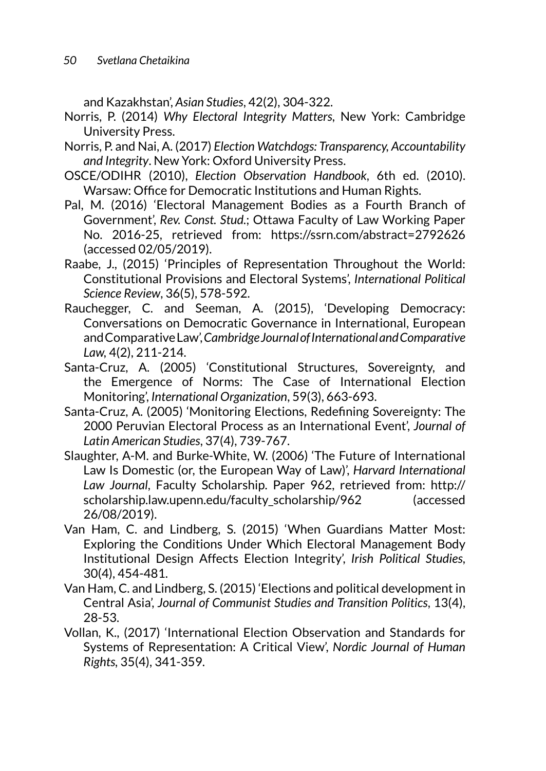and Kazakhstan', *Asian Studies*, 42(2), 304-322.

Norris, P. (2014) *Why Electoral Integrity Matters*, New York: Cambridge University Press.

Norris, P. and Nai, A. (2017) *Election Watchdogs: Transparency, Accountability and Integrity*. New York: Oxford University Press.

OSCE/ODIHR (2010), *Election Observation Handbook*, 6th ed. (2010). Warsaw: Office for Democratic Institutions and Human Rights.

Pal, M. (2016) 'Electoral Management Bodies as a Fourth Branch of Government', *Rev. Const. Stud.*; Ottawa Faculty of Law Working Paper No. 2016-25, retrieved from: https://ssrn.com/abstract=2792626 (accessed 02/05/2019).

Raabe, J., (2015) 'Principles of Representation Throughout the World: Constitutional Provisions and Electoral Systems', *International Political Science Review*, 36(5), 578-592.

Rauchegger, C. and Seeman, A. (2015), 'Developing Democracy: Conversations on Democratic Governance in International, European and Comparative Law', *Cambridge Journal of International and Comparative Law*, 4(2), 211-214.

Santa-Cruz, A. (2005) 'Constitutional Structures, Sovereignty, and the Emergence of Norms: The Case of International Election Monitoring', *International Organization*, 59(3), 663-693.

Santa-Cruz, A. (2005) 'Monitoring Elections, Redefining Sovereignty: The 2000 Peruvian Electoral Process as an International Event', *Journal of Latin American Studies*, 37(4), 739-767.

Slaughter, A-M. and Burke-White, W. (2006) 'The Future of International Law Is Domestic (or, the European Way of Law)', *Harvard International Law Journal*, Faculty Scholarship. Paper 962, retrieved from: http://scholarship.law.upenn.edu/faculty_scholarship/962 (accessed 26/08/2019).

Van Ham, C. and Lindberg, S. (2015) 'When Guardians Matter Most: Exploring the Conditions Under Which Electoral Management Body Institutional Design Affects Election Integrity', *Irish Political Studies*, 30(4), 454-481.

Van Ham, C. and Lindberg, S. (2015) 'Elections and political development in Central Asia', *Journal of Communist Studies and Transition Politics*, 13(4), 28-53.

Vollan, K., (2017) 'International Election Observation and Standards for Systems of Representation: A Critical View', *Nordic Journal of Human Rights*, 35(4), 341-359.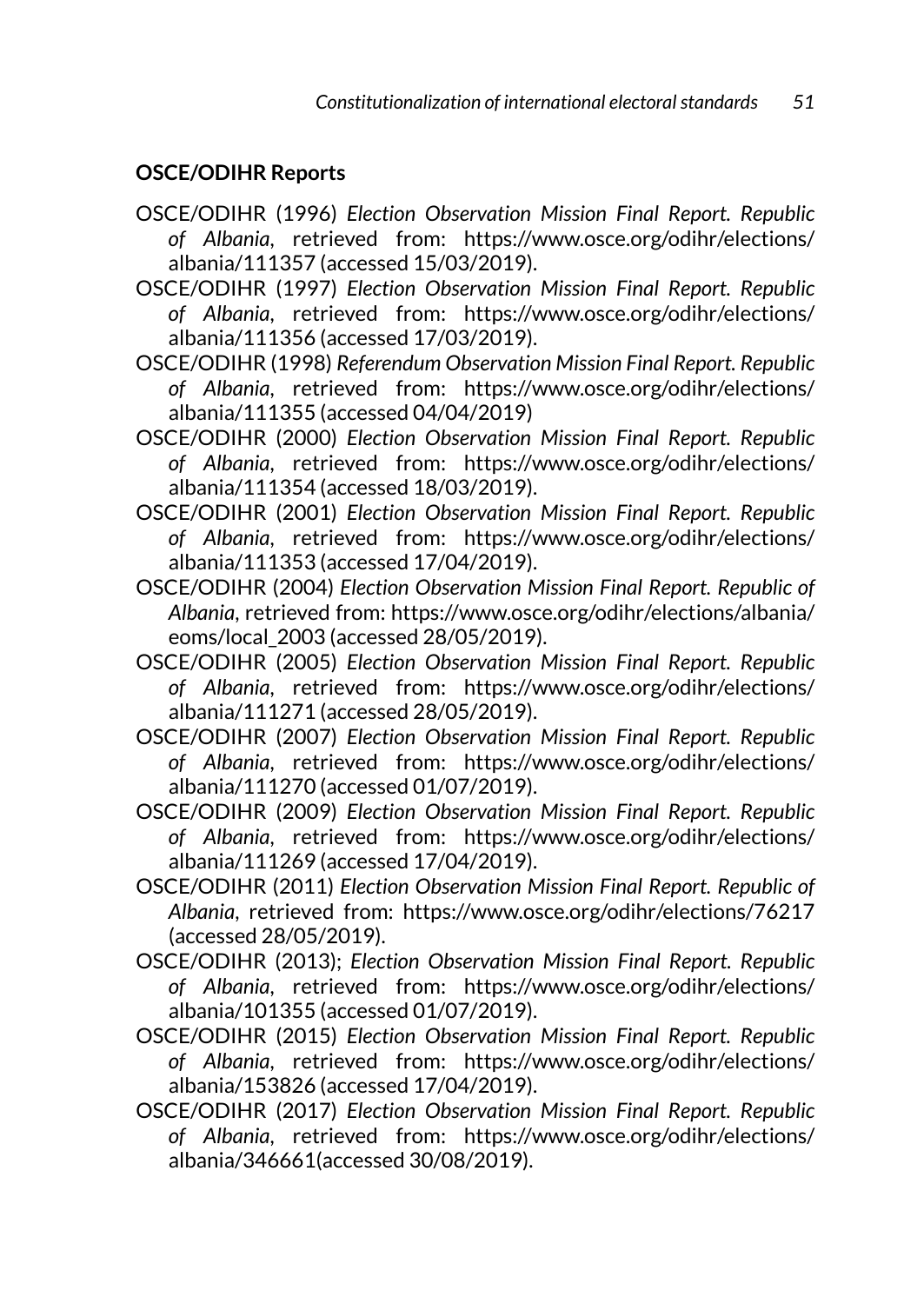**OSCE/ODIHR Reports**

OSCE/ODIHR (1996) *Election Observation Mission Final Report. Republic of Albania*, retrieved from: https://www.osce.org/odihr/elections/albania/111357 (accessed 15/03/2019).

OSCE/ODIHR (1997) *Election Observation Mission Final Report. Republic of Albania*, retrieved from: https://www.osce.org/odihr/elections/albania/111356 (accessed 17/03/2019).

OSCE/ODIHR (1998) *Referendum Observation Mission Final Report. Republic of Albania*, retrieved from: https://www.osce.org/odihr/elections/albania/111355 (accessed 04/04/2019)

OSCE/ODIHR (2000) *Election Observation Mission Final Report. Republic of Albania*, retrieved from: https://www.osce.org/odihr/elections/albania/111354 (accessed 18/03/2019).

OSCE/ODIHR (2001) *Election Observation Mission Final Report. Republic of Albania*, retrieved from: https://www.osce.org/odihr/elections/albania/111353 (accessed 17/04/2019).

OSCE/ODIHR (2004) *Election Observation Mission Final Report. Republic of Albania*, retrieved from: https://www.osce.org/odihr/elections/albania/eoms/local_2003 (accessed 28/05/2019).

OSCE/ODIHR (2005) *Election Observation Mission Final Report. Republic of Albania*, retrieved from: https://www.osce.org/odihr/elections/albania/111271 (accessed 28/05/2019).

OSCE/ODIHR (2007) *Election Observation Mission Final Report. Republic of Albania*, retrieved from: https://www.osce.org/odihr/elections/albania/111270 (accessed 01/07/2019).

OSCE/ODIHR (2009) *Election Observation Mission Final Report. Republic of Albania*, retrieved from: https://www.osce.org/odihr/elections/albania/111269 (accessed 17/04/2019).

OSCE/ODIHR (2011) *Election Observation Mission Final Report. Republic of Albania*, retrieved from: https://www.osce.org/odihr/elections/76217 (accessed 28/05/2019).

OSCE/ODIHR (2013); *Election Observation Mission Final Report. Republic of Albania*, retrieved from: https://www.osce.org/odihr/elections/albania/101355 (accessed 01/07/2019).

OSCE/ODIHR (2015) *Election Observation Mission Final Report. Republic of Albania*, retrieved from: https://www.osce.org/odihr/elections/albania/153826 (accessed 17/04/2019).

OSCE/ODIHR (2017) *Election Observation Mission Final Report. Republic of Albania*, retrieved from: https://www.osce.org/odihr/elections/albania/346661(accessed 30/08/2019).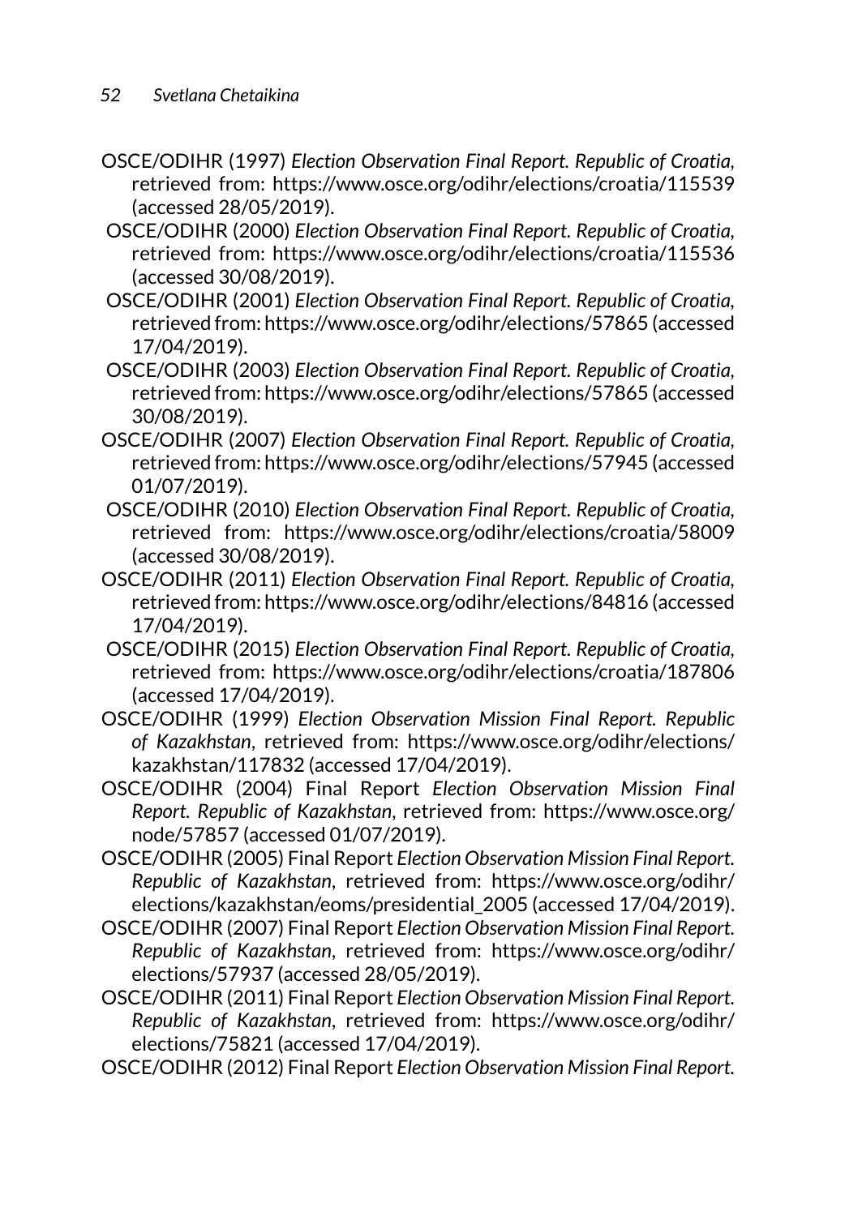OSCE/ODIHR (1997) *Election Observation Final Report. Republic of Croatia*, retrieved from: https://www.osce.org/odihr/elections/croatia/115539 (accessed 28/05/2019).

OSCE/ODIHR (2000) *Election Observation Final Report. Republic of Croatia*, retrieved from: https://www.osce.org/odihr/elections/croatia/115536 (accessed 30/08/2019).

OSCE/ODIHR (2001) *Election Observation Final Report. Republic of Croatia*, retrieved from: https://www.osce.org/odihr/elections/57865 (accessed 17/04/2019).

OSCE/ODIHR (2003) *Election Observation Final Report. Republic of Croatia*, retrieved from: https://www.osce.org/odihr/elections/57865 (accessed 30/08/2019).

OSCE/ODIHR (2007) *Election Observation Final Report. Republic of Croatia*, retrieved from: https://www.osce.org/odihr/elections/57945 (accessed 01/07/2019).

OSCE/ODIHR (2010) *Election Observation Final Report. Republic of Croatia*, retrieved from: https://www.osce.org/odihr/elections/croatia/58009 (accessed 30/08/2019).

OSCE/ODIHR (2011) *Election Observation Final Report. Republic of Croatia*, retrieved from: https://www.osce.org/odihr/elections/84816 (accessed 17/04/2019).

OSCE/ODIHR (2015) *Election Observation Final Report. Republic of Croatia*, retrieved from: https://www.osce.org/odihr/elections/croatia/187806 (accessed 17/04/2019).

OSCE/ODIHR (1999) *Election Observation Mission Final Report. Republic of Kazakhstan*, retrieved from: https://www.osce.org/odihr/elections/kazakhstan/117832 (accessed 17/04/2019).

OSCE/ODIHR (2004) Final Report *Election Observation Mission Final Report. Republic of Kazakhstan*, retrieved from: https://www.osce.org/node/57857 (accessed 01/07/2019).

OSCE/ODIHR (2005) Final Report *Election Observation Mission Final Report. Republic of Kazakhstan*, retrieved from: https://www.osce.org/odihr/elections/kazakhstan/eoms/presidential_2005 (accessed 17/04/2019).

OSCE/ODIHR (2007) Final Report *Election Observation Mission Final Report. Republic of Kazakhstan*, retrieved from: https://www.osce.org/odihr/elections/57937 (accessed 28/05/2019).

OSCE/ODIHR (2011) Final Report *Election Observation Mission Final Report. Republic of Kazakhstan*, retrieved from: https://www.osce.org/odihr/elections/75821 (accessed 17/04/2019).

OSCE/ODIHR (2012) Final Report *Election Observation Mission Final Report.*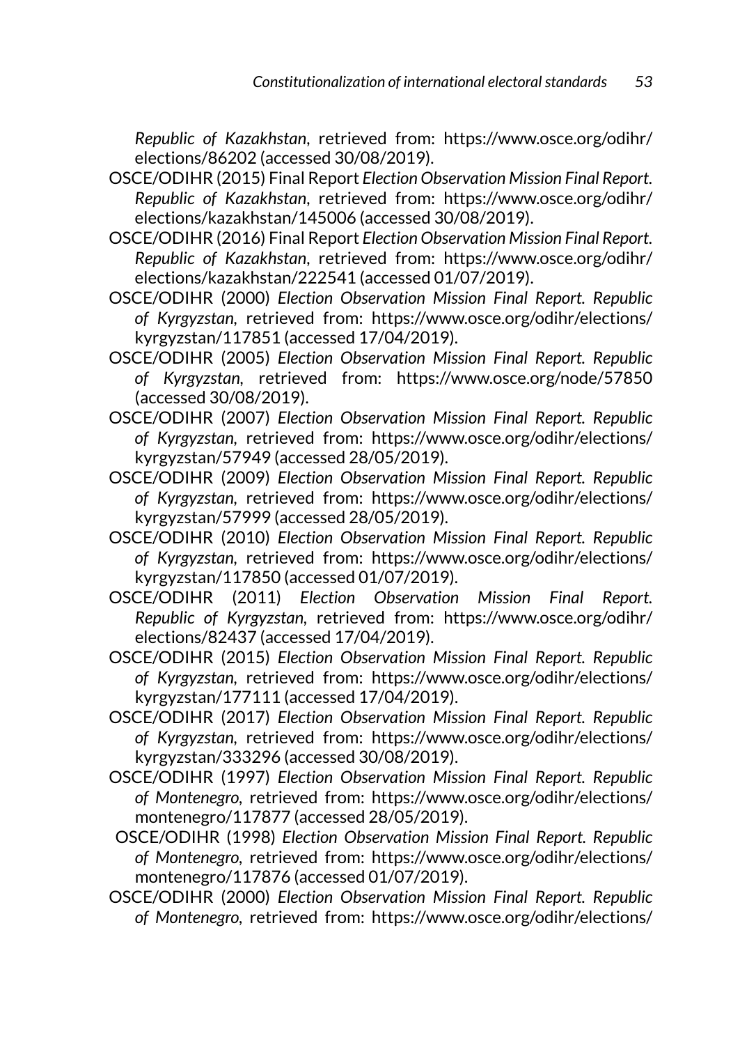*Republic of Kazakhstan*, retrieved from: https://www.osce.org/odihr/elections/86202 (accessed 30/08/2019).

OSCE/ODIHR (2015) Final Report *Election Observation Mission Final Report. Republic of Kazakhstan*, retrieved from: https://www.osce.org/odihr/elections/kazakhstan/145006 (accessed 30/08/2019).

OSCE/ODIHR (2016) Final Report *Election Observation Mission Final Report. Republic of Kazakhstan*, retrieved from: https://www.osce.org/odihr/elections/kazakhstan/222541 (accessed 01/07/2019).

OSCE/ODIHR (2000) *Election Observation Mission Final Report. Republic of Kyrgyzstan*, retrieved from: https://www.osce.org/odihr/elections/kyrgyzstan/117851 (accessed 17/04/2019).

OSCE/ODIHR (2005) *Election Observation Mission Final Report. Republic of Kyrgyzstan*, retrieved from: https://www.osce.org/node/57850 (accessed 30/08/2019).

OSCE/ODIHR (2007) *Election Observation Mission Final Report. Republic of Kyrgyzstan*, retrieved from: https://www.osce.org/odihr/elections/kyrgyzstan/57949 (accessed 28/05/2019).

OSCE/ODIHR (2009) *Election Observation Mission Final Report. Republic of Kyrgyzstan*, retrieved from: https://www.osce.org/odihr/elections/kyrgyzstan/57999 (accessed 28/05/2019).

OSCE/ODIHR (2010) *Election Observation Mission Final Report. Republic of Kyrgyzstan*, retrieved from: https://www.osce.org/odihr/elections/kyrgyzstan/117850 (accessed 01/07/2019).

OSCE/ODIHR (2011) *Election Observation Mission Final Report. Republic of Kyrgyzstan*, retrieved from: https://www.osce.org/odihr/elections/82437 (accessed 17/04/2019).

OSCE/ODIHR (2015) *Election Observation Mission Final Report. Republic of Kyrgyzstan*, retrieved from: https://www.osce.org/odihr/elections/kyrgyzstan/177111 (accessed 17/04/2019).

OSCE/ODIHR (2017) *Election Observation Mission Final Report. Republic of Kyrgyzstan*, retrieved from: https://www.osce.org/odihr/elections/kyrgyzstan/333296 (accessed 30/08/2019).

OSCE/ODIHR (1997) *Election Observation Mission Final Report. Republic of Montenegro*, retrieved from: https://www.osce.org/odihr/elections/montenegro/117877 (accessed 28/05/2019).

OSCE/ODIHR (1998) *Election Observation Mission Final Report. Republic of Montenegro*, retrieved from: https://www.osce.org/odihr/elections/montenegro/117876 (accessed 01/07/2019).

OSCE/ODIHR (2000) *Election Observation Mission Final Report. Republic of Montenegro*, retrieved from: https://www.osce.org/odihr/elections/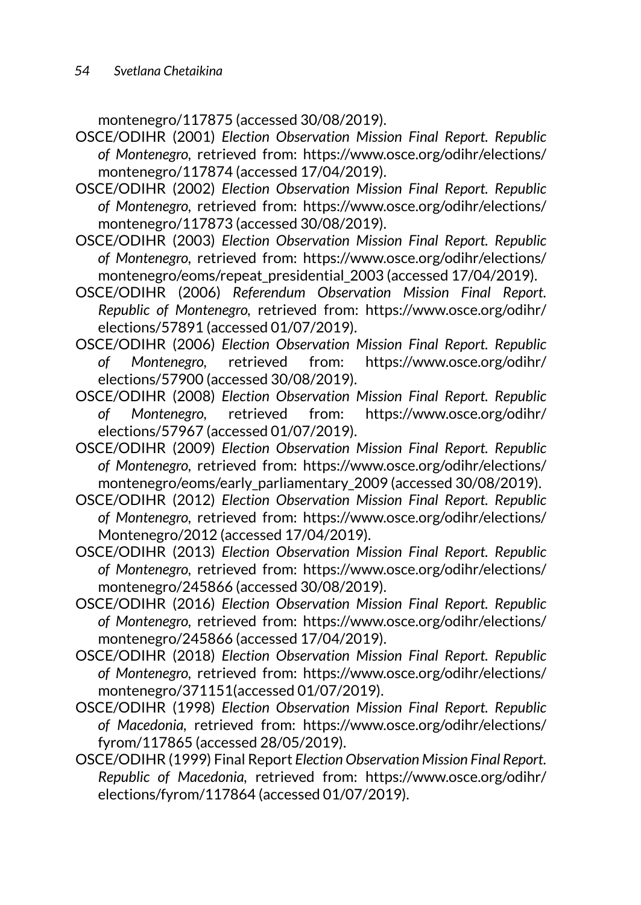montenegro/117875 (accessed 30/08/2019).

OSCE/ODIHR (2001) *Election Observation Mission Final Report. Republic of Montenegro*, retrieved from: https://www.osce.org/odihr/elections/montenegro/117874 (accessed 17/04/2019).

OSCE/ODIHR (2002) *Election Observation Mission Final Report. Republic of Montenegro*, retrieved from: https://www.osce.org/odihr/elections/montenegro/117873 (accessed 30/08/2019).

OSCE/ODIHR (2003) *Election Observation Mission Final Report. Republic of Montenegro*, retrieved from: https://www.osce.org/odihr/elections/montenegro/eoms/repeat_presidential_2003 (accessed 17/04/2019).

OSCE/ODIHR (2006) *Referendum Observation Mission Final Report. Republic of Montenegro*, retrieved from: https://www.osce.org/odihr/elections/57891 (accessed 01/07/2019).

OSCE/ODIHR (2006) *Election Observation Mission Final Report. Republic of Montenegro*, retrieved from: https://www.osce.org/odihr/elections/57900 (accessed 30/08/2019).

OSCE/ODIHR (2008) *Election Observation Mission Final Report. Republic of Montenegro*, retrieved from: https://www.osce.org/odihr/elections/57967 (accessed 01/07/2019).

OSCE/ODIHR (2009) *Election Observation Mission Final Report. Republic of Montenegro*, retrieved from: https://www.osce.org/odihr/elections/montenegro/eoms/early_parliamentary_2009 (accessed 30/08/2019).

OSCE/ODIHR (2012) *Election Observation Mission Final Report. Republic of Montenegro*, retrieved from: https://www.osce.org/odihr/elections/Montenegro/2012 (accessed 17/04/2019).

OSCE/ODIHR (2013) *Election Observation Mission Final Report. Republic of Montenegro*, retrieved from: https://www.osce.org/odihr/elections/montenegro/245866 (accessed 30/08/2019).

OSCE/ODIHR (2016) *Election Observation Mission Final Report. Republic of Montenegro*, retrieved from: https://www.osce.org/odihr/elections/montenegro/245866 (accessed 17/04/2019).

OSCE/ODIHR (2018) *Election Observation Mission Final Report. Republic of Montenegro*, retrieved from: https://www.osce.org/odihr/elections/montenegro/371151(accessed 01/07/2019).

OSCE/ODIHR (1998) *Election Observation Mission Final Report. Republic of Macedonia*, retrieved from: https://www.osce.org/odihr/elections/fyrom/117865 (accessed 28/05/2019).

OSCE/ODIHR (1999) Final Report *Election Observation Mission Final Report. Republic of Macedonia*, retrieved from: https://www.osce.org/odihr/elections/fyrom/117864 (accessed 01/07/2019).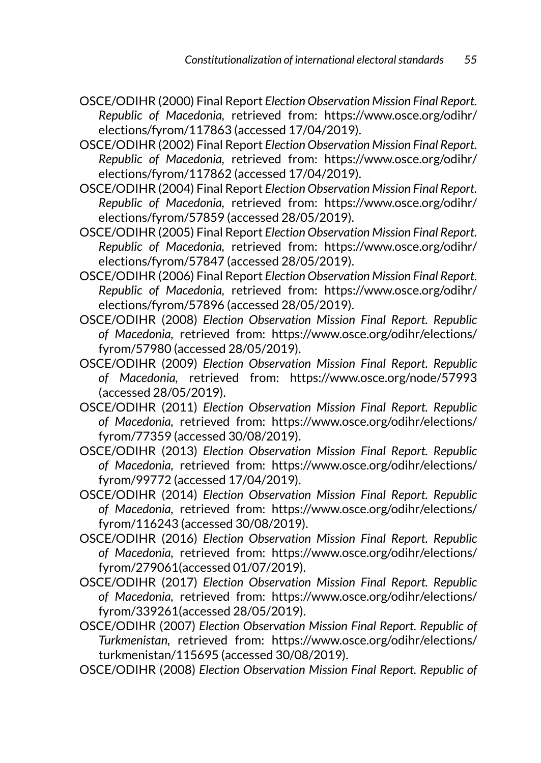OSCE/ODIHR (2000) Final Report *Election Observation Mission Final Report. Republic of Macedonia*, retrieved from: https://www.osce.org/odihr/elections/fyrom/117863 (accessed 17/04/2019).

OSCE/ODIHR (2002) Final Report *Election Observation Mission Final Report. Republic of Macedonia*, retrieved from: https://www.osce.org/odihr/elections/fyrom/117862 (accessed 17/04/2019).

OSCE/ODIHR (2004) Final Report *Election Observation Mission Final Report. Republic of Macedonia*, retrieved from: https://www.osce.org/odihr/elections/fyrom/57859 (accessed 28/05/2019).

OSCE/ODIHR (2005) Final Report *Election Observation Mission Final Report. Republic of Macedonia*, retrieved from: https://www.osce.org/odihr/elections/fyrom/57847 (accessed 28/05/2019).

OSCE/ODIHR (2006) Final Report *Election Observation Mission Final Report. Republic of Macedonia*, retrieved from: https://www.osce.org/odihr/elections/fyrom/57896 (accessed 28/05/2019).

OSCE/ODIHR (2008) *Election Observation Mission Final Report. Republic of Macedonia*, retrieved from: https://www.osce.org/odihr/elections/fyrom/57980 (accessed 28/05/2019).

OSCE/ODIHR (2009) *Election Observation Mission Final Report. Republic of Macedonia*, retrieved from: https://www.osce.org/node/57993 (accessed 28/05/2019).

OSCE/ODIHR (2011) *Election Observation Mission Final Report. Republic of Macedonia*, retrieved from: https://www.osce.org/odihr/elections/fyrom/77359 (accessed 30/08/2019).

OSCE/ODIHR (2013) *Election Observation Mission Final Report. Republic of Macedonia*, retrieved from: https://www.osce.org/odihr/elections/fyrom/99772 (accessed 17/04/2019).

OSCE/ODIHR (2014) *Election Observation Mission Final Report. Republic of Macedonia*, retrieved from: https://www.osce.org/odihr/elections/fyrom/116243 (accessed 30/08/2019).

OSCE/ODIHR (2016) *Election Observation Mission Final Report. Republic of Macedonia*, retrieved from: https://www.osce.org/odihr/elections/fyrom/279061(accessed 01/07/2019).

OSCE/ODIHR (2017) *Election Observation Mission Final Report. Republic of Macedonia*, retrieved from: https://www.osce.org/odihr/elections/fyrom/339261(accessed 28/05/2019).

OSCE/ODIHR (2007) *Election Observation Mission Final Report. Republic of Turkmenistan*, retrieved from: https://www.osce.org/odihr/elections/turkmenistan/115695 (accessed 30/08/2019).

OSCE/ODIHR (2008) *Election Observation Mission Final Report. Republic of*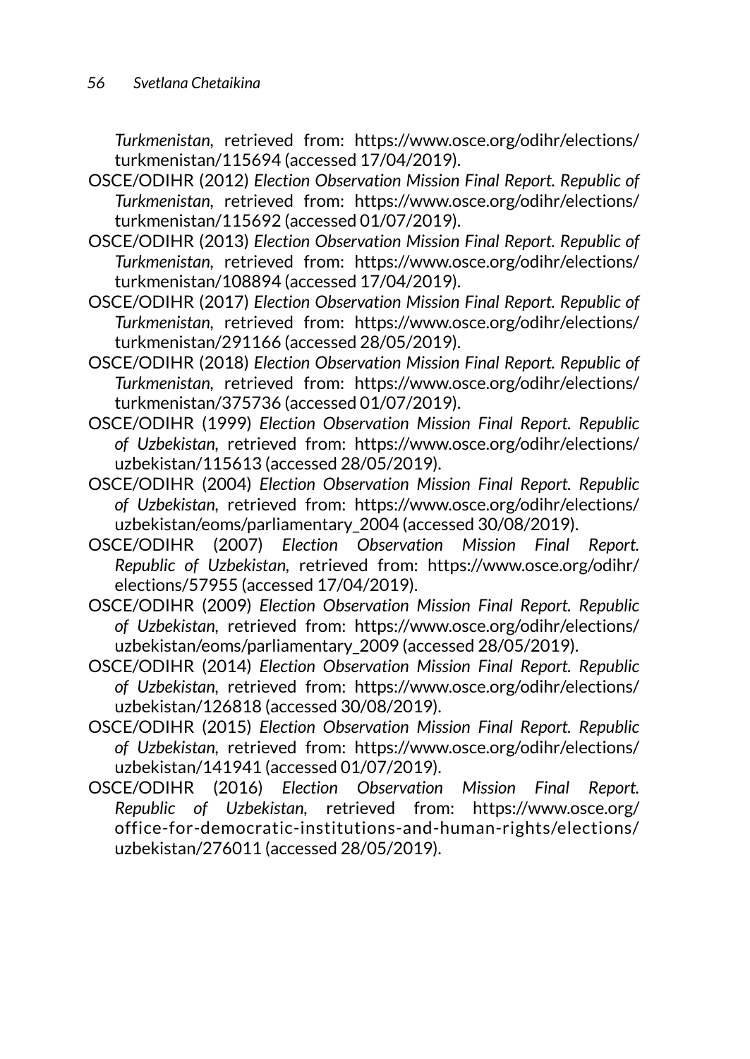*Turkmenistan*, retrieved from: https://www.osce.org/odihr/elections/turkmenistan/115694 (accessed 17/04/2019).

OSCE/ODIHR (2012) *Election Observation Mission Final Report. Republic of Turkmenistan*, retrieved from: https://www.osce.org/odihr/elections/turkmenistan/115692 (accessed 01/07/2019).

OSCE/ODIHR (2013) *Election Observation Mission Final Report. Republic of Turkmenistan*, retrieved from: https://www.osce.org/odihr/elections/turkmenistan/108894 (accessed 17/04/2019).

OSCE/ODIHR (2017) *Election Observation Mission Final Report. Republic of Turkmenistan*, retrieved from: https://www.osce.org/odihr/elections/turkmenistan/291166 (accessed 28/05/2019).

OSCE/ODIHR (2018) *Election Observation Mission Final Report. Republic of Turkmenistan*, retrieved from: https://www.osce.org/odihr/elections/turkmenistan/375736 (accessed 01/07/2019).

OSCE/ODIHR (1999) *Election Observation Mission Final Report. Republic of Uzbekistan*, retrieved from: https://www.osce.org/odihr/elections/uzbekistan/115613 (accessed 28/05/2019).

OSCE/ODIHR (2004) *Election Observation Mission Final Report. Republic of Uzbekistan*, retrieved from: https://www.osce.org/odihr/elections/uzbekistan/eoms/parliamentary_2004 (accessed 30/08/2019).

OSCE/ODIHR (2007) *Election Observation Mission Final Report. Republic of Uzbekistan*, retrieved from: https://www.osce.org/odihr/elections/57955 (accessed 17/04/2019).

OSCE/ODIHR (2009) *Election Observation Mission Final Report. Republic of Uzbekistan*, retrieved from: https://www.osce.org/odihr/elections/uzbekistan/eoms/parliamentary_2009 (accessed 28/05/2019).

OSCE/ODIHR (2014) *Election Observation Mission Final Report. Republic of Uzbekistan*, retrieved from: https://www.osce.org/odihr/elections/uzbekistan/126818 (accessed 30/08/2019).

OSCE/ODIHR (2015) *Election Observation Mission Final Report. Republic of Uzbekistan*, retrieved from: https://www.osce.org/odihr/elections/uzbekistan/141941 (accessed 01/07/2019).

OSCE/ODIHR (2016) *Election Observation Mission Final Report. Republic of Uzbekistan*, retrieved from: https://www.osce.org/office-for-democratic-institutions-and-human-rights/elections/uzbekistan/276011 (accessed 28/05/2019).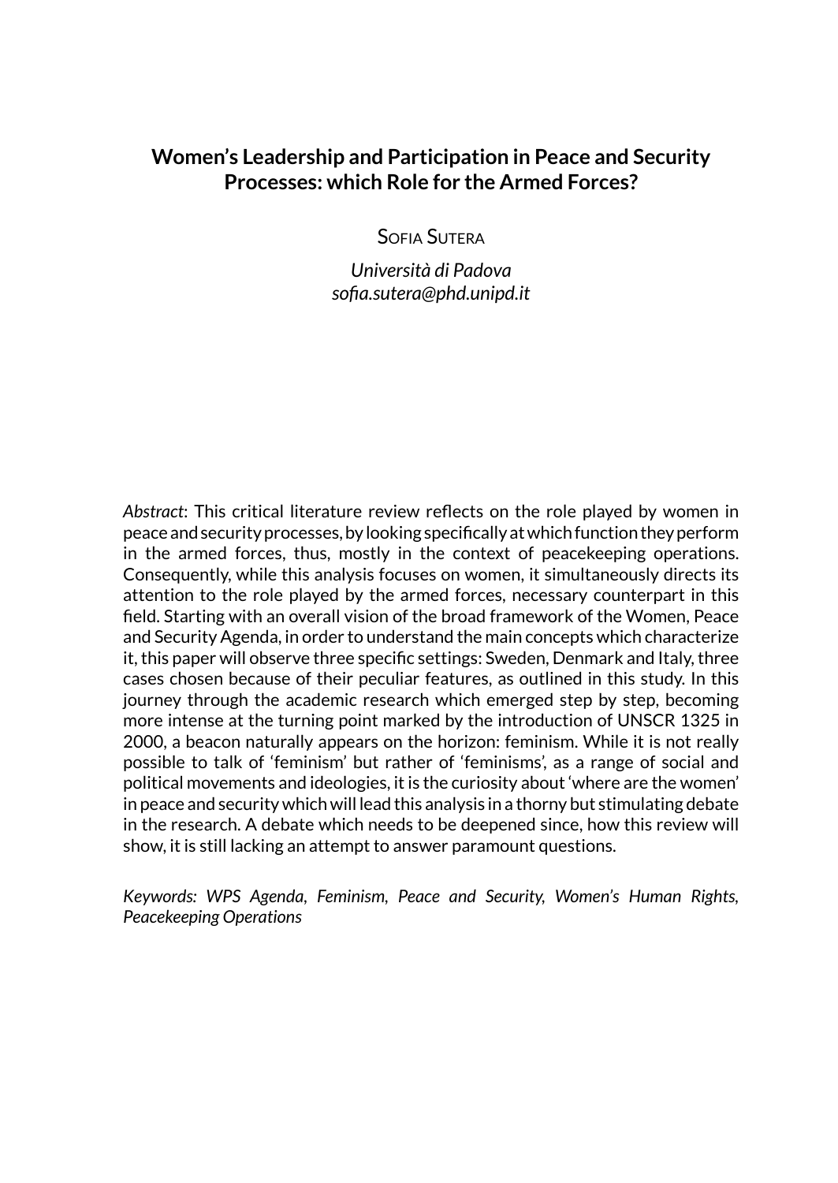# Women's Leadership and Participation in Peace and Security Processes: which Role for the Armed Forces?

Sofia Sutera

*Università di Padova*
*sofia.sutera@phd.unipd.it*

*Abstract*: This critical literature review reflects on the role played by women in peace and security processes, by looking specifically at which function they perform in the armed forces, thus, mostly in the context of peacekeeping operations. Consequently, while this analysis focuses on women, it simultaneously directs its attention to the role played by the armed forces, necessary counterpart in this field. Starting with an overall vision of the broad framework of the Women, Peace and Security Agenda, in order to understand the main concepts which characterize it, this paper will observe three specific settings: Sweden, Denmark and Italy, three cases chosen because of their peculiar features, as outlined in this study. In this journey through the academic research which emerged step by step, becoming more intense at the turning point marked by the introduction of UNSCR 1325 in 2000, a beacon naturally appears on the horizon: feminism. While it is not really possible to talk of 'feminism' but rather of 'feminisms', as a range of social and political movements and ideologies, it is the curiosity about 'where are the women' in peace and security which will lead this analysis in a thorny but stimulating debate in the research. A debate which needs to be deepened since, how this review will show, it is still lacking an attempt to answer paramount questions.

*Keywords: WPS Agenda, Feminism, Peace and Security, Women's Human Rights, Peacekeeping Operations*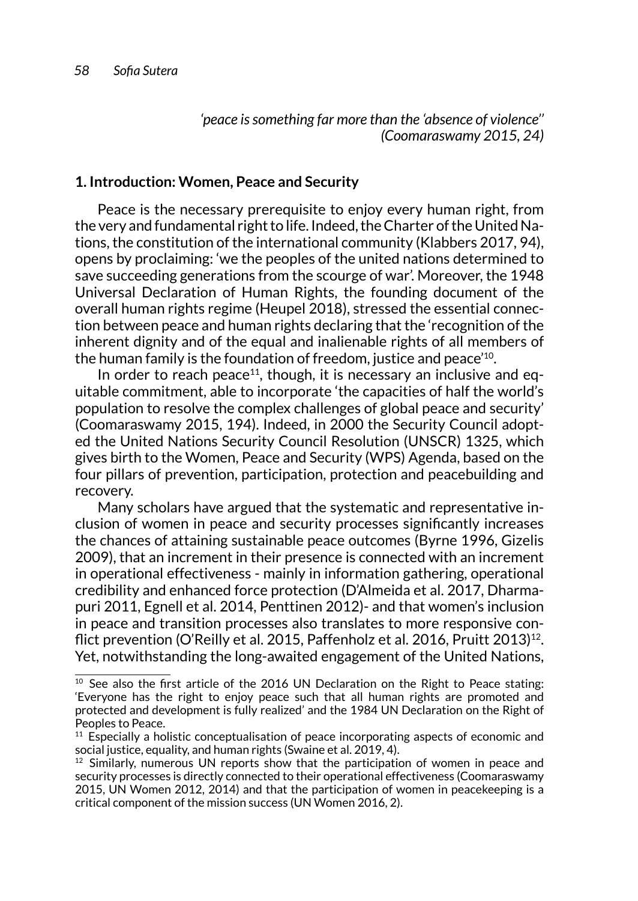*'peace is something far more than the 'absence of violence''*
*(Coomaraswamy 2015, 24)*

## 1. Introduction: Women, Peace and Security

Peace is the necessary prerequisite to enjoy every human right, from the very and fundamental right to life. Indeed, the Charter of the United Nations, the constitution of the international community (Klabbers 2017, 94), opens by proclaiming: 'we the peoples of the united nations determined to save succeeding generations from the scourge of war'. Moreover, the 1948 Universal Declaration of Human Rights, the founding document of the overall human rights regime (Heupel 2018), stressed the essential connection between peace and human rights declaring that the 'recognition of the inherent dignity and of the equal and inalienable rights of all members of the human family is the foundation of freedom, justice and peace'[10].

In order to reach peace[11], though, it is necessary an inclusive and equitable commitment, able to incorporate 'the capacities of half the world's population to resolve the complex challenges of global peace and security' (Coomaraswamy 2015, 194). Indeed, in 2000 the Security Council adopted the United Nations Security Council Resolution (UNSCR) 1325, which gives birth to the Women, Peace and Security (WPS) Agenda, based on the four pillars of prevention, participation, protection and peacebuilding and recovery.

Many scholars have argued that the systematic and representative inclusion of women in peace and security processes significantly increases the chances of attaining sustainable peace outcomes (Byrne 1996, Gizelis 2009), that an increment in their presence is connected with an increment in operational effectiveness - mainly in information gathering, operational credibility and enhanced force protection (D'Almeida et al. 2017, Dharmapuri 2011, Egnell et al. 2014, Penttinen 2012)- and that women's inclusion in peace and transition processes also translates to more responsive conflict prevention (O'Reilly et al. 2015, Paffenholz et al. 2016, Pruitt 2013)[12]. Yet, notwithstanding the long-awaited engagement of the United Nations,

---

[10] See also the first article of the 2016 UN Declaration on the Right to Peace stating: 'Everyone has the right to enjoy peace such that all human rights are promoted and protected and development is fully realized' and the 1984 UN Declaration on the Right of Peoples to Peace.

[11] Especially a holistic conceptualisation of peace incorporating aspects of economic and social justice, equality, and human rights (Swaine et al. 2019, 4).

[12] Similarly, numerous UN reports show that the participation of women in peace and security processes is directly connected to their operational effectiveness (Coomaraswamy 2015, UN Women 2012, 2014) and that the participation of women in peacekeeping is a critical component of the mission success (UN Women 2016, 2).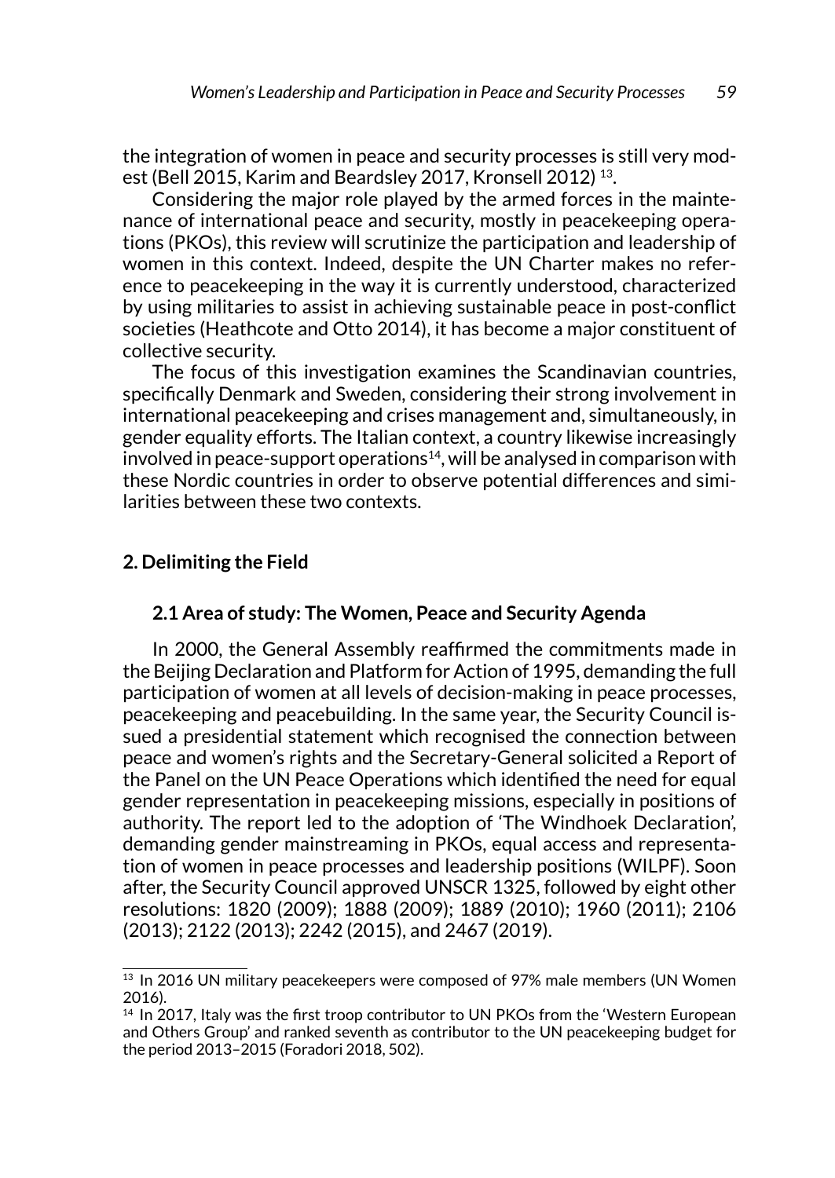the integration of women in peace and security processes is still very modest (Bell 2015, Karim and Beardsley 2017, Kronsell 2012) [13].

Considering the major role played by the armed forces in the maintenance of international peace and security, mostly in peacekeeping operations (PKOs), this review will scrutinize the participation and leadership of women in this context. Indeed, despite the UN Charter makes no reference to peacekeeping in the way it is currently understood, characterized by using militaries to assist in achieving sustainable peace in post-conflict societies (Heathcote and Otto 2014), it has become a major constituent of collective security.

The focus of this investigation examines the Scandinavian countries, specifically Denmark and Sweden, considering their strong involvement in international peacekeeping and crises management and, simultaneously, in gender equality efforts. The Italian context, a country likewise increasingly involved in peace-support operations[14], will be analysed in comparison with these Nordic countries in order to observe potential differences and similarities between these two contexts.

## 2. Delimiting the Field

### 2.1 Area of study: The Women, Peace and Security Agenda

In 2000, the General Assembly reaffirmed the commitments made in the Beijing Declaration and Platform for Action of 1995, demanding the full participation of women at all levels of decision-making in peace processes, peacekeeping and peacebuilding. In the same year, the Security Council issued a presidential statement which recognised the connection between peace and women's rights and the Secretary-General solicited a Report of the Panel on the UN Peace Operations which identified the need for equal gender representation in peacekeeping missions, especially in positions of authority. The report led to the adoption of 'The Windhoek Declaration', demanding gender mainstreaming in PKOs, equal access and representation of women in peace processes and leadership positions (WILPF). Soon after, the Security Council approved UNSCR 1325, followed by eight other resolutions: 1820 (2009); 1888 (2009); 1889 (2010); 1960 (2011); 2106 (2013); 2122 (2013); 2242 (2015), and 2467 (2019).

---

[13] In 2016 UN military peacekeepers were composed of 97% male members (UN Women 2016).

[14] In 2017, Italy was the first troop contributor to UN PKOs from the 'Western European and Others Group' and ranked seventh as contributor to the UN peacekeeping budget for the period 2013–2015 (Foradori 2018, 502).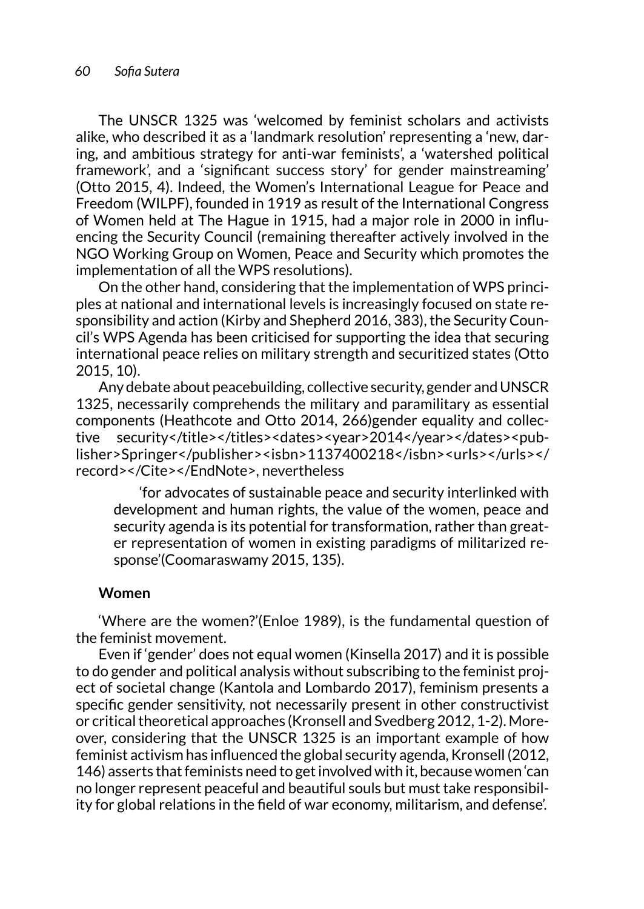The UNSCR 1325 was 'welcomed by feminist scholars and activists alike, who described it as a 'landmark resolution' representing a 'new, daring, and ambitious strategy for anti-war feminists', a 'watershed political framework', and a 'significant success story' for gender mainstreaming' (Otto 2015, 4). Indeed, the Women's International League for Peace and Freedom (WILPF), founded in 1919 as result of the International Congress of Women held at The Hague in 1915, had a major role in 2000 in influencing the Security Council (remaining thereafter actively involved in the NGO Working Group on Women, Peace and Security which promotes the implementation of all the WPS resolutions).

On the other hand, considering that the implementation of WPS principles at national and international levels is increasingly focused on state responsibility and action (Kirby and Shepherd 2016, 383), the Security Council's WPS Agenda has been criticised for supporting the idea that securing international peace relies on military strength and securitized states (Otto 2015, 10).

Any debate about peacebuilding, collective security, gender and UNSCR 1325, necessarily comprehends the military and paramilitary as essential components (Heathcote and Otto 2014, 266)gender equality and collective security</title></titles><dates><year>2014</year></dates><publisher>Springer</publisher><isbn>1137400218</isbn><urls></urls></record></Cite></EndNote>, nevertheless

> 'for advocates of sustainable peace and security interlinked with development and human rights, the value of the women, peace and security agenda is its potential for transformation, rather than greater representation of women in existing paradigms of militarized response'(Coomaraswamy 2015, 135).

**Women**

'Where are the women?'(Enloe 1989), is the fundamental question of the feminist movement.

Even if 'gender' does not equal women (Kinsella 2017) and it is possible to do gender and political analysis without subscribing to the feminist project of societal change (Kantola and Lombardo 2017), feminism presents a specific gender sensitivity, not necessarily present in other constructivist or critical theoretical approaches (Kronsell and Svedberg 2012, 1-2). Moreover, considering that the UNSCR 1325 is an important example of how feminist activism has influenced the global security agenda, Kronsell (2012, 146) asserts that feminists need to get involved with it, because women 'can no longer represent peaceful and beautiful souls but must take responsibility for global relations in the field of war economy, militarism, and defense'.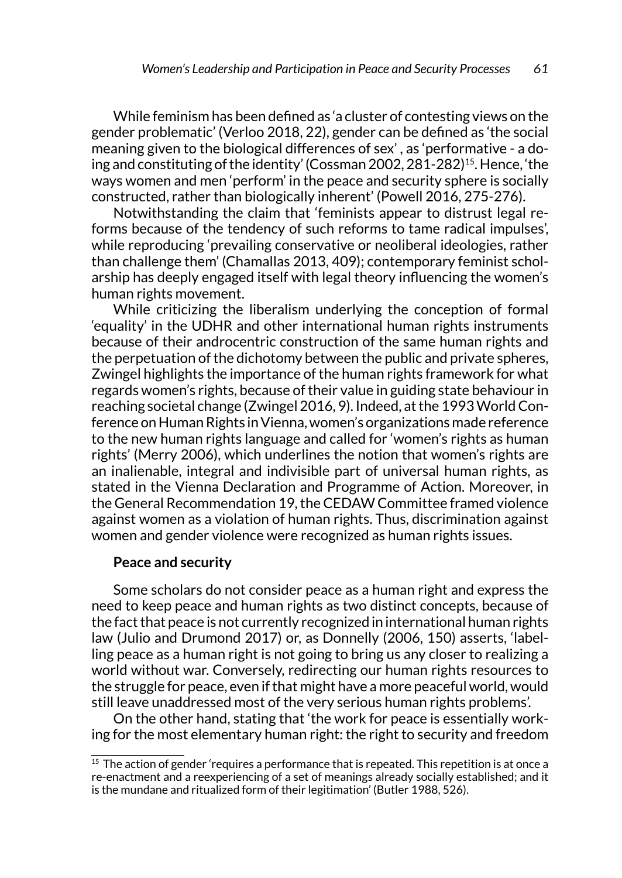While feminism has been defined as 'a cluster of contesting views on the gender problematic' (Verloo 2018, 22), gender can be defined as 'the social meaning given to the biological differences of sex' , as 'performative - a doing and constituting of the identity' (Cossman 2002, 281-282)[15]. Hence, 'the ways women and men 'perform' in the peace and security sphere is socially constructed, rather than biologically inherent' (Powell 2016, 275-276).

Notwithstanding the claim that 'feminists appear to distrust legal reforms because of the tendency of such reforms to tame radical impulses', while reproducing 'prevailing conservative or neoliberal ideologies, rather than challenge them' (Chamallas 2013, 409); contemporary feminist scholarship has deeply engaged itself with legal theory influencing the women's human rights movement.

While criticizing the liberalism underlying the conception of formal 'equality' in the UDHR and other international human rights instruments because of their androcentric construction of the same human rights and the perpetuation of the dichotomy between the public and private spheres, Zwingel highlights the importance of the human rights framework for what regards women's rights, because of their value in guiding state behaviour in reaching societal change (Zwingel 2016, 9). Indeed, at the 1993 World Conference on Human Rights in Vienna, women's organizations made reference to the new human rights language and called for 'women's rights as human rights' (Merry 2006), which underlines the notion that women's rights are an inalienable, integral and indivisible part of universal human rights, as stated in the Vienna Declaration and Programme of Action. Moreover, in the General Recommendation 19, the CEDAW Committee framed violence against women as a violation of human rights. Thus, discrimination against women and gender violence were recognized as human rights issues.

**Peace and security**

Some scholars do not consider peace as a human right and express the need to keep peace and human rights as two distinct concepts, because of the fact that peace is not currently recognized in international human rights law (Julio and Drumond 2017) or, as Donnelly (2006, 150) asserts, 'labelling peace as a human right is not going to bring us any closer to realizing a world without war. Conversely, redirecting our human rights resources to the struggle for peace, even if that might have a more peaceful world, would still leave unaddressed most of the very serious human rights problems'.

On the other hand, stating that 'the work for peace is essentially working for the most elementary human right: the right to security and freedom

[15] The action of gender 'requires a performance that is repeated. This repetition is at once a re-enactment and a reexperiencing of a set of meanings already socially established; and it is the mundane and ritualized form of their legitimation' (Butler 1988, 526).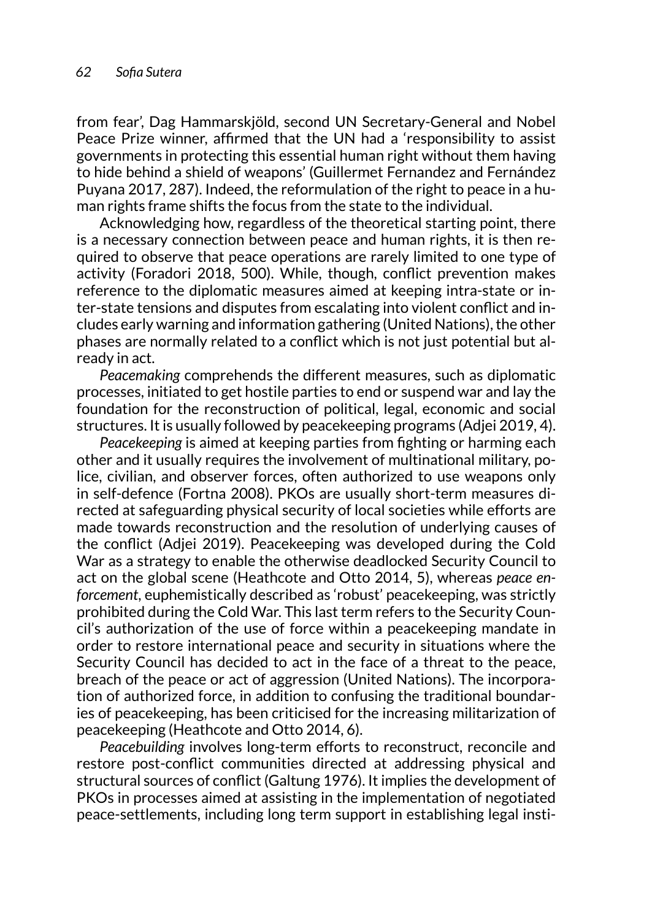from fear', Dag Hammarskjöld, second UN Secretary-General and Nobel Peace Prize winner, affirmed that the UN had a 'responsibility to assist governments in protecting this essential human right without them having to hide behind a shield of weapons' (Guillermet Fernandez and Fernández Puyana 2017, 287). Indeed, the reformulation of the right to peace in a human rights frame shifts the focus from the state to the individual.

Acknowledging how, regardless of the theoretical starting point, there is a necessary connection between peace and human rights, it is then required to observe that peace operations are rarely limited to one type of activity (Foradori 2018, 500). While, though, conflict prevention makes reference to the diplomatic measures aimed at keeping intra-state or inter-state tensions and disputes from escalating into violent conflict and includes early warning and information gathering (United Nations), the other phases are normally related to a conflict which is not just potential but already in act.

*Peacemaking* comprehends the different measures, such as diplomatic processes, initiated to get hostile parties to end or suspend war and lay the foundation for the reconstruction of political, legal, economic and social structures. It is usually followed by peacekeeping programs (Adjei 2019, 4).

*Peacekeeping* is aimed at keeping parties from fighting or harming each other and it usually requires the involvement of multinational military, police, civilian, and observer forces, often authorized to use weapons only in self-defence (Fortna 2008). PKOs are usually short-term measures directed at safeguarding physical security of local societies while efforts are made towards reconstruction and the resolution of underlying causes of the conflict (Adjei 2019). Peacekeeping was developed during the Cold War as a strategy to enable the otherwise deadlocked Security Council to act on the global scene (Heathcote and Otto 2014, 5), whereas *peace enforcement*, euphemistically described as 'robust' peacekeeping, was strictly prohibited during the Cold War. This last term refers to the Security Council's authorization of the use of force within a peacekeeping mandate in order to restore international peace and security in situations where the Security Council has decided to act in the face of a threat to the peace, breach of the peace or act of aggression (United Nations). The incorporation of authorized force, in addition to confusing the traditional boundaries of peacekeeping, has been criticised for the increasing militarization of peacekeeping (Heathcote and Otto 2014, 6).

*Peacebuilding* involves long-term efforts to reconstruct, reconcile and restore post-conflict communities directed at addressing physical and structural sources of conflict (Galtung 1976). It implies the development of PKOs in processes aimed at assisting in the implementation of negotiated peace-settlements, including long term support in establishing legal insti-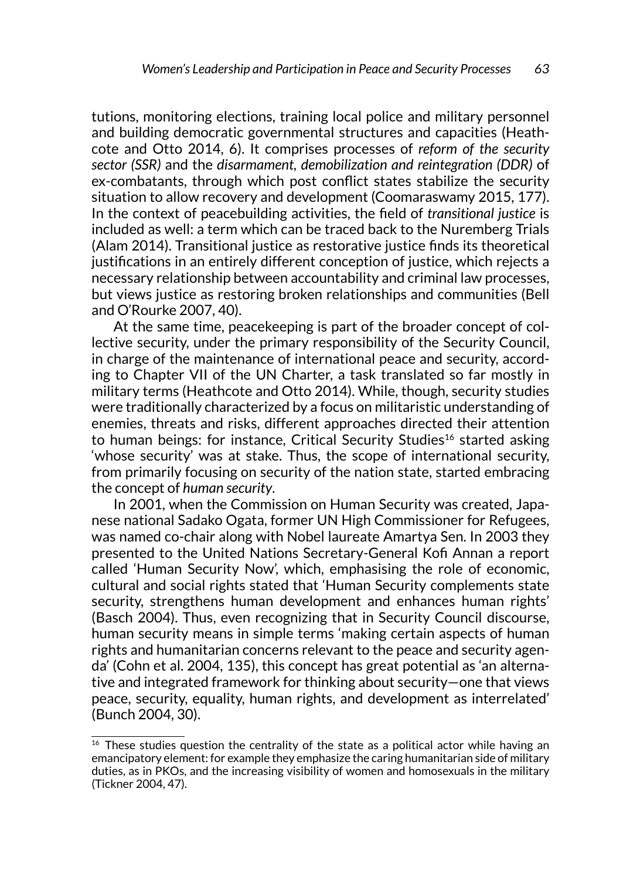tutions, monitoring elections, training local police and military personnel and building democratic governmental structures and capacities (Heathcote and Otto 2014, 6). It comprises processes of *reform of the security sector (SSR)* and the *disarmament, demobilization and reintegration (DDR)* of ex-combatants, through which post conflict states stabilize the security situation to allow recovery and development (Coomaraswamy 2015, 177). In the context of peacebuilding activities, the field of *transitional justice* is included as well: a term which can be traced back to the Nuremberg Trials (Alam 2014). Transitional justice as restorative justice finds its theoretical justifications in an entirely different conception of justice, which rejects a necessary relationship between accountability and criminal law processes, but views justice as restoring broken relationships and communities (Bell and O'Rourke 2007, 40).

At the same time, peacekeeping is part of the broader concept of collective security, under the primary responsibility of the Security Council, in charge of the maintenance of international peace and security, according to Chapter VII of the UN Charter, a task translated so far mostly in military terms (Heathcote and Otto 2014). While, though, security studies were traditionally characterized by a focus on militaristic understanding of enemies, threats and risks, different approaches directed their attention to human beings: for instance, Critical Security Studies[16] started asking 'whose security' was at stake. Thus, the scope of international security, from primarily focusing on security of the nation state, started embracing the concept of *human security*.

In 2001, when the Commission on Human Security was created, Japanese national Sadako Ogata, former UN High Commissioner for Refugees, was named co-chair along with Nobel laureate Amartya Sen. In 2003 they presented to the United Nations Secretary-General Kofi Annan a report called 'Human Security Now', which, emphasising the role of economic, cultural and social rights stated that 'Human Security complements state security, strengthens human development and enhances human rights' (Basch 2004). Thus, even recognizing that in Security Council discourse, human security means in simple terms 'making certain aspects of human rights and humanitarian concerns relevant to the peace and security agenda' (Cohn et al. 2004, 135), this concept has great potential as 'an alternative and integrated framework for thinking about security—one that views peace, security, equality, human rights, and development as interrelated' (Bunch 2004, 30).

[16] These studies question the centrality of the state as a political actor while having an emancipatory element: for example they emphasize the caring humanitarian side of military duties, as in PKOs, and the increasing visibility of women and homosexuals in the military (Tickner 2004, 47).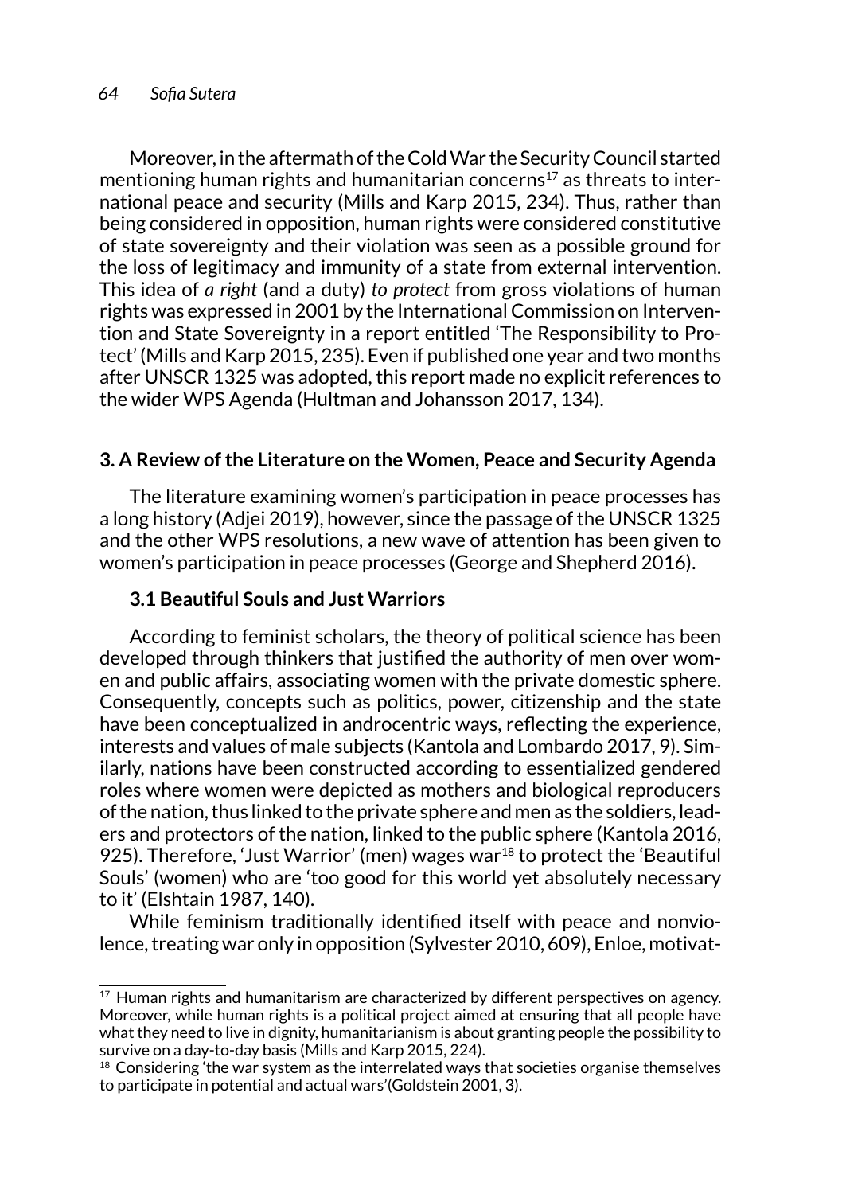Moreover, in the aftermath of the Cold War the Security Council started mentioning human rights and humanitarian concerns[17] as threats to international peace and security (Mills and Karp 2015, 234). Thus, rather than being considered in opposition, human rights were considered constitutive of state sovereignty and their violation was seen as a possible ground for the loss of legitimacy and immunity of a state from external intervention. This idea of *a right* (and a duty) *to protect* from gross violations of human rights was expressed in 2001 by the International Commission on Intervention and State Sovereignty in a report entitled 'The Responsibility to Protect' (Mills and Karp 2015, 235). Even if published one year and two months after UNSCR 1325 was adopted, this report made no explicit references to the wider WPS Agenda (Hultman and Johansson 2017, 134).

## 3. A Review of the Literature on the Women, Peace and Security Agenda

The literature examining women's participation in peace processes has a long history (Adjei 2019), however, since the passage of the UNSCR 1325 and the other WPS resolutions, a new wave of attention has been given to women's participation in peace processes (George and Shepherd 2016).

### 3.1 Beautiful Souls and Just Warriors

According to feminist scholars, the theory of political science has been developed through thinkers that justified the authority of men over women and public affairs, associating women with the private domestic sphere. Consequently, concepts such as politics, power, citizenship and the state have been conceptualized in androcentric ways, reflecting the experience, interests and values of male subjects (Kantola and Lombardo 2017, 9). Similarly, nations have been constructed according to essentialized gendered roles where women were depicted as mothers and biological reproducers of the nation, thus linked to the private sphere and men as the soldiers, leaders and protectors of the nation, linked to the public sphere (Kantola 2016, 925). Therefore, 'Just Warrior' (men) wages war[18] to protect the 'Beautiful Souls' (women) who are 'too good for this world yet absolutely necessary to it' (Elshtain 1987, 140).

While feminism traditionally identified itself with peace and nonviolence, treating war only in opposition (Sylvester 2010, 609), Enloe, motivat-

---

[17] Human rights and humanitarism are characterized by different perspectives on agency. Moreover, while human rights is a political project aimed at ensuring that all people have what they need to live in dignity, humanitarianism is about granting people the possibility to survive on a day-to-day basis (Mills and Karp 2015, 224).

[18] Considering 'the war system as the interrelated ways that societies organise themselves to participate in potential and actual wars'(Goldstein 2001, 3).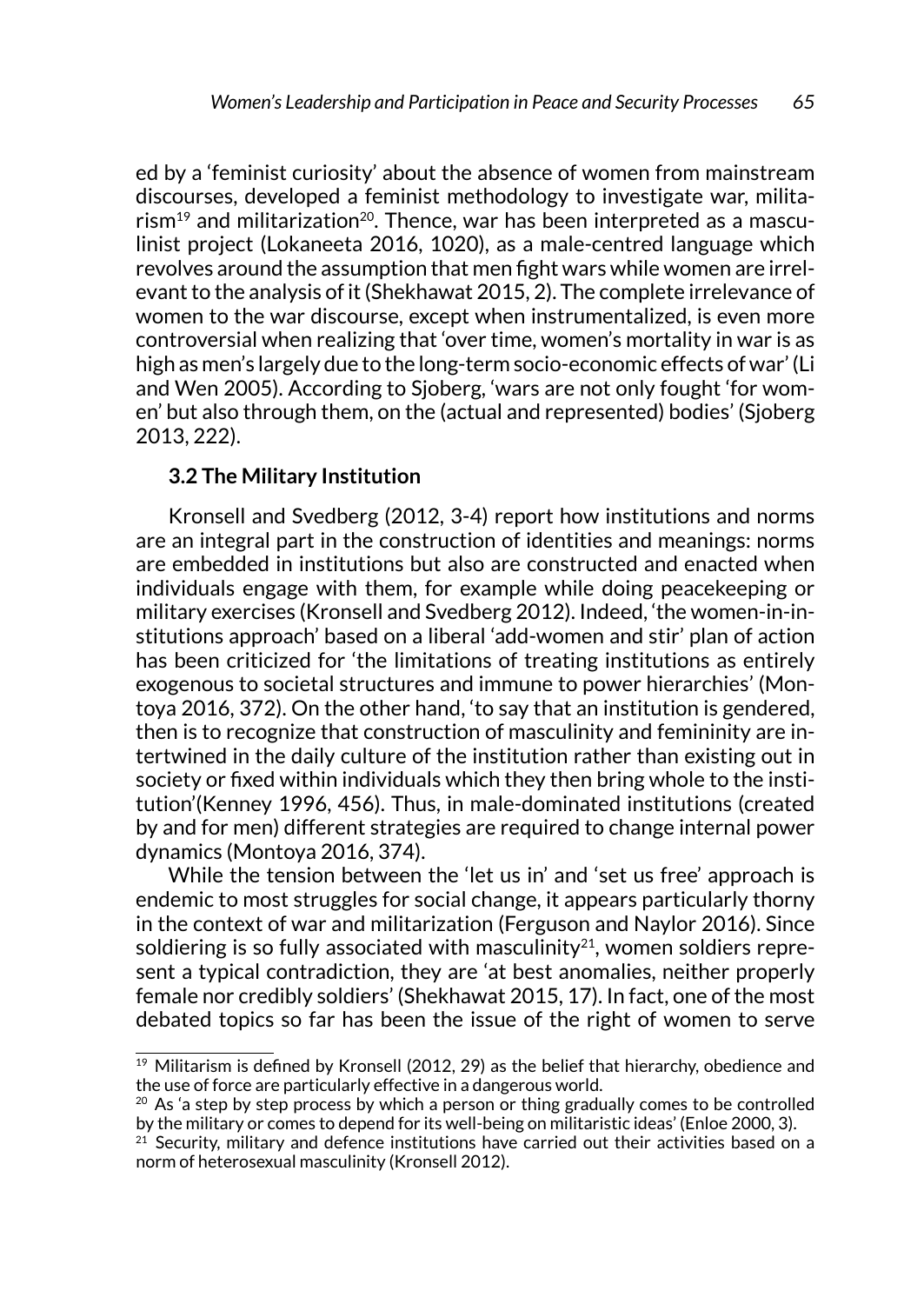ed by a 'feminist curiosity' about the absence of women from mainstream discourses, developed a feminist methodology to investigate war, militarism[19] and militarization[20]. Thence, war has been interpreted as a masculinist project (Lokaneeta 2016, 1020), as a male-centred language which revolves around the assumption that men fight wars while women are irrelevant to the analysis of it (Shekhawat 2015, 2). The complete irrelevance of women to the war discourse, except when instrumentalized, is even more controversial when realizing that 'over time, women's mortality in war is as high as men's largely due to the long-term socio-economic effects of war' (Li and Wen 2005). According to Sjoberg, 'wars are not only fought 'for women' but also through them, on the (actual and represented) bodies' (Sjoberg 2013, 222).

### 3.2 The Military Institution

Kronsell and Svedberg (2012, 3-4) report how institutions and norms are an integral part in the construction of identities and meanings: norms are embedded in institutions but also are constructed and enacted when individuals engage with them, for example while doing peacekeeping or military exercises (Kronsell and Svedberg 2012). Indeed, 'the women-in-institutions approach' based on a liberal 'add-women and stir' plan of action has been criticized for 'the limitations of treating institutions as entirely exogenous to societal structures and immune to power hierarchies' (Montoya 2016, 372). On the other hand, 'to say that an institution is gendered, then is to recognize that construction of masculinity and femininity are intertwined in the daily culture of the institution rather than existing out in society or fixed within individuals which they then bring whole to the institution'(Kenney 1996, 456). Thus, in male-dominated institutions (created by and for men) different strategies are required to change internal power dynamics (Montoya 2016, 374).

While the tension between the 'let us in' and 'set us free' approach is endemic to most struggles for social change, it appears particularly thorny in the context of war and militarization (Ferguson and Naylor 2016). Since soldiering is so fully associated with masculinity[21], women soldiers represent a typical contradiction, they are 'at best anomalies, neither properly female nor credibly soldiers' (Shekhawat 2015, 17). In fact, one of the most debated topics so far has been the issue of the right of women to serve

---

[19] Militarism is defined by Kronsell (2012, 29) as the belief that hierarchy, obedience and the use of force are particularly effective in a dangerous world.

[20] As 'a step by step process by which a person or thing gradually comes to be controlled by the military or comes to depend for its well-being on militaristic ideas' (Enloe 2000, 3).

[21] Security, military and defence institutions have carried out their activities based on a norm of heterosexual masculinity (Kronsell 2012).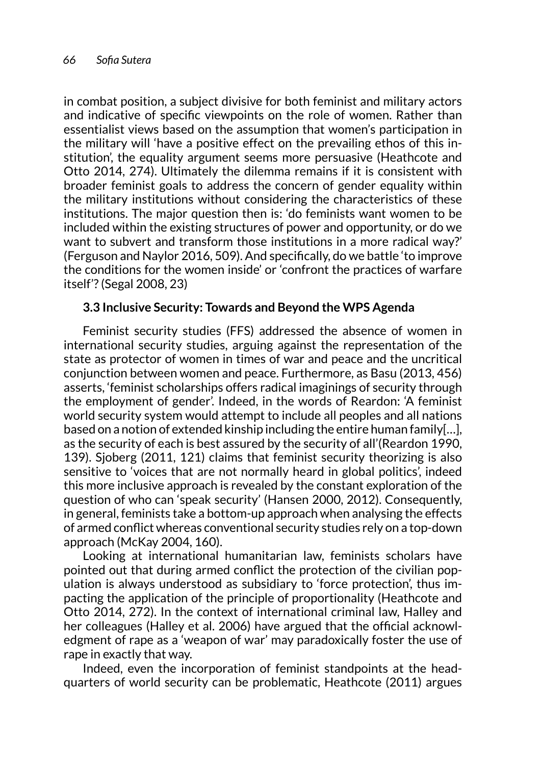in combat position, a subject divisive for both feminist and military actors and indicative of specific viewpoints on the role of women. Rather than essentialist views based on the assumption that women's participation in the military will 'have a positive effect on the prevailing ethos of this institution', the equality argument seems more persuasive (Heathcote and Otto 2014, 274). Ultimately the dilemma remains if it is consistent with broader feminist goals to address the concern of gender equality within the military institutions without considering the characteristics of these institutions. The major question then is: 'do feminists want women to be included within the existing structures of power and opportunity, or do we want to subvert and transform those institutions in a more radical way?' (Ferguson and Naylor 2016, 509). And specifically, do we battle 'to improve the conditions for the women inside' or 'confront the practices of warfare itself'? (Segal 2008, 23)

### 3.3 Inclusive Security: Towards and Beyond the WPS Agenda

Feminist security studies (FFS) addressed the absence of women in international security studies, arguing against the representation of the state as protector of women in times of war and peace and the uncritical conjunction between women and peace. Furthermore, as Basu (2013, 456) asserts, 'feminist scholarships offers radical imaginings of security through the employment of gender'. Indeed, in the words of Reardon: 'A feminist world security system would attempt to include all peoples and all nations based on a notion of extended kinship including the entire human family[…], as the security of each is best assured by the security of all'(Reardon 1990, 139). Sjoberg (2011, 121) claims that feminist security theorizing is also sensitive to 'voices that are not normally heard in global politics', indeed this more inclusive approach is revealed by the constant exploration of the question of who can 'speak security' (Hansen 2000, 2012). Consequently, in general, feminists take a bottom-up approach when analysing the effects of armed conflict whereas conventional security studies rely on a top-down approach (McKay 2004, 160).

Looking at international humanitarian law, feminists scholars have pointed out that during armed conflict the protection of the civilian population is always understood as subsidiary to 'force protection', thus impacting the application of the principle of proportionality (Heathcote and Otto 2014, 272). In the context of international criminal law, Halley and her colleagues (Halley et al. 2006) have argued that the official acknowledgment of rape as a 'weapon of war' may paradoxically foster the use of rape in exactly that way.

Indeed, even the incorporation of feminist standpoints at the headquarters of world security can be problematic, Heathcote (2011) argues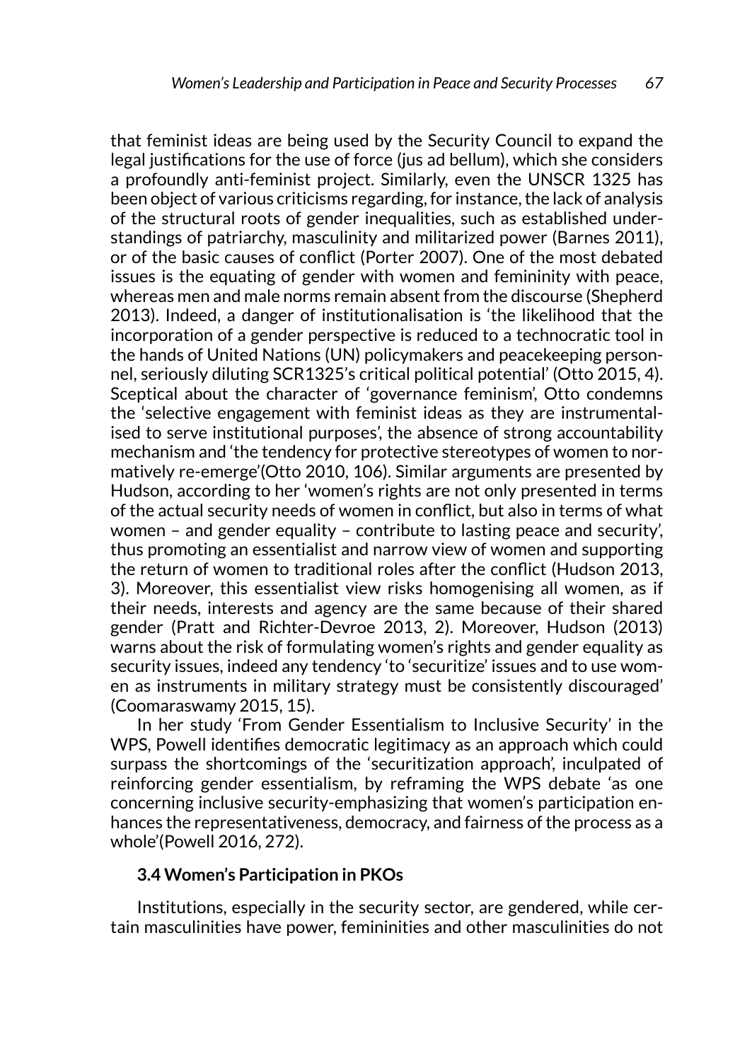that feminist ideas are being used by the Security Council to expand the legal justifications for the use of force (jus ad bellum), which she considers a profoundly anti-feminist project. Similarly, even the UNSCR 1325 has been object of various criticisms regarding, for instance, the lack of analysis of the structural roots of gender inequalities, such as established understandings of patriarchy, masculinity and militarized power (Barnes 2011), or of the basic causes of conflict (Porter 2007). One of the most debated issues is the equating of gender with women and femininity with peace, whereas men and male norms remain absent from the discourse (Shepherd 2013). Indeed, a danger of institutionalisation is 'the likelihood that the incorporation of a gender perspective is reduced to a technocratic tool in the hands of United Nations (UN) policymakers and peacekeeping personnel, seriously diluting SCR1325's critical political potential' (Otto 2015, 4). Sceptical about the character of 'governance feminism', Otto condemns the 'selective engagement with feminist ideas as they are instrumentalised to serve institutional purposes', the absence of strong accountability mechanism and 'the tendency for protective stereotypes of women to normatively re-emerge'(Otto 2010, 106). Similar arguments are presented by Hudson, according to her 'women's rights are not only presented in terms of the actual security needs of women in conflict, but also in terms of what women – and gender equality – contribute to lasting peace and security', thus promoting an essentialist and narrow view of women and supporting the return of women to traditional roles after the conflict (Hudson 2013, 3). Moreover, this essentialist view risks homogenising all women, as if their needs, interests and agency are the same because of their shared gender (Pratt and Richter-Devroe 2013, 2). Moreover, Hudson (2013) warns about the risk of formulating women's rights and gender equality as security issues, indeed any tendency 'to 'securitize' issues and to use women as instruments in military strategy must be consistently discouraged' (Coomaraswamy 2015, 15).

In her study 'From Gender Essentialism to Inclusive Security' in the WPS, Powell identifies democratic legitimacy as an approach which could surpass the shortcomings of the 'securitization approach', inculpated of reinforcing gender essentialism, by reframing the WPS debate 'as one concerning inclusive security-emphasizing that women's participation enhances the representativeness, democracy, and fairness of the process as a whole'(Powell 2016, 272).

### 3.4 Women's Participation in PKOs

Institutions, especially in the security sector, are gendered, while certain masculinities have power, femininities and other masculinities do not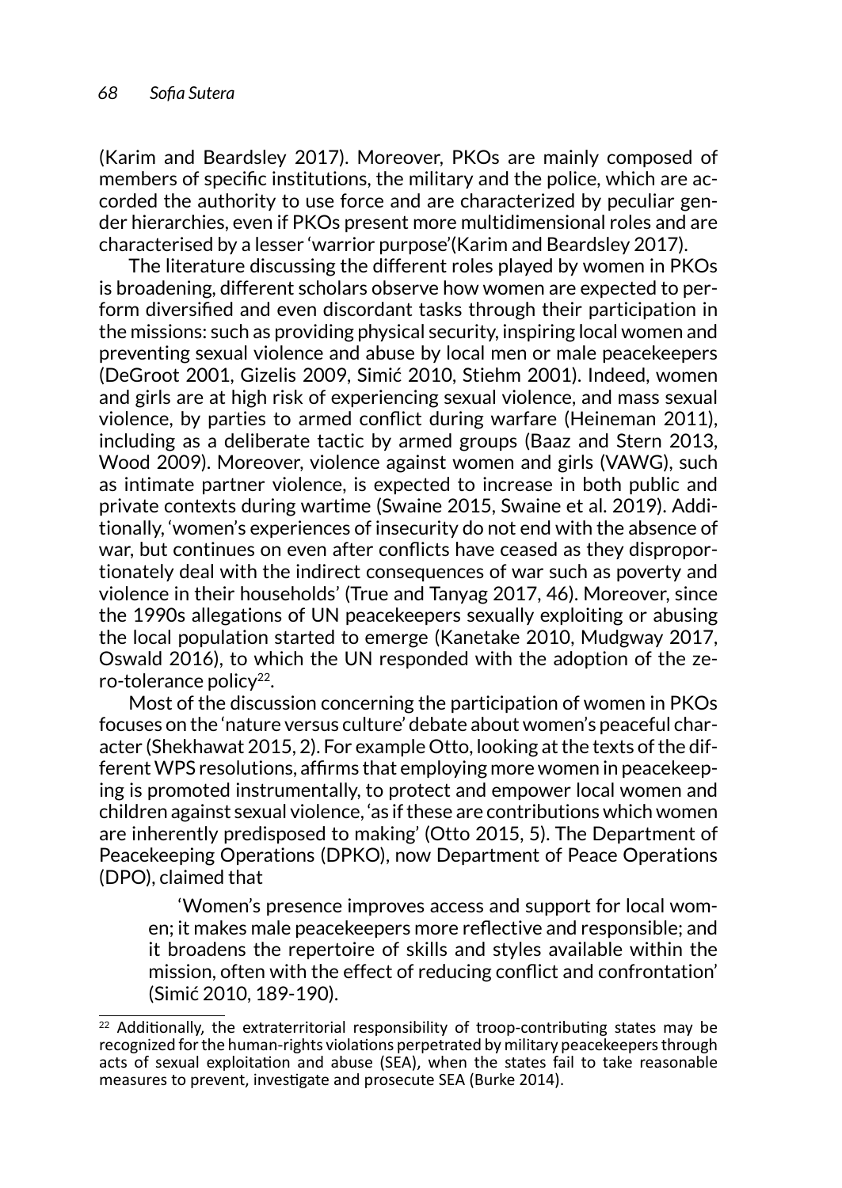(Karim and Beardsley 2017). Moreover, PKOs are mainly composed of members of specific institutions, the military and the police, which are accorded the authority to use force and are characterized by peculiar gender hierarchies, even if PKOs present more multidimensional roles and are characterised by a lesser 'warrior purpose'(Karim and Beardsley 2017).

The literature discussing the different roles played by women in PKOs is broadening, different scholars observe how women are expected to perform diversified and even discordant tasks through their participation in the missions: such as providing physical security, inspiring local women and preventing sexual violence and abuse by local men or male peacekeepers (DeGroot 2001, Gizelis 2009, Simić 2010, Stiehm 2001). Indeed, women and girls are at high risk of experiencing sexual violence, and mass sexual violence, by parties to armed conflict during warfare (Heineman 2011), including as a deliberate tactic by armed groups (Baaz and Stern 2013, Wood 2009). Moreover, violence against women and girls (VAWG), such as intimate partner violence, is expected to increase in both public and private contexts during wartime (Swaine 2015, Swaine et al. 2019). Additionally, 'women's experiences of insecurity do not end with the absence of war, but continues on even after conflicts have ceased as they disproportionately deal with the indirect consequences of war such as poverty and violence in their households' (True and Tanyag 2017, 46). Moreover, since the 1990s allegations of UN peacekeepers sexually exploiting or abusing the local population started to emerge (Kanetake 2010, Mudgway 2017, Oswald 2016), to which the UN responded with the adoption of the zero-tolerance policy[22].

Most of the discussion concerning the participation of women in PKOs focuses on the 'nature versus culture' debate about women's peaceful character (Shekhawat 2015, 2). For example Otto, looking at the texts of the different WPS resolutions, affirms that employing more women in peacekeeping is promoted instrumentally, to protect and empower local women and children against sexual violence, 'as if these are contributions which women are inherently predisposed to making' (Otto 2015, 5). The Department of Peacekeeping Operations (DPKO), now Department of Peace Operations (DPO), claimed that

> 'Women's presence improves access and support for local women; it makes male peacekeepers more reflective and responsible; and it broadens the repertoire of skills and styles available within the mission, often with the effect of reducing conflict and confrontation' (Simić 2010, 189-190).

[22] Additionally, the extraterritorial responsibility of troop-contributing states may be recognized for the human-rights violations perpetrated by military peacekeepers through acts of sexual exploitation and abuse (SEA), when the states fail to take reasonable measures to prevent, investigate and prosecute SEA (Burke 2014).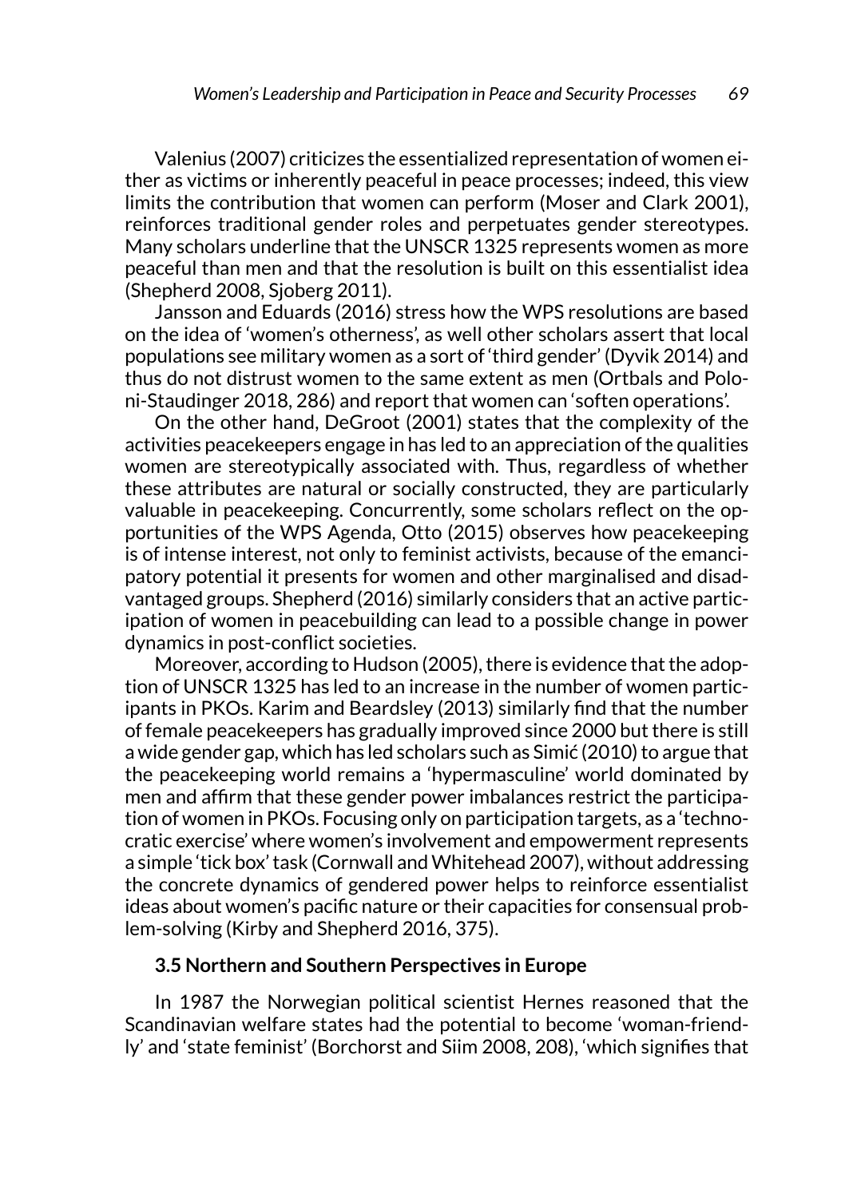Valenius (2007) criticizes the essentialized representation of women either as victims or inherently peaceful in peace processes; indeed, this view limits the contribution that women can perform (Moser and Clark 2001), reinforces traditional gender roles and perpetuates gender stereotypes. Many scholars underline that the UNSCR 1325 represents women as more peaceful than men and that the resolution is built on this essentialist idea (Shepherd 2008, Sjoberg 2011).

Jansson and Eduards (2016) stress how the WPS resolutions are based on the idea of 'women's otherness', as well other scholars assert that local populations see military women as a sort of 'third gender' (Dyvik 2014) and thus do not distrust women to the same extent as men (Ortbals and Poloni-Staudinger 2018, 286) and report that women can 'soften operations'.

On the other hand, DeGroot (2001) states that the complexity of the activities peacekeepers engage in has led to an appreciation of the qualities women are stereotypically associated with. Thus, regardless of whether these attributes are natural or socially constructed, they are particularly valuable in peacekeeping. Concurrently, some scholars reflect on the opportunities of the WPS Agenda, Otto (2015) observes how peacekeeping is of intense interest, not only to feminist activists, because of the emancipatory potential it presents for women and other marginalised and disadvantaged groups. Shepherd (2016) similarly considers that an active participation of women in peacebuilding can lead to a possible change in power dynamics in post-conflict societies.

Moreover, according to Hudson (2005), there is evidence that the adoption of UNSCR 1325 has led to an increase in the number of women participants in PKOs. Karim and Beardsley (2013) similarly find that the number of female peacekeepers has gradually improved since 2000 but there is still a wide gender gap, which has led scholars such as Simić (2010) to argue that the peacekeeping world remains a 'hypermasculine' world dominated by men and affirm that these gender power imbalances restrict the participation of women in PKOs. Focusing only on participation targets, as a 'technocratic exercise' where women's involvement and empowerment represents a simple 'tick box' task (Cornwall and Whitehead 2007), without addressing the concrete dynamics of gendered power helps to reinforce essentialist ideas about women's pacific nature or their capacities for consensual problem-solving (Kirby and Shepherd 2016, 375).

### 3.5 Northern and Southern Perspectives in Europe

In 1987 the Norwegian political scientist Hernes reasoned that the Scandinavian welfare states had the potential to become 'woman-friendly' and 'state feminist' (Borchorst and Siim 2008, 208), 'which signifies that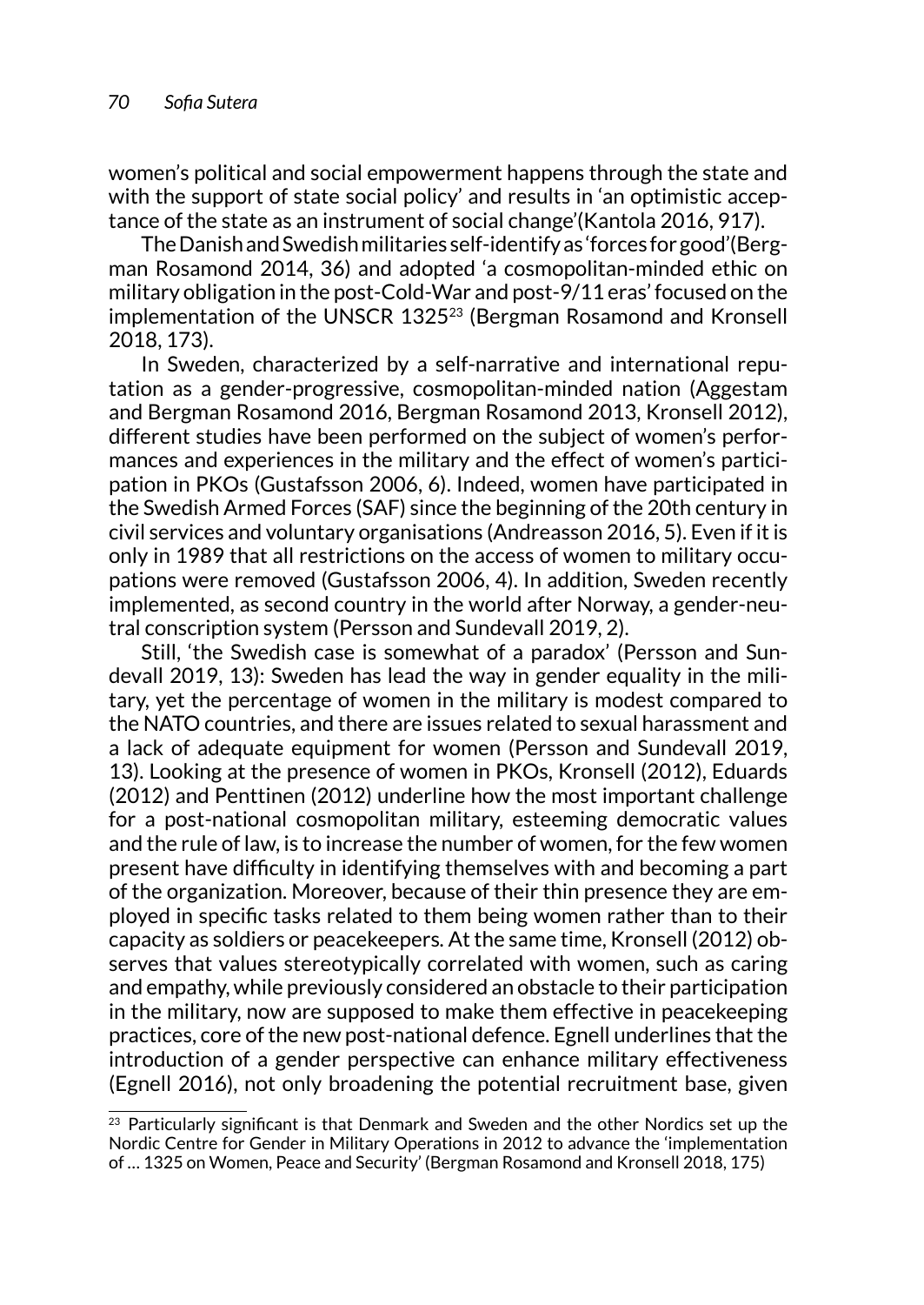women's political and social empowerment happens through the state and with the support of state social policy' and results in 'an optimistic acceptance of the state as an instrument of social change'(Kantola 2016, 917).

The Danish and Swedish militaries self-identify as 'forces for good'(Bergman Rosamond 2014, 36) and adopted 'a cosmopolitan-minded ethic on military obligation in the post-Cold-War and post-9/11 eras' focused on the implementation of the UNSCR 1325[23] (Bergman Rosamond and Kronsell 2018, 173).

In Sweden, characterized by a self-narrative and international reputation as a gender-progressive, cosmopolitan-minded nation (Aggestam and Bergman Rosamond 2016, Bergman Rosamond 2013, Kronsell 2012), different studies have been performed on the subject of women's performances and experiences in the military and the effect of women's participation in PKOs (Gustafsson 2006, 6). Indeed, women have participated in the Swedish Armed Forces (SAF) since the beginning of the 20th century in civil services and voluntary organisations (Andreasson 2016, 5). Even if it is only in 1989 that all restrictions on the access of women to military occupations were removed (Gustafsson 2006, 4). In addition, Sweden recently implemented, as second country in the world after Norway, a gender-neutral conscription system (Persson and Sundevall 2019, 2).

Still, 'the Swedish case is somewhat of a paradox' (Persson and Sundevall 2019, 13): Sweden has lead the way in gender equality in the military, yet the percentage of women in the military is modest compared to the NATO countries, and there are issues related to sexual harassment and a lack of adequate equipment for women (Persson and Sundevall 2019, 13). Looking at the presence of women in PKOs, Kronsell (2012), Eduards (2012) and Penttinen (2012) underline how the most important challenge for a post-national cosmopolitan military, esteeming democratic values and the rule of law, is to increase the number of women, for the few women present have difficulty in identifying themselves with and becoming a part of the organization. Moreover, because of their thin presence they are employed in specific tasks related to them being women rather than to their capacity as soldiers or peacekeepers. At the same time, Kronsell (2012) observes that values stereotypically correlated with women, such as caring and empathy, while previously considered an obstacle to their participation in the military, now are supposed to make them effective in peacekeeping practices, core of the new post-national defence. Egnell underlines that the introduction of a gender perspective can enhance military effectiveness (Egnell 2016), not only broadening the potential recruitment base, given

[23] Particularly significant is that Denmark and Sweden and the other Nordics set up the Nordic Centre for Gender in Military Operations in 2012 to advance the 'implementation of … 1325 on Women, Peace and Security' (Bergman Rosamond and Kronsell 2018, 175)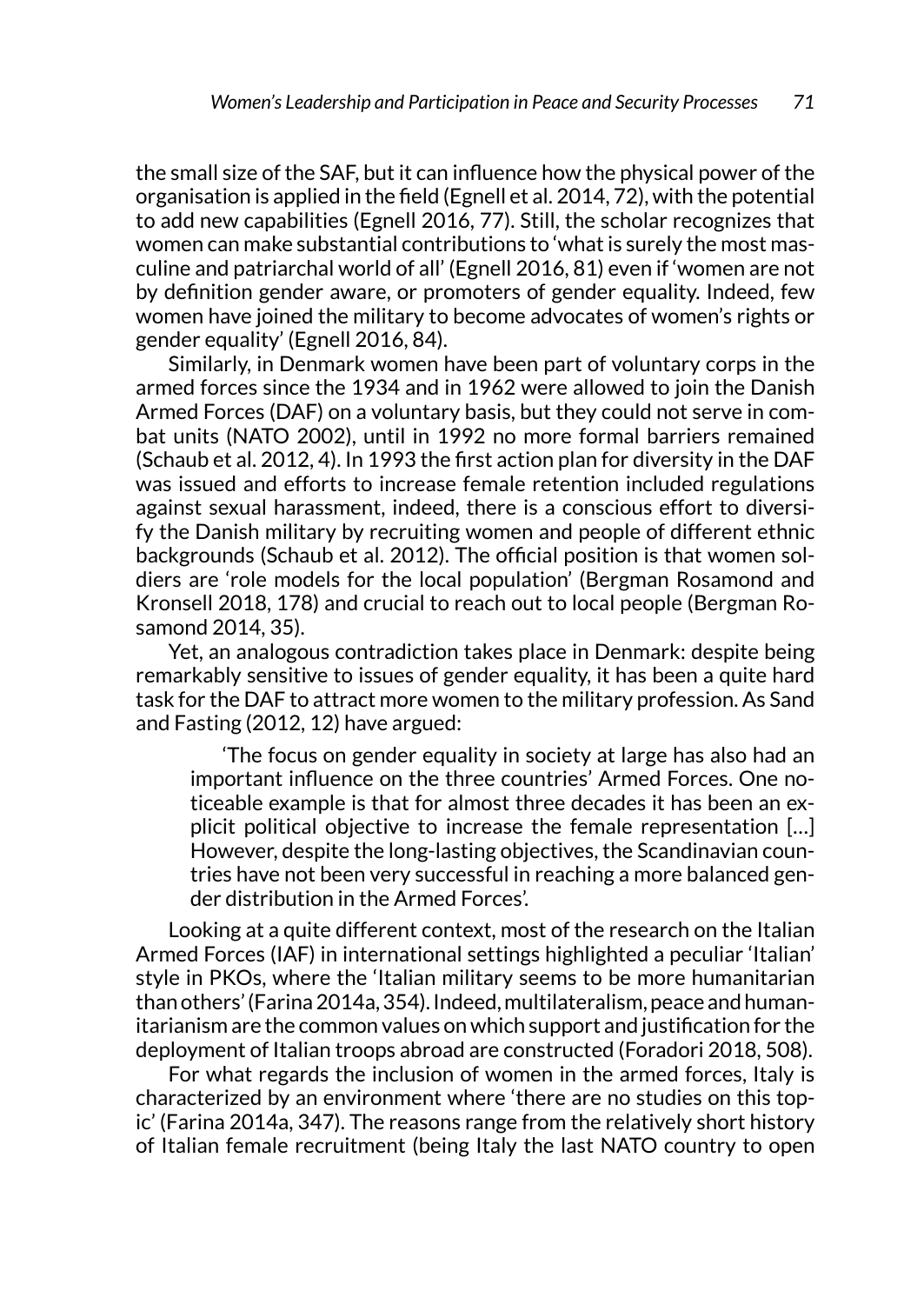the small size of the SAF, but it can influence how the physical power of the organisation is applied in the field (Egnell et al. 2014, 72), with the potential to add new capabilities (Egnell 2016, 77). Still, the scholar recognizes that women can make substantial contributions to 'what is surely the most masculine and patriarchal world of all' (Egnell 2016, 81) even if 'women are not by definition gender aware, or promoters of gender equality. Indeed, few women have joined the military to become advocates of women's rights or gender equality' (Egnell 2016, 84).

Similarly, in Denmark women have been part of voluntary corps in the armed forces since the 1934 and in 1962 were allowed to join the Danish Armed Forces (DAF) on a voluntary basis, but they could not serve in combat units (NATO 2002), until in 1992 no more formal barriers remained (Schaub et al. 2012, 4). In 1993 the first action plan for diversity in the DAF was issued and efforts to increase female retention included regulations against sexual harassment, indeed, there is a conscious effort to diversify the Danish military by recruiting women and people of different ethnic backgrounds (Schaub et al. 2012). The official position is that women soldiers are 'role models for the local population' (Bergman Rosamond and Kronsell 2018, 178) and crucial to reach out to local people (Bergman Rosamond 2014, 35).

Yet, an analogous contradiction takes place in Denmark: despite being remarkably sensitive to issues of gender equality, it has been a quite hard task for the DAF to attract more women to the military profession. As Sand and Fasting (2012, 12) have argued:

> 'The focus on gender equality in society at large has also had an important influence on the three countries' Armed Forces. One noticeable example is that for almost three decades it has been an explicit political objective to increase the female representation […] However, despite the long-lasting objectives, the Scandinavian countries have not been very successful in reaching a more balanced gender distribution in the Armed Forces'.

Looking at a quite different context, most of the research on the Italian Armed Forces (IAF) in international settings highlighted a peculiar 'Italian' style in PKOs, where the 'Italian military seems to be more humanitarian than others' (Farina 2014a, 354). Indeed, multilateralism, peace and humanitarianism are the common values on which support and justification for the deployment of Italian troops abroad are constructed (Foradori 2018, 508).

For what regards the inclusion of women in the armed forces, Italy is characterized by an environment where 'there are no studies on this topic' (Farina 2014a, 347). The reasons range from the relatively short history of Italian female recruitment (being Italy the last NATO country to open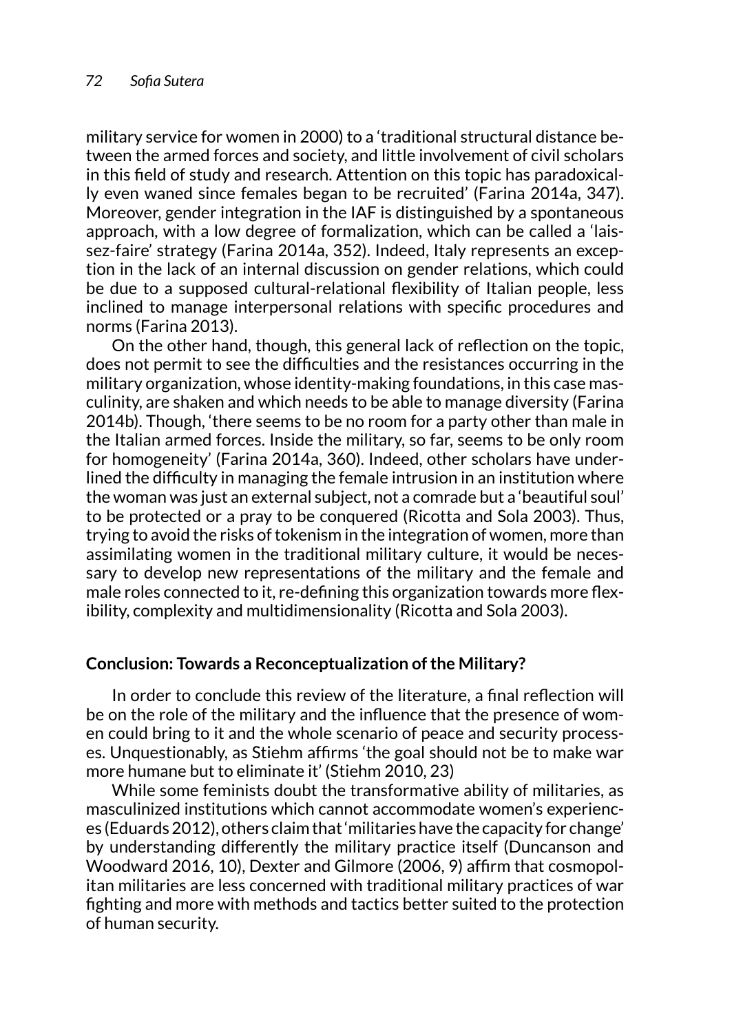military service for women in 2000) to a 'traditional structural distance between the armed forces and society, and little involvement of civil scholars in this field of study and research. Attention on this topic has paradoxically even waned since females began to be recruited' (Farina 2014a, 347). Moreover, gender integration in the IAF is distinguished by a spontaneous approach, with a low degree of formalization, which can be called a 'laissez-faire' strategy (Farina 2014a, 352). Indeed, Italy represents an exception in the lack of an internal discussion on gender relations, which could be due to a supposed cultural-relational flexibility of Italian people, less inclined to manage interpersonal relations with specific procedures and norms (Farina 2013).

On the other hand, though, this general lack of reflection on the topic, does not permit to see the difficulties and the resistances occurring in the military organization, whose identity-making foundations, in this case masculinity, are shaken and which needs to be able to manage diversity (Farina 2014b). Though, 'there seems to be no room for a party other than male in the Italian armed forces. Inside the military, so far, seems to be only room for homogeneity' (Farina 2014a, 360). Indeed, other scholars have underlined the difficulty in managing the female intrusion in an institution where the woman was just an external subject, not a comrade but a 'beautiful soul' to be protected or a pray to be conquered (Ricotta and Sola 2003). Thus, trying to avoid the risks of tokenism in the integration of women, more than assimilating women in the traditional military culture, it would be necessary to develop new representations of the military and the female and male roles connected to it, re-defining this organization towards more flexibility, complexity and multidimensionality (Ricotta and Sola 2003).

## Conclusion: Towards a Reconceptualization of the Military?

In order to conclude this review of the literature, a final reflection will be on the role of the military and the influence that the presence of women could bring to it and the whole scenario of peace and security processes. Unquestionably, as Stiehm affirms 'the goal should not be to make war more humane but to eliminate it' (Stiehm 2010, 23)

While some feminists doubt the transformative ability of militaries, as masculinized institutions which cannot accommodate women's experiences (Eduards 2012), others claim that 'militaries have the capacity for change' by understanding differently the military practice itself (Duncanson and Woodward 2016, 10), Dexter and Gilmore (2006, 9) affirm that cosmopolitan militaries are less concerned with traditional military practices of war fighting and more with methods and tactics better suited to the protection of human security.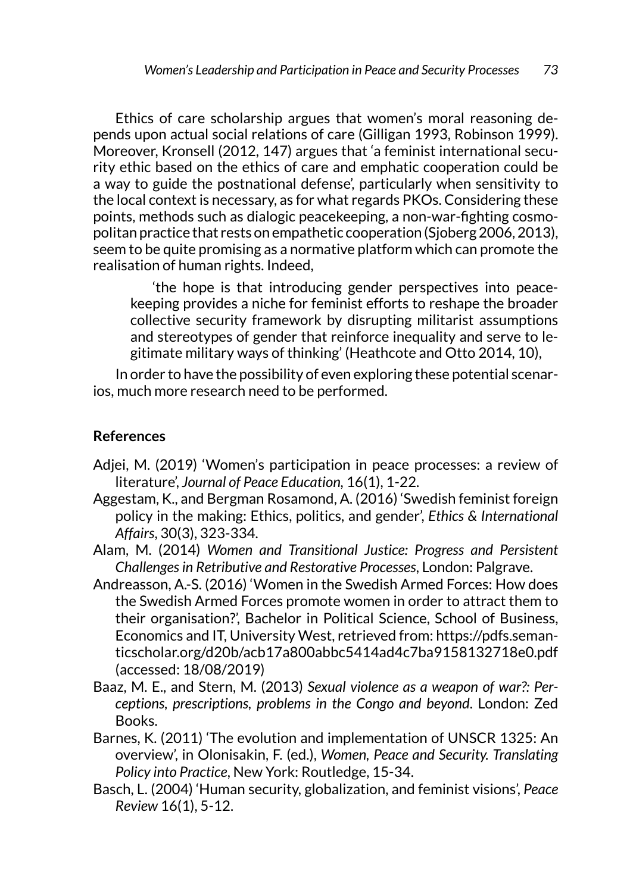Ethics of care scholarship argues that women's moral reasoning depends upon actual social relations of care (Gilligan 1993, Robinson 1999). Moreover, Kronsell (2012, 147) argues that 'a feminist international security ethic based on the ethics of care and emphatic cooperation could be a way to guide the postnational defense', particularly when sensitivity to the local context is necessary, as for what regards PKOs. Considering these points, methods such as dialogic peacekeeping, a non-war-fighting cosmopolitan practice that rests on empathetic cooperation (Sjoberg 2006, 2013), seem to be quite promising as a normative platform which can promote the realisation of human rights. Indeed,

> 'the hope is that introducing gender perspectives into peacekeeping provides a niche for feminist efforts to reshape the broader collective security framework by disrupting militarist assumptions and stereotypes of gender that reinforce inequality and serve to legitimate military ways of thinking' (Heathcote and Otto 2014, 10),

In order to have the possibility of even exploring these potential scenarios, much more research need to be performed.

## References

Adjei, M. (2019) 'Women's participation in peace processes: a review of literature', *Journal of Peace Education*, 16(1), 1-22.

Aggestam, K., and Bergman Rosamond, A. (2016) 'Swedish feminist foreign policy in the making: Ethics, politics, and gender', *Ethics & International Affairs*, 30(3), 323-334.

Alam, M. (2014) *Women and Transitional Justice: Progress and Persistent Challenges in Retributive and Restorative Processes*, London: Palgrave.

Andreasson, A.-S. (2016) 'Women in the Swedish Armed Forces: How does the Swedish Armed Forces promote women in order to attract them to their organisation?', Bachelor in Political Science, School of Business, Economics and IT, University West, retrieved from: https://pdfs.semanticscholar.org/d20b/acb17a800abbc5414ad4c7ba9158132718e0.pdf (accessed: 18/08/2019)

Baaz, M. E., and Stern, M. (2013) *Sexual violence as a weapon of war?: Perceptions, prescriptions, problems in the Congo and beyond*. London: Zed Books.

Barnes, K. (2011) 'The evolution and implementation of UNSCR 1325: An overview', in Olonisakin, F. (ed.), *Women, Peace and Security. Translating Policy into Practice*, New York: Routledge, 15-34.

Basch, L. (2004) 'Human security, globalization, and feminist visions', *Peace Review* 16(1), 5-12.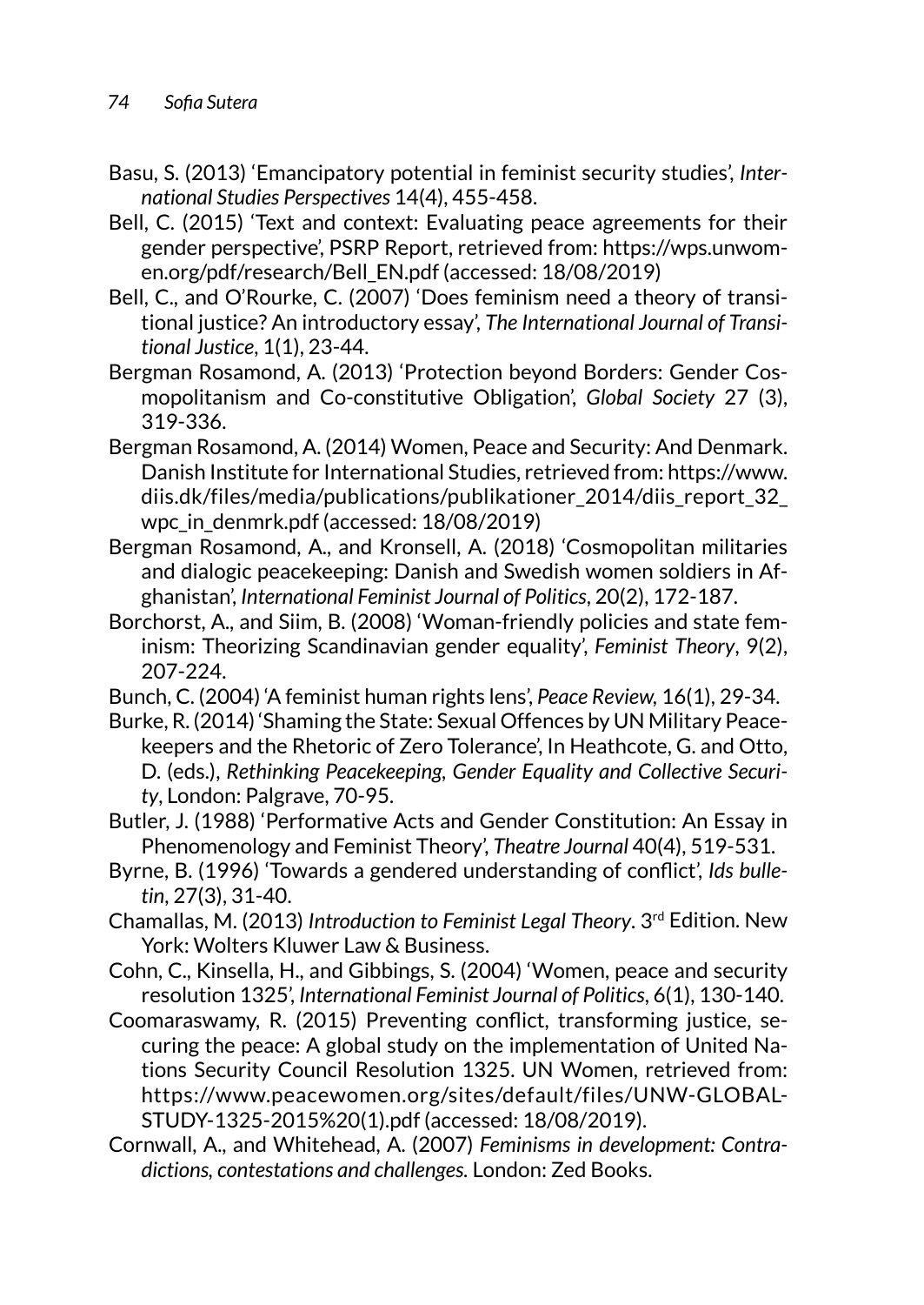Basu, S. (2013) 'Emancipatory potential in feminist security studies', *International Studies Perspectives* 14(4), 455-458.

Bell, C. (2015) 'Text and context: Evaluating peace agreements for their gender perspective', PSRP Report, retrieved from: https://wps.unwomen.org/pdf/research/Bell_EN.pdf (accessed: 18/08/2019)

Bell, C., and O'Rourke, C. (2007) 'Does feminism need a theory of transitional justice? An introductory essay', *The International Journal of Transitional Justice*, 1(1), 23-44.

Bergman Rosamond, A. (2013) 'Protection beyond Borders: Gender Cosmopolitanism and Co-constitutive Obligation', *Global Society* 27 (3), 319-336.

Bergman Rosamond, A. (2014) Women, Peace and Security: And Denmark. Danish Institute for International Studies, retrieved from: https://www.diis.dk/files/media/publications/publikationer_2014/diis_report_32_wpc_in_denmrk.pdf (accessed: 18/08/2019)

Bergman Rosamond, A., and Kronsell, A. (2018) 'Cosmopolitan militaries and dialogic peacekeeping: Danish and Swedish women soldiers in Afghanistan', *International Feminist Journal of Politics*, 20(2), 172-187.

Borchorst, A., and Siim, B. (2008) 'Woman-friendly policies and state feminism: Theorizing Scandinavian gender equality', *Feminist Theory*, 9(2), 207-224.

Bunch, C. (2004) 'A feminist human rights lens', *Peace Review*, 16(1), 29-34.

Burke, R. (2014) 'Shaming the State: Sexual Offences by UN Military Peacekeepers and the Rhetoric of Zero Tolerance', In Heathcote, G. and Otto, D. (eds.), *Rethinking Peacekeeping, Gender Equality and Collective Security*, London: Palgrave, 70-95.

Butler, J. (1988) 'Performative Acts and Gender Constitution: An Essay in Phenomenology and Feminist Theory', *Theatre Journal* 40(4), 519-531.

Byrne, B. (1996) 'Towards a gendered understanding of conflict', *Ids bulletin*, 27(3), 31-40.

Chamallas, M. (2013) *Introduction to Feminist Legal Theory*. 3rd Edition. New York: Wolters Kluwer Law & Business.

Cohn, C., Kinsella, H., and Gibbings, S. (2004) 'Women, peace and security resolution 1325', *International Feminist Journal of Politics*, 6(1), 130-140.

Coomaraswamy, R. (2015) Preventing conflict, transforming justice, securing the peace: A global study on the implementation of United Nations Security Council Resolution 1325. UN Women, retrieved from: https://www.peacewomen.org/sites/default/files/UNW-GLOBAL-STUDY-1325-2015%20(1).pdf (accessed: 18/08/2019).

Cornwall, A., and Whitehead, A. (2007) *Feminisms in development: Contradictions, contestations and challenges.* London: Zed Books.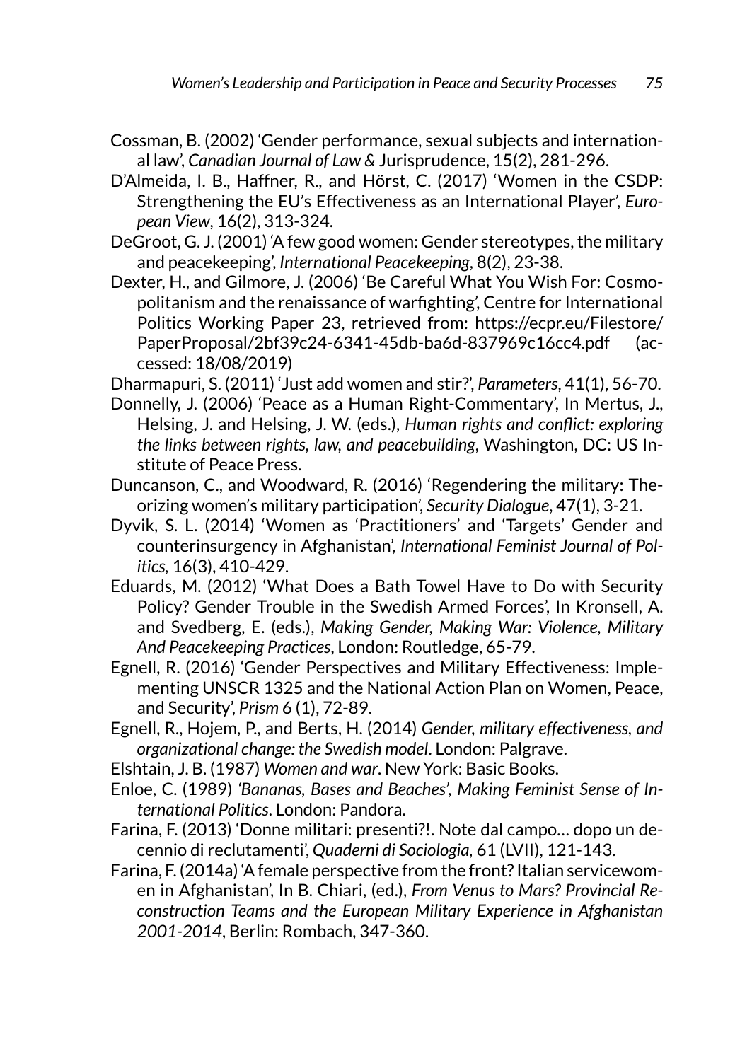Cossman, B. (2002) 'Gender performance, sexual subjects and international law', *Canadian Journal of Law &* Jurisprudence, 15(2), 281-296.

D'Almeida, I. B., Haffner, R., and Hörst, C. (2017) 'Women in the CSDP: Strengthening the EU's Effectiveness as an International Player', *European View*, 16(2), 313-324.

DeGroot, G. J. (2001) 'A few good women: Gender stereotypes, the military and peacekeeping', *International Peacekeeping*, 8(2), 23-38.

Dexter, H., and Gilmore, J. (2006) 'Be Careful What You Wish For: Cosmopolitanism and the renaissance of warfighting', Centre for International Politics Working Paper 23, retrieved from: https://ecpr.eu/Filestore/PaperProposal/2bf39c24-6341-45db-ba6d-837969c16cc4.pdf (accessed: 18/08/2019)

Dharmapuri, S. (2011) 'Just add women and stir?', *Parameters*, 41(1), 56-70.

Donnelly, J. (2006) 'Peace as a Human Right-Commentary', In Mertus, J., Helsing, J. and Helsing, J. W. (eds.), *Human rights and conflict: exploring the links between rights, law, and peacebuilding*, Washington, DC: US Institute of Peace Press.

Duncanson, C., and Woodward, R. (2016) 'Regendering the military: Theorizing women's military participation', *Security Dialogue*, 47(1), 3-21.

Dyvik, S. L. (2014) 'Women as 'Practitioners' and 'Targets' Gender and counterinsurgency in Afghanistan', *International Feminist Journal of Politics*, 16(3), 410-429.

Eduards, M. (2012) 'What Does a Bath Towel Have to Do with Security Policy? Gender Trouble in the Swedish Armed Forces', In Kronsell, A. and Svedberg, E. (eds.), *Making Gender, Making War: Violence, Military And Peacekeeping Practices*, London: Routledge, 65-79.

Egnell, R. (2016) 'Gender Perspectives and Military Effectiveness: Implementing UNSCR 1325 and the National Action Plan on Women, Peace, and Security', *Prism* 6 (1), 72-89.

Egnell, R., Hojem, P., and Berts, H. (2014) *Gender, military effectiveness, and organizational change: the Swedish model*. London: Palgrave.

Elshtain, J. B. (1987) *Women and war*. New York: Basic Books.

Enloe, C. (1989) *'Bananas, Bases and Beaches', Making Feminist Sense of International Politics*. London: Pandora.

Farina, F. (2013) 'Donne militari: presenti?!. Note dal campo… dopo un decennio di reclutamenti', *Quaderni di Sociologia*, 61 (LVII), 121-143.

Farina, F. (2014a) 'A female perspective from the front? Italian servicewomen in Afghanistan', In B. Chiari, (ed.), *From Venus to Mars? Provincial Reconstruction Teams and the European Military Experience in Afghanistan 2001-2014*, Berlin: Rombach, 347-360.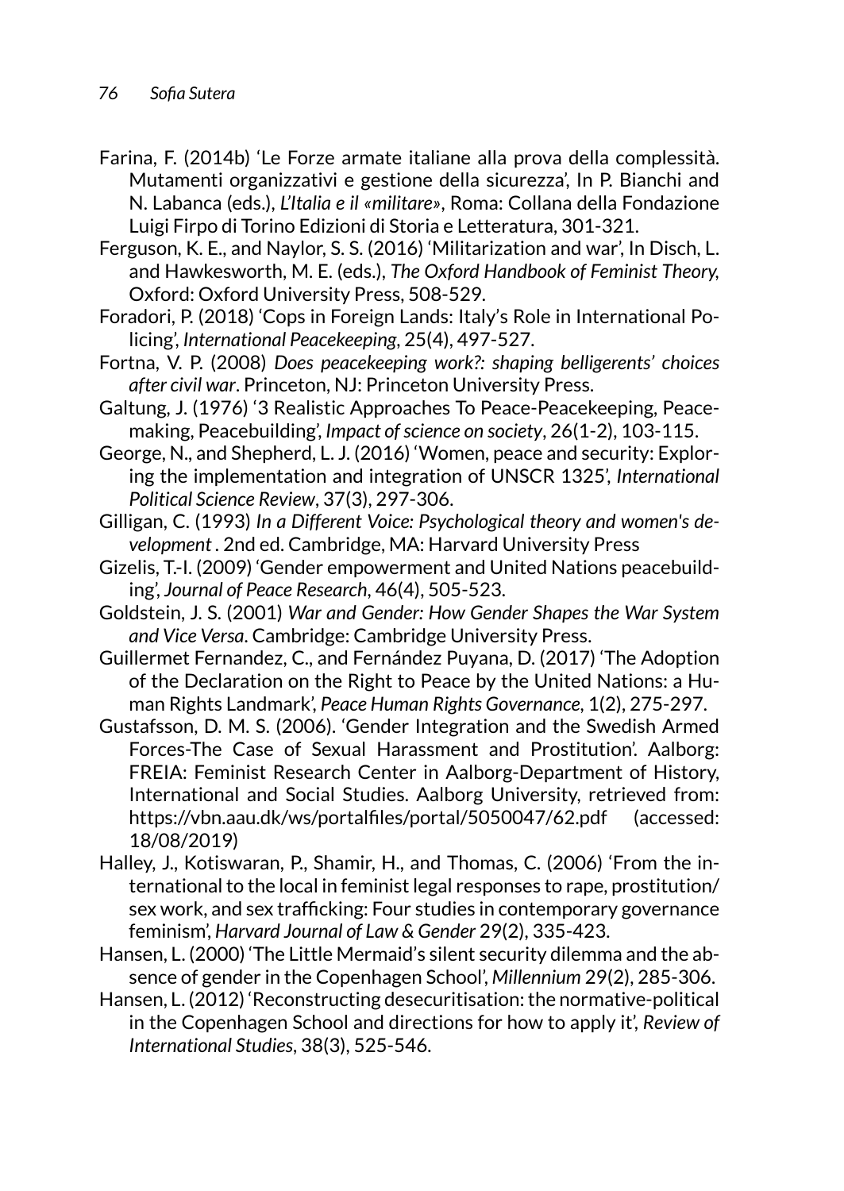Farina, F. (2014b) 'Le Forze armate italiane alla prova della complessità. Mutamenti organizzativi e gestione della sicurezza', In P. Bianchi and N. Labanca (eds.), *L'Italia e il «militare»*, Roma: Collana della Fondazione Luigi Firpo di Torino Edizioni di Storia e Letteratura, 301-321.

Ferguson, K. E., and Naylor, S. S. (2016) 'Militarization and war', In Disch, L. and Hawkesworth, M. E. (eds.), *The Oxford Handbook of Feminist Theory*, Oxford: Oxford University Press, 508-529.

Foradori, P. (2018) 'Cops in Foreign Lands: Italy's Role in International Policing', *International Peacekeeping*, 25(4), 497-527.

Fortna, V. P. (2008) *Does peacekeeping work?: shaping belligerents' choices after civil war*. Princeton, NJ: Princeton University Press.

Galtung, J. (1976) '3 Realistic Approaches To Peace-Peacekeeping, Peacemaking, Peacebuilding', *Impact of science on society*, 26(1-2), 103-115.

George, N., and Shepherd, L. J. (2016) 'Women, peace and security: Exploring the implementation and integration of UNSCR 1325', *International Political Science Review*, 37(3), 297-306.

Gilligan, C. (1993) *In a Different Voice: Psychological theory and women's development* . 2nd ed. Cambridge, MA: Harvard University Press

Gizelis, T.-I. (2009) 'Gender empowerment and United Nations peacebuilding', *Journal of Peace Research*, 46(4), 505-523.

Goldstein, J. S. (2001) *War and Gender: How Gender Shapes the War System and Vice Versa*. Cambridge: Cambridge University Press.

Guillermet Fernandez, C., and Fernández Puyana, D. (2017) 'The Adoption of the Declaration on the Right to Peace by the United Nations: a Human Rights Landmark', *Peace Human Rights Governance*, 1(2), 275-297.

Gustafsson, D. M. S. (2006). 'Gender Integration and the Swedish Armed Forces-The Case of Sexual Harassment and Prostitution'. Aalborg: FREIA: Feminist Research Center in Aalborg-Department of History, International and Social Studies. Aalborg University, retrieved from: https://vbn.aau.dk/ws/portalfiles/portal/5050047/62.pdf (accessed: 18/08/2019)

Halley, J., Kotiswaran, P., Shamir, H., and Thomas, C. (2006) 'From the international to the local in feminist legal responses to rape, prostitution/ sex work, and sex trafficking: Four studies in contemporary governance feminism', *Harvard Journal of Law & Gender* 29(2), 335-423.

Hansen, L. (2000) 'The Little Mermaid's silent security dilemma and the absence of gender in the Copenhagen School', *Millennium* 29(2), 285-306.

Hansen, L. (2012) 'Reconstructing desecuritisation: the normative-political in the Copenhagen School and directions for how to apply it', *Review of International Studies*, 38(3), 525-546.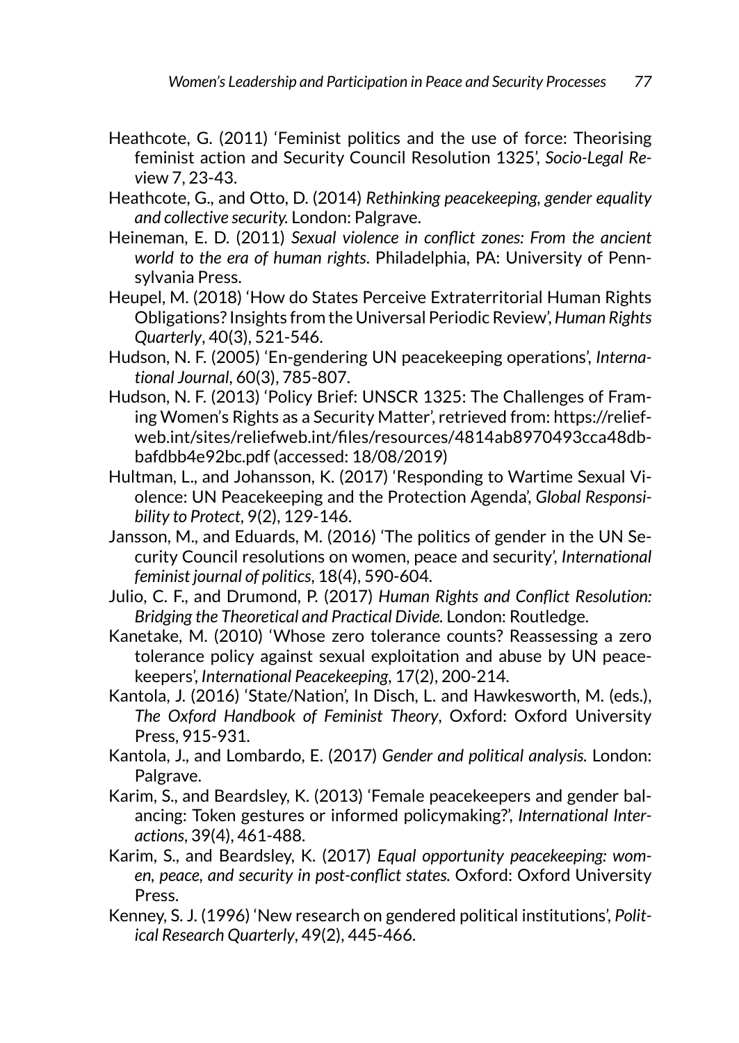Heathcote, G. (2011) 'Feminist politics and the use of force: Theorising feminist action and Security Council Resolution 1325', *Socio-Legal Review* 7, 23-43.

Heathcote, G., and Otto, D. (2014) *Rethinking peacekeeping, gender equality and collective security.* London: Palgrave.

Heineman, E. D. (2011) *Sexual violence in conflict zones: From the ancient world to the era of human rights*. Philadelphia, PA: University of Pennsylvania Press.

Heupel, M. (2018) 'How do States Perceive Extraterritorial Human Rights Obligations? Insights from the Universal Periodic Review', *Human Rights Quarterly*, 40(3), 521-546.

Hudson, N. F. (2005) 'En-gendering UN peacekeeping operations', *International Journal*, 60(3), 785-807.

Hudson, N. F. (2013) 'Policy Brief: UNSCR 1325: The Challenges of Framing Women's Rights as a Security Matter', retrieved from: https://reliefweb.int/sites/reliefweb.int/files/resources/4814ab8970493cca48dbbafdbb4e92bc.pdf (accessed: 18/08/2019)

Hultman, L., and Johansson, K. (2017) 'Responding to Wartime Sexual Violence: UN Peacekeeping and the Protection Agenda', *Global Responsibility to Protect*, 9(2), 129-146.

Jansson, M., and Eduards, M. (2016) 'The politics of gender in the UN Security Council resolutions on women, peace and security', *International feminist journal of politics*, 18(4), 590-604.

Julio, C. F., and Drumond, P. (2017) *Human Rights and Conflict Resolution: Bridging the Theoretical and Practical Divide.* London: Routledge.

Kanetake, M. (2010) 'Whose zero tolerance counts? Reassessing a zero tolerance policy against sexual exploitation and abuse by UN peacekeepers', *International Peacekeeping*, 17(2), 200-214.

Kantola, J. (2016) 'State/Nation', In Disch, L. and Hawkesworth, M. (eds.), *The Oxford Handbook of Feminist Theory*, Oxford: Oxford University Press, 915-931.

Kantola, J., and Lombardo, E. (2017) *Gender and political analysis.* London: Palgrave.

Karim, S., and Beardsley, K. (2013) 'Female peacekeepers and gender balancing: Token gestures or informed policymaking?', *International Interactions*, 39(4), 461-488.

Karim, S., and Beardsley, K. (2017) *Equal opportunity peacekeeping: women, peace, and security in post-conflict states.* Oxford: Oxford University Press.

Kenney, S. J. (1996) 'New research on gendered political institutions', *Political Research Quarterly*, 49(2), 445-466.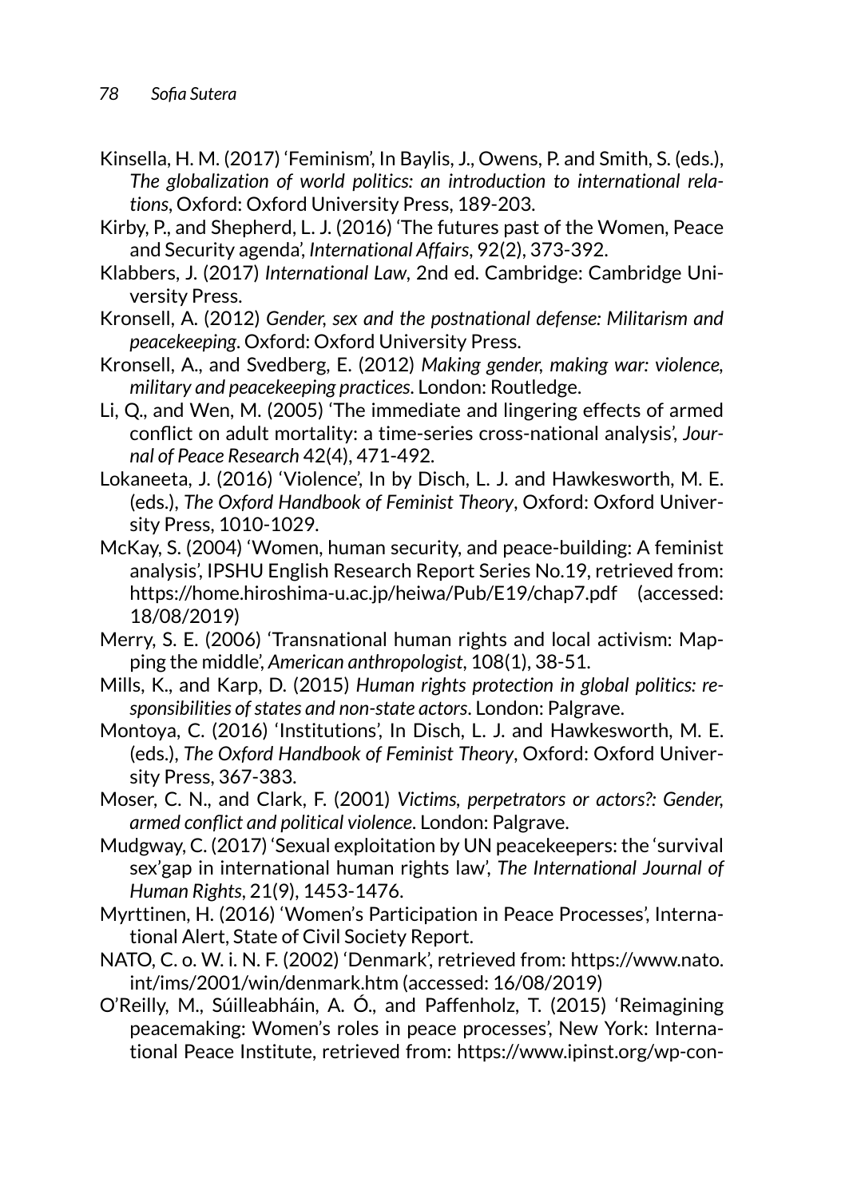Kinsella, H. M. (2017) 'Feminism', In Baylis, J., Owens, P. and Smith, S. (eds.), *The globalization of world politics: an introduction to international relations*, Oxford: Oxford University Press, 189-203.

Kirby, P., and Shepherd, L. J. (2016) 'The futures past of the Women, Peace and Security agenda', *International Affairs*, 92(2), 373-392.

Klabbers, J. (2017) *International Law*, 2nd ed. Cambridge: Cambridge University Press.

Kronsell, A. (2012) *Gender, sex and the postnational defense: Militarism and peacekeeping*. Oxford: Oxford University Press.

Kronsell, A., and Svedberg, E. (2012) *Making gender, making war: violence, military and peacekeeping practices*. London: Routledge.

Li, Q., and Wen, M. (2005) 'The immediate and lingering effects of armed conflict on adult mortality: a time-series cross-national analysis', *Journal of Peace Research* 42(4), 471-492.

Lokaneeta, J. (2016) 'Violence', In by Disch, L. J. and Hawkesworth, M. E. (eds.), *The Oxford Handbook of Feminist Theory*, Oxford: Oxford University Press, 1010-1029.

McKay, S. (2004) 'Women, human security, and peace-building: A feminist analysis', IPSHU English Research Report Series No.19, retrieved from: https://home.hiroshima-u.ac.jp/heiwa/Pub/E19/chap7.pdf (accessed: 18/08/2019)

Merry, S. E. (2006) 'Transnational human rights and local activism: Mapping the middle', *American anthropologist*, 108(1), 38-51.

Mills, K., and Karp, D. (2015) *Human rights protection in global politics: responsibilities of states and non-state actors*. London: Palgrave.

Montoya, C. (2016) 'Institutions', In Disch, L. J. and Hawkesworth, M. E. (eds.), *The Oxford Handbook of Feminist Theory*, Oxford: Oxford University Press, 367-383.

Moser, C. N., and Clark, F. (2001) *Victims, perpetrators or actors?: Gender, armed conflict and political violence*. London: Palgrave.

Mudgway, C. (2017) 'Sexual exploitation by UN peacekeepers: the 'survival sex'gap in international human rights law', *The International Journal of Human Rights*, 21(9), 1453-1476.

Myrttinen, H. (2016) 'Women's Participation in Peace Processes', International Alert, State of Civil Society Report.

NATO, C. o. W. i. N. F. (2002) 'Denmark', retrieved from: https://www.nato.int/ims/2001/win/denmark.htm (accessed: 16/08/2019)

O'Reilly, M., Súilleabháin, A. Ó., and Paffenholz, T. (2015) 'Reimagining peacemaking: Women's roles in peace processes', New York: International Peace Institute, retrieved from: https://www.ipinst.org/wp-con-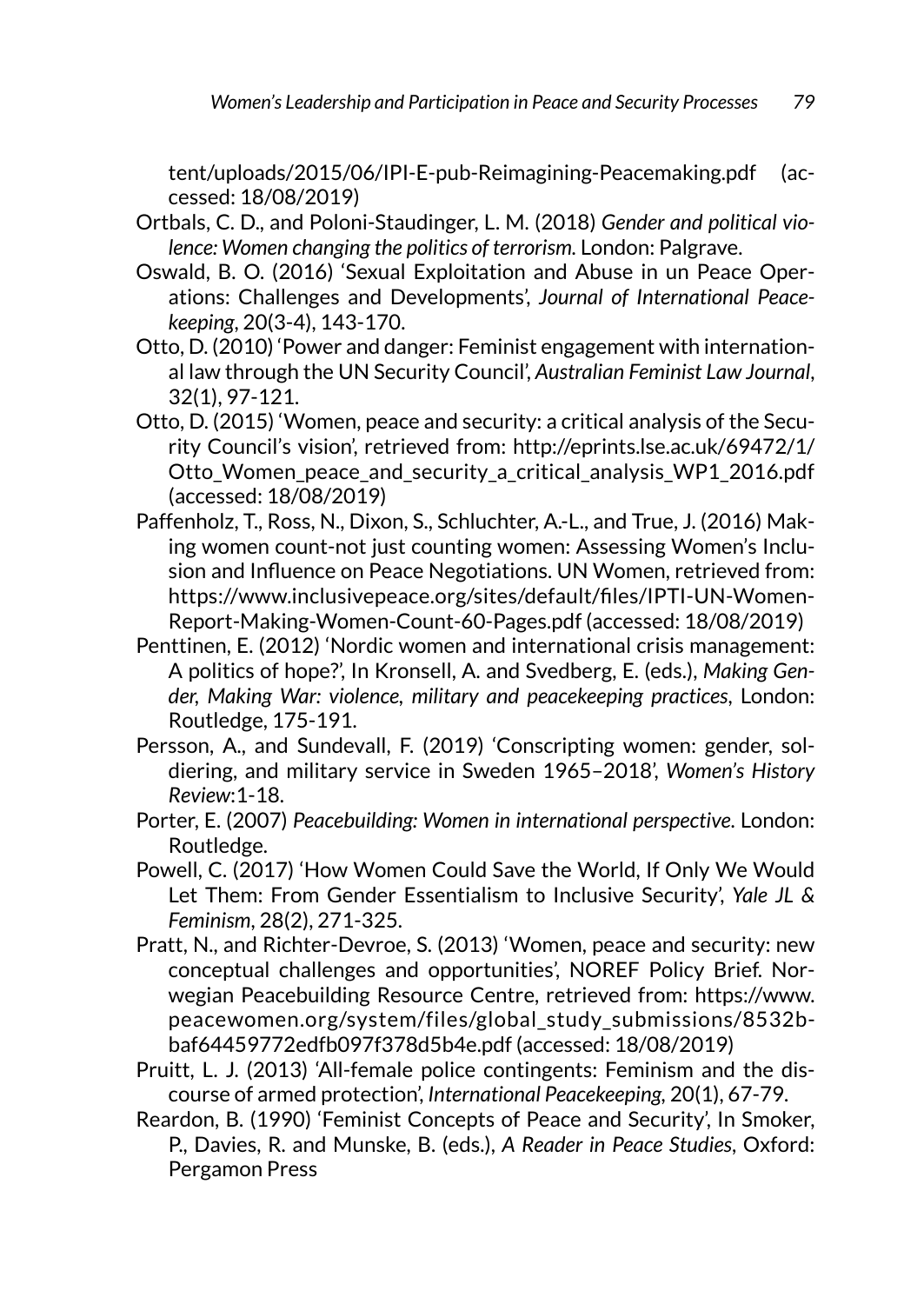tent/uploads/2015/06/IPI-E-pub-Reimagining-Peacemaking.pdf (accessed: 18/08/2019)

Ortbals, C. D., and Poloni-Staudinger, L. M. (2018) *Gender and political violence: Women changing the politics of terrorism*. London: Palgrave.

Oswald, B. O. (2016) 'Sexual Exploitation and Abuse in un Peace Operations: Challenges and Developments', *Journal of International Peacekeeping*, 20(3-4), 143-170.

Otto, D. (2010) 'Power and danger: Feminist engagement with international law through the UN Security Council', *Australian Feminist Law Journal*, 32(1), 97-121.

Otto, D. (2015) 'Women, peace and security: a critical analysis of the Security Council's vision', retrieved from: http://eprints.lse.ac.uk/69472/1/Otto_Women_peace_and_security_a_critical_analysis_WP1_2016.pdf (accessed: 18/08/2019)

Paffenholz, T., Ross, N., Dixon, S., Schluchter, A.-L., and True, J. (2016) Making women count-not just counting women: Assessing Women's Inclusion and Influence on Peace Negotiations. UN Women, retrieved from: https://www.inclusivepeace.org/sites/default/files/IPTI-UN-Women-Report-Making-Women-Count-60-Pages.pdf (accessed: 18/08/2019)

Penttinen, E. (2012) 'Nordic women and international crisis management: A politics of hope?', In Kronsell, A. and Svedberg, E. (eds.), *Making Gender, Making War: violence, military and peacekeeping practices*, London: Routledge, 175-191.

Persson, A., and Sundevall, F. (2019) 'Conscripting women: gender, soldiering, and military service in Sweden 1965–2018', *Women's History Review*:1-18.

Porter, E. (2007) *Peacebuilding: Women in international perspective*. London: Routledge.

Powell, C. (2017) 'How Women Could Save the World, If Only We Would Let Them: From Gender Essentialism to Inclusive Security', *Yale JL & Feminism*, 28(2), 271-325.

Pratt, N., and Richter-Devroe, S. (2013) 'Women, peace and security: new conceptual challenges and opportunities', NOREF Policy Brief. Norwegian Peacebuilding Resource Centre, retrieved from: https://www.peacewomen.org/system/files/global_study_submissions/8532bbaf64459772edfb097f378d5b4e.pdf (accessed: 18/08/2019)

Pruitt, L. J. (2013) 'All-female police contingents: Feminism and the discourse of armed protection', *International Peacekeeping*, 20(1), 67-79.

Reardon, B. (1990) 'Feminist Concepts of Peace and Security', In Smoker, P., Davies, R. and Munske, B. (eds.), *A Reader in Peace Studies*, Oxford: Pergamon Press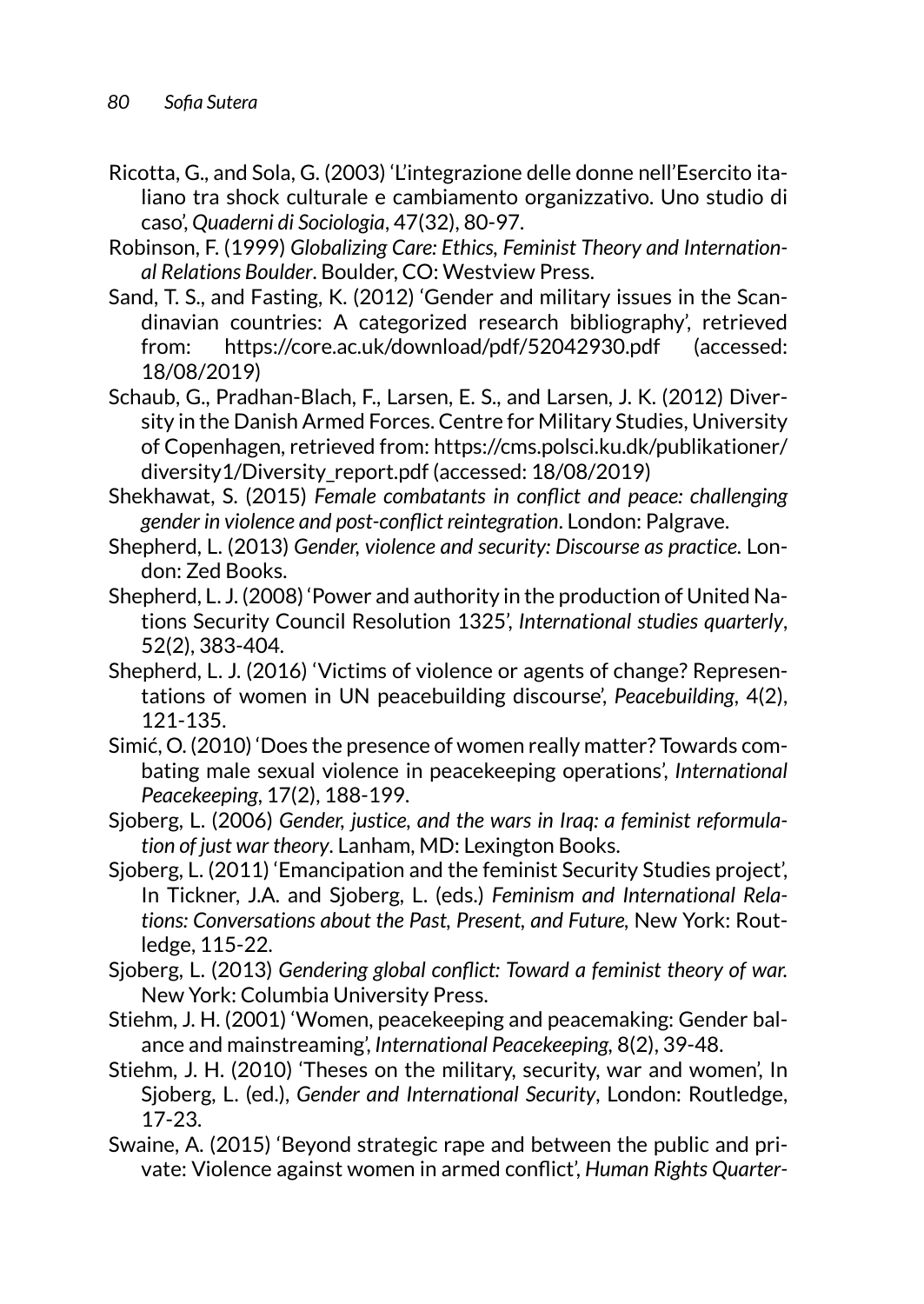Ricotta, G., and Sola, G. (2003) 'L'integrazione delle donne nell'Esercito italiano tra shock culturale e cambiamento organizzativo. Uno studio di caso', *Quaderni di Sociologia*, 47(32), 80-97.

Robinson, F. (1999) *Globalizing Care: Ethics, Feminist Theory and International Relations Boulder*. Boulder, CO: Westview Press.

Sand, T. S., and Fasting, K. (2012) 'Gender and military issues in the Scandinavian countries: A categorized research bibliography', retrieved from: https://core.ac.uk/download/pdf/52042930.pdf (accessed: 18/08/2019)

Schaub, G., Pradhan-Blach, F., Larsen, E. S., and Larsen, J. K. (2012) Diversity in the Danish Armed Forces. Centre for Military Studies, University of Copenhagen, retrieved from: https://cms.polsci.ku.dk/publikationer/diversity1/Diversity_report.pdf (accessed: 18/08/2019)

Shekhawat, S. (2015) *Female combatants in conflict and peace: challenging gender in violence and post-conflict reintegration*. London: Palgrave.

Shepherd, L. (2013) *Gender, violence and security: Discourse as practice*. London: Zed Books.

Shepherd, L. J. (2008) 'Power and authority in the production of United Nations Security Council Resolution 1325', *International studies quarterly*, 52(2), 383-404.

Shepherd, L. J. (2016) 'Victims of violence or agents of change? Representations of women in UN peacebuilding discourse', *Peacebuilding*, 4(2), 121-135.

Simić, O. (2010) 'Does the presence of women really matter? Towards combating male sexual violence in peacekeeping operations', *International Peacekeeping*, 17(2), 188-199.

Sjoberg, L. (2006) *Gender, justice, and the wars in Iraq: a feminist reformulation of just war theory*. Lanham, MD: Lexington Books.

Sjoberg, L. (2011) 'Emancipation and the feminist Security Studies project', In Tickner, J.A. and Sjoberg, L. (eds.) *Feminism and International Relations: Conversations about the Past, Present, and Future*, New York: Routledge, 115-22.

Sjoberg, L. (2013) *Gendering global conflict: Toward a feminist theory of war*. New York: Columbia University Press.

Stiehm, J. H. (2001) 'Women, peacekeeping and peacemaking: Gender balance and mainstreaming', *International Peacekeeping*, 8(2), 39-48.

Stiehm, J. H. (2010) 'Theses on the military, security, war and women', In Sjoberg, L. (ed.), *Gender and International Security*, London: Routledge, 17-23.

Swaine, A. (2015) 'Beyond strategic rape and between the public and private: Violence against women in armed conflict', *Human Rights Quarter-*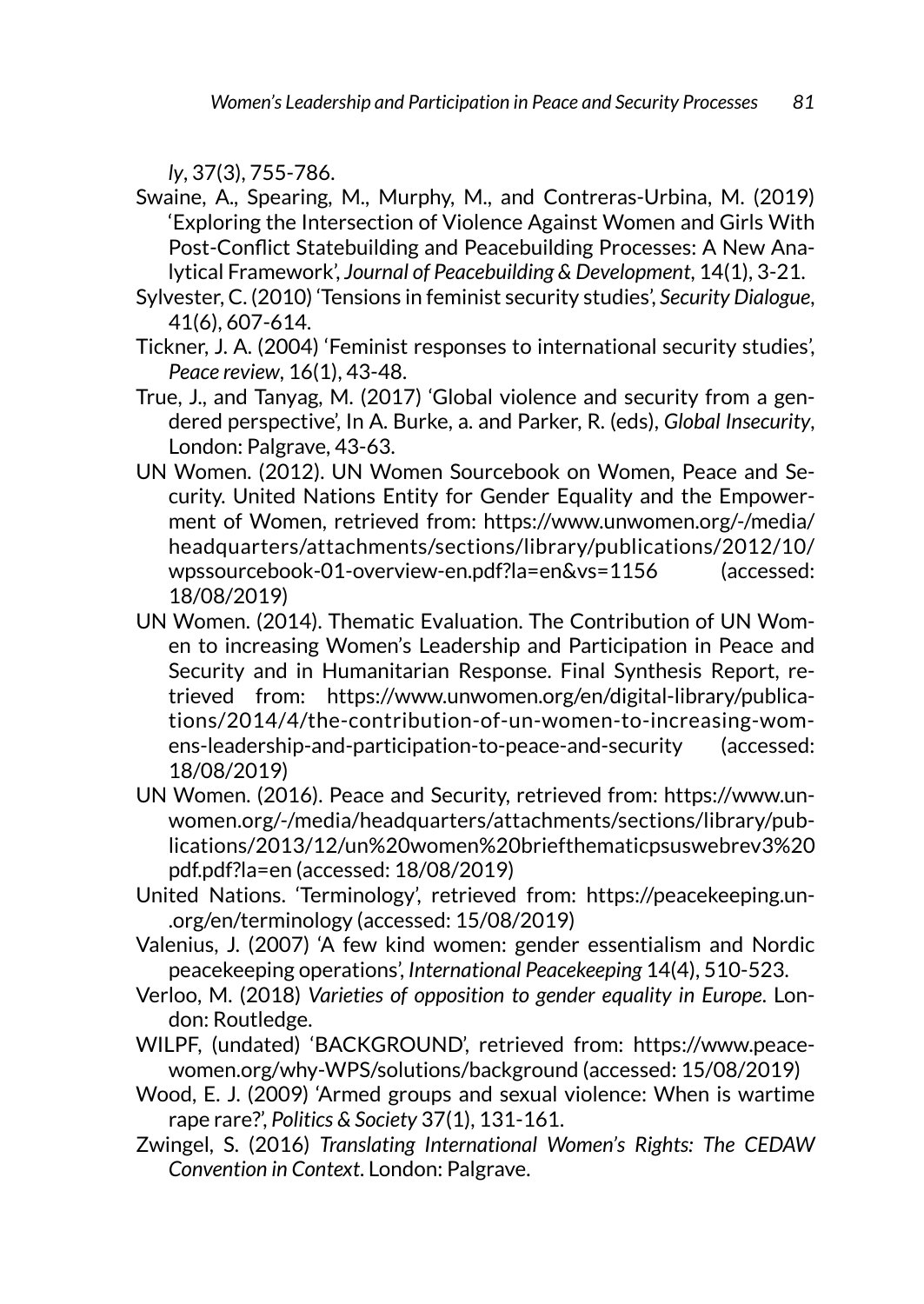*ly*, 37(3), 755-786.

Swaine, A., Spearing, M., Murphy, M., and Contreras-Urbina, M. (2019) 'Exploring the Intersection of Violence Against Women and Girls With Post-Conflict Statebuilding and Peacebuilding Processes: A New Analytical Framework', *Journal of Peacebuilding & Development*, 14(1), 3-21.

Sylvester, C. (2010) 'Tensions in feminist security studies', *Security Dialogue*, 41(6), 607-614.

Tickner, J. A. (2004) 'Feminist responses to international security studies', *Peace review*, 16(1), 43-48.

True, J., and Tanyag, M. (2017) 'Global violence and security from a gendered perspective', In A. Burke, a. and Parker, R. (eds), *Global Insecurity*, London: Palgrave, 43-63.

UN Women. (2012). UN Women Sourcebook on Women, Peace and Security. United Nations Entity for Gender Equality and the Empowerment of Women, retrieved from: https://www.unwomen.org/-/media/headquarters/attachments/sections/library/publications/2012/10/wpssourcebook-01-overview-en.pdf?la=en&vs=1156 (accessed: 18/08/2019)

UN Women. (2014). Thematic Evaluation. The Contribution of UN Women to increasing Women's Leadership and Participation in Peace and Security and in Humanitarian Response. Final Synthesis Report, retrieved from: https://www.unwomen.org/en/digital-library/publications/2014/4/the-contribution-of-un-women-to-increasing-womens-leadership-and-participation-to-peace-and-security (accessed: 18/08/2019)

UN Women. (2016). Peace and Security, retrieved from: https://www.unwomen.org/-/media/headquarters/attachments/sections/library/publications/2013/12/un%20women%20briefthematicpsuswebrev3%20pdf.pdf?la=en (accessed: 18/08/2019)

United Nations. 'Terminology', retrieved from: https://peacekeeping.un-.org/en/terminology (accessed: 15/08/2019)

Valenius, J. (2007) 'A few kind women: gender essentialism and Nordic peacekeeping operations', *International Peacekeeping* 14(4), 510-523.

Verloo, M. (2018) *Varieties of opposition to gender equality in Europe*. London: Routledge.

WILPF, (undated) 'BACKGROUND', retrieved from: https://www.peacewomen.org/why-WPS/solutions/background (accessed: 15/08/2019)

Wood, E. J. (2009) 'Armed groups and sexual violence: When is wartime rape rare?', *Politics & Society* 37(1), 131-161.

Zwingel, S. (2016) *Translating International Women's Rights: The CEDAW Convention in Context*. London: Palgrave.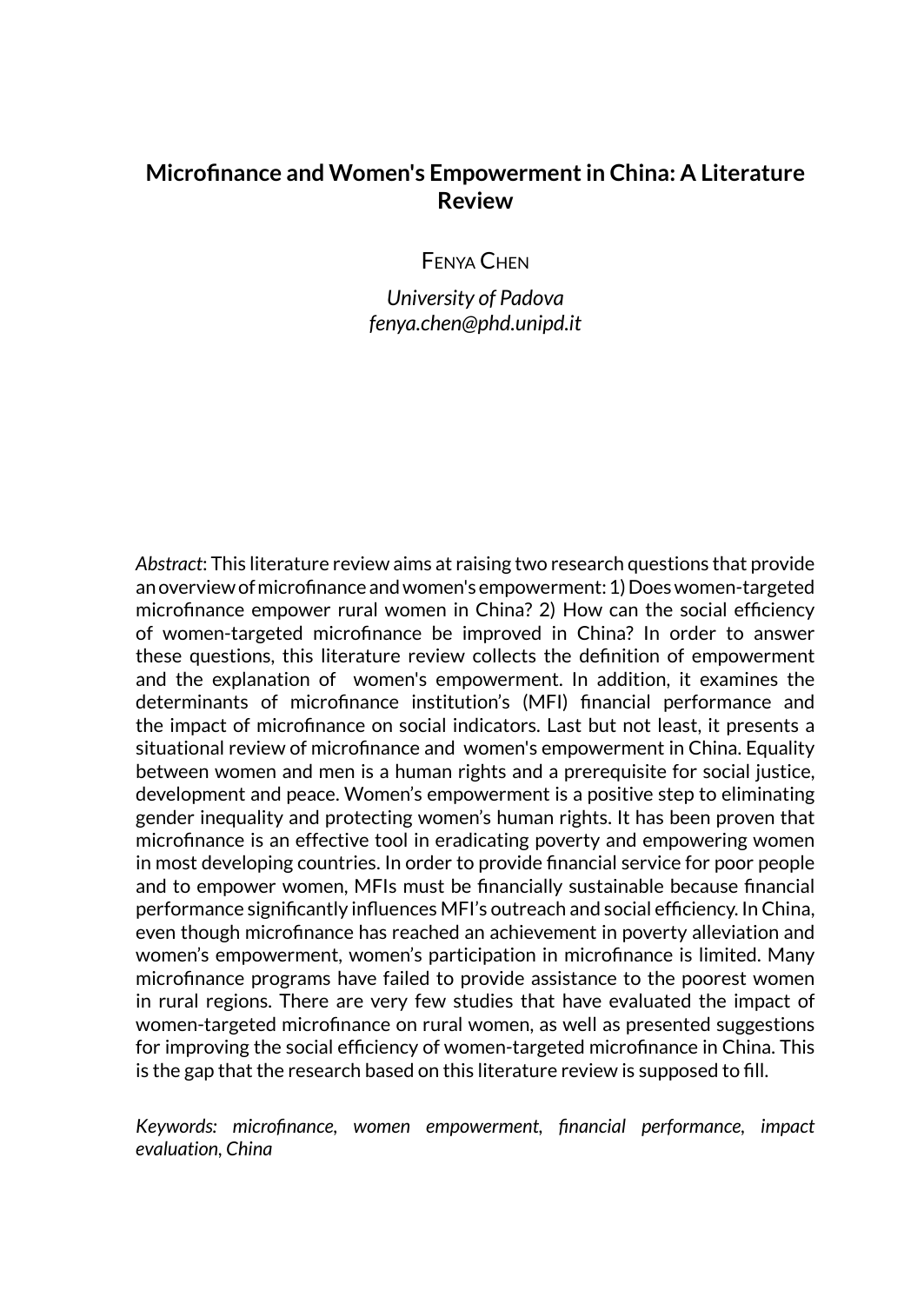# Microfinance and Women's Empowerment in China: A Literature Review

FENYA CHEN

*University of Padova*
*fenya.chen@phd.unipd.it*

*Abstract*: This literature review aims at raising two research questions that provide an overview of microfinance and women's empowerment: 1) Does women-targeted microfinance empower rural women in China? 2) How can the social efficiency of women-targeted microfinance be improved in China? In order to answer these questions, this literature review collects the definition of empowerment and the explanation of women's empowerment. In addition, it examines the determinants of microfinance institution's (MFI) financial performance and the impact of microfinance on social indicators. Last but not least, it presents a situational review of microfinance and women's empowerment in China. Equality between women and men is a human rights and a prerequisite for social justice, development and peace. Women's empowerment is a positive step to eliminating gender inequality and protecting women's human rights. It has been proven that microfinance is an effective tool in eradicating poverty and empowering women in most developing countries. In order to provide financial service for poor people and to empower women, MFIs must be financially sustainable because financial performance significantly influences MFI's outreach and social efficiency. In China, even though microfinance has reached an achievement in poverty alleviation and women's empowerment, women's participation in microfinance is limited. Many microfinance programs have failed to provide assistance to the poorest women in rural regions. There are very few studies that have evaluated the impact of women-targeted microfinance on rural women, as well as presented suggestions for improving the social efficiency of women-targeted microfinance in China. This is the gap that the research based on this literature review is supposed to fill.

*Keywords: microfinance, women empowerment, financial performance, impact evaluation, China*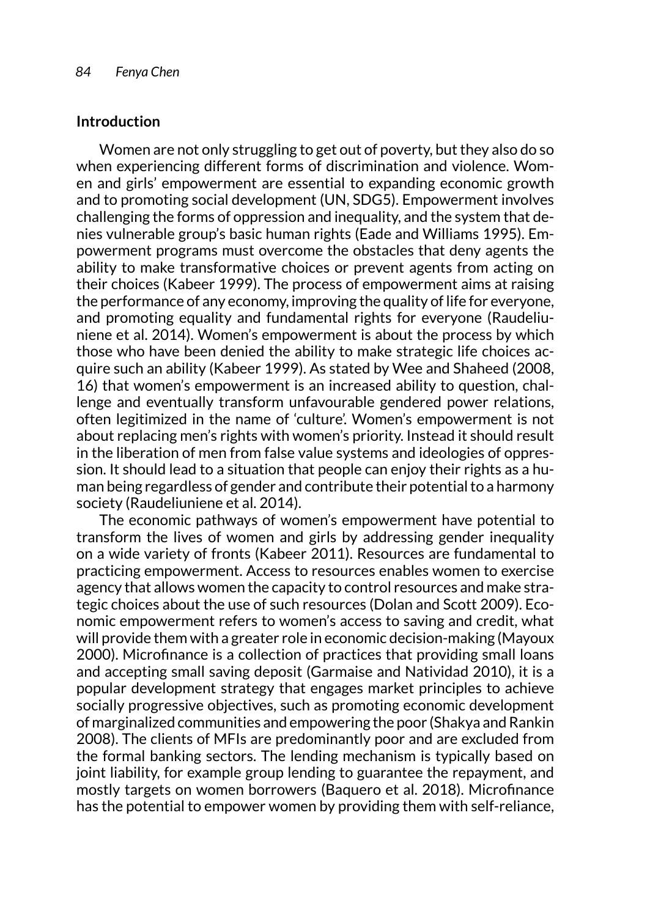## Introduction

Women are not only struggling to get out of poverty, but they also do so when experiencing different forms of discrimination and violence. Women and girls' empowerment are essential to expanding economic growth and to promoting social development (UN, SDG5). Empowerment involves challenging the forms of oppression and inequality, and the system that denies vulnerable group's basic human rights (Eade and Williams 1995). Empowerment programs must overcome the obstacles that deny agents the ability to make transformative choices or prevent agents from acting on their choices (Kabeer 1999). The process of empowerment aims at raising the performance of any economy, improving the quality of life for everyone, and promoting equality and fundamental rights for everyone (Raudeliuniene et al. 2014). Women's empowerment is about the process by which those who have been denied the ability to make strategic life choices acquire such an ability (Kabeer 1999). As stated by Wee and Shaheed (2008, 16) that women's empowerment is an increased ability to question, challenge and eventually transform unfavourable gendered power relations, often legitimized in the name of 'culture'. Women's empowerment is not about replacing men's rights with women's priority. Instead it should result in the liberation of men from false value systems and ideologies of oppression. It should lead to a situation that people can enjoy their rights as a human being regardless of gender and contribute their potential to a harmony society (Raudeliuniene et al. 2014).

The economic pathways of women's empowerment have potential to transform the lives of women and girls by addressing gender inequality on a wide variety of fronts (Kabeer 2011). Resources are fundamental to practicing empowerment. Access to resources enables women to exercise agency that allows women the capacity to control resources and make strategic choices about the use of such resources (Dolan and Scott 2009). Economic empowerment refers to women's access to saving and credit, what will provide them with a greater role in economic decision-making (Mayoux 2000). Microfinance is a collection of practices that providing small loans and accepting small saving deposit (Garmaise and Natividad 2010), it is a popular development strategy that engages market principles to achieve socially progressive objectives, such as promoting economic development of marginalized communities and empowering the poor (Shakya and Rankin 2008). The clients of MFIs are predominantly poor and are excluded from the formal banking sectors. The lending mechanism is typically based on joint liability, for example group lending to guarantee the repayment, and mostly targets on women borrowers (Baquero et al. 2018). Microfinance has the potential to empower women by providing them with self-reliance,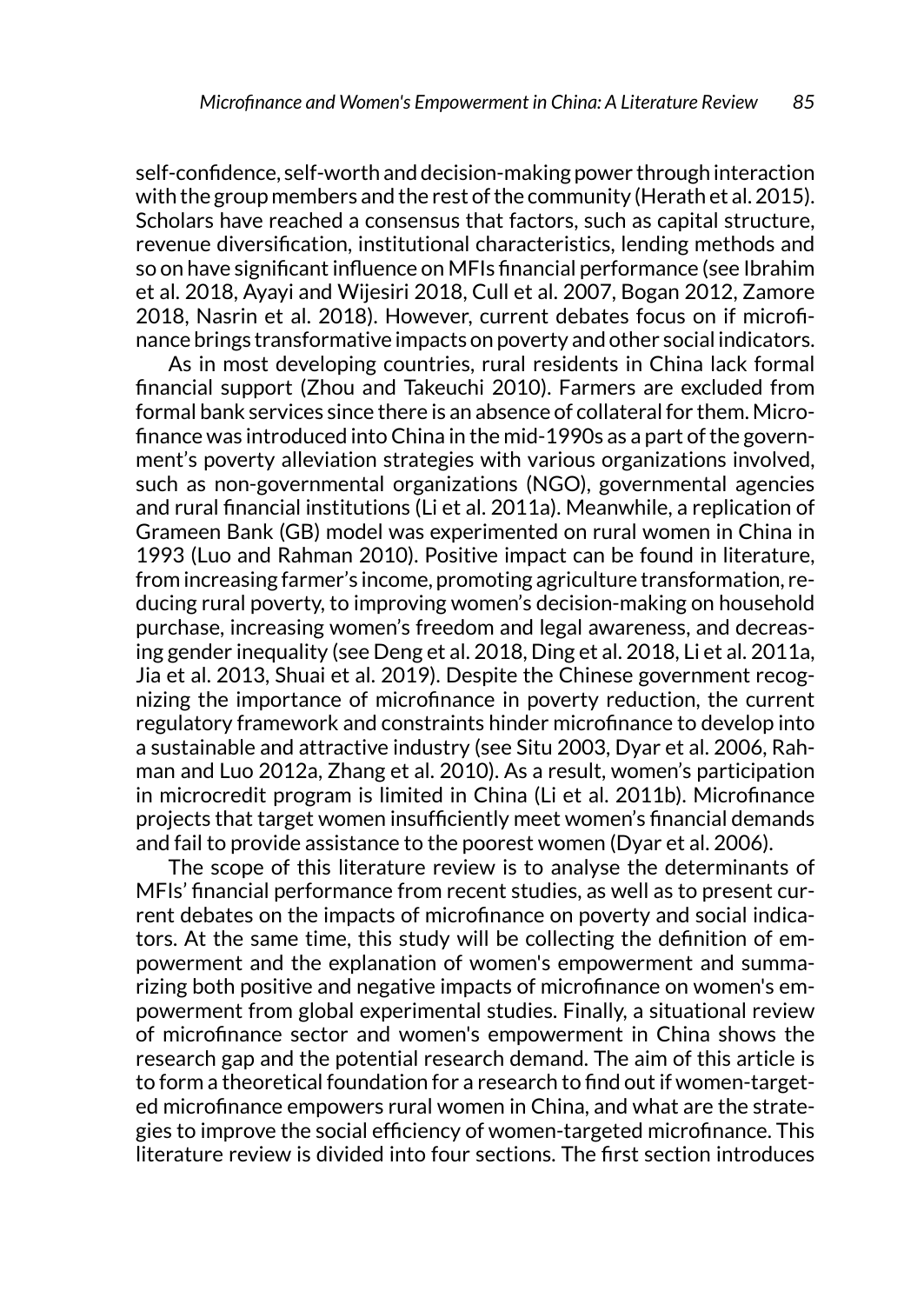self-confidence, self-worth and decision-making power through interaction with the group members and the rest of the community (Herath et al. 2015). Scholars have reached a consensus that factors, such as capital structure, revenue diversification, institutional characteristics, lending methods and so on have significant influence on MFIs financial performance (see Ibrahim et al. 2018, Ayayi and Wijesiri 2018, Cull et al. 2007, Bogan 2012, Zamore 2018, Nasrin et al. 2018). However, current debates focus on if microfinance brings transformative impacts on poverty and other social indicators.

As in most developing countries, rural residents in China lack formal financial support (Zhou and Takeuchi 2010). Farmers are excluded from formal bank services since there is an absence of collateral for them. Microfinance was introduced into China in the mid-1990s as a part of the government's poverty alleviation strategies with various organizations involved, such as non-governmental organizations (NGO), governmental agencies and rural financial institutions (Li et al. 2011a). Meanwhile, a replication of Grameen Bank (GB) model was experimented on rural women in China in 1993 (Luo and Rahman 2010). Positive impact can be found in literature, from increasing farmer's income, promoting agriculture transformation, reducing rural poverty, to improving women's decision-making on household purchase, increasing women's freedom and legal awareness, and decreasing gender inequality (see Deng et al. 2018, Ding et al. 2018, Li et al. 2011a, Jia et al. 2013, Shuai et al. 2019). Despite the Chinese government recognizing the importance of microfinance in poverty reduction, the current regulatory framework and constraints hinder microfinance to develop into a sustainable and attractive industry (see Situ 2003, Dyar et al. 2006, Rahman and Luo 2012a, Zhang et al. 2010). As a result, women's participation in microcredit program is limited in China (Li et al. 2011b). Microfinance projects that target women insufficiently meet women's financial demands and fail to provide assistance to the poorest women (Dyar et al. 2006).

The scope of this literature review is to analyse the determinants of MFIs' financial performance from recent studies, as well as to present current debates on the impacts of microfinance on poverty and social indicators. At the same time, this study will be collecting the definition of empowerment and the explanation of women's empowerment and summarizing both positive and negative impacts of microfinance on women's empowerment from global experimental studies. Finally, a situational review of microfinance sector and women's empowerment in China shows the research gap and the potential research demand. The aim of this article is to form a theoretical foundation for a research to find out if women-targeted microfinance empowers rural women in China, and what are the strategies to improve the social efficiency of women-targeted microfinance. This literature review is divided into four sections. The first section introduces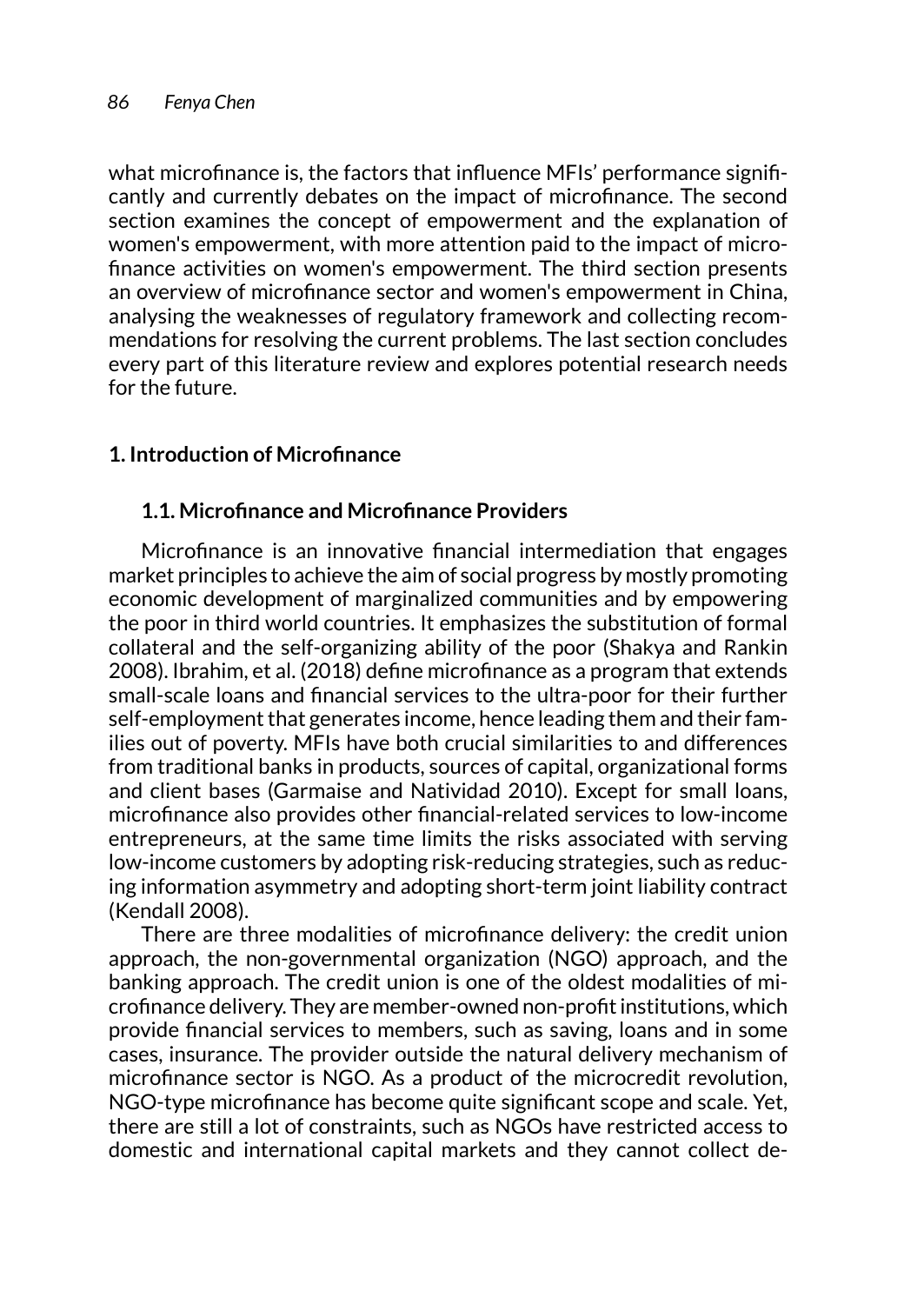what microfinance is, the factors that influence MFIs' performance significantly and currently debates on the impact of microfinance. The second section examines the concept of empowerment and the explanation of women's empowerment, with more attention paid to the impact of microfinance activities on women's empowerment. The third section presents an overview of microfinance sector and women's empowerment in China, analysing the weaknesses of regulatory framework and collecting recommendations for resolving the current problems. The last section concludes every part of this literature review and explores potential research needs for the future.

## 1. Introduction of Microfinance

### 1.1. Microfinance and Microfinance Providers

Microfinance is an innovative financial intermediation that engages market principles to achieve the aim of social progress by mostly promoting economic development of marginalized communities and by empowering the poor in third world countries. It emphasizes the substitution of formal collateral and the self-organizing ability of the poor (Shakya and Rankin 2008). Ibrahim, et al. (2018) define microfinance as a program that extends small-scale loans and financial services to the ultra-poor for their further self-employment that generates income, hence leading them and their families out of poverty. MFIs have both crucial similarities to and differences from traditional banks in products, sources of capital, organizational forms and client bases (Garmaise and Natividad 2010). Except for small loans, microfinance also provides other financial-related services to low-income entrepreneurs, at the same time limits the risks associated with serving low-income customers by adopting risk-reducing strategies, such as reducing information asymmetry and adopting short-term joint liability contract (Kendall 2008).

There are three modalities of microfinance delivery: the credit union approach, the non-governmental organization (NGO) approach, and the banking approach. The credit union is one of the oldest modalities of microfinance delivery. They are member-owned non-profit institutions, which provide financial services to members, such as saving, loans and in some cases, insurance. The provider outside the natural delivery mechanism of microfinance sector is NGO. As a product of the microcredit revolution, NGO-type microfinance has become quite significant scope and scale. Yet, there are still a lot of constraints, such as NGOs have restricted access to domestic and international capital markets and they cannot collect de-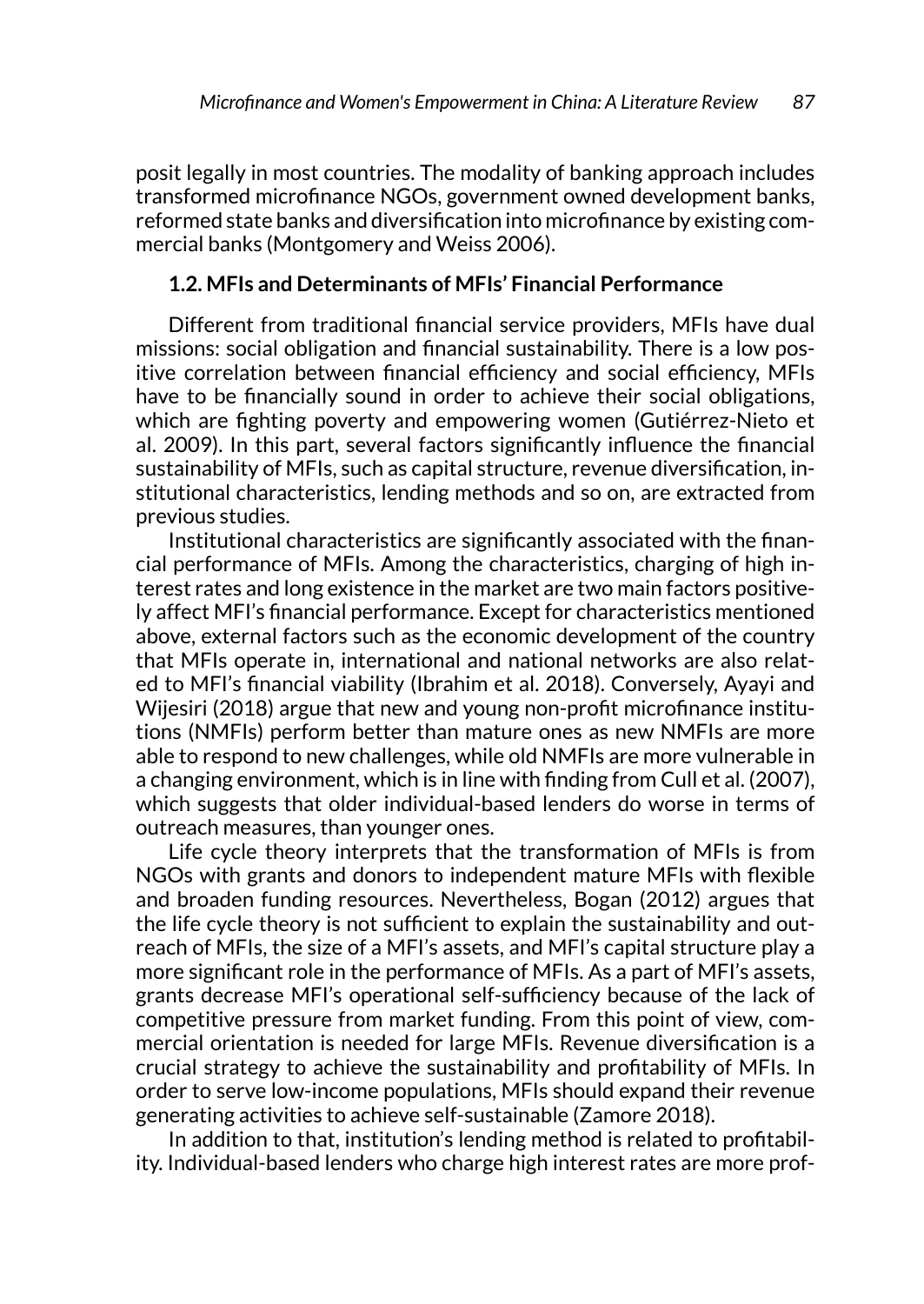posit legally in most countries. The modality of banking approach includes transformed microfinance NGOs, government owned development banks, reformed state banks and diversification into microfinance by existing commercial banks (Montgomery and Weiss 2006).

### 1.2. MFIs and Determinants of MFIs' Financial Performance

Different from traditional financial service providers, MFIs have dual missions: social obligation and financial sustainability. There is a low positive correlation between financial efficiency and social efficiency, MFIs have to be financially sound in order to achieve their social obligations, which are fighting poverty and empowering women (Gutiérrez-Nieto et al. 2009). In this part, several factors significantly influence the financial sustainability of MFIs, such as capital structure, revenue diversification, institutional characteristics, lending methods and so on, are extracted from previous studies.

Institutional characteristics are significantly associated with the financial performance of MFIs. Among the characteristics, charging of high interest rates and long existence in the market are two main factors positively affect MFI's financial performance. Except for characteristics mentioned above, external factors such as the economic development of the country that MFIs operate in, international and national networks are also related to MFI's financial viability (Ibrahim et al. 2018). Conversely, Ayayi and Wijesiri (2018) argue that new and young non-profit microfinance institutions (NMFIs) perform better than mature ones as new NMFIs are more able to respond to new challenges, while old NMFIs are more vulnerable in a changing environment, which is in line with finding from Cull et al. (2007), which suggests that older individual-based lenders do worse in terms of outreach measures, than younger ones.

Life cycle theory interprets that the transformation of MFIs is from NGOs with grants and donors to independent mature MFIs with flexible and broaden funding resources. Nevertheless, Bogan (2012) argues that the life cycle theory is not sufficient to explain the sustainability and outreach of MFIs, the size of a MFI's assets, and MFI's capital structure play a more significant role in the performance of MFIs. As a part of MFI's assets, grants decrease MFI's operational self-sufficiency because of the lack of competitive pressure from market funding. From this point of view, commercial orientation is needed for large MFIs. Revenue diversification is a crucial strategy to achieve the sustainability and profitability of MFIs. In order to serve low-income populations, MFIs should expand their revenue generating activities to achieve self-sustainable (Zamore 2018).

In addition to that, institution's lending method is related to profitability. Individual-based lenders who charge high interest rates are more prof-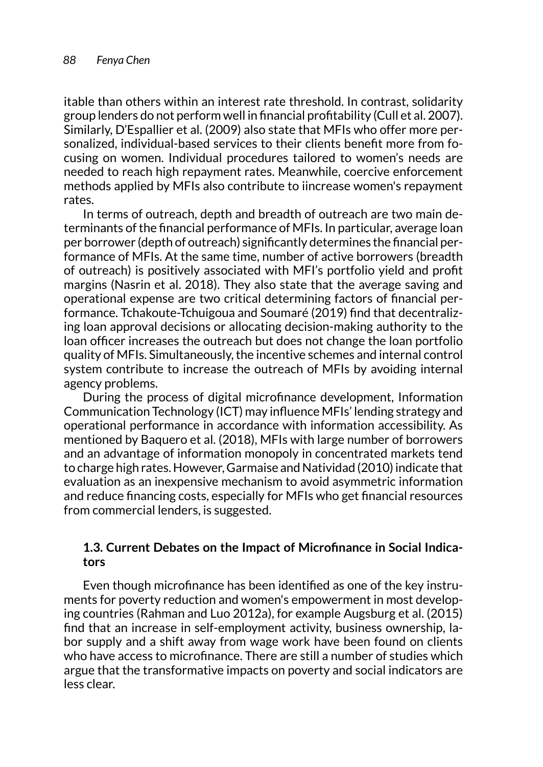itable than others within an interest rate threshold. In contrast, solidarity group lenders do not perform well in financial profitability (Cull et al. 2007). Similarly, D'Espallier et al. (2009) also state that MFIs who offer more personalized, individual-based services to their clients benefit more from focusing on women. Individual procedures tailored to women's needs are needed to reach high repayment rates. Meanwhile, coercive enforcement methods applied by MFIs also contribute to iincrease women's repayment rates.

In terms of outreach, depth and breadth of outreach are two main determinants of the financial performance of MFIs. In particular, average loan per borrower (depth of outreach) significantly determines the financial performance of MFIs. At the same time, number of active borrowers (breadth of outreach) is positively associated with MFI's portfolio yield and profit margins (Nasrin et al. 2018). They also state that the average saving and operational expense are two critical determining factors of financial performance. Tchakoute-Tchuigoua and Soumaré (2019) find that decentralizing loan approval decisions or allocating decision-making authority to the loan officer increases the outreach but does not change the loan portfolio quality of MFIs. Simultaneously, the incentive schemes and internal control system contribute to increase the outreach of MFIs by avoiding internal agency problems.

During the process of digital microfinance development, Information Communication Technology (ICT) may influence MFIs' lending strategy and operational performance in accordance with information accessibility. As mentioned by Baquero et al. (2018), MFIs with large number of borrowers and an advantage of information monopoly in concentrated markets tend to charge high rates. However, Garmaise and Natividad (2010) indicate that evaluation as an inexpensive mechanism to avoid asymmetric information and reduce financing costs, especially for MFIs who get financial resources from commercial lenders, is suggested.

### 1.3. Current Debates on the Impact of Microfinance in Social Indicators

Even though microfinance has been identified as one of the key instruments for poverty reduction and women's empowerment in most developing countries (Rahman and Luo 2012a), for example Augsburg et al. (2015) find that an increase in self-employment activity, business ownership, labor supply and a shift away from wage work have been found on clients who have access to microfinance. There are still a number of studies which argue that the transformative impacts on poverty and social indicators are less clear.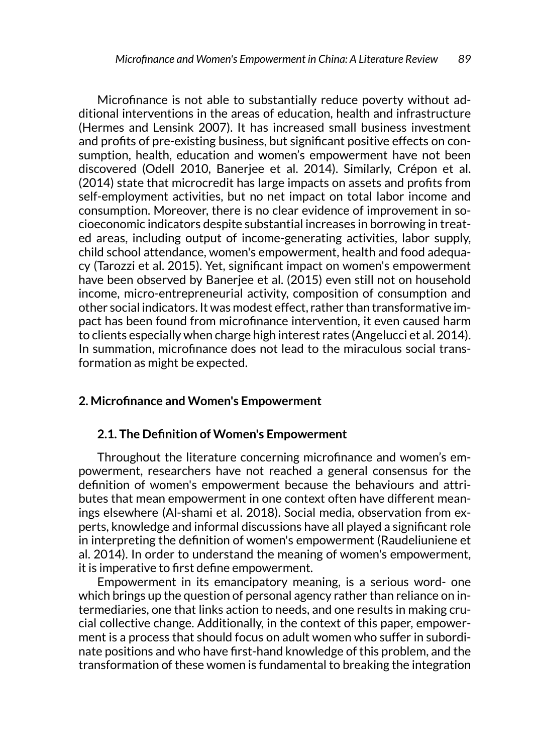Microfinance is not able to substantially reduce poverty without additional interventions in the areas of education, health and infrastructure (Hermes and Lensink 2007). It has increased small business investment and profits of pre-existing business, but significant positive effects on consumption, health, education and women's empowerment have not been discovered (Odell 2010, Banerjee et al. 2014). Similarly, Crépon et al. (2014) state that microcredit has large impacts on assets and profits from self-employment activities, but no net impact on total labor income and consumption. Moreover, there is no clear evidence of improvement in socioeconomic indicators despite substantial increases in borrowing in treated areas, including output of income-generating activities, labor supply, child school attendance, women's empowerment, health and food adequacy (Tarozzi et al. 2015). Yet, significant impact on women's empowerment have been observed by Banerjee et al. (2015) even still not on household income, micro-entrepreneurial activity, composition of consumption and other social indicators. It was modest effect, rather than transformative impact has been found from microfinance intervention, it even caused harm to clients especially when charge high interest rates (Angelucci et al. 2014). In summation, microfinance does not lead to the miraculous social transformation as might be expected.

## 2. Microfinance and Women's Empowerment

### 2.1. The Definition of Women's Empowerment

Throughout the literature concerning microfinance and women's empowerment, researchers have not reached a general consensus for the definition of women's empowerment because the behaviours and attributes that mean empowerment in one context often have different meanings elsewhere (Al-shami et al. 2018). Social media, observation from experts, knowledge and informal discussions have all played a significant role in interpreting the definition of women's empowerment (Raudeliuniene et al. 2014). In order to understand the meaning of women's empowerment, it is imperative to first define empowerment.

Empowerment in its emancipatory meaning, is a serious word- one which brings up the question of personal agency rather than reliance on intermediaries, one that links action to needs, and one results in making crucial collective change. Additionally, in the context of this paper, empowerment is a process that should focus on adult women who suffer in subordinate positions and who have first-hand knowledge of this problem, and the transformation of these women is fundamental to breaking the integration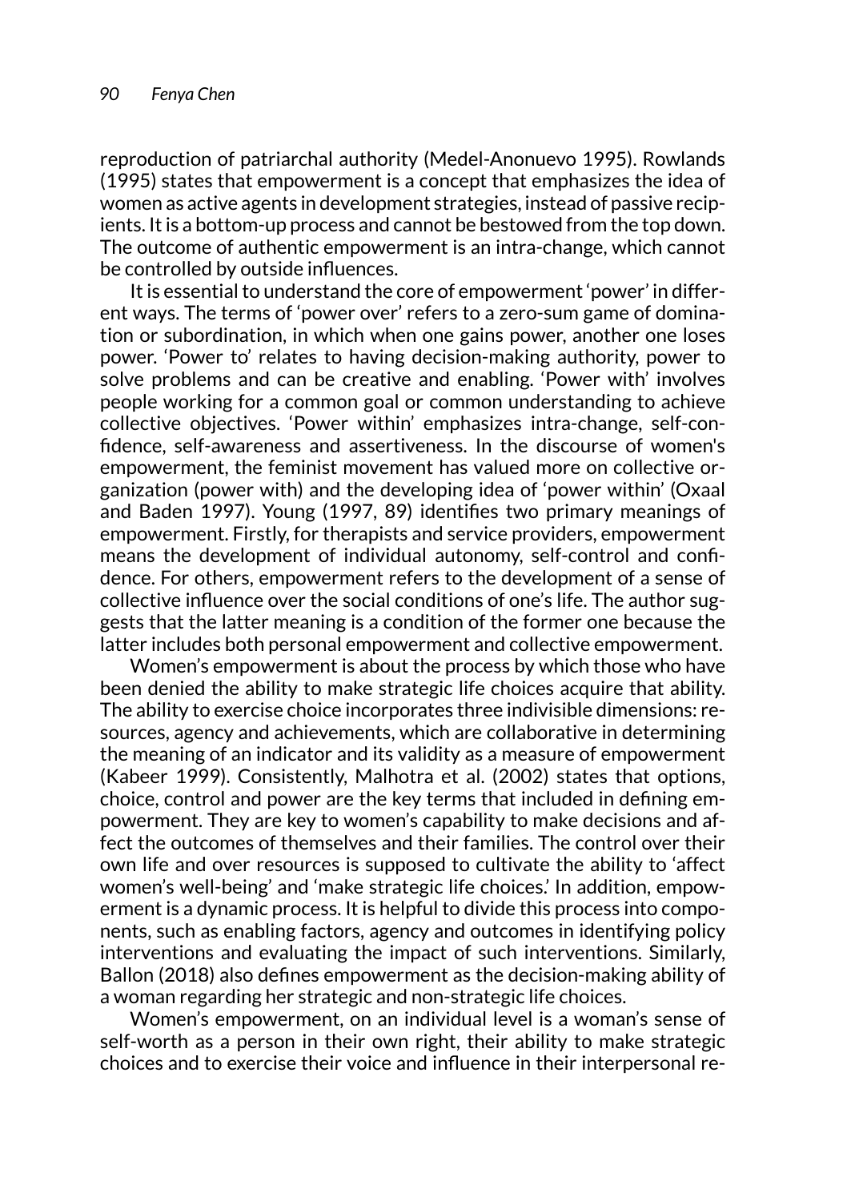reproduction of patriarchal authority (Medel-Anonuevo 1995). Rowlands (1995) states that empowerment is a concept that emphasizes the idea of women as active agents in development strategies, instead of passive recipients. It is a bottom-up process and cannot be bestowed from the top down. The outcome of authentic empowerment is an intra-change, which cannot be controlled by outside influences.

It is essential to understand the core of empowerment 'power' in different ways. The terms of 'power over' refers to a zero-sum game of domination or subordination, in which when one gains power, another one loses power. 'Power to' relates to having decision-making authority, power to solve problems and can be creative and enabling. 'Power with' involves people working for a common goal or common understanding to achieve collective objectives. 'Power within' emphasizes intra-change, self-confidence, self-awareness and assertiveness. In the discourse of women's empowerment, the feminist movement has valued more on collective organization (power with) and the developing idea of 'power within' (Oxaal and Baden 1997). Young (1997, 89) identifies two primary meanings of empowerment. Firstly, for therapists and service providers, empowerment means the development of individual autonomy, self-control and confidence. For others, empowerment refers to the development of a sense of collective influence over the social conditions of one's life. The author suggests that the latter meaning is a condition of the former one because the latter includes both personal empowerment and collective empowerment.

Women's empowerment is about the process by which those who have been denied the ability to make strategic life choices acquire that ability. The ability to exercise choice incorporates three indivisible dimensions: resources, agency and achievements, which are collaborative in determining the meaning of an indicator and its validity as a measure of empowerment (Kabeer 1999). Consistently, Malhotra et al. (2002) states that options, choice, control and power are the key terms that included in defining empowerment. They are key to women's capability to make decisions and affect the outcomes of themselves and their families. The control over their own life and over resources is supposed to cultivate the ability to 'affect women's well-being' and 'make strategic life choices.' In addition, empowerment is a dynamic process. It is helpful to divide this process into components, such as enabling factors, agency and outcomes in identifying policy interventions and evaluating the impact of such interventions. Similarly, Ballon (2018) also defines empowerment as the decision-making ability of a woman regarding her strategic and non-strategic life choices.

Women's empowerment, on an individual level is a woman's sense of self-worth as a person in their own right, their ability to make strategic choices and to exercise their voice and influence in their interpersonal re-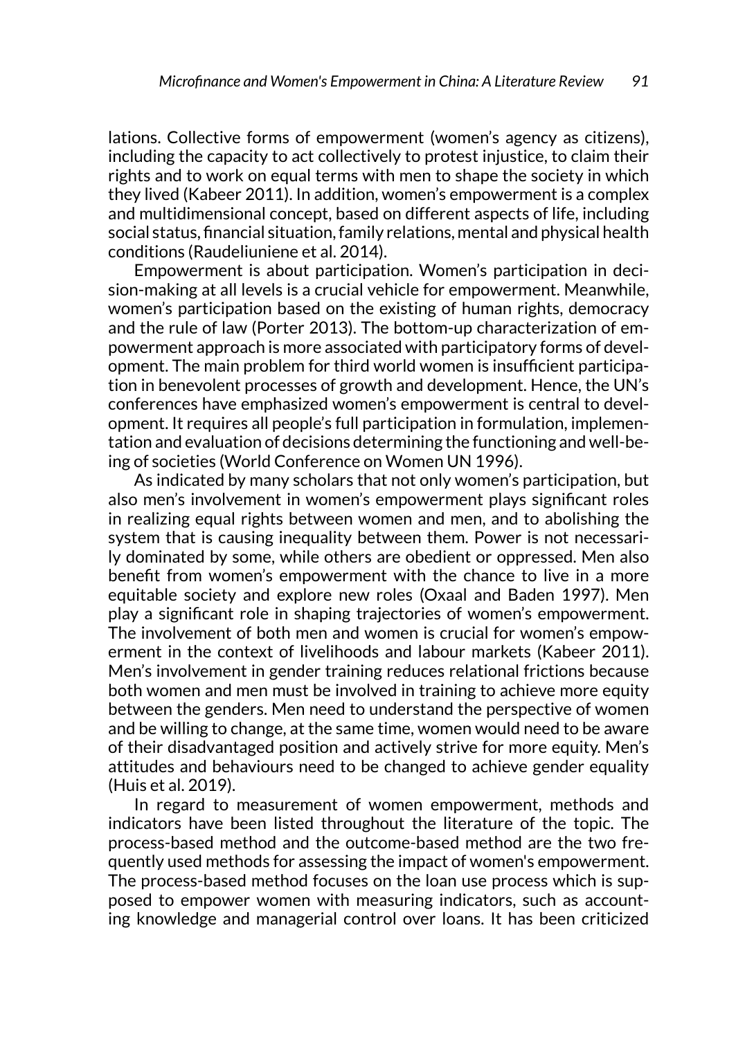lations. Collective forms of empowerment (women's agency as citizens), including the capacity to act collectively to protest injustice, to claim their rights and to work on equal terms with men to shape the society in which they lived (Kabeer 2011). In addition, women's empowerment is a complex and multidimensional concept, based on different aspects of life, including social status, financial situation, family relations, mental and physical health conditions (Raudeliuniene et al. 2014).

Empowerment is about participation. Women's participation in decision-making at all levels is a crucial vehicle for empowerment. Meanwhile, women's participation based on the existing of human rights, democracy and the rule of law (Porter 2013). The bottom-up characterization of empowerment approach is more associated with participatory forms of development. The main problem for third world women is insufficient participation in benevolent processes of growth and development. Hence, the UN's conferences have emphasized women's empowerment is central to development. It requires all people's full participation in formulation, implementation and evaluation of decisions determining the functioning and well-being of societies (World Conference on Women UN 1996).

As indicated by many scholars that not only women's participation, but also men's involvement in women's empowerment plays significant roles in realizing equal rights between women and men, and to abolishing the system that is causing inequality between them. Power is not necessarily dominated by some, while others are obedient or oppressed. Men also benefit from women's empowerment with the chance to live in a more equitable society and explore new roles (Oxaal and Baden 1997). Men play a significant role in shaping trajectories of women's empowerment. The involvement of both men and women is crucial for women's empowerment in the context of livelihoods and labour markets (Kabeer 2011). Men's involvement in gender training reduces relational frictions because both women and men must be involved in training to achieve more equity between the genders. Men need to understand the perspective of women and be willing to change, at the same time, women would need to be aware of their disadvantaged position and actively strive for more equity. Men's attitudes and behaviours need to be changed to achieve gender equality (Huis et al. 2019).

In regard to measurement of women empowerment, methods and indicators have been listed throughout the literature of the topic. The process-based method and the outcome-based method are the two frequently used methods for assessing the impact of women's empowerment. The process-based method focuses on the loan use process which is supposed to empower women with measuring indicators, such as accounting knowledge and managerial control over loans. It has been criticized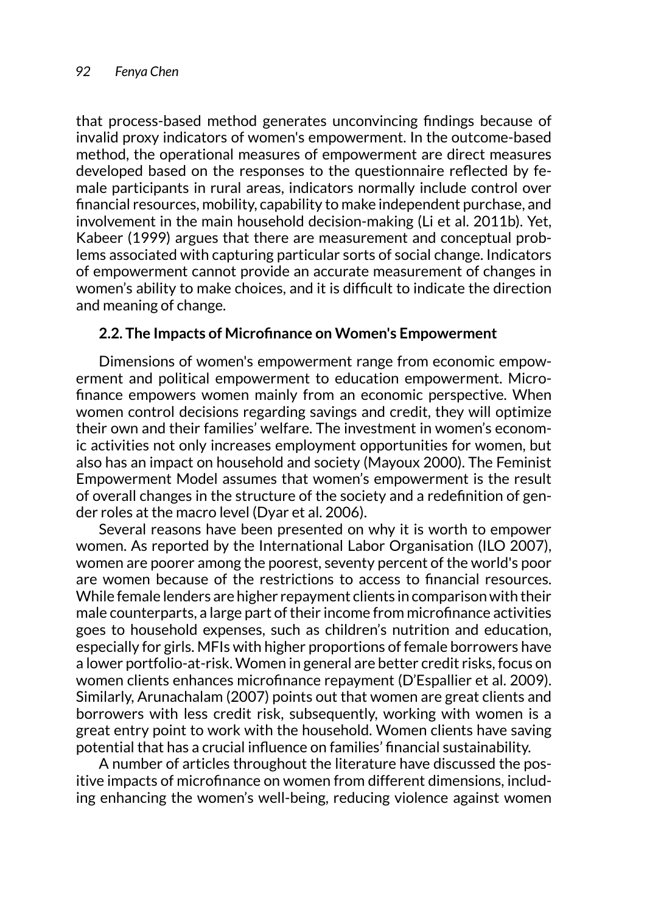that process-based method generates unconvincing findings because of invalid proxy indicators of women's empowerment. In the outcome-based method, the operational measures of empowerment are direct measures developed based on the responses to the questionnaire reflected by female participants in rural areas, indicators normally include control over financial resources, mobility, capability to make independent purchase, and involvement in the main household decision-making (Li et al. 2011b). Yet, Kabeer (1999) argues that there are measurement and conceptual problems associated with capturing particular sorts of social change. Indicators of empowerment cannot provide an accurate measurement of changes in women's ability to make choices, and it is difficult to indicate the direction and meaning of change.

### 2.2. The Impacts of Microfinance on Women's Empowerment

Dimensions of women's empowerment range from economic empowerment and political empowerment to education empowerment. Microfinance empowers women mainly from an economic perspective. When women control decisions regarding savings and credit, they will optimize their own and their families' welfare. The investment in women's economic activities not only increases employment opportunities for women, but also has an impact on household and society (Mayoux 2000). The Feminist Empowerment Model assumes that women's empowerment is the result of overall changes in the structure of the society and a redefinition of gender roles at the macro level (Dyar et al. 2006).

Several reasons have been presented on why it is worth to empower women. As reported by the International Labor Organisation (ILO 2007), women are poorer among the poorest, seventy percent of the world's poor are women because of the restrictions to access to financial resources. While female lenders are higher repayment clients in comparison with their male counterparts, a large part of their income from microfinance activities goes to household expenses, such as children's nutrition and education, especially for girls. MFIs with higher proportions of female borrowers have a lower portfolio-at-risk. Women in general are better credit risks, focus on women clients enhances microfinance repayment (D'Espallier et al. 2009). Similarly, Arunachalam (2007) points out that women are great clients and borrowers with less credit risk, subsequently, working with women is a great entry point to work with the household. Women clients have saving potential that has a crucial influence on families' financial sustainability.

A number of articles throughout the literature have discussed the positive impacts of microfinance on women from different dimensions, including enhancing the women's well-being, reducing violence against women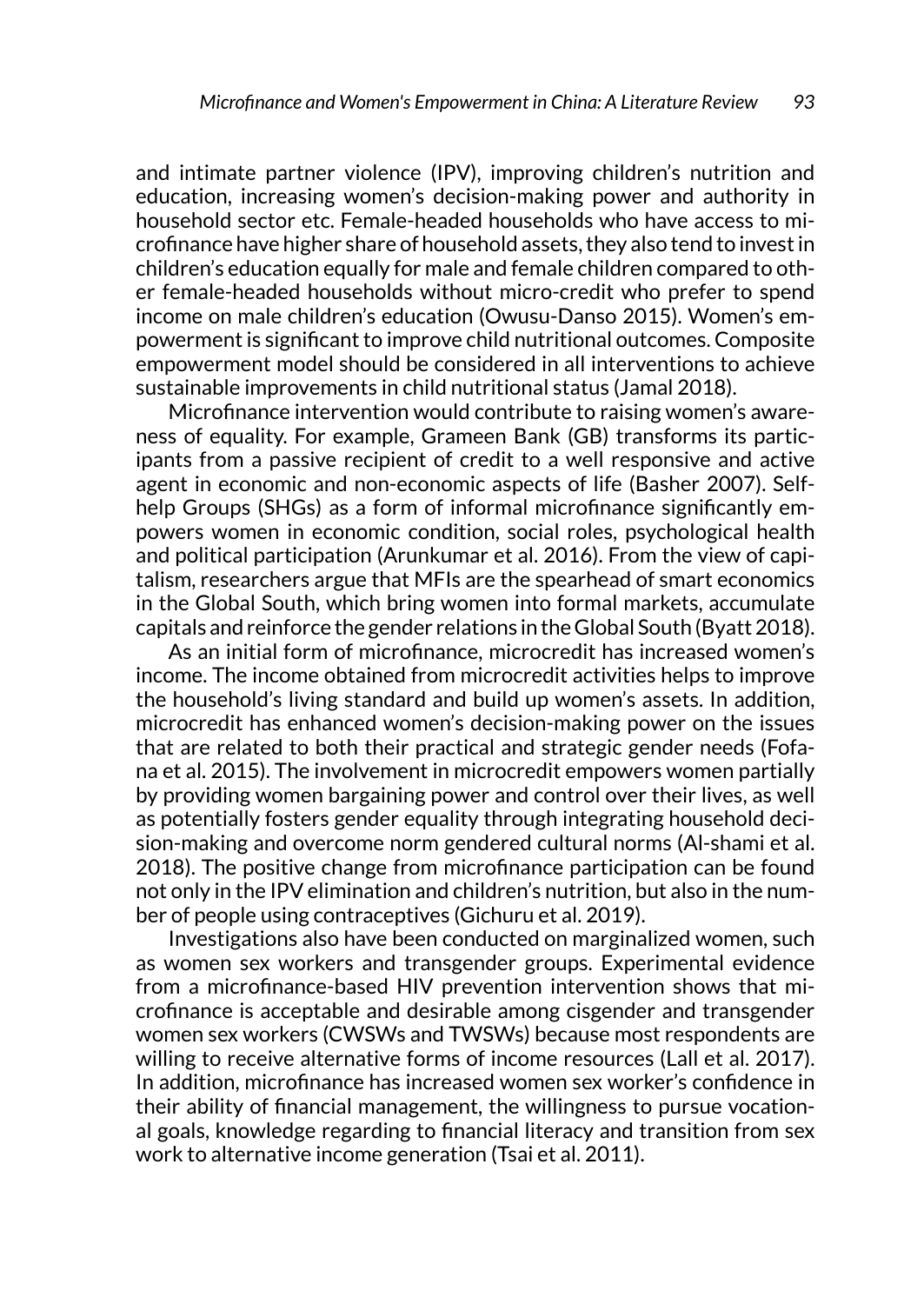and intimate partner violence (IPV), improving children's nutrition and education, increasing women's decision-making power and authority in household sector etc. Female-headed households who have access to microfinance have higher share of household assets, they also tend to invest in children's education equally for male and female children compared to other female-headed households without micro-credit who prefer to spend income on male children's education (Owusu-Danso 2015). Women's empowerment is significant to improve child nutritional outcomes. Composite empowerment model should be considered in all interventions to achieve sustainable improvements in child nutritional status (Jamal 2018).

Microfinance intervention would contribute to raising women's awareness of equality. For example, Grameen Bank (GB) transforms its participants from a passive recipient of credit to a well responsive and active agent in economic and non-economic aspects of life (Basher 2007). Self-help Groups (SHGs) as a form of informal microfinance significantly empowers women in economic condition, social roles, psychological health and political participation (Arunkumar et al. 2016). From the view of capitalism, researchers argue that MFIs are the spearhead of smart economics in the Global South, which bring women into formal markets, accumulate capitals and reinforce the gender relations in the Global South (Byatt 2018).

As an initial form of microfinance, microcredit has increased women's income. The income obtained from microcredit activities helps to improve the household's living standard and build up women's assets. In addition, microcredit has enhanced women's decision-making power on the issues that are related to both their practical and strategic gender needs (Fofana et al. 2015). The involvement in microcredit empowers women partially by providing women bargaining power and control over their lives, as well as potentially fosters gender equality through integrating household decision-making and overcome norm gendered cultural norms (Al-shami et al. 2018). The positive change from microfinance participation can be found not only in the IPV elimination and children's nutrition, but also in the number of people using contraceptives (Gichuru et al. 2019).

Investigations also have been conducted on marginalized women, such as women sex workers and transgender groups. Experimental evidence from a microfinance-based HIV prevention intervention shows that microfinance is acceptable and desirable among cisgender and transgender women sex workers (CWSWs and TWSWs) because most respondents are willing to receive alternative forms of income resources (Lall et al. 2017). In addition, microfinance has increased women sex worker's confidence in their ability of financial management, the willingness to pursue vocational goals, knowledge regarding to financial literacy and transition from sex work to alternative income generation (Tsai et al. 2011).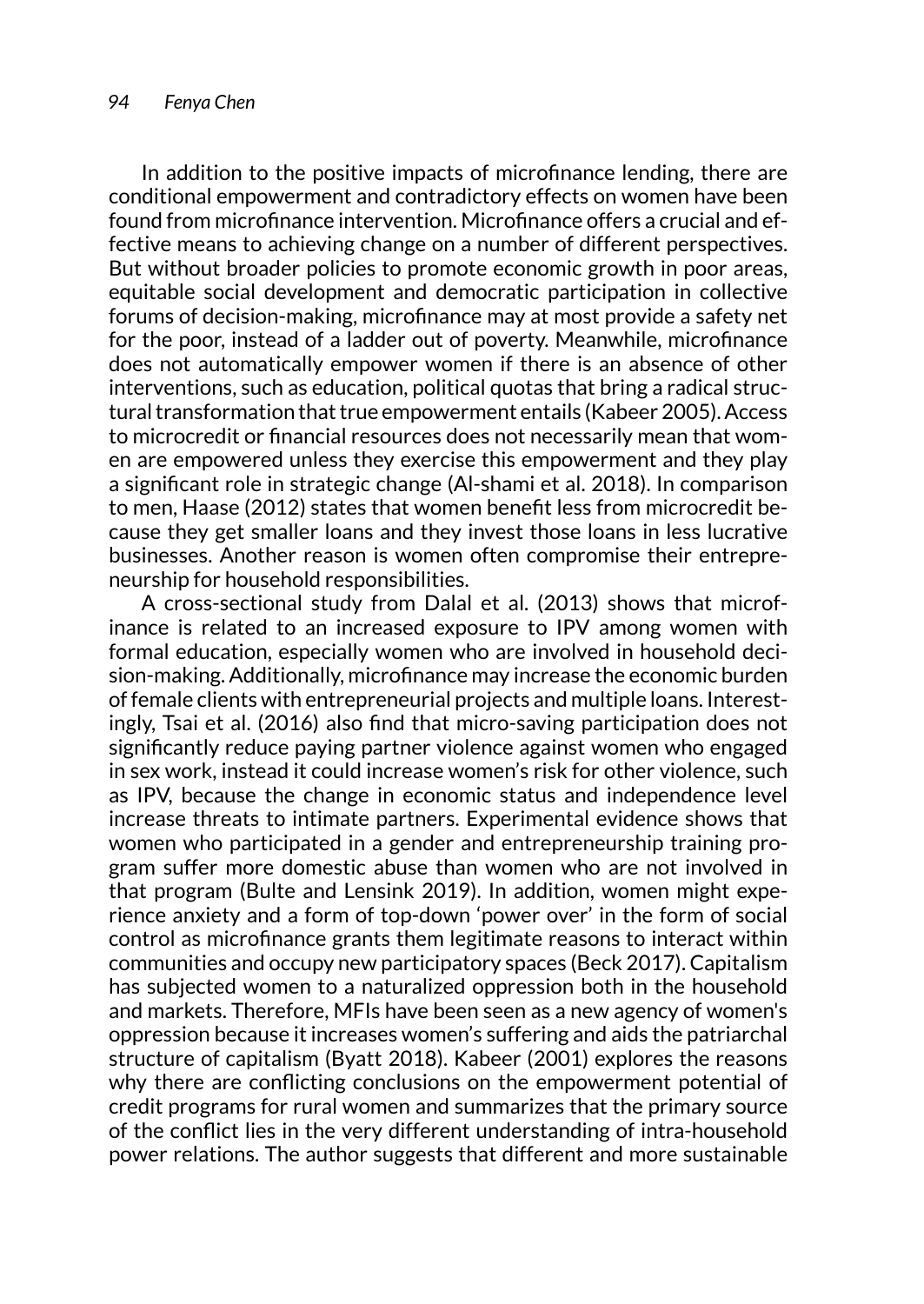In addition to the positive impacts of microfinance lending, there are conditional empowerment and contradictory effects on women have been found from microfinance intervention. Microfinance offers a crucial and effective means to achieving change on a number of different perspectives. But without broader policies to promote economic growth in poor areas, equitable social development and democratic participation in collective forums of decision-making, microfinance may at most provide a safety net for the poor, instead of a ladder out of poverty. Meanwhile, microfinance does not automatically empower women if there is an absence of other interventions, such as education, political quotas that bring a radical structural transformation that true empowerment entails (Kabeer 2005). Access to microcredit or financial resources does not necessarily mean that women are empowered unless they exercise this empowerment and they play a significant role in strategic change (Al-shami et al. 2018). In comparison to men, Haase (2012) states that women benefit less from microcredit because they get smaller loans and they invest those loans in less lucrative businesses. Another reason is women often compromise their entrepreneurship for household responsibilities.

A cross-sectional study from Dalal et al. (2013) shows that microfinance is related to an increased exposure to IPV among women with formal education, especially women who are involved in household decision-making. Additionally, microfinance may increase the economic burden of female clients with entrepreneurial projects and multiple loans. Interestingly, Tsai et al. (2016) also find that micro-saving participation does not significantly reduce paying partner violence against women who engaged in sex work, instead it could increase women's risk for other violence, such as IPV, because the change in economic status and independence level increase threats to intimate partners. Experimental evidence shows that women who participated in a gender and entrepreneurship training program suffer more domestic abuse than women who are not involved in that program (Bulte and Lensink 2019). In addition, women might experience anxiety and a form of top-down 'power over' in the form of social control as microfinance grants them legitimate reasons to interact within communities and occupy new participatory spaces (Beck 2017). Capitalism has subjected women to a naturalized oppression both in the household and markets. Therefore, MFIs have been seen as a new agency of women's oppression because it increases women's suffering and aids the patriarchal structure of capitalism (Byatt 2018). Kabeer (2001) explores the reasons why there are conflicting conclusions on the empowerment potential of credit programs for rural women and summarizes that the primary source of the conflict lies in the very different understanding of intra-household power relations. The author suggests that different and more sustainable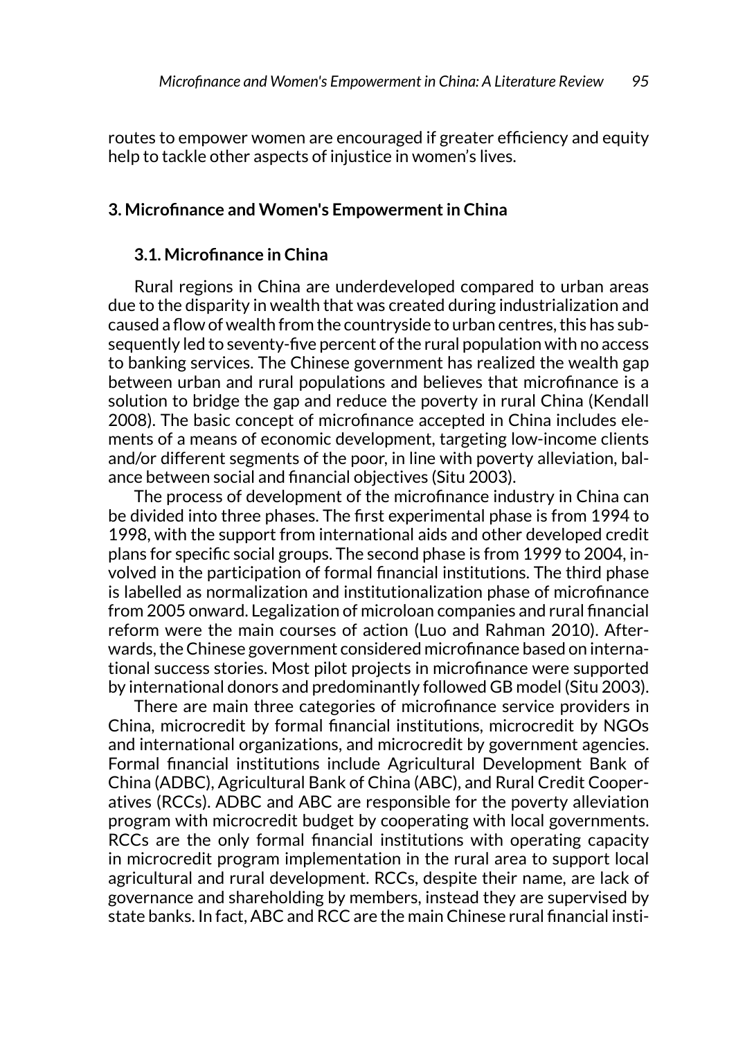routes to empower women are encouraged if greater efficiency and equity help to tackle other aspects of injustice in women's lives.

## 3. Microfinance and Women's Empowerment in China

### 3.1. Microfinance in China

Rural regions in China are underdeveloped compared to urban areas due to the disparity in wealth that was created during industrialization and caused a flow of wealth from the countryside to urban centres, this has subsequently led to seventy-five percent of the rural population with no access to banking services. The Chinese government has realized the wealth gap between urban and rural populations and believes that microfinance is a solution to bridge the gap and reduce the poverty in rural China (Kendall 2008). The basic concept of microfinance accepted in China includes elements of a means of economic development, targeting low-income clients and/or different segments of the poor, in line with poverty alleviation, balance between social and financial objectives (Situ 2003).

The process of development of the microfinance industry in China can be divided into three phases. The first experimental phase is from 1994 to 1998, with the support from international aids and other developed credit plans for specific social groups. The second phase is from 1999 to 2004, involved in the participation of formal financial institutions. The third phase is labelled as normalization and institutionalization phase of microfinance from 2005 onward. Legalization of microloan companies and rural financial reform were the main courses of action (Luo and Rahman 2010). Afterwards, the Chinese government considered microfinance based on international success stories. Most pilot projects in microfinance were supported by international donors and predominantly followed GB model (Situ 2003).

There are main three categories of microfinance service providers in China, microcredit by formal financial institutions, microcredit by NGOs and international organizations, and microcredit by government agencies. Formal financial institutions include Agricultural Development Bank of China (ADBC), Agricultural Bank of China (ABC), and Rural Credit Cooperatives (RCCs). ADBC and ABC are responsible for the poverty alleviation program with microcredit budget by cooperating with local governments. RCCs are the only formal financial institutions with operating capacity in microcredit program implementation in the rural area to support local agricultural and rural development. RCCs, despite their name, are lack of governance and shareholding by members, instead they are supervised by state banks. In fact, ABC and RCC are the main Chinese rural financial insti-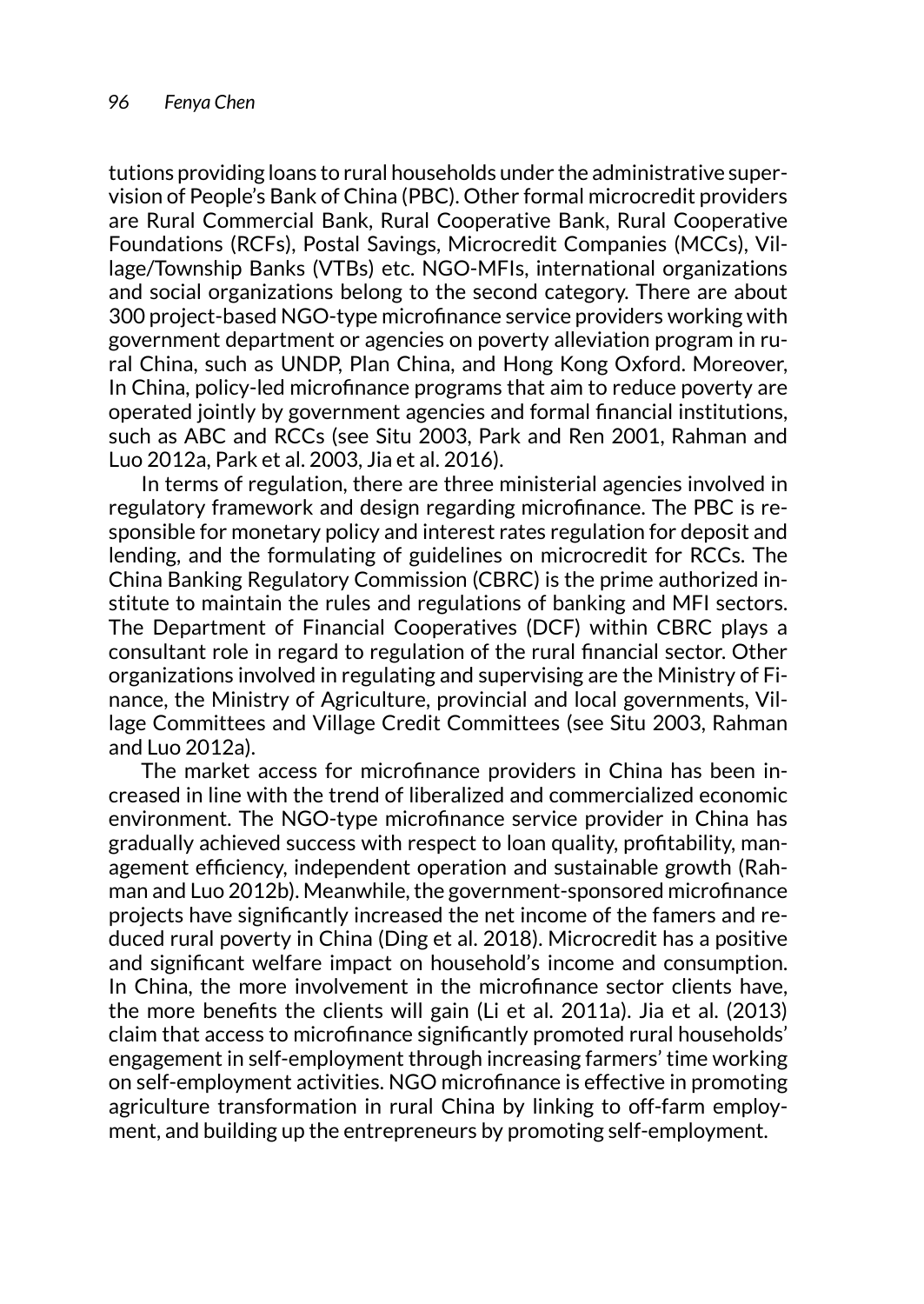tutions providing loans to rural households under the administrative supervision of People's Bank of China (PBC). Other formal microcredit providers are Rural Commercial Bank, Rural Cooperative Bank, Rural Cooperative Foundations (RCFs), Postal Savings, Microcredit Companies (MCCs), Village/Township Banks (VTBs) etc. NGO-MFIs, international organizations and social organizations belong to the second category. There are about 300 project-based NGO-type microfinance service providers working with government department or agencies on poverty alleviation program in rural China, such as UNDP, Plan China, and Hong Kong Oxford. Moreover, In China, policy-led microfinance programs that aim to reduce poverty are operated jointly by government agencies and formal financial institutions, such as ABC and RCCs (see Situ 2003, Park and Ren 2001, Rahman and Luo 2012a, Park et al. 2003, Jia et al. 2016).

In terms of regulation, there are three ministerial agencies involved in regulatory framework and design regarding microfinance. The PBC is responsible for monetary policy and interest rates regulation for deposit and lending, and the formulating of guidelines on microcredit for RCCs. The China Banking Regulatory Commission (CBRC) is the prime authorized institute to maintain the rules and regulations of banking and MFI sectors. The Department of Financial Cooperatives (DCF) within CBRC plays a consultant role in regard to regulation of the rural financial sector. Other organizations involved in regulating and supervising are the Ministry of Finance, the Ministry of Agriculture, provincial and local governments, Village Committees and Village Credit Committees (see Situ 2003, Rahman and Luo 2012a).

The market access for microfinance providers in China has been increased in line with the trend of liberalized and commercialized economic environment. The NGO-type microfinance service provider in China has gradually achieved success with respect to loan quality, profitability, management efficiency, independent operation and sustainable growth (Rahman and Luo 2012b). Meanwhile, the government-sponsored microfinance projects have significantly increased the net income of the famers and reduced rural poverty in China (Ding et al. 2018). Microcredit has a positive and significant welfare impact on household's income and consumption. In China, the more involvement in the microfinance sector clients have, the more benefits the clients will gain (Li et al. 2011a). Jia et al. (2013) claim that access to microfinance significantly promoted rural households' engagement in self-employment through increasing farmers' time working on self-employment activities. NGO microfinance is effective in promoting agriculture transformation in rural China by linking to off-farm employment, and building up the entrepreneurs by promoting self-employment.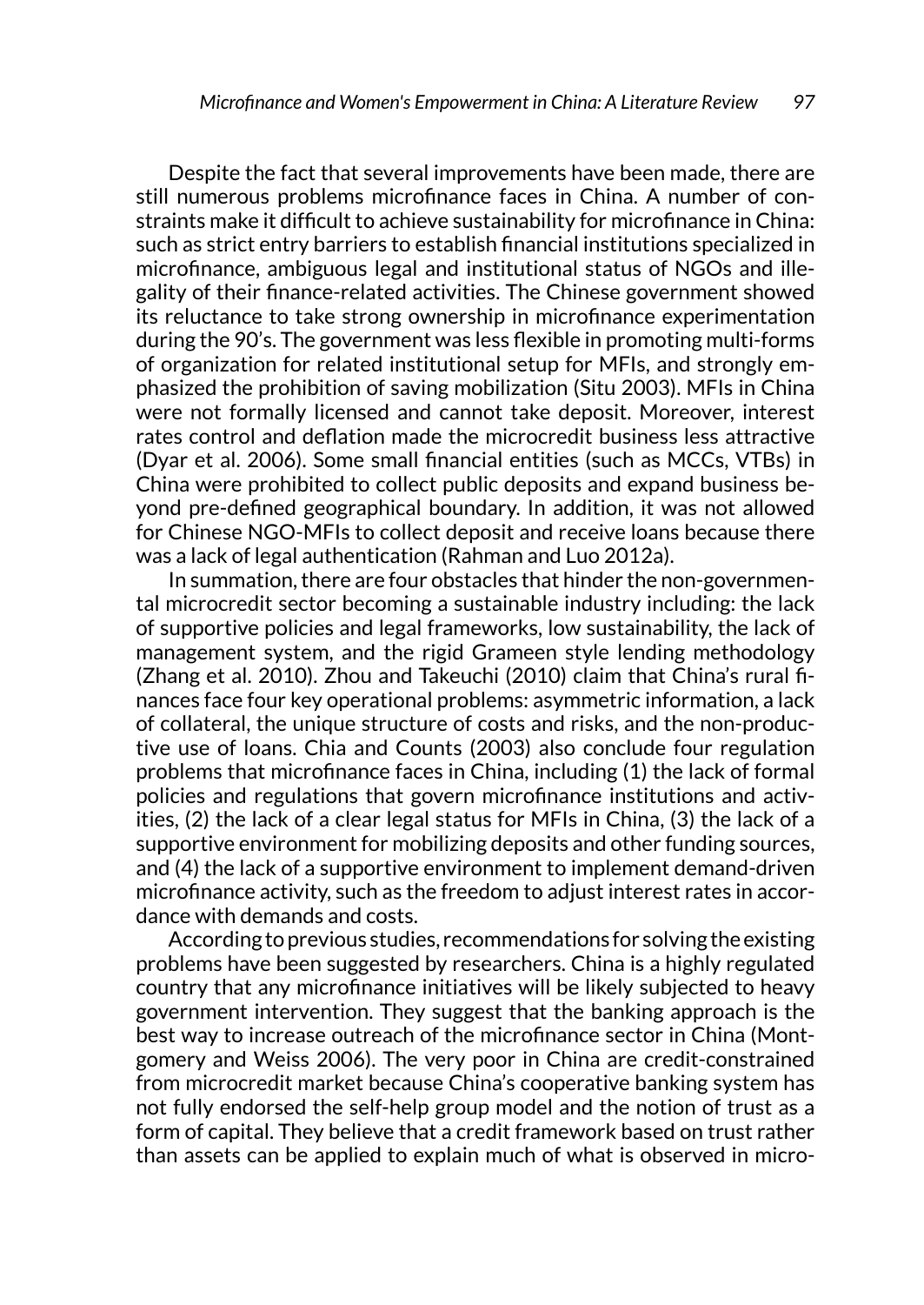Despite the fact that several improvements have been made, there are still numerous problems microfinance faces in China. A number of constraints make it difficult to achieve sustainability for microfinance in China: such as strict entry barriers to establish financial institutions specialized in microfinance, ambiguous legal and institutional status of NGOs and illegality of their finance-related activities. The Chinese government showed its reluctance to take strong ownership in microfinance experimentation during the 90's. The government was less flexible in promoting multi-forms of organization for related institutional setup for MFIs, and strongly emphasized the prohibition of saving mobilization (Situ 2003). MFIs in China were not formally licensed and cannot take deposit. Moreover, interest rates control and deflation made the microcredit business less attractive (Dyar et al. 2006). Some small financial entities (such as MCCs, VTBs) in China were prohibited to collect public deposits and expand business beyond pre-defined geographical boundary. In addition, it was not allowed for Chinese NGO-MFIs to collect deposit and receive loans because there was a lack of legal authentication (Rahman and Luo 2012a).

In summation, there are four obstacles that hinder the non-governmental microcredit sector becoming a sustainable industry including: the lack of supportive policies and legal frameworks, low sustainability, the lack of management system, and the rigid Grameen style lending methodology (Zhang et al. 2010). Zhou and Takeuchi (2010) claim that China's rural finances face four key operational problems: asymmetric information, a lack of collateral, the unique structure of costs and risks, and the non-productive use of loans. Chia and Counts (2003) also conclude four regulation problems that microfinance faces in China, including (1) the lack of formal policies and regulations that govern microfinance institutions and activities, (2) the lack of a clear legal status for MFIs in China, (3) the lack of a supportive environment for mobilizing deposits and other funding sources, and (4) the lack of a supportive environment to implement demand-driven microfinance activity, such as the freedom to adjust interest rates in accordance with demands and costs.

According to previous studies, recommendations for solving the existing problems have been suggested by researchers. China is a highly regulated country that any microfinance initiatives will be likely subjected to heavy government intervention. They suggest that the banking approach is the best way to increase outreach of the microfinance sector in China (Montgomery and Weiss 2006). The very poor in China are credit-constrained from microcredit market because China's cooperative banking system has not fully endorsed the self-help group model and the notion of trust as a form of capital. They believe that a credit framework based on trust rather than assets can be applied to explain much of what is observed in micro-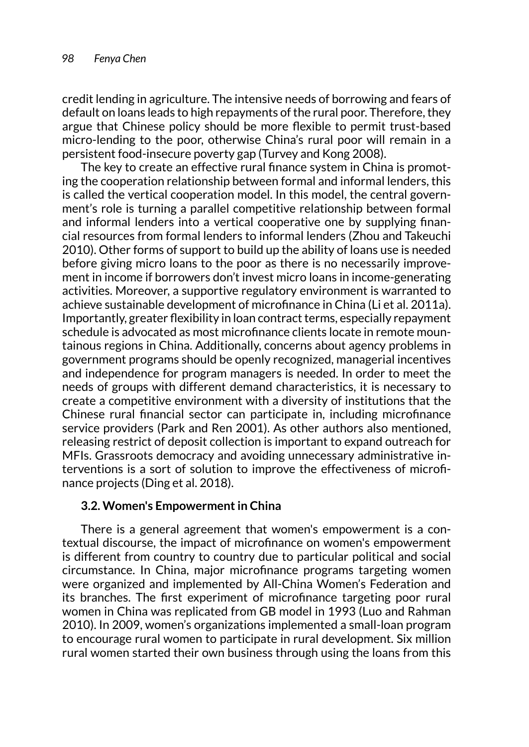credit lending in agriculture. The intensive needs of borrowing and fears of default on loans leads to high repayments of the rural poor. Therefore, they argue that Chinese policy should be more flexible to permit trust-based micro-lending to the poor, otherwise China's rural poor will remain in a persistent food-insecure poverty gap (Turvey and Kong 2008).

The key to create an effective rural finance system in China is promoting the cooperation relationship between formal and informal lenders, this is called the vertical cooperation model. In this model, the central government's role is turning a parallel competitive relationship between formal and informal lenders into a vertical cooperative one by supplying financial resources from formal lenders to informal lenders (Zhou and Takeuchi 2010). Other forms of support to build up the ability of loans use is needed before giving micro loans to the poor as there is no necessarily improvement in income if borrowers don't invest micro loans in income-generating activities. Moreover, a supportive regulatory environment is warranted to achieve sustainable development of microfinance in China (Li et al. 2011a). Importantly, greater flexibility in loan contract terms, especially repayment schedule is advocated as most microfinance clients locate in remote mountainous regions in China. Additionally, concerns about agency problems in government programs should be openly recognized, managerial incentives and independence for program managers is needed. In order to meet the needs of groups with different demand characteristics, it is necessary to create a competitive environment with a diversity of institutions that the Chinese rural financial sector can participate in, including microfinance service providers (Park and Ren 2001). As other authors also mentioned, releasing restrict of deposit collection is important to expand outreach for MFIs. Grassroots democracy and avoiding unnecessary administrative interventions is a sort of solution to improve the effectiveness of microfinance projects (Ding et al. 2018).

### 3.2. Women's Empowerment in China

There is a general agreement that women's empowerment is a contextual discourse, the impact of microfinance on women's empowerment is different from country to country due to particular political and social circumstance. In China, major microfinance programs targeting women were organized and implemented by All-China Women's Federation and its branches. The first experiment of microfinance targeting poor rural women in China was replicated from GB model in 1993 (Luo and Rahman 2010). In 2009, women's organizations implemented a small-loan program to encourage rural women to participate in rural development. Six million rural women started their own business through using the loans from this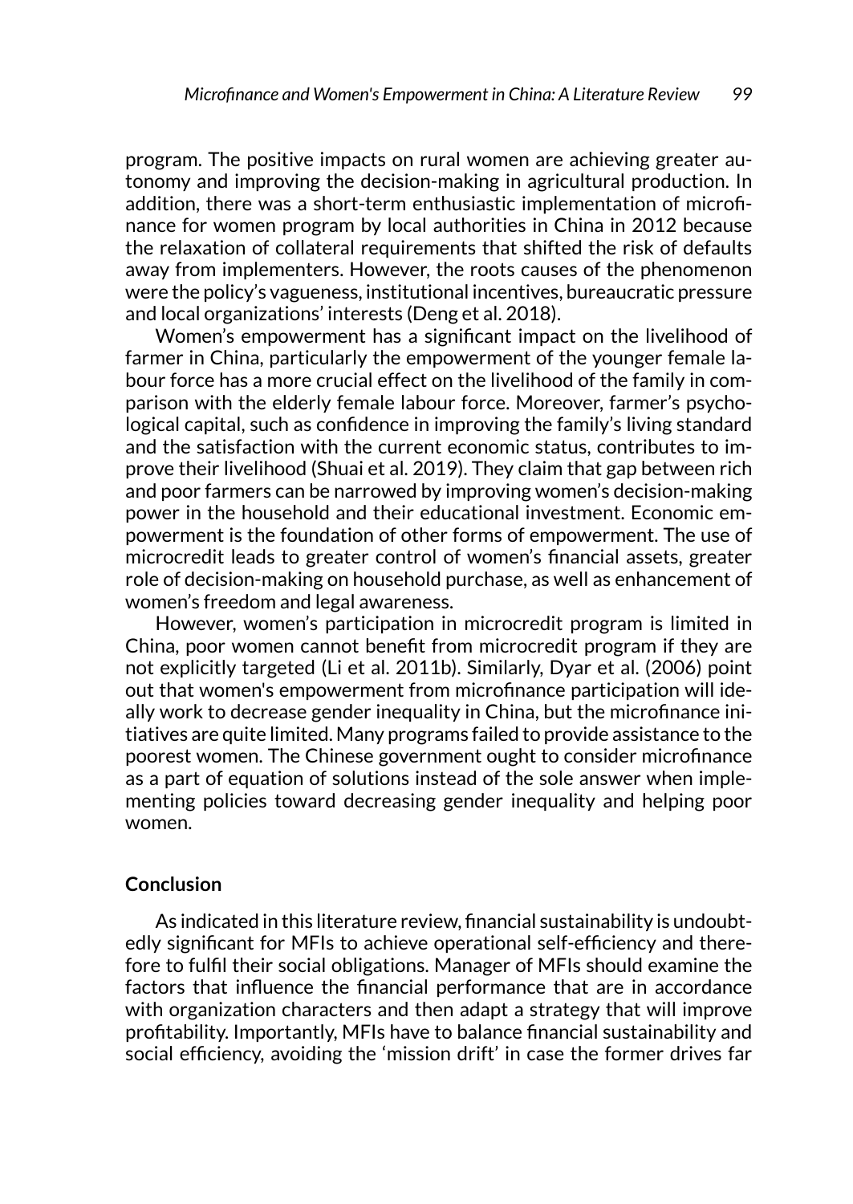program. The positive impacts on rural women are achieving greater autonomy and improving the decision-making in agricultural production. In addition, there was a short-term enthusiastic implementation of microfinance for women program by local authorities in China in 2012 because the relaxation of collateral requirements that shifted the risk of defaults away from implementers. However, the roots causes of the phenomenon were the policy's vagueness, institutional incentives, bureaucratic pressure and local organizations' interests (Deng et al. 2018).

Women's empowerment has a significant impact on the livelihood of farmer in China, particularly the empowerment of the younger female labour force has a more crucial effect on the livelihood of the family in comparison with the elderly female labour force. Moreover, farmer's psychological capital, such as confidence in improving the family's living standard and the satisfaction with the current economic status, contributes to improve their livelihood (Shuai et al. 2019). They claim that gap between rich and poor farmers can be narrowed by improving women's decision-making power in the household and their educational investment. Economic empowerment is the foundation of other forms of empowerment. The use of microcredit leads to greater control of women's financial assets, greater role of decision-making on household purchase, as well as enhancement of women's freedom and legal awareness.

However, women's participation in microcredit program is limited in China, poor women cannot benefit from microcredit program if they are not explicitly targeted (Li et al. 2011b). Similarly, Dyar et al. (2006) point out that women's empowerment from microfinance participation will ideally work to decrease gender inequality in China, but the microfinance initiatives are quite limited. Many programs failed to provide assistance to the poorest women. The Chinese government ought to consider microfinance as a part of equation of solutions instead of the sole answer when implementing policies toward decreasing gender inequality and helping poor women.

## Conclusion

As indicated in this literature review, financial sustainability is undoubtedly significant for MFIs to achieve operational self-efficiency and therefore to fulfil their social obligations. Manager of MFIs should examine the factors that influence the financial performance that are in accordance with organization characters and then adapt a strategy that will improve profitability. Importantly, MFIs have to balance financial sustainability and social efficiency, avoiding the 'mission drift' in case the former drives far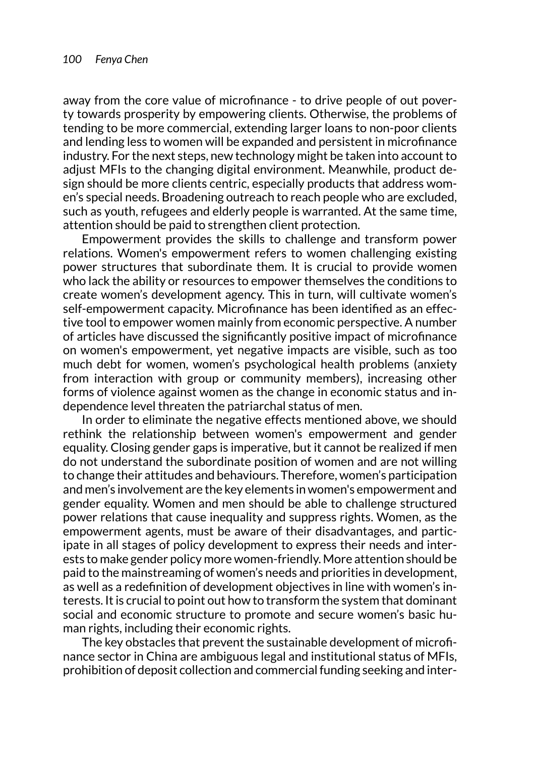away from the core value of microfinance - to drive people of out poverty towards prosperity by empowering clients. Otherwise, the problems of tending to be more commercial, extending larger loans to non-poor clients and lending less to women will be expanded and persistent in microfinance industry. For the next steps, new technology might be taken into account to adjust MFIs to the changing digital environment. Meanwhile, product design should be more clients centric, especially products that address women's special needs. Broadening outreach to reach people who are excluded, such as youth, refugees and elderly people is warranted. At the same time, attention should be paid to strengthen client protection.

Empowerment provides the skills to challenge and transform power relations. Women's empowerment refers to women challenging existing power structures that subordinate them. It is crucial to provide women who lack the ability or resources to empower themselves the conditions to create women's development agency. This in turn, will cultivate women's self-empowerment capacity. Microfinance has been identified as an effective tool to empower women mainly from economic perspective. A number of articles have discussed the significantly positive impact of microfinance on women's empowerment, yet negative impacts are visible, such as too much debt for women, women's psychological health problems (anxiety from interaction with group or community members), increasing other forms of violence against women as the change in economic status and independence level threaten the patriarchal status of men.

In order to eliminate the negative effects mentioned above, we should rethink the relationship between women's empowerment and gender equality. Closing gender gaps is imperative, but it cannot be realized if men do not understand the subordinate position of women and are not willing to change their attitudes and behaviours. Therefore, women's participation and men's involvement are the key elements in women's empowerment and gender equality. Women and men should be able to challenge structured power relations that cause inequality and suppress rights. Women, as the empowerment agents, must be aware of their disadvantages, and participate in all stages of policy development to express their needs and interests to make gender policy more women-friendly. More attention should be paid to the mainstreaming of women's needs and priorities in development, as well as a redefinition of development objectives in line with women's interests. It is crucial to point out how to transform the system that dominant social and economic structure to promote and secure women's basic human rights, including their economic rights.

The key obstacles that prevent the sustainable development of microfinance sector in China are ambiguous legal and institutional status of MFIs, prohibition of deposit collection and commercial funding seeking and inter-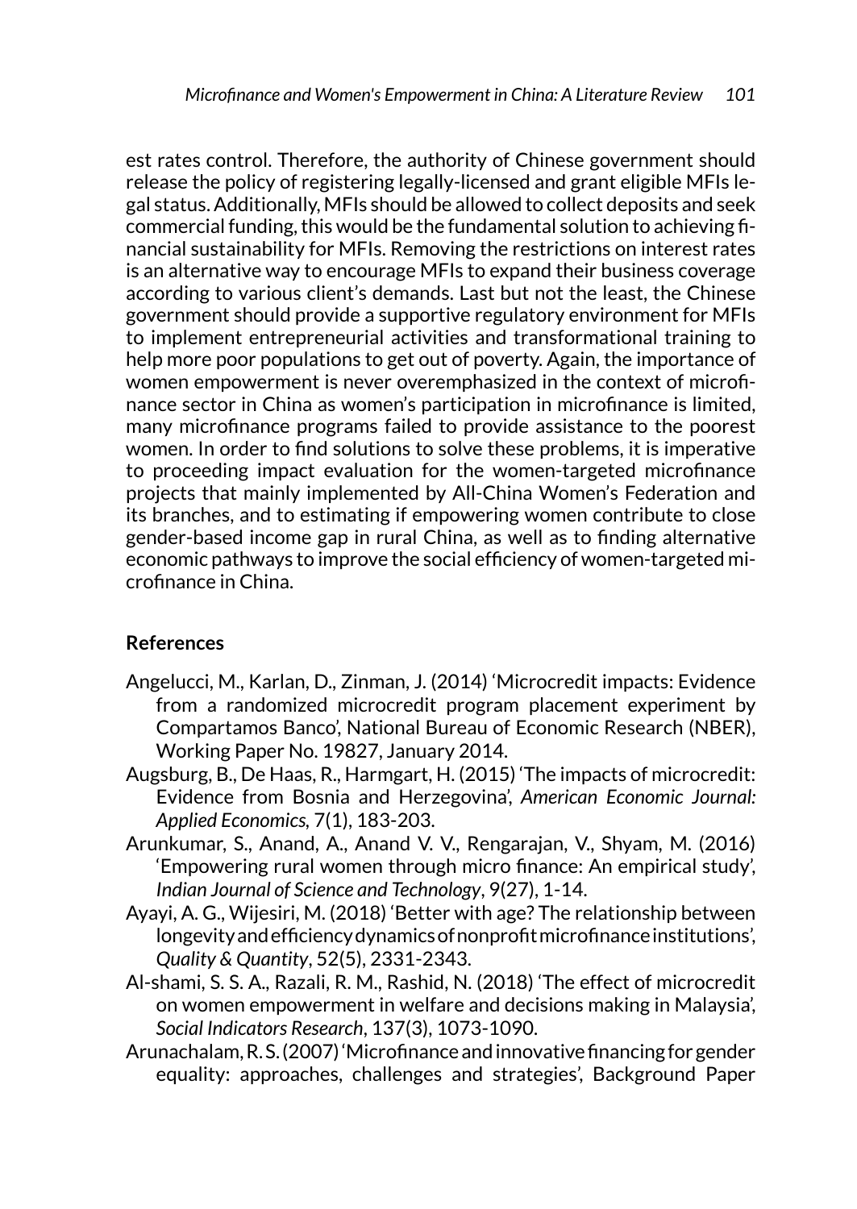est rates control. Therefore, the authority of Chinese government should release the policy of registering legally-licensed and grant eligible MFIs legal status. Additionally, MFIs should be allowed to collect deposits and seek commercial funding, this would be the fundamental solution to achieving financial sustainability for MFIs. Removing the restrictions on interest rates is an alternative way to encourage MFIs to expand their business coverage according to various client's demands. Last but not the least, the Chinese government should provide a supportive regulatory environment for MFIs to implement entrepreneurial activities and transformational training to help more poor populations to get out of poverty. Again, the importance of women empowerment is never overemphasized in the context of microfinance sector in China as women's participation in microfinance is limited, many microfinance programs failed to provide assistance to the poorest women. In order to find solutions to solve these problems, it is imperative to proceeding impact evaluation for the women-targeted microfinance projects that mainly implemented by All-China Women's Federation and its branches, and to estimating if empowering women contribute to close gender-based income gap in rural China, as well as to finding alternative economic pathways to improve the social efficiency of women-targeted microfinance in China.

## References

Angelucci, M., Karlan, D., Zinman, J. (2014) 'Microcredit impacts: Evidence from a randomized microcredit program placement experiment by Compartamos Banco', National Bureau of Economic Research (NBER), Working Paper No. 19827, January 2014.

Augsburg, B., De Haas, R., Harmgart, H. (2015) 'The impacts of microcredit: Evidence from Bosnia and Herzegovina', *American Economic Journal: Applied Economics*, 7(1), 183-203.

Arunkumar, S., Anand, A., Anand V. V., Rengarajan, V., Shyam, M. (2016) 'Empowering rural women through micro finance: An empirical study', *Indian Journal of Science and Technology*, 9(27), 1-14.

Ayayi, A. G., Wijesiri, M. (2018) 'Better with age? The relationship between longevity and efficiency dynamics of nonprofit microfinance institutions', *Quality & Quantity*, 52(5), 2331-2343.

Al-shami, S. S. A., Razali, R. M., Rashid, N. (2018) 'The effect of microcredit on women empowerment in welfare and decisions making in Malaysia', *Social Indicators Research*, 137(3), 1073-1090.

Arunachalam, R. S. (2007) 'Microfinance and innovative financing for gender equality: approaches, challenges and strategies', Background Paper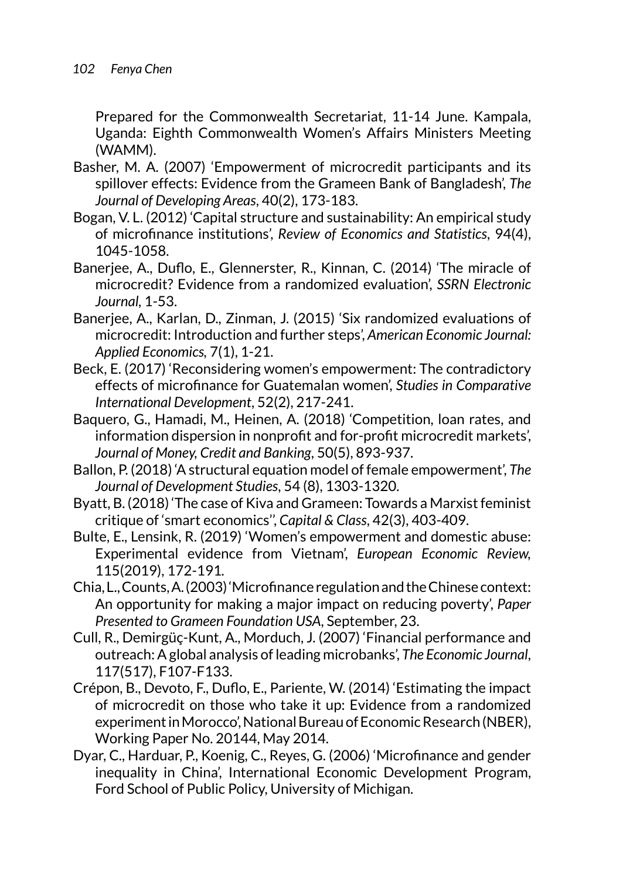Prepared for the Commonwealth Secretariat, 11-14 June. Kampala, Uganda: Eighth Commonwealth Women's Affairs Ministers Meeting (WAMM).

Basher, M. A. (2007) 'Empowerment of microcredit participants and its spillover effects: Evidence from the Grameen Bank of Bangladesh', *The Journal of Developing Areas*, 40(2), 173-183.

Bogan, V. L. (2012) 'Capital structure and sustainability: An empirical study of microfinance institutions', *Review of Economics and Statistics*, 94(4), 1045-1058.

Banerjee, A., Duflo, E., Glennerster, R., Kinnan, C. (2014) 'The miracle of microcredit? Evidence from a randomized evaluation', *SSRN Electronic Journal*, 1-53.

Banerjee, A., Karlan, D., Zinman, J. (2015) 'Six randomized evaluations of microcredit: Introduction and further steps', *American Economic Journal: Applied Economics*, 7(1), 1-21.

Beck, E. (2017) 'Reconsidering women's empowerment: The contradictory effects of microfinance for Guatemalan women', *Studies in Comparative International Development*, 52(2), 217-241.

Baquero, G., Hamadi, M., Heinen, A. (2018) 'Competition, loan rates, and information dispersion in nonprofit and for-profit microcredit markets', *Journal of Money, Credit and Banking*, 50(5), 893-937.

Ballon, P. (2018) 'A structural equation model of female empowerment', *The Journal of Development Studies*, 54 (8), 1303-1320.

Byatt, B. (2018) 'The case of Kiva and Grameen: Towards a Marxist feminist critique of 'smart economics'', *Capital & Class*, 42(3), 403-409.

Bulte, E., Lensink, R. (2019) 'Women's empowerment and domestic abuse: Experimental evidence from Vietnam', *European Economic Review*, 115(2019), 172-191.

Chia, L., Counts, A. (2003) 'Microfinance regulation and the Chinese context: An opportunity for making a major impact on reducing poverty', *Paper Presented to Grameen Foundation USA*, September, 23.

Cull, R., Demirgüç-Kunt, A., Morduch, J. (2007) 'Financial performance and outreach: A global analysis of leading microbanks', *The Economic Journal*, 117(517), F107-F133.

Crépon, B., Devoto, F., Duflo, E., Pariente, W. (2014) 'Estimating the impact of microcredit on those who take it up: Evidence from a randomized experiment in Morocco', National Bureau of Economic Research (NBER), Working Paper No. 20144, May 2014.

Dyar, C., Harduar, P., Koenig, C., Reyes, G. (2006) 'Microfinance and gender inequality in China', International Economic Development Program, Ford School of Public Policy, University of Michigan.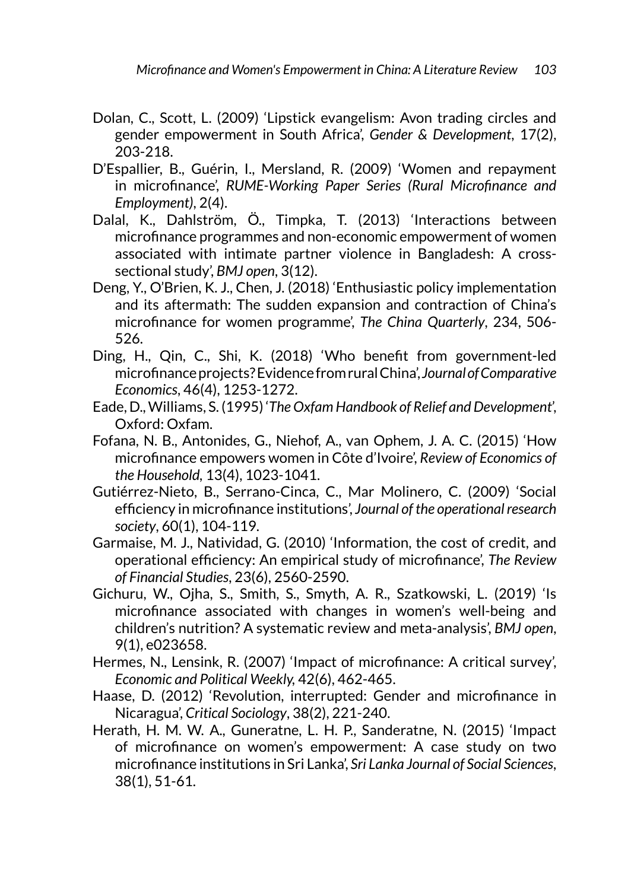Dolan, C., Scott, L. (2009) 'Lipstick evangelism: Avon trading circles and gender empowerment in South Africa', *Gender & Development*, 17(2), 203-218.

D'Espallier, B., Guérin, I., Mersland, R. (2009) 'Women and repayment in microfinance', *RUME-Working Paper Series (Rural Microfinance and Employment)*, 2(4).

Dalal, K., Dahlström, Ö., Timpka, T. (2013) 'Interactions between microfinance programmes and non-economic empowerment of women associated with intimate partner violence in Bangladesh: A cross-sectional study', *BMJ open*, 3(12).

Deng, Y., O'Brien, K. J., Chen, J. (2018) 'Enthusiastic policy implementation and its aftermath: The sudden expansion and contraction of China's microfinance for women programme', *The China Quarterly*, 234, 506-526.

Ding, H., Qin, C., Shi, K. (2018) 'Who benefit from government-led microfinance projects? Evidence from rural China', *Journal of Comparative Economics*, 46(4), 1253-1272.

Eade, D., Williams, S. (1995) '*The Oxfam Handbook of Relief and Development*', Oxford: Oxfam.

Fofana, N. B., Antonides, G., Niehof, A., van Ophem, J. A. C. (2015) 'How microfinance empowers women in Côte d'Ivoire', *Review of Economics of the Household*, 13(4), 1023-1041.

Gutiérrez-Nieto, B., Serrano-Cinca, C., Mar Molinero, C. (2009) 'Social efficiency in microfinance institutions', *Journal of the operational research society*, 60(1), 104-119.

Garmaise, M. J., Natividad, G. (2010) 'Information, the cost of credit, and operational efficiency: An empirical study of microfinance', *The Review of Financial Studies*, 23(6), 2560-2590.

Gichuru, W., Ojha, S., Smith, S., Smyth, A. R., Szatkowski, L. (2019) 'Is microfinance associated with changes in women's well-being and children's nutrition? A systematic review and meta-analysis', *BMJ open*, 9(1), e023658.

Hermes, N., Lensink, R. (2007) 'Impact of microfinance: A critical survey', *Economic and Political Weekly*, 42(6), 462-465.

Haase, D. (2012) 'Revolution, interrupted: Gender and microfinance in Nicaragua', *Critical Sociology*, 38(2), 221-240.

Herath, H. M. W. A., Guneratne, L. H. P., Sanderatne, N. (2015) 'Impact of microfinance on women's empowerment: A case study on two microfinance institutions in Sri Lanka', *Sri Lanka Journal of Social Sciences*, 38(1), 51-61.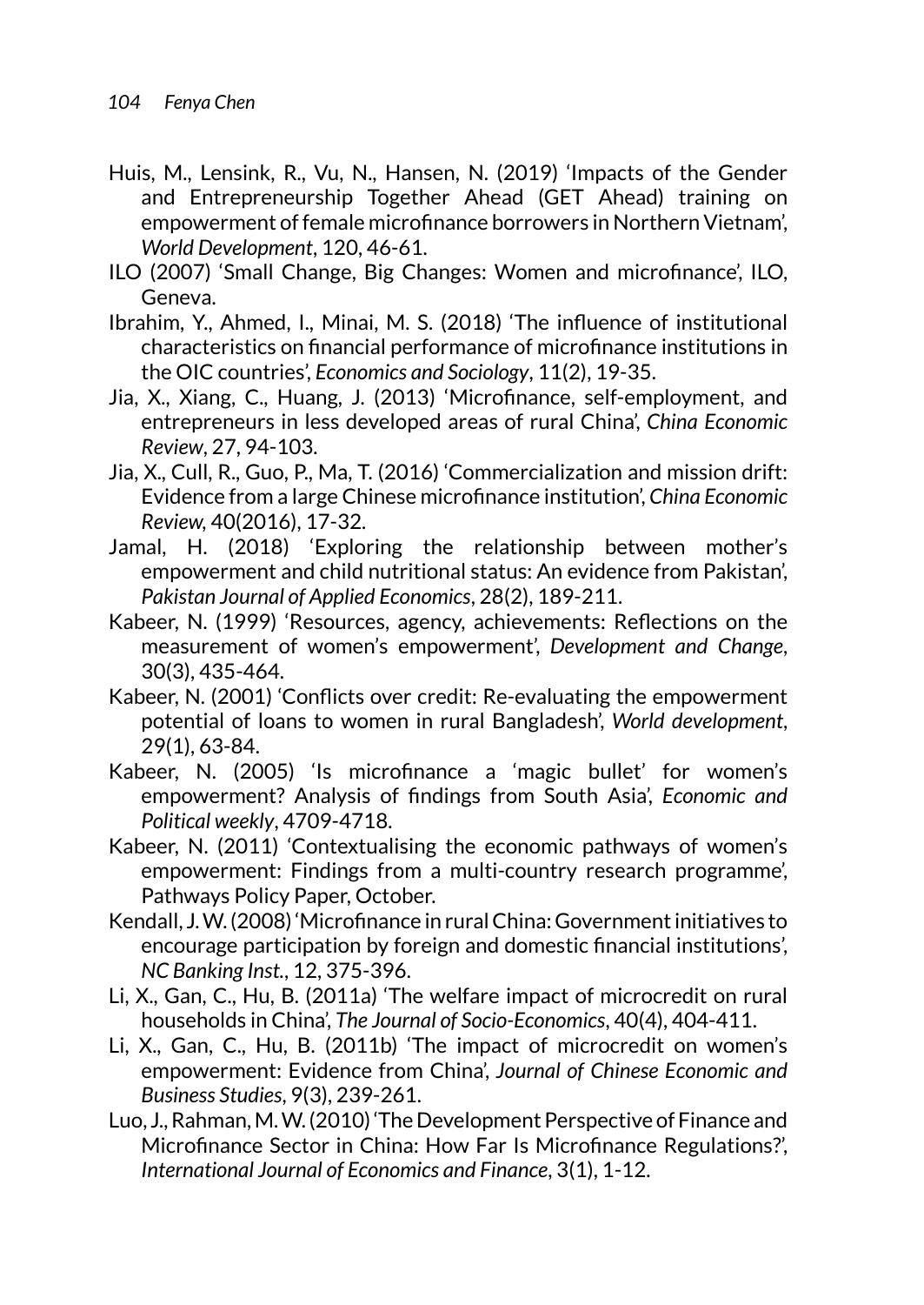Huis, M., Lensink, R., Vu, N., Hansen, N. (2019) 'Impacts of the Gender and Entrepreneurship Together Ahead (GET Ahead) training on empowerment of female microfinance borrowers in Northern Vietnam', *World Development*, 120, 46-61.

ILO (2007) 'Small Change, Big Changes: Women and microfinance', ILO, Geneva.

Ibrahim, Y., Ahmed, I., Minai, M. S. (2018) 'The influence of institutional characteristics on financial performance of microfinance institutions in the OIC countries', *Economics and Sociology*, 11(2), 19-35.

Jia, X., Xiang, C., Huang, J. (2013) 'Microfinance, self-employment, and entrepreneurs in less developed areas of rural China', *China Economic Review*, 27, 94-103.

Jia, X., Cull, R., Guo, P., Ma, T. (2016) 'Commercialization and mission drift: Evidence from a large Chinese microfinance institution', *China Economic Review*, 40(2016), 17-32.

Jamal, H. (2018) 'Exploring the relationship between mother's empowerment and child nutritional status: An evidence from Pakistan', *Pakistan Journal of Applied Economics*, 28(2), 189-211.

Kabeer, N. (1999) 'Resources, agency, achievements: Reflections on the measurement of women's empowerment', *Development and Change*, 30(3), 435-464.

Kabeer, N. (2001) 'Conflicts over credit: Re-evaluating the empowerment potential of loans to women in rural Bangladesh', *World development*, 29(1), 63-84.

Kabeer, N. (2005) 'Is microfinance a 'magic bullet' for women's empowerment? Analysis of findings from South Asia', *Economic and Political weekly*, 4709-4718.

Kabeer, N. (2011) 'Contextualising the economic pathways of women's empowerment: Findings from a multi-country research programme', Pathways Policy Paper, October.

Kendall, J. W. (2008) 'Microfinance in rural China: Government initiatives to encourage participation by foreign and domestic financial institutions', *NC Banking Inst.*, 12, 375-396.

Li, X., Gan, C., Hu, B. (2011a) 'The welfare impact of microcredit on rural households in China', *The Journal of Socio-Economics*, 40(4), 404-411.

Li, X., Gan, C., Hu, B. (2011b) 'The impact of microcredit on women's empowerment: Evidence from China', *Journal of Chinese Economic and Business Studies*, 9(3), 239-261.

Luo, J., Rahman, M. W. (2010) 'The Development Perspective of Finance and Microfinance Sector in China: How Far Is Microfinance Regulations?', *International Journal of Economics and Finance*, 3(1), 1-12.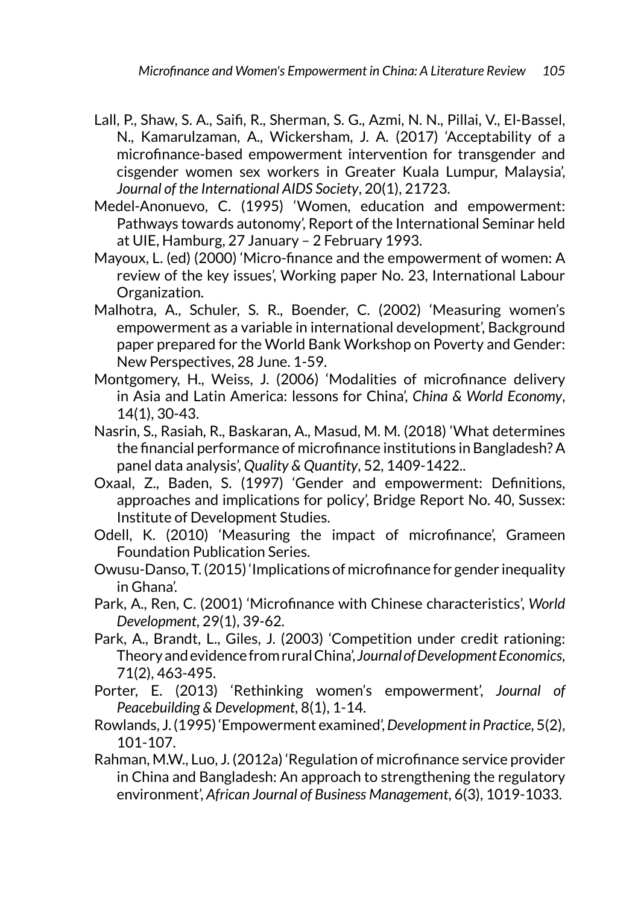Lall, P., Shaw, S. A., Saifi, R., Sherman, S. G., Azmi, N. N., Pillai, V., El-Bassel, N., Kamarulzaman, A., Wickersham, J. A. (2017) 'Acceptability of a microfinance-based empowerment intervention for transgender and cisgender women sex workers in Greater Kuala Lumpur, Malaysia', *Journal of the International AIDS Society*, 20(1), 21723.

Medel-Anonuevo, C. (1995) 'Women, education and empowerment: Pathways towards autonomy', Report of the International Seminar held at UIE, Hamburg, 27 January – 2 February 1993.

Mayoux, L. (ed) (2000) 'Micro-finance and the empowerment of women: A review of the key issues', Working paper No. 23, International Labour Organization.

Malhotra, A., Schuler, S. R., Boender, C. (2002) 'Measuring women's empowerment as a variable in international development', Background paper prepared for the World Bank Workshop on Poverty and Gender: New Perspectives, 28 June. 1-59.

Montgomery, H., Weiss, J. (2006) 'Modalities of microfinance delivery in Asia and Latin America: lessons for China', *China & World Economy*, 14(1), 30-43.

Nasrin, S., Rasiah, R., Baskaran, A., Masud, M. M. (2018) 'What determines the financial performance of microfinance institutions in Bangladesh? A panel data analysis', *Quality & Quantity*, 52, 1409-1422..

Oxaal, Z., Baden, S. (1997) 'Gender and empowerment: Definitions, approaches and implications for policy', Bridge Report No. 40, Sussex: Institute of Development Studies.

Odell, K. (2010) 'Measuring the impact of microfinance', Grameen Foundation Publication Series.

Owusu-Danso, T. (2015) 'Implications of microfinance for gender inequality in Ghana'.

Park, A., Ren, C. (2001) 'Microfinance with Chinese characteristics', *World Development*, 29(1), 39-62.

Park, A., Brandt, L., Giles, J. (2003) 'Competition under credit rationing: Theory and evidence from rural China', *Journal of Development Economics*, 71(2), 463-495.

Porter, E. (2013) 'Rethinking women's empowerment', *Journal of Peacebuilding & Development*, 8(1), 1-14.

Rowlands, J. (1995) 'Empowerment examined', *Development in Practice*, 5(2), 101-107.

Rahman, M.W., Luo, J. (2012a) 'Regulation of microfinance service provider in China and Bangladesh: An approach to strengthening the regulatory environment', *African Journal of Business Management*, 6(3), 1019-1033.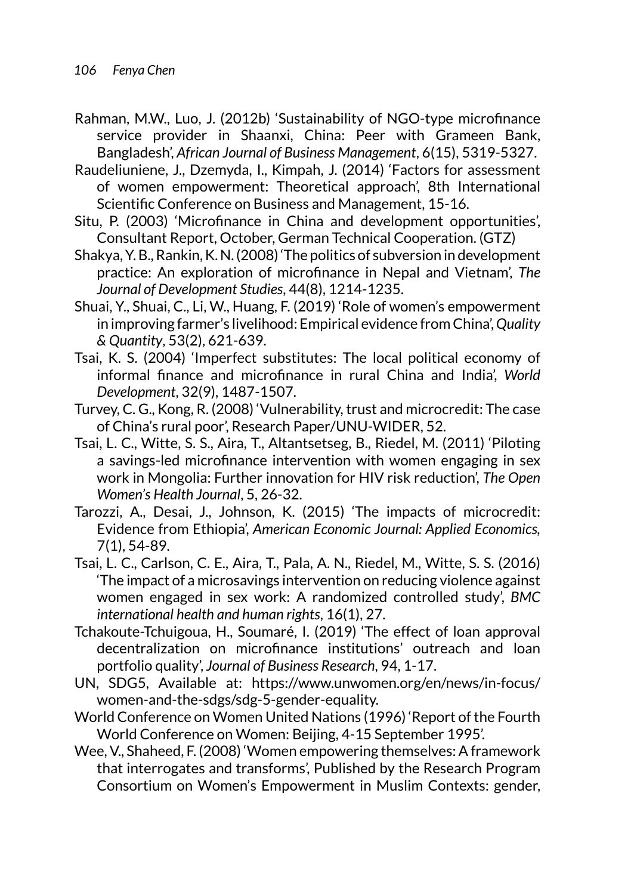Rahman, M.W., Luo, J. (2012b) 'Sustainability of NGO-type microfinance service provider in Shaanxi, China: Peer with Grameen Bank, Bangladesh', *African Journal of Business Management*, 6(15), 5319-5327.

Raudeliuniene, J., Dzemyda, I., Kimpah, J. (2014) 'Factors for assessment of women empowerment: Theoretical approach', 8th International Scientific Conference on Business and Management, 15-16.

Situ, P. (2003) 'Microfinance in China and development opportunities', Consultant Report, October, German Technical Cooperation. (GTZ)

Shakya, Y. B., Rankin, K. N. (2008) 'The politics of subversion in development practice: An exploration of microfinance in Nepal and Vietnam', *The Journal of Development Studies*, 44(8), 1214-1235.

Shuai, Y., Shuai, C., Li, W., Huang, F. (2019) 'Role of women's empowerment in improving farmer's livelihood: Empirical evidence from China', *Quality & Quantity*, 53(2), 621-639.

Tsai, K. S. (2004) 'Imperfect substitutes: The local political economy of informal finance and microfinance in rural China and India', *World Development*, 32(9), 1487-1507.

Turvey, C. G., Kong, R. (2008) 'Vulnerability, trust and microcredit: The case of China's rural poor', Research Paper/UNU-WIDER, 52.

Tsai, L. C., Witte, S. S., Aira, T., Altantsetseg, B., Riedel, M. (2011) 'Piloting a savings-led microfinance intervention with women engaging in sex work in Mongolia: Further innovation for HIV risk reduction', *The Open Women's Health Journal*, 5, 26-32.

Tarozzi, A., Desai, J., Johnson, K. (2015) 'The impacts of microcredit: Evidence from Ethiopia', *American Economic Journal: Applied Economics*, 7(1), 54-89.

Tsai, L. C., Carlson, C. E., Aira, T., Pala, A. N., Riedel, M., Witte, S. S. (2016) 'The impact of a microsavings intervention on reducing violence against women engaged in sex work: A randomized controlled study', *BMC international health and human rights*, 16(1), 27.

Tchakoute-Tchuigoua, H., Soumaré, I. (2019) 'The effect of loan approval decentralization on microfinance institutions' outreach and loan portfolio quality', *Journal of Business Research*, 94, 1-17.

UN, SDG5, Available at: https://www.unwomen.org/en/news/in-focus/women-and-the-sdgs/sdg-5-gender-equality.

World Conference on Women United Nations (1996) 'Report of the Fourth World Conference on Women: Beijing, 4-15 September 1995'.

Wee, V., Shaheed, F. (2008) 'Women empowering themselves: A framework that interrogates and transforms', Published by the Research Program Consortium on Women's Empowerment in Muslim Contexts: gender,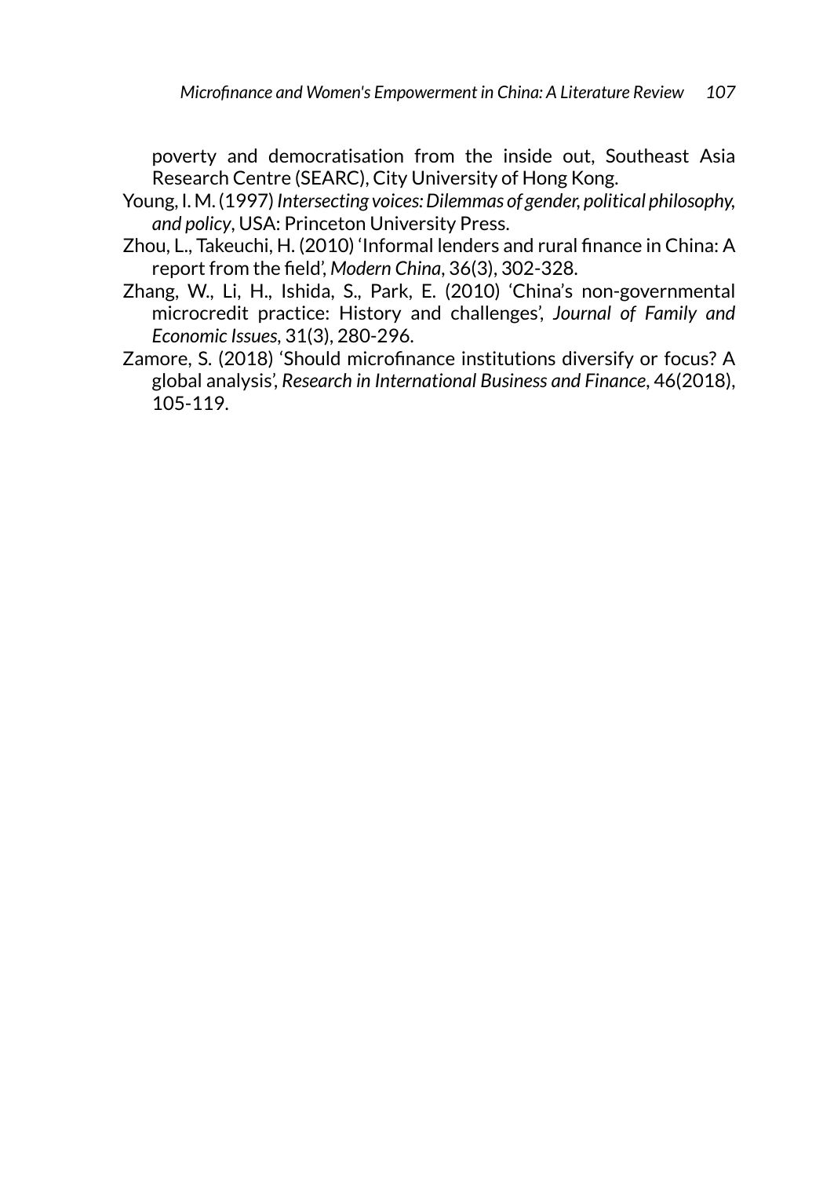poverty and democratisation from the inside out, Southeast Asia Research Centre (SEARC), City University of Hong Kong.

Young, I. M. (1997) *Intersecting voices: Dilemmas of gender, political philosophy, and policy*, USA: Princeton University Press.

Zhou, L., Takeuchi, H. (2010) 'Informal lenders and rural finance in China: A report from the field', *Modern China*, 36(3), 302-328.

Zhang, W., Li, H., Ishida, S., Park, E. (2010) 'China's non-governmental microcredit practice: History and challenges', *Journal of Family and Economic Issues*, 31(3), 280-296.

Zamore, S. (2018) 'Should microfinance institutions diversify or focus? A global analysis', *Research in International Business and Finance*, 46(2018), 105-119.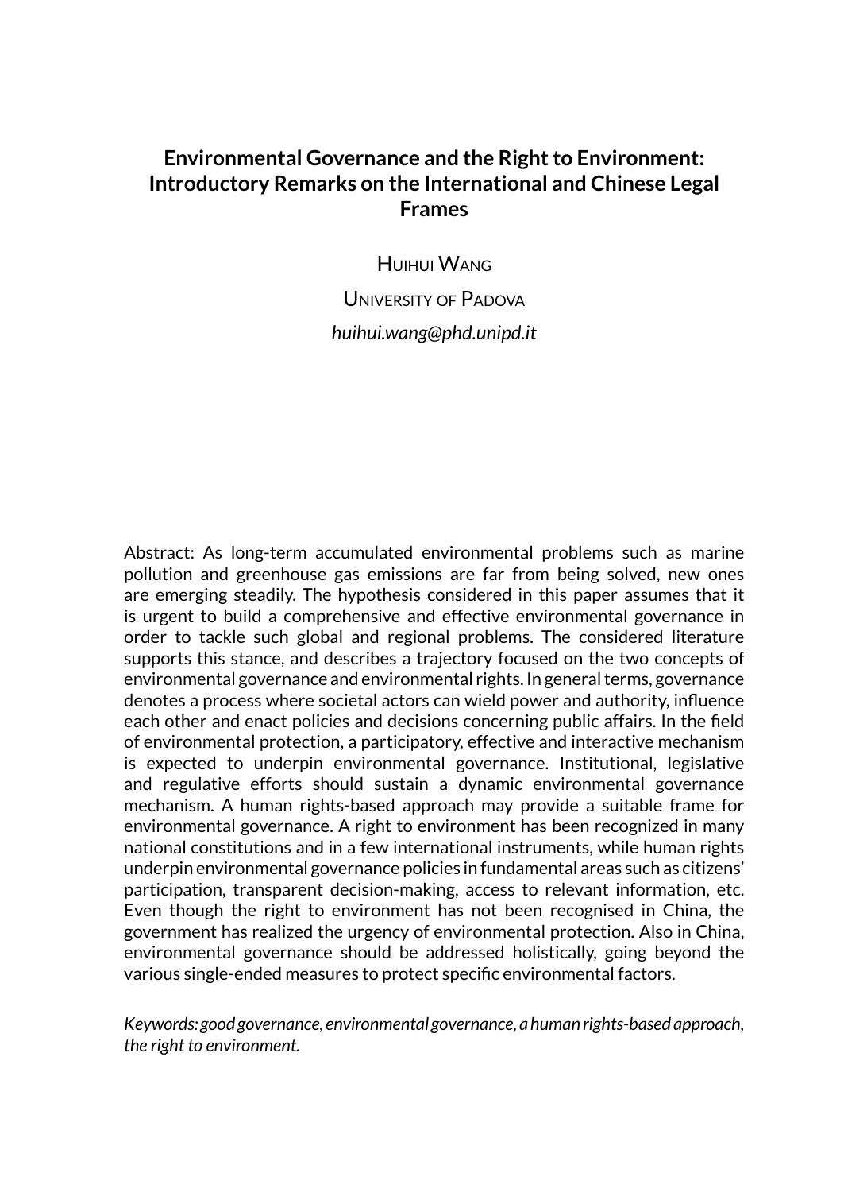# Environmental Governance and the Right to Environment: Introductory Remarks on the International and Chinese Legal Frames

Huihui Wang

University of Padova

*huihui.wang@phd.unipd.it*

Abstract: As long-term accumulated environmental problems such as marine pollution and greenhouse gas emissions are far from being solved, new ones are emerging steadily. The hypothesis considered in this paper assumes that it is urgent to build a comprehensive and effective environmental governance in order to tackle such global and regional problems. The considered literature supports this stance, and describes a trajectory focused on the two concepts of environmental governance and environmental rights. In general terms, governance denotes a process where societal actors can wield power and authority, influence each other and enact policies and decisions concerning public affairs. In the field of environmental protection, a participatory, effective and interactive mechanism is expected to underpin environmental governance. Institutional, legislative and regulative efforts should sustain a dynamic environmental governance mechanism. A human rights-based approach may provide a suitable frame for environmental governance. A right to environment has been recognized in many national constitutions and in a few international instruments, while human rights underpin environmental governance policies in fundamental areas such as citizens' participation, transparent decision-making, access to relevant information, etc. Even though the right to environment has not been recognised in China, the government has realized the urgency of environmental protection. Also in China, environmental governance should be addressed holistically, going beyond the various single-ended measures to protect specific environmental factors.

*Keywords: good governance, environmental governance, a human rights-based approach, the right to environment.*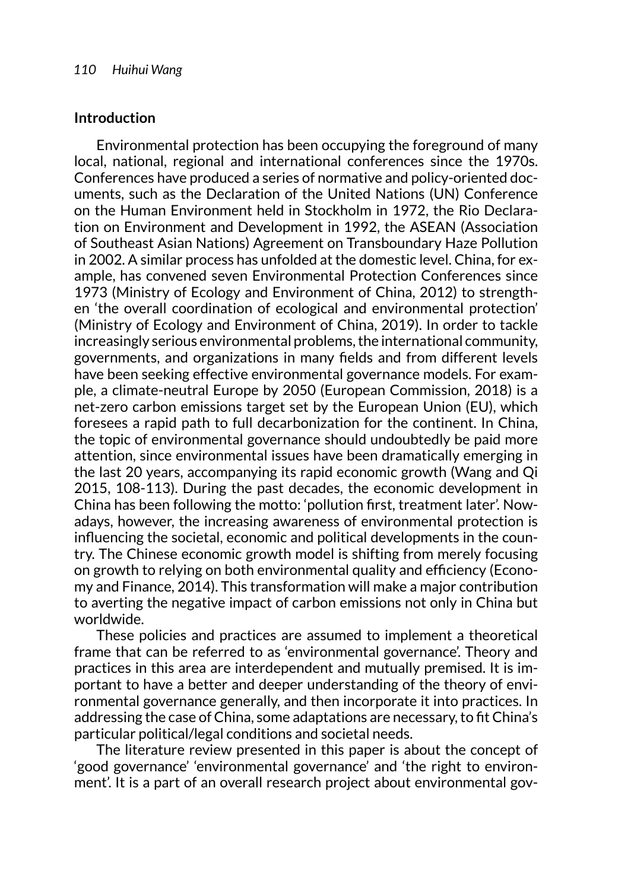## Introduction

Environmental protection has been occupying the foreground of many local, national, regional and international conferences since the 1970s. Conferences have produced a series of normative and policy-oriented documents, such as the Declaration of the United Nations (UN) Conference on the Human Environment held in Stockholm in 1972, the Rio Declaration on Environment and Development in 1992, the ASEAN (Association of Southeast Asian Nations) Agreement on Transboundary Haze Pollution in 2002. A similar process has unfolded at the domestic level. China, for example, has convened seven Environmental Protection Conferences since 1973 (Ministry of Ecology and Environment of China, 2012) to strengthen 'the overall coordination of ecological and environmental protection' (Ministry of Ecology and Environment of China, 2019). In order to tackle increasingly serious environmental problems, the international community, governments, and organizations in many fields and from different levels have been seeking effective environmental governance models. For example, a climate-neutral Europe by 2050 (European Commission, 2018) is a net-zero carbon emissions target set by the European Union (EU), which foresees a rapid path to full decarbonization for the continent. In China, the topic of environmental governance should undoubtedly be paid more attention, since environmental issues have been dramatically emerging in the last 20 years, accompanying its rapid economic growth (Wang and Qi 2015, 108-113). During the past decades, the economic development in China has been following the motto: 'pollution first, treatment later'. Nowadays, however, the increasing awareness of environmental protection is influencing the societal, economic and political developments in the country. The Chinese economic growth model is shifting from merely focusing on growth to relying on both environmental quality and efficiency (Economy and Finance, 2014). This transformation will make a major contribution to averting the negative impact of carbon emissions not only in China but worldwide.

These policies and practices are assumed to implement a theoretical frame that can be referred to as 'environmental governance'. Theory and practices in this area are interdependent and mutually premised. It is important to have a better and deeper understanding of the theory of environmental governance generally, and then incorporate it into practices. In addressing the case of China, some adaptations are necessary, to fit China's particular political/legal conditions and societal needs.

The literature review presented in this paper is about the concept of 'good governance' 'environmental governance' and 'the right to environment'. It is a part of an overall research project about environmental gov-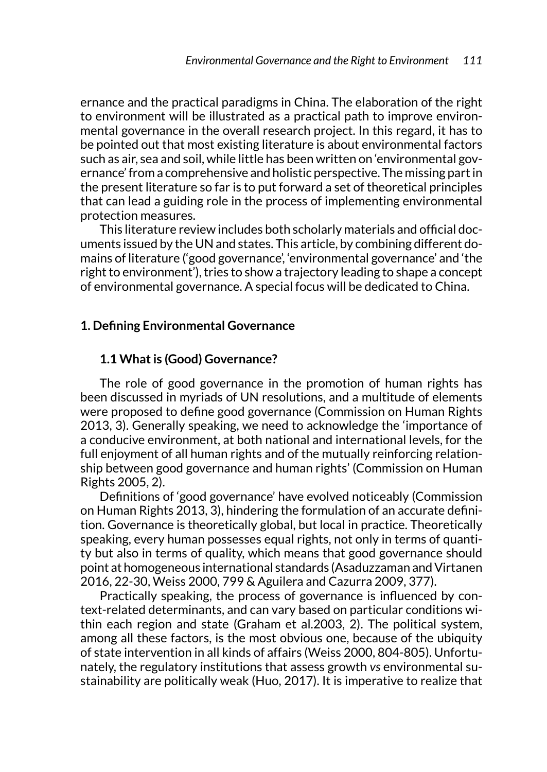ernance and the practical paradigms in China. The elaboration of the right to environment will be illustrated as a practical path to improve environmental governance in the overall research project. In this regard, it has to be pointed out that most existing literature is about environmental factors such as air, sea and soil, while little has been written on 'environmental governance' from a comprehensive and holistic perspective. The missing part in the present literature so far is to put forward a set of theoretical principles that can lead a guiding role in the process of implementing environmental protection measures.

This literature review includes both scholarly materials and official documents issued by the UN and states. This article, by combining different domains of literature ('good governance', 'environmental governance' and 'the right to environment'), tries to show a trajectory leading to shape a concept of environmental governance. A special focus will be dedicated to China.

## 1. Defining Environmental Governance

### 1.1 What is (Good) Governance?

The role of good governance in the promotion of human rights has been discussed in myriads of UN resolutions, and a multitude of elements were proposed to define good governance (Commission on Human Rights 2013, 3). Generally speaking, we need to acknowledge the 'importance of a conducive environment, at both national and international levels, for the full enjoyment of all human rights and of the mutually reinforcing relationship between good governance and human rights' (Commission on Human Rights 2005, 2).

Definitions of 'good governance' have evolved noticeably (Commission on Human Rights 2013, 3), hindering the formulation of an accurate definition. Governance is theoretically global, but local in practice. Theoretically speaking, every human possesses equal rights, not only in terms of quantity but also in terms of quality, which means that good governance should point at homogeneous international standards (Asaduzzaman and Virtanen 2016, 22-30, Weiss 2000, 799 & Aguilera and Cazurra 2009, 377).

Practically speaking, the process of governance is influenced by context-related determinants, and can vary based on particular conditions within each region and state (Graham et al.2003, 2). The political system, among all these factors, is the most obvious one, because of the ubiquity of state intervention in all kinds of affairs (Weiss 2000, 804-805). Unfortunately, the regulatory institutions that assess growth *vs* environmental sustainability are politically weak (Huo, 2017). It is imperative to realize that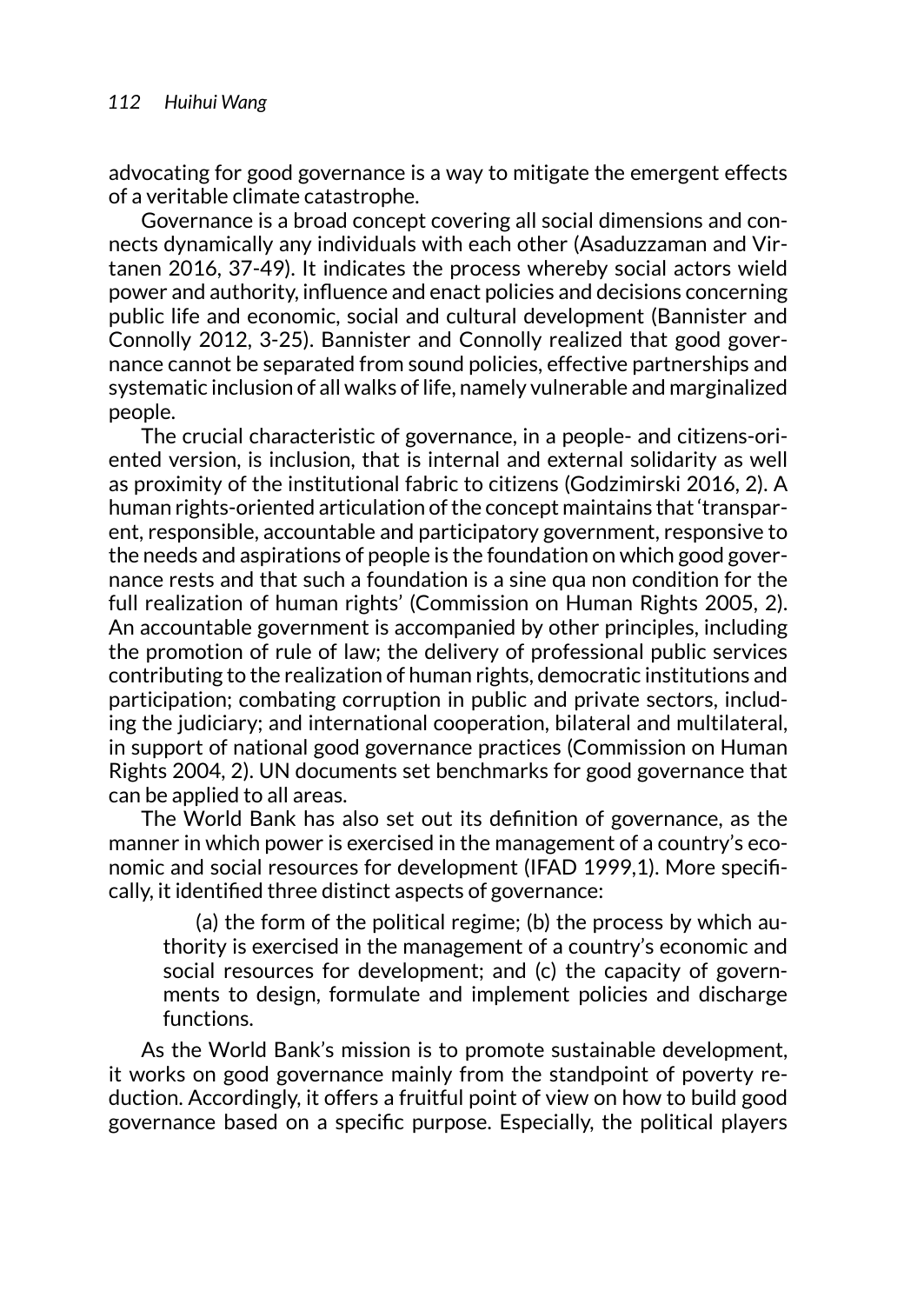advocating for good governance is a way to mitigate the emergent effects of a veritable climate catastrophe.

Governance is a broad concept covering all social dimensions and connects dynamically any individuals with each other (Asaduzzaman and Virtanen 2016, 37-49). It indicates the process whereby social actors wield power and authority, influence and enact policies and decisions concerning public life and economic, social and cultural development (Bannister and Connolly 2012, 3-25). Bannister and Connolly realized that good governance cannot be separated from sound policies, effective partnerships and systematic inclusion of all walks of life, namely vulnerable and marginalized people.

The crucial characteristic of governance, in a people- and citizens-oriented version, is inclusion, that is internal and external solidarity as well as proximity of the institutional fabric to citizens (Godzimirski 2016, 2). A human rights-oriented articulation of the concept maintains that 'transparent, responsible, accountable and participatory government, responsive to the needs and aspirations of people is the foundation on which good governance rests and that such a foundation is a sine qua non condition for the full realization of human rights' (Commission on Human Rights 2005, 2). An accountable government is accompanied by other principles, including the promotion of rule of law; the delivery of professional public services contributing to the realization of human rights, democratic institutions and participation; combating corruption in public and private sectors, including the judiciary; and international cooperation, bilateral and multilateral, in support of national good governance practices (Commission on Human Rights 2004, 2). UN documents set benchmarks for good governance that can be applied to all areas.

The World Bank has also set out its definition of governance, as the manner in which power is exercised in the management of a country's economic and social resources for development (IFAD 1999,1). More specifically, it identified three distinct aspects of governance:

> (a) the form of the political regime; (b) the process by which authority is exercised in the management of a country's economic and social resources for development; and (c) the capacity of governments to design, formulate and implement policies and discharge functions.

As the World Bank's mission is to promote sustainable development, it works on good governance mainly from the standpoint of poverty reduction. Accordingly, it offers a fruitful point of view on how to build good governance based on a specific purpose. Especially, the political players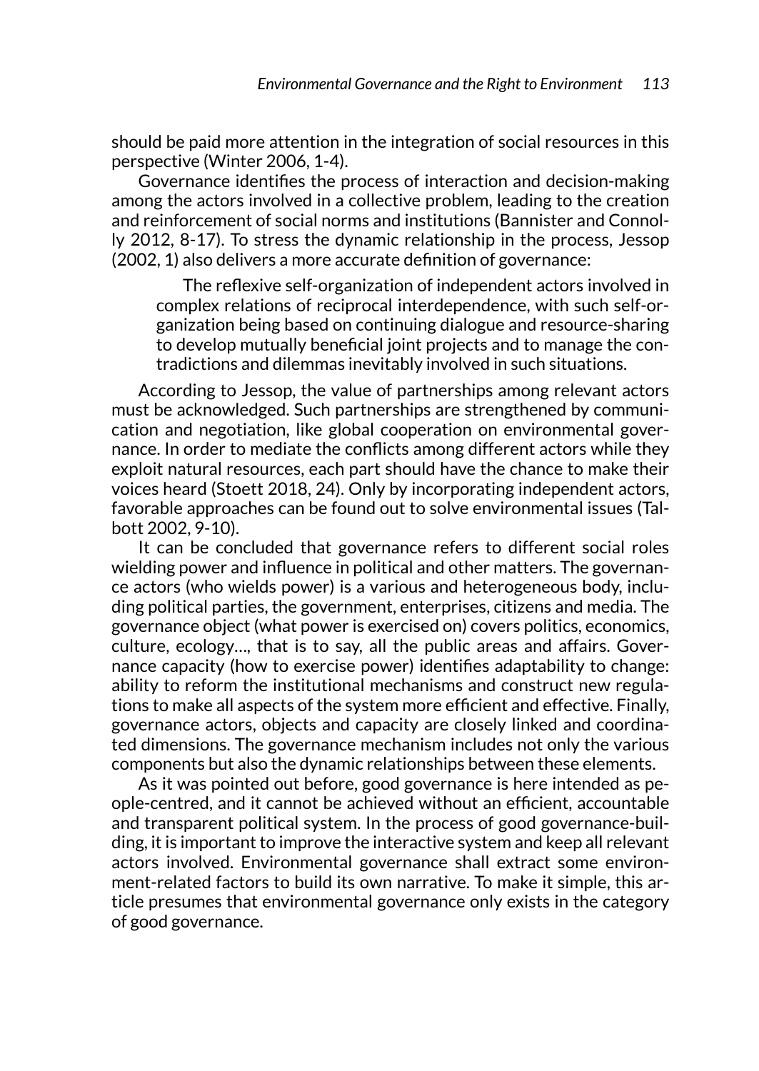should be paid more attention in the integration of social resources in this perspective (Winter 2006, 1-4).

Governance identifies the process of interaction and decision-making among the actors involved in a collective problem, leading to the creation and reinforcement of social norms and institutions (Bannister and Connolly 2012, 8-17). To stress the dynamic relationship in the process, Jessop (2002, 1) also delivers a more accurate definition of governance:

> The reflexive self-organization of independent actors involved in complex relations of reciprocal interdependence, with such self-organization being based on continuing dialogue and resource-sharing to develop mutually beneficial joint projects and to manage the contradictions and dilemmas inevitably involved in such situations.

According to Jessop, the value of partnerships among relevant actors must be acknowledged. Such partnerships are strengthened by communication and negotiation, like global cooperation on environmental governance. In order to mediate the conflicts among different actors while they exploit natural resources, each part should have the chance to make their voices heard (Stoett 2018, 24). Only by incorporating independent actors, favorable approaches can be found out to solve environmental issues (Talbott 2002, 9-10).

It can be concluded that governance refers to different social roles wielding power and influence in political and other matters. The governance actors (who wields power) is a various and heterogeneous body, including political parties, the government, enterprises, citizens and media. The governance object (what power is exercised on) covers politics, economics, culture, ecology…, that is to say, all the public areas and affairs. Governance capacity (how to exercise power) identifies adaptability to change: ability to reform the institutional mechanisms and construct new regulations to make all aspects of the system more efficient and effective. Finally, governance actors, objects and capacity are closely linked and coordinated dimensions. The governance mechanism includes not only the various components but also the dynamic relationships between these elements.

As it was pointed out before, good governance is here intended as people-centred, and it cannot be achieved without an efficient, accountable and transparent political system. In the process of good governance-building, it is important to improve the interactive system and keep all relevant actors involved. Environmental governance shall extract some environment-related factors to build its own narrative. To make it simple, this article presumes that environmental governance only exists in the category of good governance.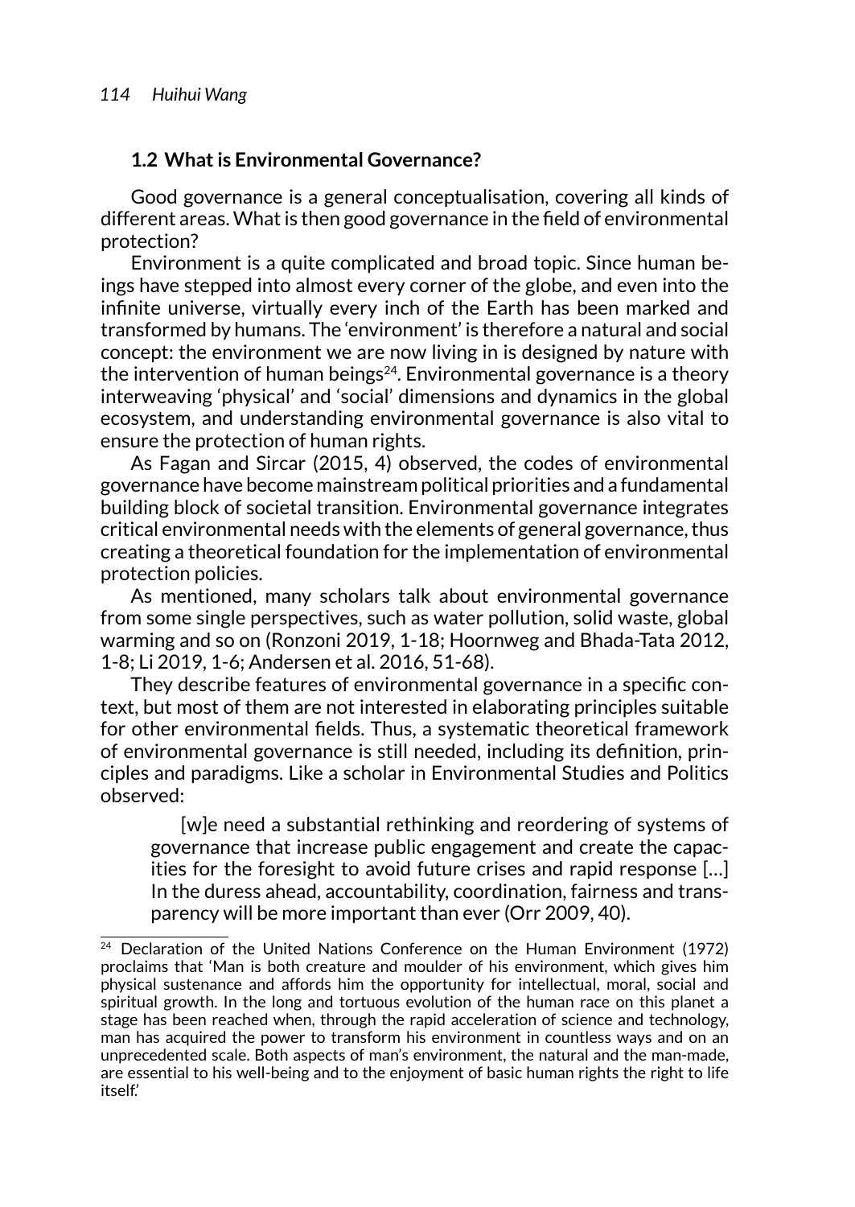### 1.2 What is Environmental Governance?

Good governance is a general conceptualisation, covering all kinds of different areas. What is then good governance in the field of environmental protection?

Environment is a quite complicated and broad topic. Since human beings have stepped into almost every corner of the globe, and even into the infinite universe, virtually every inch of the Earth has been marked and transformed by humans. The 'environment' is therefore a natural and social concept: the environment we are now living in is designed by nature with the intervention of human beings[24]. Environmental governance is a theory interweaving 'physical' and 'social' dimensions and dynamics in the global ecosystem, and understanding environmental governance is also vital to ensure the protection of human rights.

As Fagan and Sircar (2015, 4) observed, the codes of environmental governance have become mainstream political priorities and a fundamental building block of societal transition. Environmental governance integrates critical environmental needs with the elements of general governance, thus creating a theoretical foundation for the implementation of environmental protection policies.

As mentioned, many scholars talk about environmental governance from some single perspectives, such as water pollution, solid waste, global warming and so on (Ronzoni 2019, 1-18; Hoornweg and Bhada-Tata 2012, 1-8; Li 2019, 1-6; Andersen et al. 2016, 51-68).

They describe features of environmental governance in a specific context, but most of them are not interested in elaborating principles suitable for other environmental fields. Thus, a systematic theoretical framework of environmental governance is still needed, including its definition, principles and paradigms. Like a scholar in Environmental Studies and Politics observed:

> [w]e need a substantial rethinking and reordering of systems of governance that increase public engagement and create the capacities for the foresight to avoid future crises and rapid response […] In the duress ahead, accountability, coordination, fairness and transparency will be more important than ever (Orr 2009, 40).

---

[24] Declaration of the United Nations Conference on the Human Environment (1972) proclaims that 'Man is both creature and moulder of his environment, which gives him physical sustenance and affords him the opportunity for intellectual, moral, social and spiritual growth. In the long and tortuous evolution of the human race on this planet a stage has been reached when, through the rapid acceleration of science and technology, man has acquired the power to transform his environment in countless ways and on an unprecedented scale. Both aspects of man's environment, the natural and the man-made, are essential to his well-being and to the enjoyment of basic human rights the right to life itself.'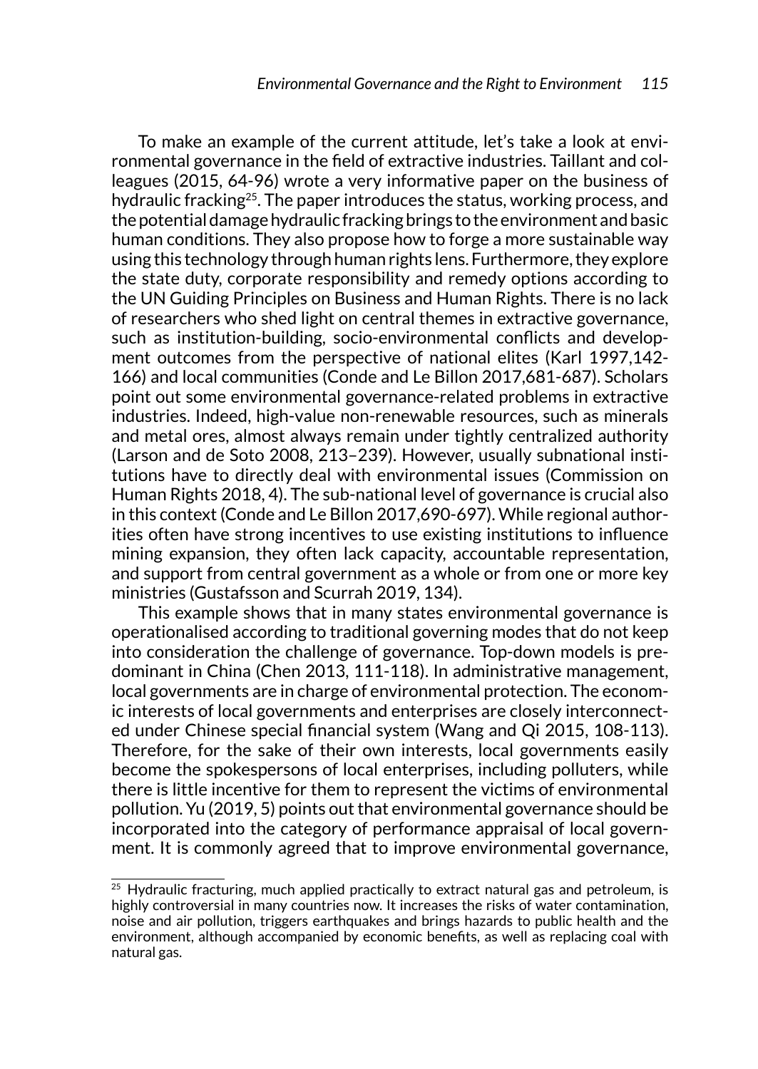To make an example of the current attitude, let's take a look at environmental governance in the field of extractive industries. Taillant and colleagues (2015, 64-96) wrote a very informative paper on the business of hydraulic fracking[25]. The paper introduces the status, working process, and the potential damage hydraulic fracking brings to the environment and basic human conditions. They also propose how to forge a more sustainable way using this technology through human rights lens. Furthermore, they explore the state duty, corporate responsibility and remedy options according to the UN Guiding Principles on Business and Human Rights. There is no lack of researchers who shed light on central themes in extractive governance, such as institution-building, socio-environmental conflicts and development outcomes from the perspective of national elites (Karl 1997,142-166) and local communities (Conde and Le Billon 2017,681-687). Scholars point out some environmental governance-related problems in extractive industries. Indeed, high-value non-renewable resources, such as minerals and metal ores, almost always remain under tightly centralized authority (Larson and de Soto 2008, 213–239). However, usually subnational institutions have to directly deal with environmental issues (Commission on Human Rights 2018, 4). The sub-national level of governance is crucial also in this context (Conde and Le Billon 2017,690-697). While regional authorities often have strong incentives to use existing institutions to influence mining expansion, they often lack capacity, accountable representation, and support from central government as a whole or from one or more key ministries (Gustafsson and Scurrah 2019, 134).

This example shows that in many states environmental governance is operationalised according to traditional governing modes that do not keep into consideration the challenge of governance. Top-down models is predominant in China (Chen 2013, 111-118). In administrative management, local governments are in charge of environmental protection. The economic interests of local governments and enterprises are closely interconnected under Chinese special financial system (Wang and Qi 2015, 108-113). Therefore, for the sake of their own interests, local governments easily become the spokespersons of local enterprises, including polluters, while there is little incentive for them to represent the victims of environmental pollution. Yu (2019, 5) points out that environmental governance should be incorporated into the category of performance appraisal of local government. It is commonly agreed that to improve environmental governance,

---

[25] Hydraulic fracturing, much applied practically to extract natural gas and petroleum, is highly controversial in many countries now. It increases the risks of water contamination, noise and air pollution, triggers earthquakes and brings hazards to public health and the environment, although accompanied by economic benefits, as well as replacing coal with natural gas.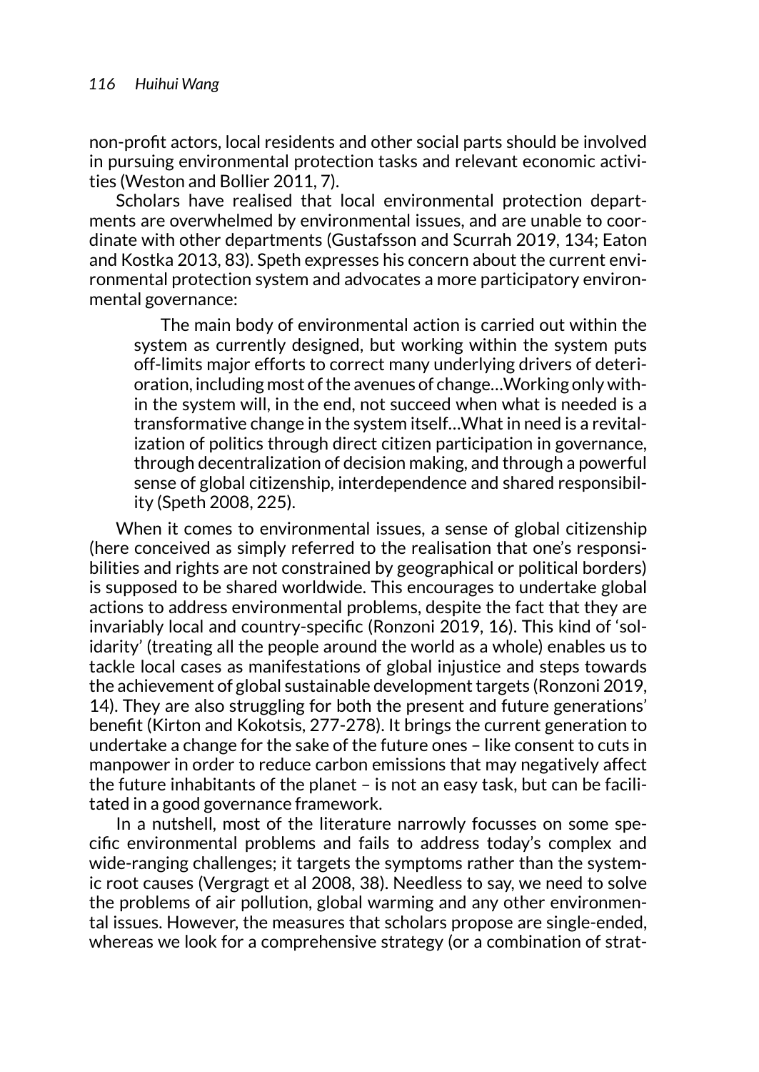non-profit actors, local residents and other social parts should be involved in pursuing environmental protection tasks and relevant economic activities (Weston and Bollier 2011, 7).

Scholars have realised that local environmental protection departments are overwhelmed by environmental issues, and are unable to coordinate with other departments (Gustafsson and Scurrah 2019, 134; Eaton and Kostka 2013, 83). Speth expresses his concern about the current environmental protection system and advocates a more participatory environmental governance:

> The main body of environmental action is carried out within the system as currently designed, but working within the system puts off-limits major efforts to correct many underlying drivers of deterioration, including most of the avenues of change…Working only within the system will, in the end, not succeed when what is needed is a transformative change in the system itself…What in need is a revitalization of politics through direct citizen participation in governance, through decentralization of decision making, and through a powerful sense of global citizenship, interdependence and shared responsibility (Speth 2008, 225).

When it comes to environmental issues, a sense of global citizenship (here conceived as simply referred to the realisation that one's responsibilities and rights are not constrained by geographical or political borders) is supposed to be shared worldwide. This encourages to undertake global actions to address environmental problems, despite the fact that they are invariably local and country-specific (Ronzoni 2019, 16). This kind of 'solidarity' (treating all the people around the world as a whole) enables us to tackle local cases as manifestations of global injustice and steps towards the achievement of global sustainable development targets (Ronzoni 2019, 14). They are also struggling for both the present and future generations' benefit (Kirton and Kokotsis, 277-278). It brings the current generation to undertake a change for the sake of the future ones – like consent to cuts in manpower in order to reduce carbon emissions that may negatively affect the future inhabitants of the planet – is not an easy task, but can be facilitated in a good governance framework.

In a nutshell, most of the literature narrowly focusses on some specific environmental problems and fails to address today's complex and wide-ranging challenges; it targets the symptoms rather than the systemic root causes (Vergragt et al 2008, 38). Needless to say, we need to solve the problems of air pollution, global warming and any other environmental issues. However, the measures that scholars propose are single-ended, whereas we look for a comprehensive strategy (or a combination of strat-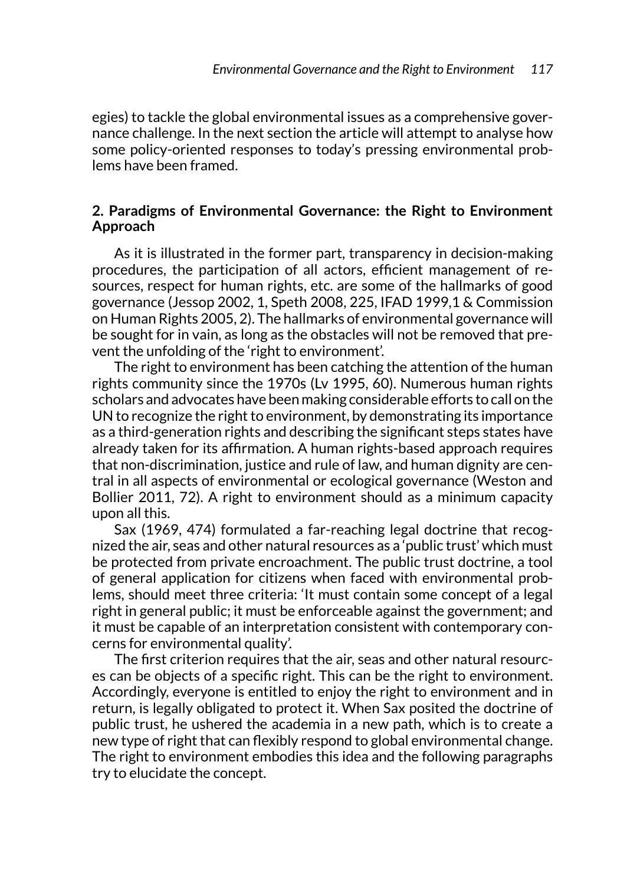egies) to tackle the global environmental issues as a comprehensive governance challenge. In the next section the article will attempt to analyse how some policy-oriented responses to today's pressing environmental problems have been framed.

## 2. Paradigms of Environmental Governance: the Right to Environment Approach

As it is illustrated in the former part, transparency in decision-making procedures, the participation of all actors, efficient management of resources, respect for human rights, etc. are some of the hallmarks of good governance (Jessop 2002, 1, Speth 2008, 225, IFAD 1999,1 & Commission on Human Rights 2005, 2). The hallmarks of environmental governance will be sought for in vain, as long as the obstacles will not be removed that prevent the unfolding of the 'right to environment'.

The right to environment has been catching the attention of the human rights community since the 1970s (Lv 1995, 60). Numerous human rights scholars and advocates have been making considerable efforts to call on the UN to recognize the right to environment, by demonstrating its importance as a third-generation rights and describing the significant steps states have already taken for its affirmation. A human rights-based approach requires that non-discrimination, justice and rule of law, and human dignity are central in all aspects of environmental or ecological governance (Weston and Bollier 2011, 72). A right to environment should as a minimum capacity upon all this.

Sax (1969, 474) formulated a far-reaching legal doctrine that recognized the air, seas and other natural resources as a 'public trust' which must be protected from private encroachment. The public trust doctrine, a tool of general application for citizens when faced with environmental problems, should meet three criteria: 'It must contain some concept of a legal right in general public; it must be enforceable against the government; and it must be capable of an interpretation consistent with contemporary concerns for environmental quality'.

The first criterion requires that the air, seas and other natural resources can be objects of a specific right. This can be the right to environment. Accordingly, everyone is entitled to enjoy the right to environment and in return, is legally obligated to protect it. When Sax posited the doctrine of public trust, he ushered the academia in a new path, which is to create a new type of right that can flexibly respond to global environmental change. The right to environment embodies this idea and the following paragraphs try to elucidate the concept.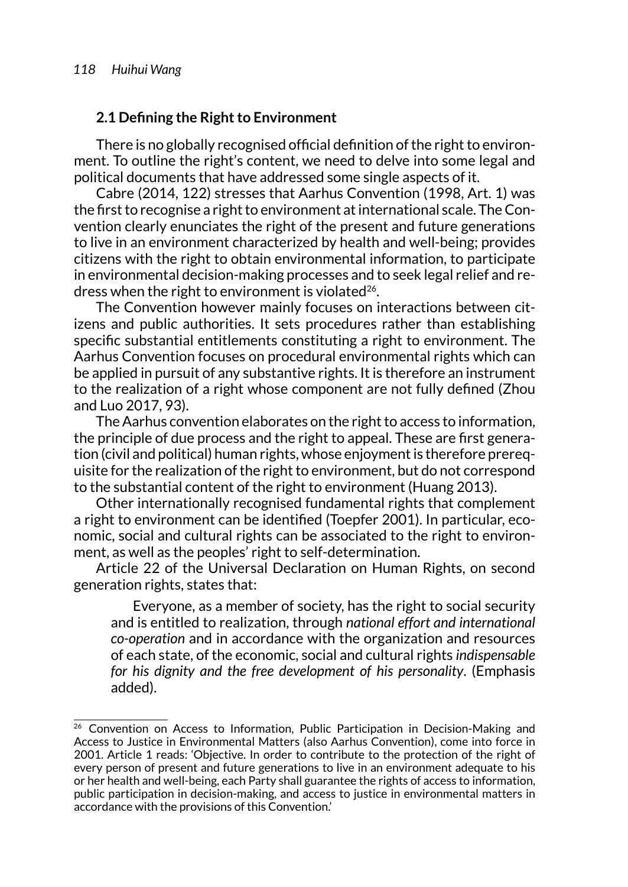### 2.1 Defining the Right to Environment

There is no globally recognised official definition of the right to environment. To outline the right's content, we need to delve into some legal and political documents that have addressed some single aspects of it.

Cabre (2014, 122) stresses that Aarhus Convention (1998, Art. 1) was the first to recognise a right to environment at international scale. The Convention clearly enunciates the right of the present and future generations to live in an environment characterized by health and well-being; provides citizens with the right to obtain environmental information, to participate in environmental decision-making processes and to seek legal relief and redress when the right to environment is violated[26].

The Convention however mainly focuses on interactions between citizens and public authorities. It sets procedures rather than establishing specific substantial entitlements constituting a right to environment. The Aarhus Convention focuses on procedural environmental rights which can be applied in pursuit of any substantive rights. It is therefore an instrument to the realization of a right whose component are not fully defined (Zhou and Luo 2017, 93).

The Aarhus convention elaborates on the right to access to information, the principle of due process and the right to appeal. These are first generation (civil and political) human rights, whose enjoyment is therefore prerequisite for the realization of the right to environment, but do not correspond to the substantial content of the right to environment (Huang 2013).

Other internationally recognised fundamental rights that complement a right to environment can be identified (Toepfer 2001). In particular, economic, social and cultural rights can be associated to the right to environment, as well as the peoples' right to self-determination.

Article 22 of the Universal Declaration on Human Rights, on second generation rights, states that:

> Everyone, as a member of society, has the right to social security and is entitled to realization, through *national effort and international co-operation* and in accordance with the organization and resources of each state, of the economic, social and cultural rights *indispensable for his dignity and the free development of his personality*. (Emphasis added).

---

[26] Convention on Access to Information, Public Participation in Decision-Making and Access to Justice in Environmental Matters (also Aarhus Convention), come into force in 2001. Article 1 reads: 'Objective. In order to contribute to the protection of the right of every person of present and future generations to live in an environment adequate to his or her health and well-being, each Party shall guarantee the rights of access to information, public participation in decision-making, and access to justice in environmental matters in accordance with the provisions of this Convention.'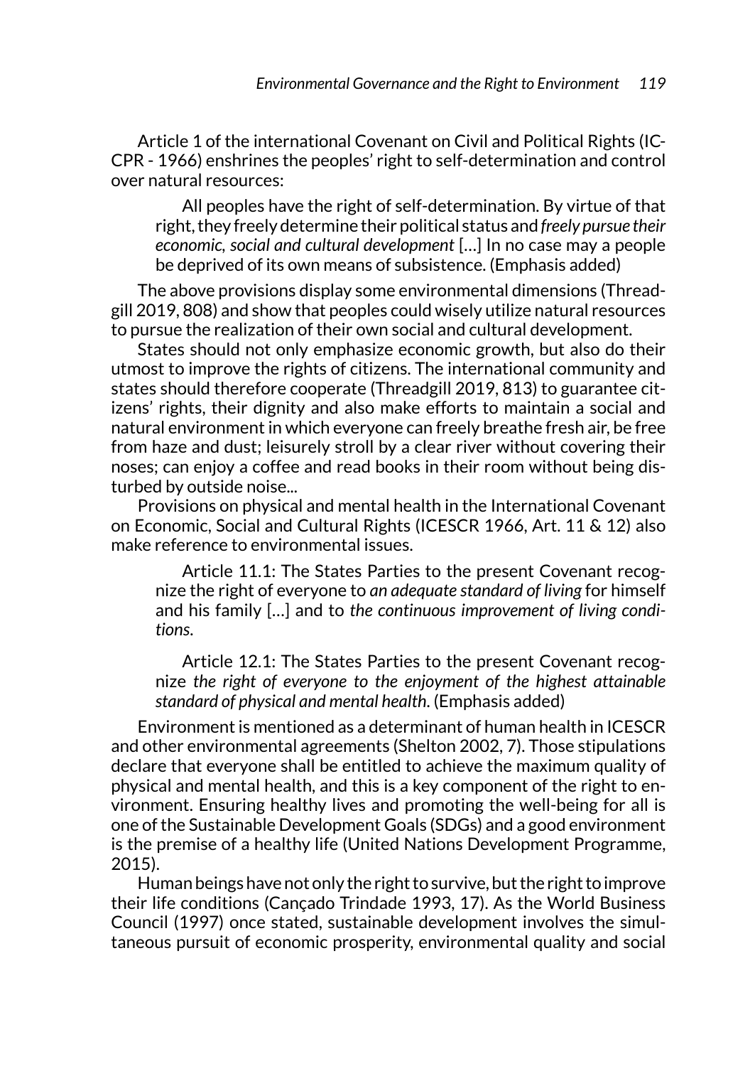Article 1 of the international Covenant on Civil and Political Rights (ICCPR - 1966) enshrines the peoples' right to self-determination and control over natural resources:

> All peoples have the right of self-determination. By virtue of that right, they freely determine their political status and *freely pursue their economic, social and cultural development* […] In no case may a people be deprived of its own means of subsistence. (Emphasis added)

The above provisions display some environmental dimensions (Threadgill 2019, 808) and show that peoples could wisely utilize natural resources to pursue the realization of their own social and cultural development.

States should not only emphasize economic growth, but also do their utmost to improve the rights of citizens. The international community and states should therefore cooperate (Threadgill 2019, 813) to guarantee citizens' rights, their dignity and also make efforts to maintain a social and natural environment in which everyone can freely breathe fresh air, be free from haze and dust; leisurely stroll by a clear river without covering their noses; can enjoy a coffee and read books in their room without being disturbed by outside noise...

Provisions on physical and mental health in the International Covenant on Economic, Social and Cultural Rights (ICESCR 1966, Art. 11 & 12) also make reference to environmental issues.

> Article 11.1: The States Parties to the present Covenant recognize the right of everyone to *an adequate standard of living* for himself and his family […] and to *the continuous improvement of living conditions*.
>
> Article 12.1: The States Parties to the present Covenant recognize *the right of everyone to the enjoyment of the highest attainable standard of physical and mental health*. (Emphasis added)

Environment is mentioned as a determinant of human health in ICESCR and other environmental agreements (Shelton 2002, 7). Those stipulations declare that everyone shall be entitled to achieve the maximum quality of physical and mental health, and this is a key component of the right to environment. Ensuring healthy lives and promoting the well-being for all is one of the Sustainable Development Goals (SDGs) and a good environment is the premise of a healthy life (United Nations Development Programme, 2015).

Human beings have not only the right to survive, but the right to improve their life conditions (Cançado Trindade 1993, 17). As the World Business Council (1997) once stated, sustainable development involves the simultaneous pursuit of economic prosperity, environmental quality and social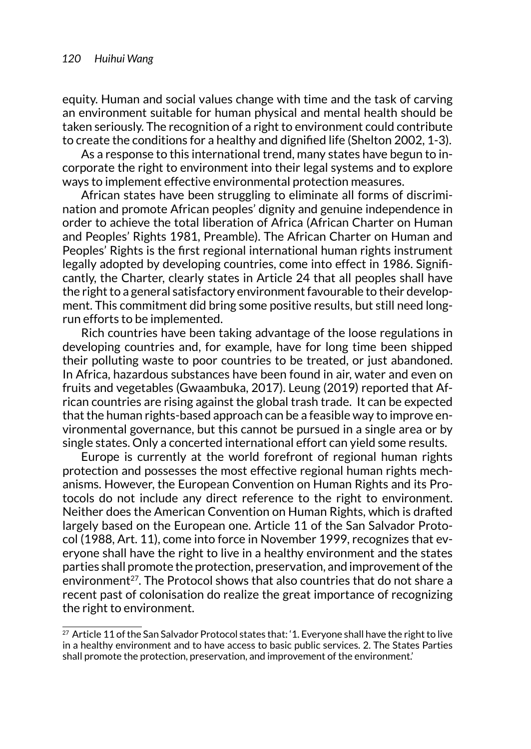equity. Human and social values change with time and the task of carving an environment suitable for human physical and mental health should be taken seriously. The recognition of a right to environment could contribute to create the conditions for a healthy and dignified life (Shelton 2002, 1-3).

As a response to this international trend, many states have begun to incorporate the right to environment into their legal systems and to explore ways to implement effective environmental protection measures.

African states have been struggling to eliminate all forms of discrimination and promote African peoples' dignity and genuine independence in order to achieve the total liberation of Africa (African Charter on Human and Peoples' Rights 1981, Preamble). The African Charter on Human and Peoples' Rights is the first regional international human rights instrument legally adopted by developing countries, come into effect in 1986. Significantly, the Charter, clearly states in Article 24 that all peoples shall have the right to a general satisfactory environment favourable to their development. This commitment did bring some positive results, but still need long-run efforts to be implemented.

Rich countries have been taking advantage of the loose regulations in developing countries and, for example, have for long time been shipped their polluting waste to poor countries to be treated, or just abandoned. In Africa, hazardous substances have been found in air, water and even on fruits and vegetables (Gwaambuka, 2017). Leung (2019) reported that African countries are rising against the global trash trade. It can be expected that the human rights-based approach can be a feasible way to improve environmental governance, but this cannot be pursued in a single area or by single states. Only a concerted international effort can yield some results.

Europe is currently at the world forefront of regional human rights protection and possesses the most effective regional human rights mechanisms. However, the European Convention on Human Rights and its Protocols do not include any direct reference to the right to environment. Neither does the American Convention on Human Rights, which is drafted largely based on the European one. Article 11 of the San Salvador Protocol (1988, Art. 11), come into force in November 1999, recognizes that everyone shall have the right to live in a healthy environment and the states parties shall promote the protection, preservation, and improvement of the environment[27]. The Protocol shows that also countries that do not share a recent past of colonisation do realize the great importance of recognizing the right to environment.

[27] Article 11 of the San Salvador Protocol states that: '1. Everyone shall have the right to live in a healthy environment and to have access to basic public services. 2. The States Parties shall promote the protection, preservation, and improvement of the environment.'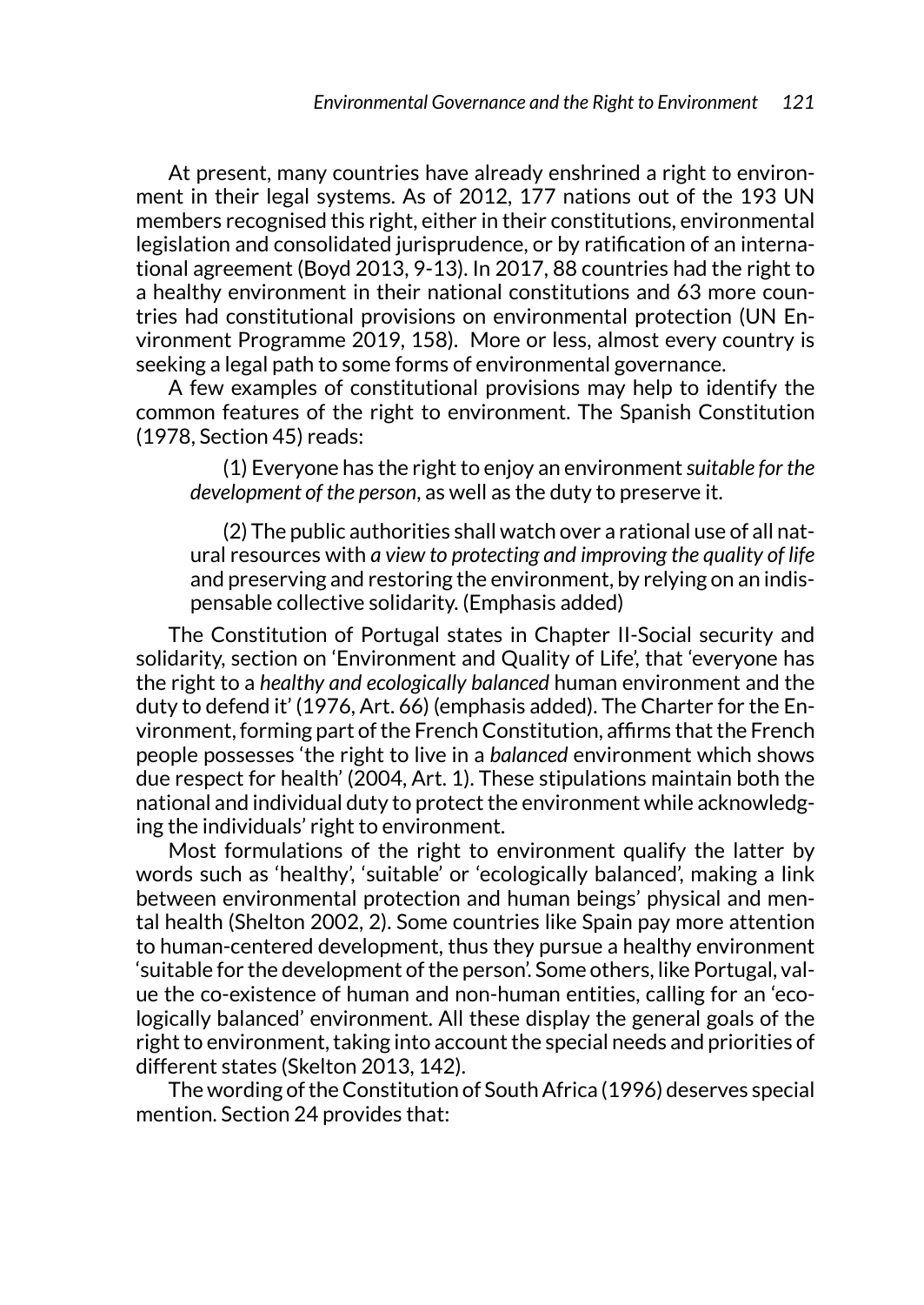At present, many countries have already enshrined a right to environment in their legal systems. As of 2012, 177 nations out of the 193 UN members recognised this right, either in their constitutions, environmental legislation and consolidated jurisprudence, or by ratification of an international agreement (Boyd 2013, 9-13). In 2017, 88 countries had the right to a healthy environment in their national constitutions and 63 more countries had constitutional provisions on environmental protection (UN Environment Programme 2019, 158). More or less, almost every country is seeking a legal path to some forms of environmental governance.

A few examples of constitutional provisions may help to identify the common features of the right to environment. The Spanish Constitution (1978, Section 45) reads:

> (1) Everyone has the right to enjoy an environment *suitable for the development of the person*, as well as the duty to preserve it.
>
> (2) The public authorities shall watch over a rational use of all natural resources with *a view to protecting and improving the quality of life* and preserving and restoring the environment, by relying on an indispensable collective solidarity. (Emphasis added)

The Constitution of Portugal states in Chapter II-Social security and solidarity, section on 'Environment and Quality of Life', that 'everyone has the right to a *healthy and ecologically balanced* human environment and the duty to defend it' (1976, Art. 66) (emphasis added). The Charter for the Environment, forming part of the French Constitution, affirms that the French people possesses 'the right to live in a *balanced* environment which shows due respect for health' (2004, Art. 1). These stipulations maintain both the national and individual duty to protect the environment while acknowledging the individuals' right to environment.

Most formulations of the right to environment qualify the latter by words such as 'healthy', 'suitable' or 'ecologically balanced', making a link between environmental protection and human beings' physical and mental health (Shelton 2002, 2). Some countries like Spain pay more attention to human-centered development, thus they pursue a healthy environment 'suitable for the development of the person'. Some others, like Portugal, value the co-existence of human and non-human entities, calling for an 'ecologically balanced' environment. All these display the general goals of the right to environment, taking into account the special needs and priorities of different states (Skelton 2013, 142).

The wording of the Constitution of South Africa (1996) deserves special mention. Section 24 provides that: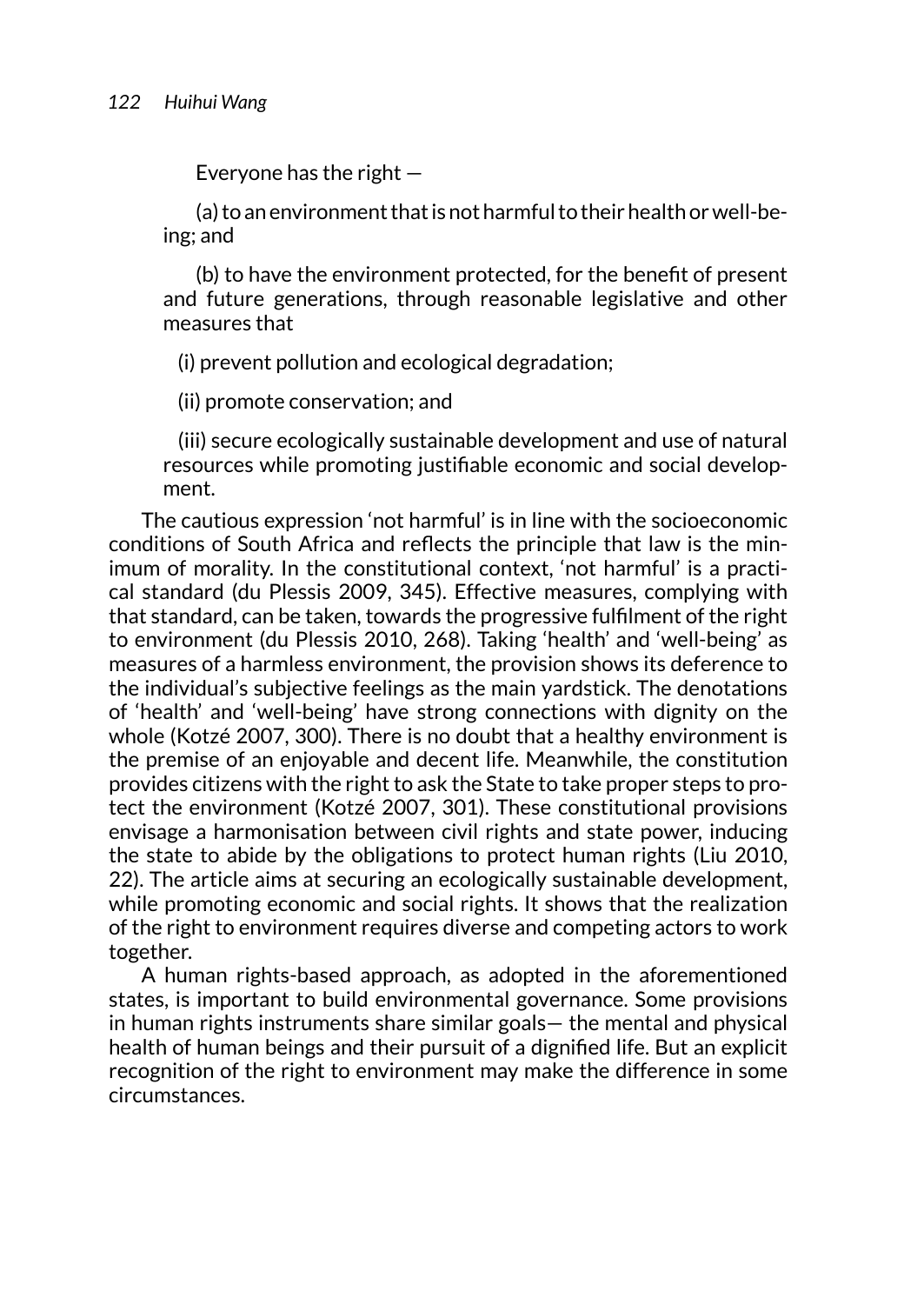> Everyone has the right —
>
> (a) to an environment that is not harmful to their health or well-being; and
>
> (b) to have the environment protected, for the benefit of present and future generations, through reasonable legislative and other measures that
>
> (i) prevent pollution and ecological degradation;
>
> (ii) promote conservation; and
>
> (iii) secure ecologically sustainable development and use of natural resources while promoting justifiable economic and social development.

The cautious expression 'not harmful' is in line with the socioeconomic conditions of South Africa and reflects the principle that law is the minimum of morality. In the constitutional context, 'not harmful' is a practical standard (du Plessis 2009, 345). Effective measures, complying with that standard, can be taken, towards the progressive fulfilment of the right to environment (du Plessis 2010, 268). Taking 'health' and 'well-being' as measures of a harmless environment, the provision shows its deference to the individual's subjective feelings as the main yardstick. The denotations of 'health' and 'well-being' have strong connections with dignity on the whole (Kotzé 2007, 300). There is no doubt that a healthy environment is the premise of an enjoyable and decent life. Meanwhile, the constitution provides citizens with the right to ask the State to take proper steps to protect the environment (Kotzé 2007, 301). These constitutional provisions envisage a harmonisation between civil rights and state power, inducing the state to abide by the obligations to protect human rights (Liu 2010, 22). The article aims at securing an ecologically sustainable development, while promoting economic and social rights. It shows that the realization of the right to environment requires diverse and competing actors to work together.

A human rights-based approach, as adopted in the aforementioned states, is important to build environmental governance. Some provisions in human rights instruments share similar goals— the mental and physical health of human beings and their pursuit of a dignified life. But an explicit recognition of the right to environment may make the difference in some circumstances.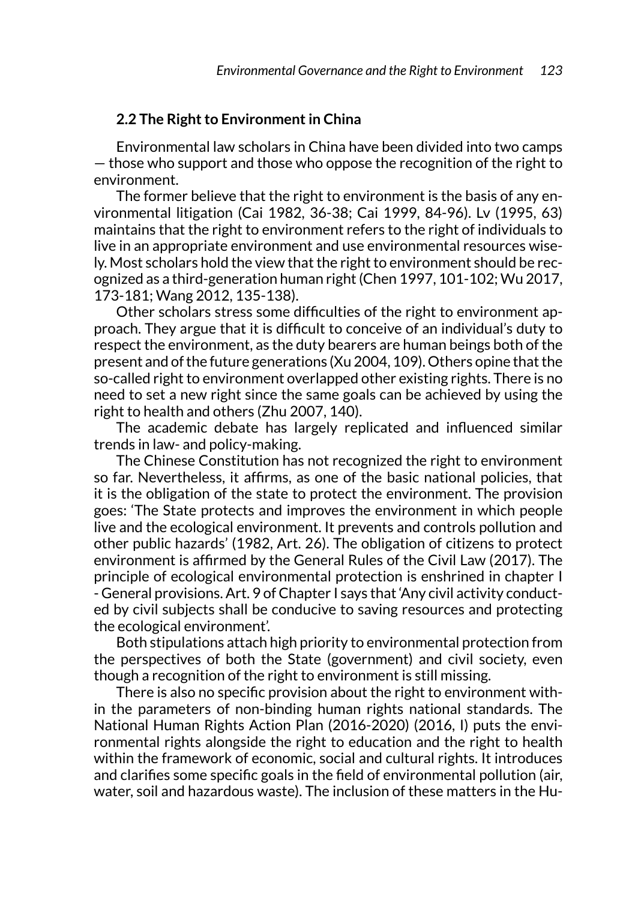## 2.2 The Right to Environment in China

Environmental law scholars in China have been divided into two camps — those who support and those who oppose the recognition of the right to environment.

The former believe that the right to environment is the basis of any environmental litigation (Cai 1982, 36-38; Cai 1999, 84-96). Lv (1995, 63) maintains that the right to environment refers to the right of individuals to live in an appropriate environment and use environmental resources wisely. Most scholars hold the view that the right to environment should be recognized as a third-generation human right (Chen 1997, 101-102; Wu 2017, 173-181; Wang 2012, 135-138).

Other scholars stress some difficulties of the right to environment approach. They argue that it is difficult to conceive of an individual's duty to respect the environment, as the duty bearers are human beings both of the present and of the future generations (Xu 2004, 109). Others opine that the so-called right to environment overlapped other existing rights. There is no need to set a new right since the same goals can be achieved by using the right to health and others (Zhu 2007, 140).

The academic debate has largely replicated and influenced similar trends in law- and policy-making.

The Chinese Constitution has not recognized the right to environment so far. Nevertheless, it affirms, as one of the basic national policies, that it is the obligation of the state to protect the environment. The provision goes: 'The State protects and improves the environment in which people live and the ecological environment. It prevents and controls pollution and other public hazards' (1982, Art. 26). The obligation of citizens to protect environment is affirmed by the General Rules of the Civil Law (2017). The principle of ecological environmental protection is enshrined in chapter I - General provisions. Art. 9 of Chapter I says that 'Any civil activity conducted by civil subjects shall be conducive to saving resources and protecting the ecological environment'.

Both stipulations attach high priority to environmental protection from the perspectives of both the State (government) and civil society, even though a recognition of the right to environment is still missing.

There is also no specific provision about the right to environment within the parameters of non-binding human rights national standards. The National Human Rights Action Plan (2016-2020) (2016, I) puts the environmental rights alongside the right to education and the right to health within the framework of economic, social and cultural rights. It introduces and clarifies some specific goals in the field of environmental pollution (air, water, soil and hazardous waste). The inclusion of these matters in the Hu-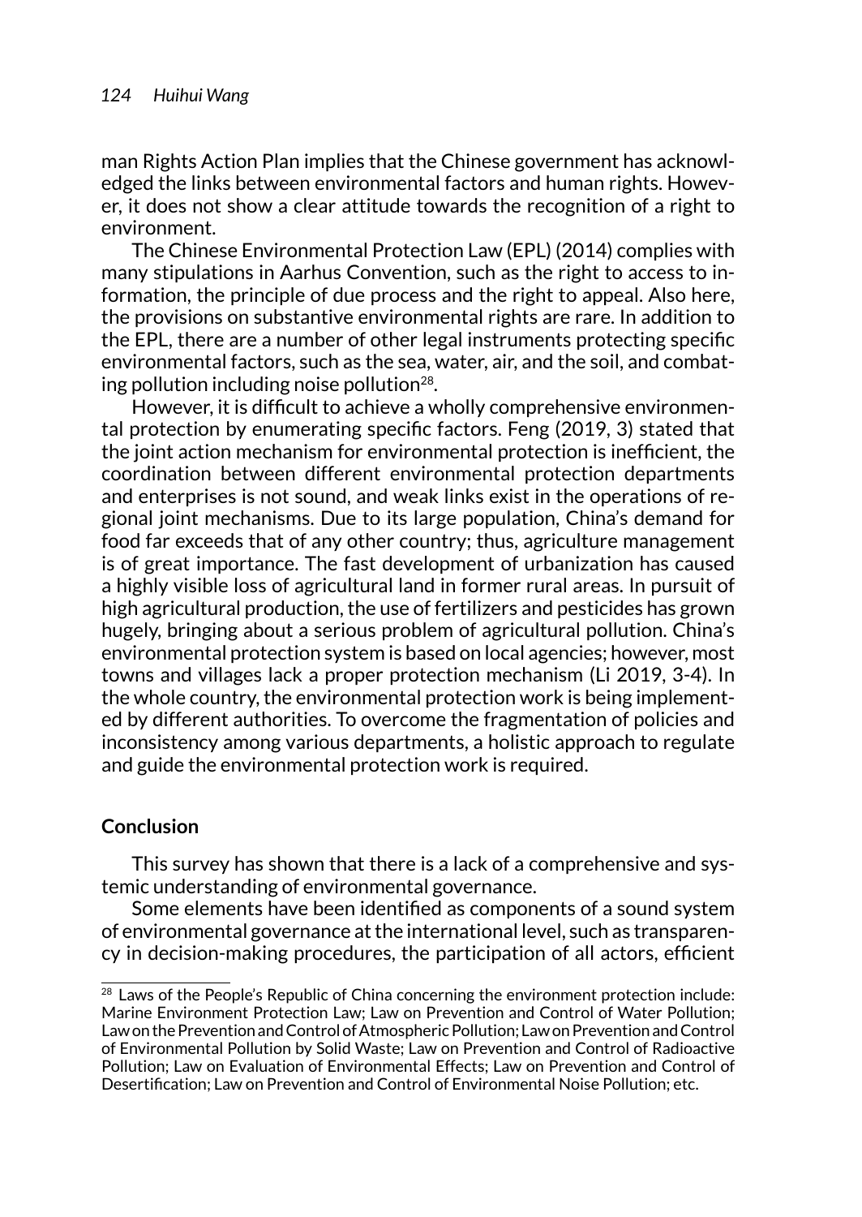man Rights Action Plan implies that the Chinese government has acknowledged the links between environmental factors and human rights. However, it does not show a clear attitude towards the recognition of a right to environment.

The Chinese Environmental Protection Law (EPL) (2014) complies with many stipulations in Aarhus Convention, such as the right to access to information, the principle of due process and the right to appeal. Also here, the provisions on substantive environmental rights are rare. In addition to the EPL, there are a number of other legal instruments protecting specific environmental factors, such as the sea, water, air, and the soil, and combating pollution including noise pollution[28].

However, it is difficult to achieve a wholly comprehensive environmental protection by enumerating specific factors. Feng (2019, 3) stated that the joint action mechanism for environmental protection is inefficient, the coordination between different environmental protection departments and enterprises is not sound, and weak links exist in the operations of regional joint mechanisms. Due to its large population, China's demand for food far exceeds that of any other country; thus, agriculture management is of great importance. The fast development of urbanization has caused a highly visible loss of agricultural land in former rural areas. In pursuit of high agricultural production, the use of fertilizers and pesticides has grown hugely, bringing about a serious problem of agricultural pollution. China's environmental protection system is based on local agencies; however, most towns and villages lack a proper protection mechanism (Li 2019, 3-4). In the whole country, the environmental protection work is being implemented by different authorities. To overcome the fragmentation of policies and inconsistency among various departments, a holistic approach to regulate and guide the environmental protection work is required.

## Conclusion

This survey has shown that there is a lack of a comprehensive and systemic understanding of environmental governance.

Some elements have been identified as components of a sound system of environmental governance at the international level, such as transparency in decision-making procedures, the participation of all actors, efficient

---

[28] Laws of the People's Republic of China concerning the environment protection include: Marine Environment Protection Law; Law on Prevention and Control of Water Pollution; Law on the Prevention and Control of Atmospheric Pollution; Law on Prevention and Control of Environmental Pollution by Solid Waste; Law on Prevention and Control of Radioactive Pollution; Law on Evaluation of Environmental Effects; Law on Prevention and Control of Desertification; Law on Prevention and Control of Environmental Noise Pollution; etc.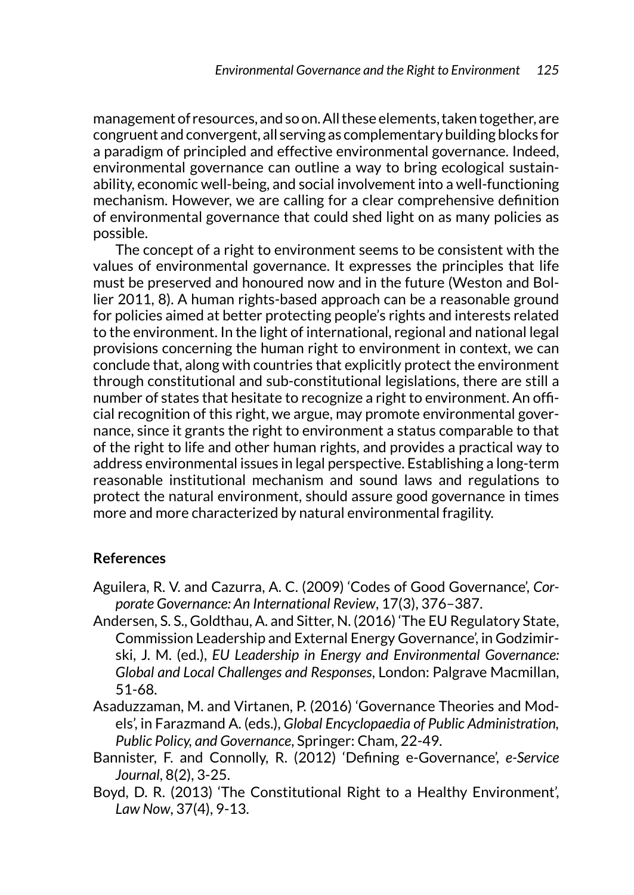management of resources, and so on. All these elements, taken together, are congruent and convergent, all serving as complementary building blocks for a paradigm of principled and effective environmental governance. Indeed, environmental governance can outline a way to bring ecological sustainability, economic well-being, and social involvement into a well-functioning mechanism. However, we are calling for a clear comprehensive definition of environmental governance that could shed light on as many policies as possible.

The concept of a right to environment seems to be consistent with the values of environmental governance. It expresses the principles that life must be preserved and honoured now and in the future (Weston and Bollier 2011, 8). A human rights-based approach can be a reasonable ground for policies aimed at better protecting people's rights and interests related to the environment. In the light of international, regional and national legal provisions concerning the human right to environment in context, we can conclude that, along with countries that explicitly protect the environment through constitutional and sub-constitutional legislations, there are still a number of states that hesitate to recognize a right to environment. An official recognition of this right, we argue, may promote environmental governance, since it grants the right to environment a status comparable to that of the right to life and other human rights, and provides a practical way to address environmental issues in legal perspective. Establishing a long-term reasonable institutional mechanism and sound laws and regulations to protect the natural environment, should assure good governance in times more and more characterized by natural environmental fragility.

## References

Aguilera, R. V. and Cazurra, A. C. (2009) 'Codes of Good Governance', *Corporate Governance: An International Review*, 17(3), 376–387.

Andersen, S. S., Goldthau, A. and Sitter, N. (2016) 'The EU Regulatory State, Commission Leadership and External Energy Governance', in Godzimirski, J. M. (ed.), *EU Leadership in Energy and Environmental Governance: Global and Local Challenges and Responses*, London: Palgrave Macmillan, 51-68.

Asaduzzaman, M. and Virtanen, P. (2016) 'Governance Theories and Models', in Farazmand A. (eds.), *Global Encyclopaedia of Public Administration, Public Policy, and Governance*, Springer: Cham, 22-49.

Bannister, F. and Connolly, R. (2012) 'Defining e-Governance', *e-Service Journal*, 8(2), 3-25.

Boyd, D. R. (2013) 'The Constitutional Right to a Healthy Environment', *Law Now*, 37(4), 9-13.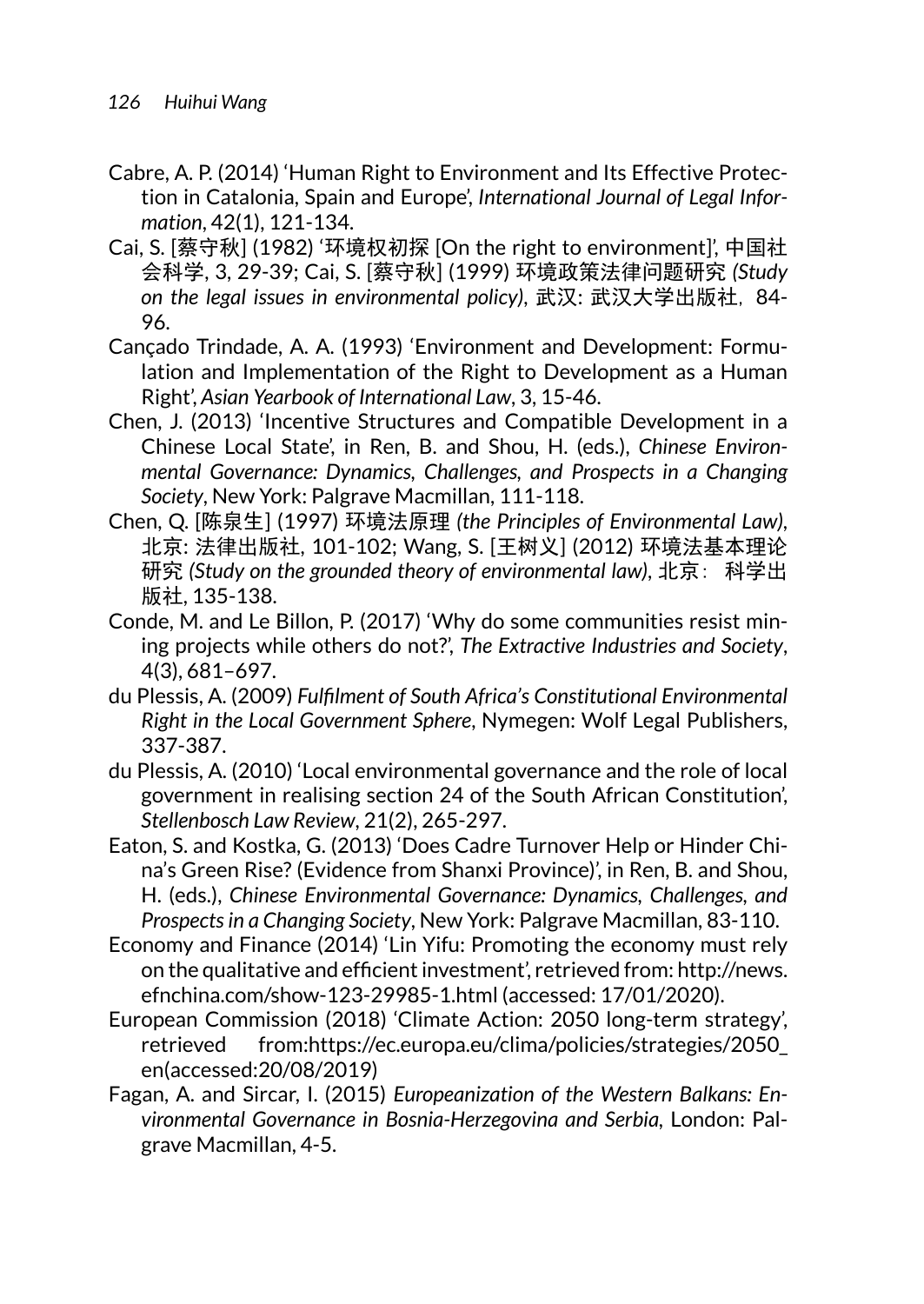Cabre, A. P. (2014) 'Human Right to Environment and Its Effective Protection in Catalonia, Spain and Europe', *International Journal of Legal Information*, 42(1), 121-134.

Cai, S. [蔡守秋] (1982) '环境权初探 [On the right to environment]', 中国社会科学, 3, 29-39; Cai, S. [蔡守秋] (1999) 环境政策法律问题研究 *(Study on the legal issues in environmental policy)*, 武汉: 武汉大学出版社，84-96.

Cançado Trindade, A. A. (1993) 'Environment and Development: Formulation and Implementation of the Right to Development as a Human Right', *Asian Yearbook of International Law*, 3, 15-46.

Chen, J. (2013) 'Incentive Structures and Compatible Development in a Chinese Local State', in Ren, B. and Shou, H. (eds.), *Chinese Environmental Governance: Dynamics, Challenges, and Prospects in a Changing Society*, New York: Palgrave Macmillan, 111-118.

Chen, Q. [陈泉生] (1997) 环境法原理 *(the Principles of Environmental Law)*, 北京: 法律出版社, 101-102; Wang, S. [王树义] (2012) 环境法基本理论研究 *(Study on the grounded theory of environmental law)*, 北京：科学出版社, 135-138.

Conde, M. and Le Billon, P. (2017) 'Why do some communities resist mining projects while others do not?', *The Extractive Industries and Society*, 4(3), 681–697.

du Plessis, A. (2009) *Fulfilment of South Africa's Constitutional Environmental Right in the Local Government Sphere*, Nymegen: Wolf Legal Publishers, 337-387.

du Plessis, A. (2010) 'Local environmental governance and the role of local government in realising section 24 of the South African Constitution', *Stellenbosch Law Review*, 21(2), 265-297.

Eaton, S. and Kostka, G. (2013) 'Does Cadre Turnover Help or Hinder China's Green Rise? (Evidence from Shanxi Province)', in Ren, B. and Shou, H. (eds.), *Chinese Environmental Governance: Dynamics, Challenges, and Prospects in a Changing Society*, New York: Palgrave Macmillan, 83-110.

Economy and Finance (2014) 'Lin Yifu: Promoting the economy must rely on the qualitative and efficient investment', retrieved from: http://news.efnchina.com/show-123-29985-1.html (accessed: 17/01/2020).

European Commission (2018) 'Climate Action: 2050 long-term strategy', retrieved from:https://ec.europa.eu/clima/policies/strategies/2050_en(accessed:20/08/2019)

Fagan, A. and Sircar, I. (2015) *Europeanization of the Western Balkans: Environmental Governance in Bosnia-Herzegovina and Serbia*, London: Palgrave Macmillan, 4-5.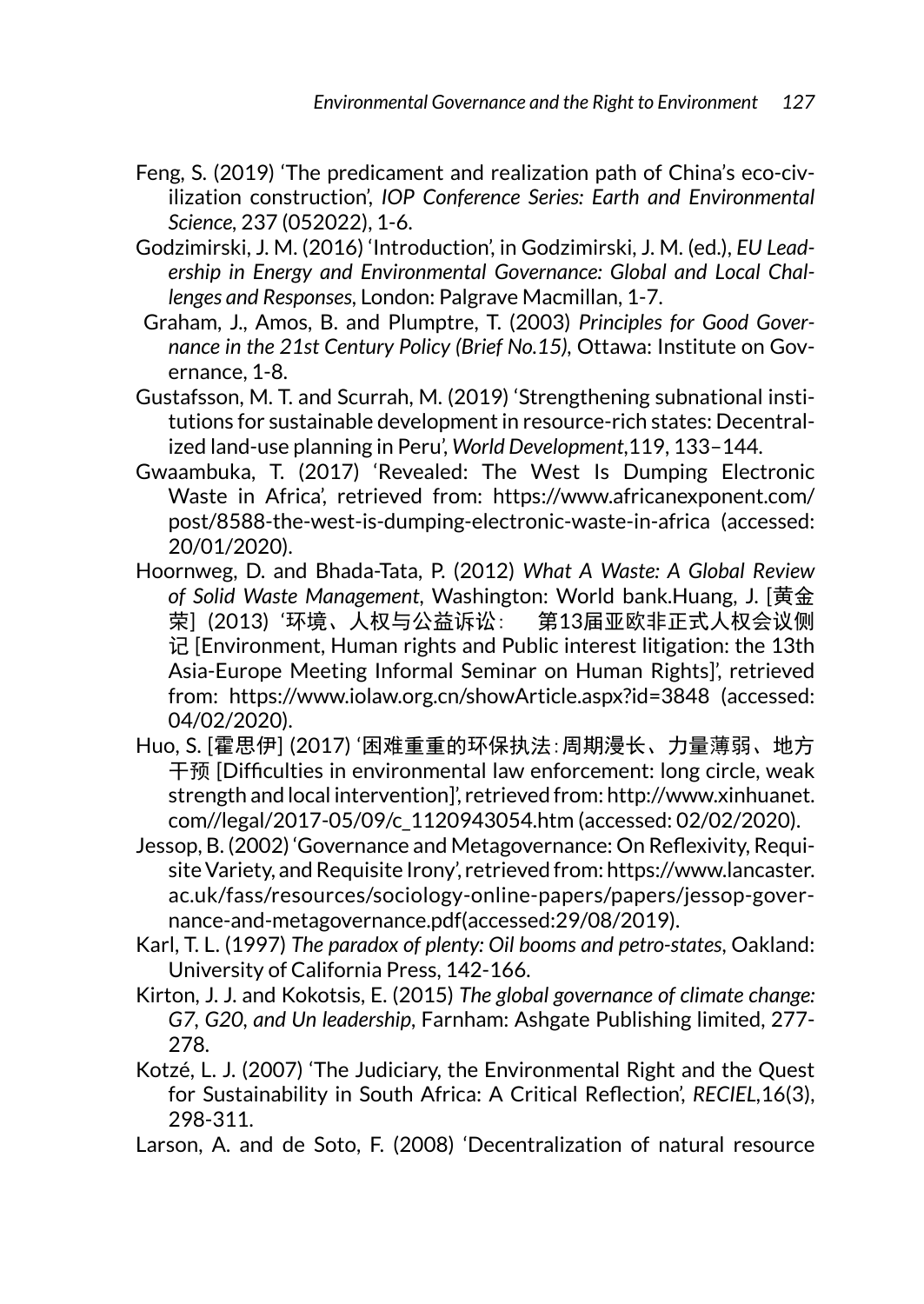Feng, S. (2019) 'The predicament and realization path of China's eco-civilization construction', *IOP Conference Series: Earth and Environmental Science*, 237 (052022), 1-6.

Godzimirski, J. M. (2016) 'Introduction', in Godzimirski, J. M. (ed.), *EU Leadership in Energy and Environmental Governance: Global and Local Challenges and Responses*, London: Palgrave Macmillan, 1-7.

Graham, J., Amos, B. and Plumptre, T. (2003) *Principles for Good Governance in the 21st Century Policy (Brief No.15)*, Ottawa: Institute on Governance, 1-8.

Gustafsson, M. T. and Scurrah, M. (2019) 'Strengthening subnational institutions for sustainable development in resource-rich states: Decentralized land-use planning in Peru', *World Development*,119, 133–144.

Gwaambuka, T. (2017) 'Revealed: The West Is Dumping Electronic Waste in Africa', retrieved from: https://www.africanexponent.com/post/8588-the-west-is-dumping-electronic-waste-in-africa (accessed: 20/01/2020).

Hoornweg, D. and Bhada-Tata, P. (2012) *What A Waste: A Global Review of Solid Waste Management*, Washington: World bank.Huang, J. [黄金荣] (2013) '环境、人权与公益诉讼： 第13届亚欧非正式人权会议侧记 [Environment, Human rights and Public interest litigation: the 13th Asia-Europe Meeting Informal Seminar on Human Rights]', retrieved from: https://www.iolaw.org.cn/showArticle.aspx?id=3848 (accessed: 04/02/2020).

Huo, S. [霍思伊] (2017) '困难重重的环保执法：周期漫长、力量薄弱、地方干预 [Difficulties in environmental law enforcement: long circle, weak strength and local intervention]', retrieved from: http://www.xinhuanet.com//legal/2017-05/09/c_1120943054.htm (accessed: 02/02/2020).

Jessop, B. (2002) 'Governance and Metagovernance: On Reflexivity, Requisite Variety, and Requisite Irony', retrieved from: https://www.lancaster.ac.uk/fass/resources/sociology-online-papers/papers/jessop-governance-and-metagovernance.pdf(accessed:29/08/2019).

Karl, T. L. (1997) *The paradox of plenty: Oil booms and petro-states*, Oakland: University of California Press, 142-166.

Kirton, J. J. and Kokotsis, E. (2015) *The global governance of climate change: G7, G20, and Un leadership*, Farnham: Ashgate Publishing limited, 277-278.

Kotzé, L. J. (2007) 'The Judiciary, the Environmental Right and the Quest for Sustainability in South Africa: A Critical Reflection', *RECIEL*,16(3), 298-311.

Larson, A. and de Soto, F. (2008) 'Decentralization of natural resource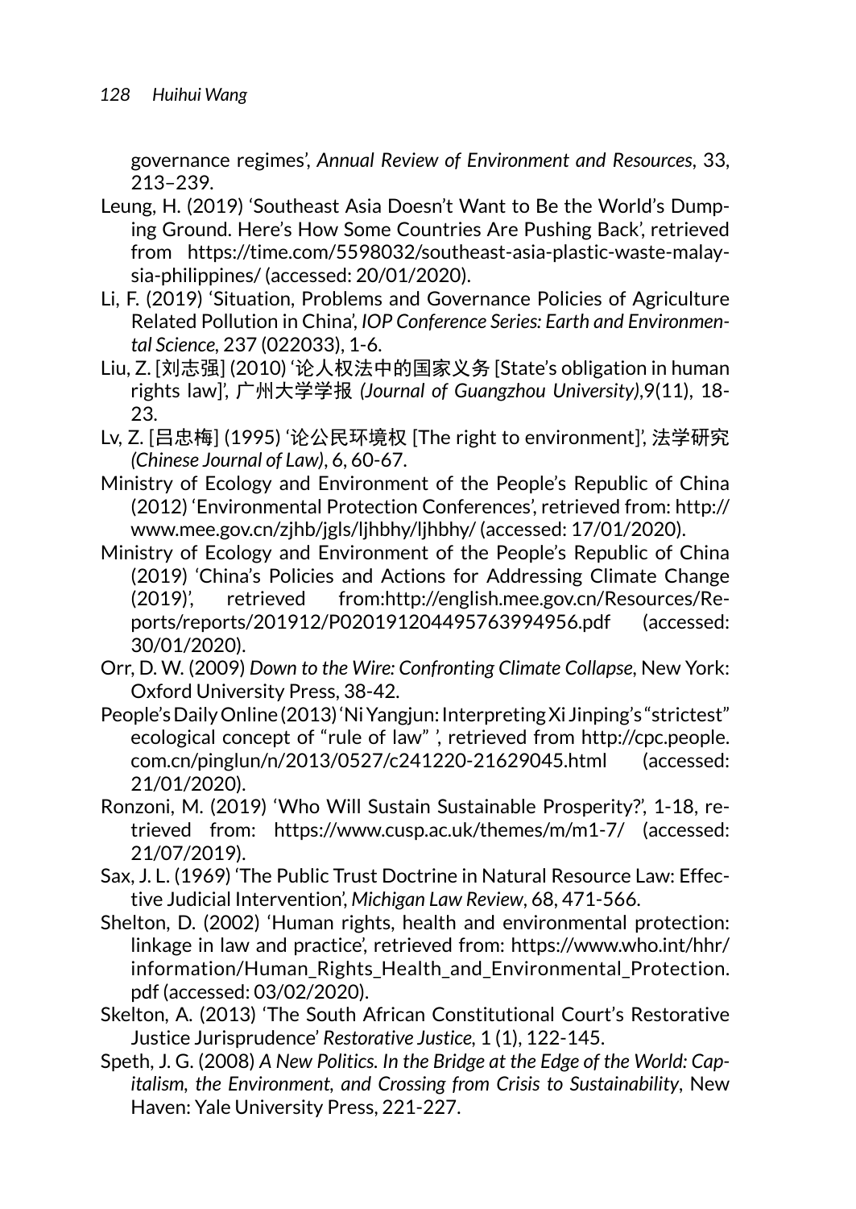governance regimes', *Annual Review of Environment and Resources*, 33, 213–239.

Leung, H. (2019) 'Southeast Asia Doesn't Want to Be the World's Dumping Ground. Here's How Some Countries Are Pushing Back', retrieved from https://time.com/5598032/southeast-asia-plastic-waste-malaysia-philippines/ (accessed: 20/01/2020).

Li, F. (2019) 'Situation, Problems and Governance Policies of Agriculture Related Pollution in China', *IOP Conference Series: Earth and Environmental Science*, 237 (022033), 1-6.

Liu, Z. [刘志强] (2010) '论人权法中的国家义务 [State's obligation in human rights law]', 广州大学学报 *(Journal of Guangzhou University)*,9(11), 18-23.

Lv, Z. [吕忠梅] (1995) '论公民环境权 [The right to environment]', 法学研究 *(Chinese Journal of Law)*, 6, 60-67.

Ministry of Ecology and Environment of the People's Republic of China (2012) 'Environmental Protection Conferences', retrieved from: http://www.mee.gov.cn/zjhb/jgls/ljhbhy/ljhbhy/ (accessed: 17/01/2020).

Ministry of Ecology and Environment of the People's Republic of China (2019) 'China's Policies and Actions for Addressing Climate Change (2019)', retrieved from:http://english.mee.gov.cn/Resources/Reports/reports/201912/P020191204495763994956.pdf (accessed: 30/01/2020).

Orr, D. W. (2009) *Down to the Wire: Confronting Climate Collapse*, New York: Oxford University Press, 38-42.

People's Daily Online (2013) 'Ni Yangjun: Interpreting Xi Jinping's "strictest" ecological concept of "rule of law" ', retrieved from http://cpc.people.com.cn/pinglun/n/2013/0527/c241220-21629045.html (accessed: 21/01/2020).

Ronzoni, M. (2019) 'Who Will Sustain Sustainable Prosperity?', 1-18, retrieved from: https://www.cusp.ac.uk/themes/m/m1-7/ (accessed: 21/07/2019).

Sax, J. L. (1969) 'The Public Trust Doctrine in Natural Resource Law: Effective Judicial Intervention', *Michigan Law Review*, 68, 471-566.

Shelton, D. (2002) 'Human rights, health and environmental protection: linkage in law and practice', retrieved from: https://www.who.int/hhr/information/Human_Rights_Health_and_Environmental_Protection.pdf (accessed: 03/02/2020).

Skelton, A. (2013) 'The South African Constitutional Court's Restorative Justice Jurisprudence' *Restorative Justice,* 1 (1), 122-145.

Speth, J. G. (2008) *A New Politics. In the Bridge at the Edge of the World: Capitalism, the Environment, and Crossing from Crisis to Sustainability*, New Haven: Yale University Press, 221-227.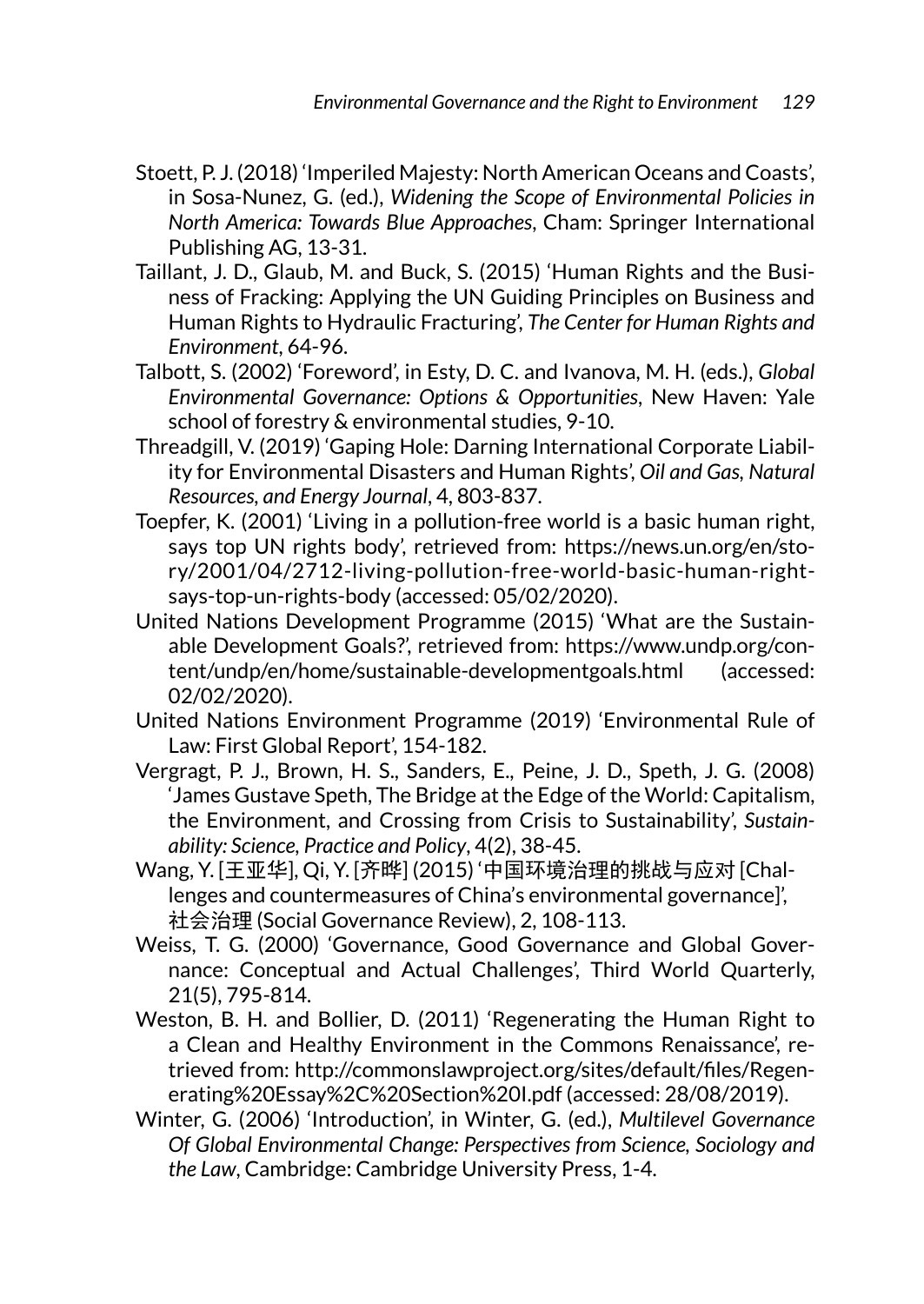Stoett, P. J. (2018) 'Imperiled Majesty: North American Oceans and Coasts', in Sosa-Nunez, G. (ed.), *Widening the Scope of Environmental Policies in North America: Towards Blue Approaches*, Cham: Springer International Publishing AG, 13-31.

Taillant, J. D., Glaub, M. and Buck, S. (2015) 'Human Rights and the Business of Fracking: Applying the UN Guiding Principles on Business and Human Rights to Hydraulic Fracturing', *The Center for Human Rights and Environment*, 64-96.

Talbott, S. (2002) 'Foreword', in Esty, D. C. and Ivanova, M. H. (eds.), *Global Environmental Governance: Options & Opportunities*, New Haven: Yale school of forestry & environmental studies, 9-10.

Threadgill, V. (2019) 'Gaping Hole: Darning International Corporate Liability for Environmental Disasters and Human Rights', *Oil and Gas, Natural Resources, and Energy Journal*, 4, 803-837.

Toepfer, K. (2001) 'Living in a pollution-free world is a basic human right, says top UN rights body', retrieved from: https://news.un.org/en/story/2001/04/2712-living-pollution-free-world-basic-human-right-says-top-un-rights-body (accessed: 05/02/2020).

United Nations Development Programme (2015) 'What are the Sustainable Development Goals?', retrieved from: https://www.undp.org/content/undp/en/home/sustainable-developmentgoals.html (accessed: 02/02/2020).

United Nations Environment Programme (2019) 'Environmental Rule of Law: First Global Report', 154-182.

Vergragt, P. J., Brown, H. S., Sanders, E., Peine, J. D., Speth, J. G. (2008) 'James Gustave Speth, The Bridge at the Edge of the World: Capitalism, the Environment, and Crossing from Crisis to Sustainability', *Sustainability: Science, Practice and Policy*, 4(2), 38-45.

Wang, Y. [王亚华], Qi, Y. [齐晔] (2015) '中国环境治理的挑战与应对 [Challenges and countermeasures of China's environmental governance]', 社会治理 (Social Governance Review), 2, 108-113.

Weiss, T. G. (2000) 'Governance, Good Governance and Global Governance: Conceptual and Actual Challenges', Third World Quarterly, 21(5), 795-814.

Weston, B. H. and Bollier, D. (2011) 'Regenerating the Human Right to a Clean and Healthy Environment in the Commons Renaissance', retrieved from: http://commonslawproject.org/sites/default/files/Regenerating%20Essay%2C%20Section%20I.pdf (accessed: 28/08/2019).

Winter, G. (2006) 'Introduction', in Winter, G. (ed.), *Multilevel Governance Of Global Environmental Change: Perspectives from Science, Sociology and the Law*, Cambridge: Cambridge University Press, 1-4.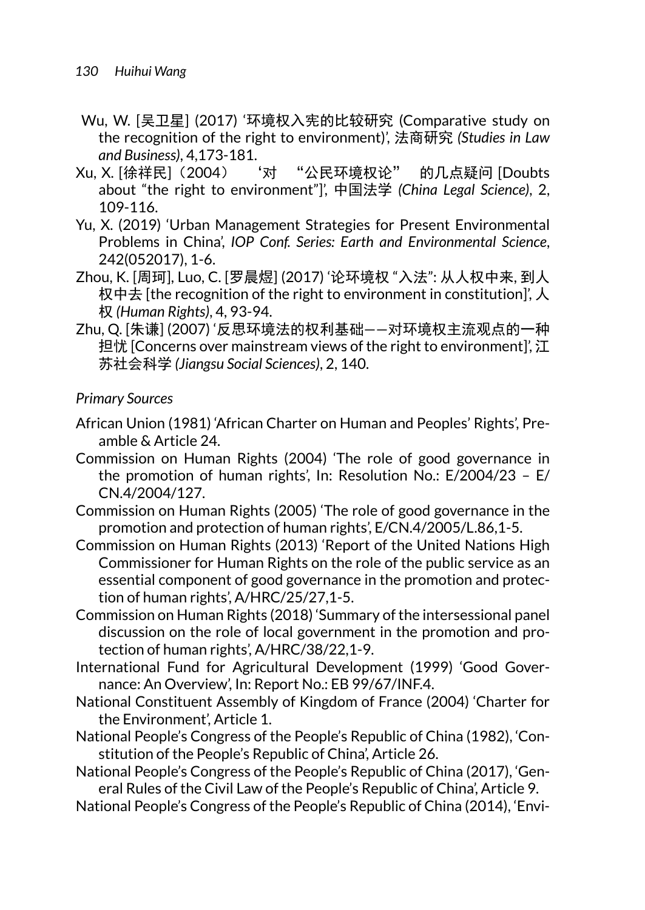Wu, W. [吴卫星] (2017) '环境权入宪的比较研究 (Comparative study on the recognition of the right to environment)', 法商研究 *(Studies in Law and Business)*, 4,173-181.

Xu, X. [徐祥民]（2004） '对 "公民环境权论" 的几点疑问 [Doubts about "the right to environment"]', 中国法学 *(China Legal Science)*, 2, 109-116.

Yu, X. (2019) 'Urban Management Strategies for Present Environmental Problems in China', *IOP Conf. Series: Earth and Environmental Science*, 242(052017), 1-6.

Zhou, K. [周珂], Luo, C. [罗晨煜] (2017) '论环境权 "入法": 从人权中来, 到人权中去 [the recognition of the right to environment in constitution]', 人权 *(Human Rights)*, 4, 93-94.

Zhu, Q. [朱谦] (2007) '反思环境法的权利基础——对环境权主流观点的一种担忧 [Concerns over mainstream views of the right to environment]', 江苏社会科学 *(Jiangsu Social Sciences)*, 2, 140.

*Primary Sources*

African Union (1981) 'African Charter on Human and Peoples' Rights', Preamble & Article 24.

Commission on Human Rights (2004) 'The role of good governance in the promotion of human rights', In: Resolution No.: E/2004/23 – E/CN.4/2004/127.

Commission on Human Rights (2005) 'The role of good governance in the promotion and protection of human rights', E/CN.4/2005/L.86,1-5.

Commission on Human Rights (2013) 'Report of the United Nations High Commissioner for Human Rights on the role of the public service as an essential component of good governance in the promotion and protection of human rights', A/HRC/25/27,1-5.

Commission on Human Rights (2018) 'Summary of the intersessional panel discussion on the role of local government in the promotion and protection of human rights', A/HRC/38/22,1-9.

International Fund for Agricultural Development (1999) 'Good Governance: An Overview', In: Report No.: EB 99/67/INF.4.

National Constituent Assembly of Kingdom of France (2004) 'Charter for the Environment', Article 1.

National People's Congress of the People's Republic of China (1982), 'Constitution of the People's Republic of China', Article 26.

National People's Congress of the People's Republic of China (2017), 'General Rules of the Civil Law of the People's Republic of China', Article 9.

National People's Congress of the People's Republic of China (2014), 'Envi-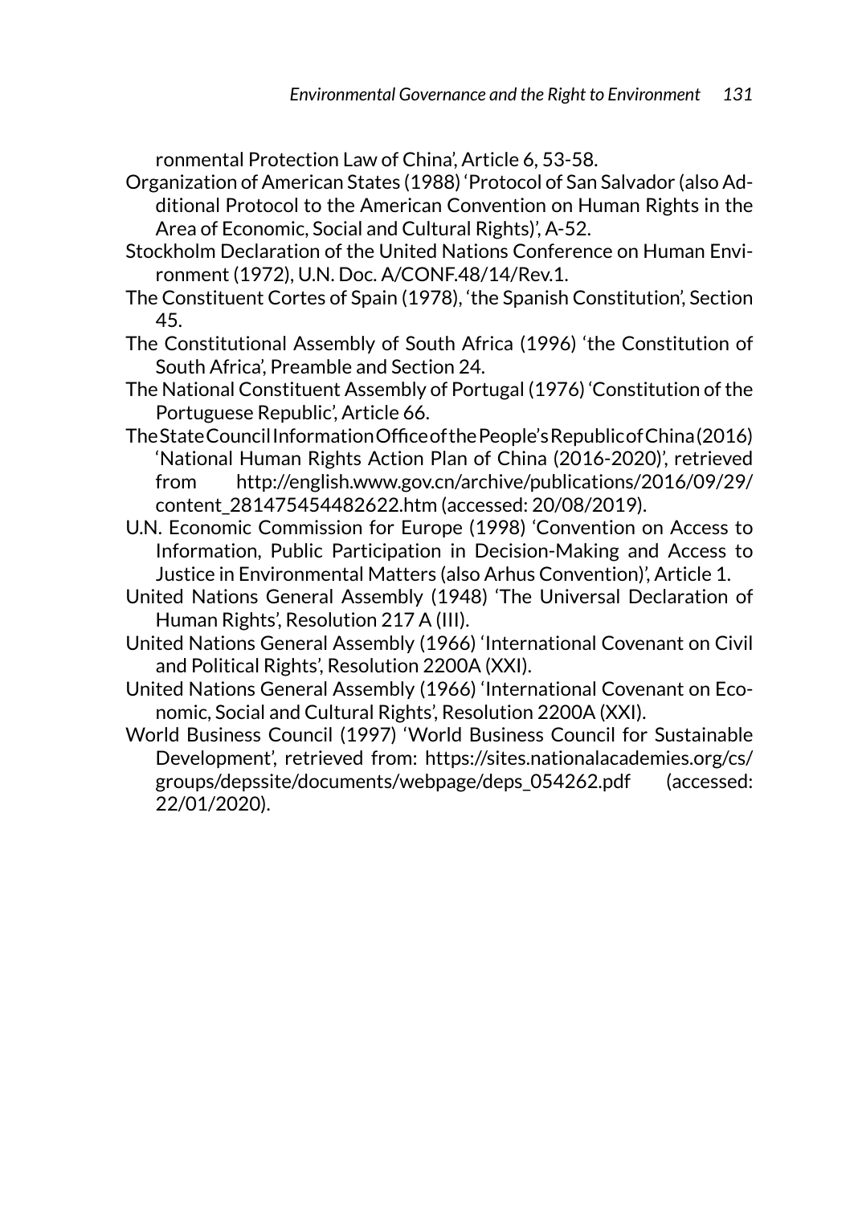ronmental Protection Law of China', Article 6, 53-58.

Organization of American States (1988) 'Protocol of San Salvador (also Additional Protocol to the American Convention on Human Rights in the Area of Economic, Social and Cultural Rights)', A-52.

Stockholm Declaration of the United Nations Conference on Human Environment (1972), U.N. Doc. A/CONF.48/14/Rev.1.

The Constituent Cortes of Spain (1978), 'the Spanish Constitution', Section 45.

The Constitutional Assembly of South Africa (1996) 'the Constitution of South Africa', Preamble and Section 24.

The National Constituent Assembly of Portugal (1976) 'Constitution of the Portuguese Republic', Article 66.

The State Council Information Office of the People's Republic of China (2016) 'National Human Rights Action Plan of China (2016-2020)', retrieved from http://english.www.gov.cn/archive/publications/2016/09/29/content_281475454482622.htm (accessed: 20/08/2019).

U.N. Economic Commission for Europe (1998) 'Convention on Access to Information, Public Participation in Decision-Making and Access to Justice in Environmental Matters (also Arhus Convention)', Article 1.

United Nations General Assembly (1948) 'The Universal Declaration of Human Rights', Resolution 217 A (III).

United Nations General Assembly (1966) 'International Covenant on Civil and Political Rights', Resolution 2200A (XXI).

United Nations General Assembly (1966) 'International Covenant on Economic, Social and Cultural Rights', Resolution 2200A (XXI).

World Business Council (1997) 'World Business Council for Sustainable Development', retrieved from: https://sites.nationalacademies.org/cs/groups/depssite/documents/webpage/deps_054262.pdf (accessed: 22/01/2020).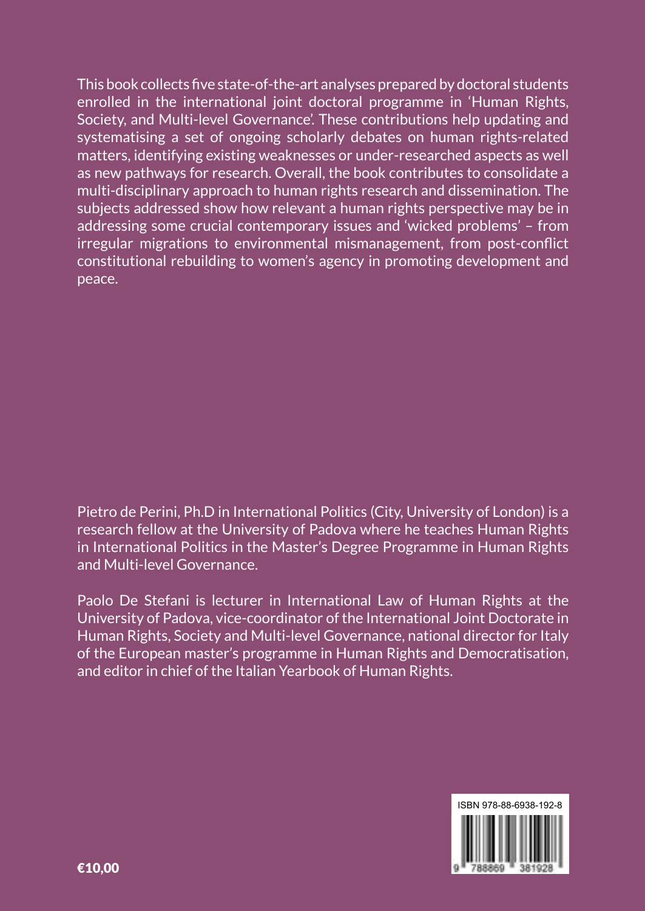This book collects five state-of-the-art analyses prepared by doctoral students enrolled in the international joint doctoral programme in 'Human Rights, Society, and Multi-level Governance'. These contributions help updating and systematising a set of ongoing scholarly debates on human rights-related matters, identifying existing weaknesses or under-researched aspects as well as new pathways for research. Overall, the book contributes to consolidate a multi-disciplinary approach to human rights research and dissemination. The subjects addressed show how relevant a human rights perspective may be in addressing some crucial contemporary issues and 'wicked problems' – from irregular migrations to environmental mismanagement, from post-conflict constitutional rebuilding to women's agency in promoting development and peace.

Pietro de Perini, Ph.D in International Politics (City, University of London) is a research fellow at the University of Padova where he teaches Human Rights in International Politics in the Master's Degree Programme in Human Rights and Multi-level Governance.

Paolo De Stefani is lecturer in International Law of Human Rights at the University of Padova, vice-coordinator of the International Joint Doctorate in Human Rights, Society and Multi-level Governance, national director for Italy of the European master's programme in Human Rights and Democratisation, and editor in chief of the Italian Yearbook of Human Rights.

ISBN 978-88-6938-192-8

9 788869 381928

€10,00